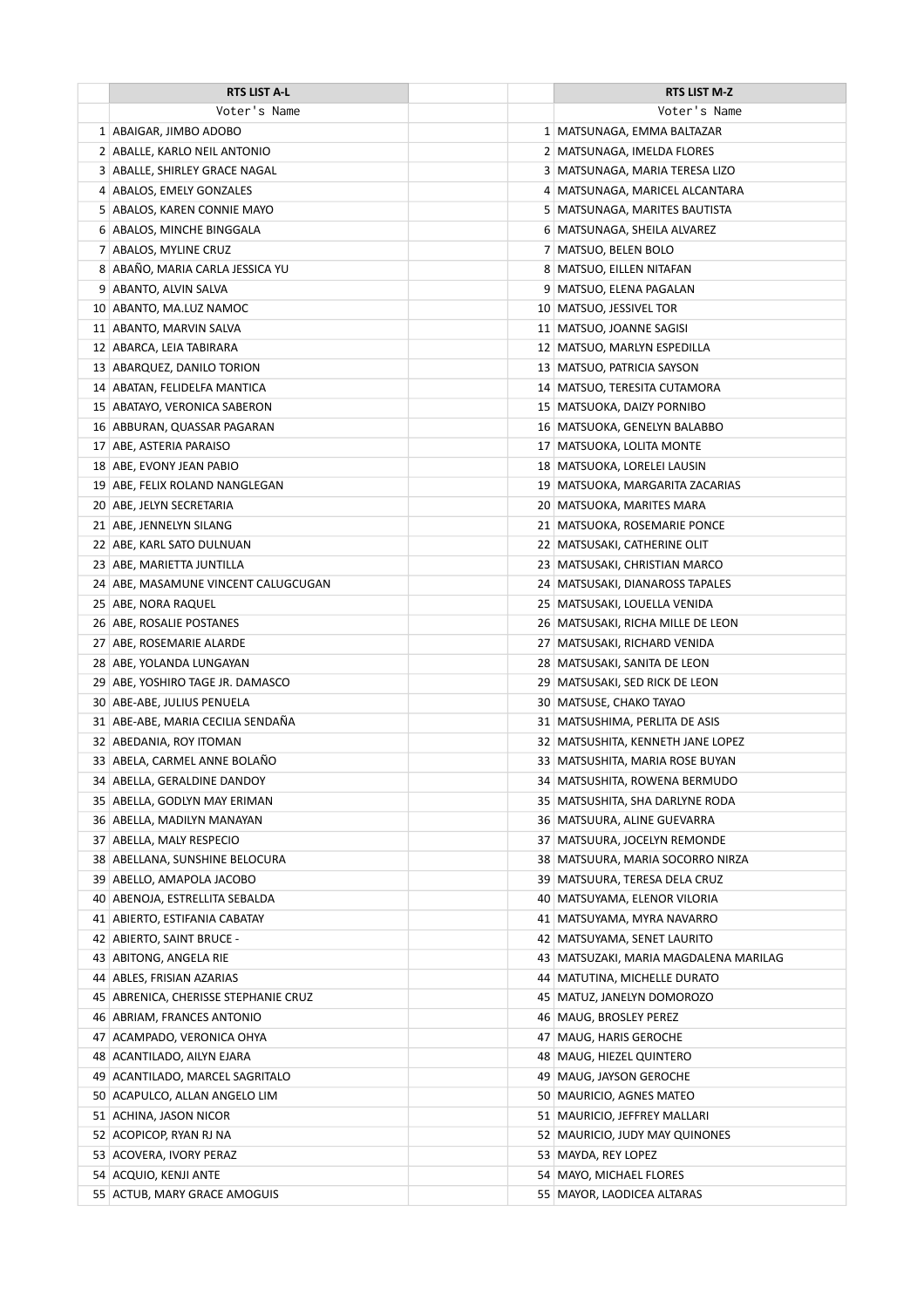| | RTS LIST A-L | | | RTS LIST M-Z |
|---|---|---|---|---|
| | Voter's Name | | | Voter's Name |
| 1 | ABAIGAR, JIMBO ADOBO | | 1 | MATSUNAGA, EMMA BALTAZAR |
| 2 | ABALLE, KARLO NEIL ANTONIO | | 2 | MATSUNAGA, IMELDA FLORES |
| 3 | ABALLE, SHIRLEY GRACE NAGAL | | 3 | MATSUNAGA, MARIA TERESA LIZO |
| 4 | ABALOS, EMELY GONZALES | | 4 | MATSUNAGA, MARICEL ALCANTARA |
| 5 | ABALOS, KAREN CONNIE MAYO | | 5 | MATSUNAGA, MARITES BAUTISTA |
| 6 | ABALOS, MINCHE BINGGALA | | 6 | MATSUNAGA, SHEILA ALVAREZ |
| 7 | ABALOS, MYLINE CRUZ | | 7 | MATSUO, BELEN BOLO |
| 8 | ABAÑO, MARIA CARLA JESSICA YU | | 8 | MATSUO, EILLEN NITAFAN |
| 9 | ABANTO, ALVIN SALVA | | 9 | MATSUO, ELENA PAGALAN |
| 10 | ABANTO, MA.LUZ NAMOC | | 10 | MATSUO, JESSIVEL TOR |
| 11 | ABANTO, MARVIN SALVA | | 11 | MATSUO, JOANNE SAGISI |
| 12 | ABARCA, LEIA TABIRARA | | 12 | MATSUO, MARLYN ESPEDILLA |
| 13 | ABARQUEZ, DANILO TORION | | 13 | MATSUO, PATRICIA SAYSON |
| 14 | ABATAN, FELIDELFA MANTICA | | 14 | MATSUO, TERESITA CUTAMORA |
| 15 | ABATAYO, VERONICA SABERON | | 15 | MATSUOKA, DAIZY PORNIBO |
| 16 | ABBURAN, QUASSAR PAGARAN | | 16 | MATSUOKA, GENELYN BALABBO |
| 17 | ABE, ASTERIA PARAISO | | 17 | MATSUOKA, LOLITA MONTE |
| 18 | ABE, EVONY JEAN PABIO | | 18 | MATSUOKA, LORELEI LAUSIN |
| 19 | ABE, FELIX ROLAND NANGLEGAN | | 19 | MATSUOKA, MARGARITA ZACARIAS |
| 20 | ABE, JELYN SECRETARIA | | 20 | MATSUOKA, MARITES MARA |
| 21 | ABE, JENNELYN SILANG | | 21 | MATSUOKA, ROSEMARIE PONCE |
| 22 | ABE, KARL SATO DULNUAN | | 22 | MATSUSAKI, CATHERINE OLIT |
| 23 | ABE, MARIETTA JUNTILLA | | 23 | MATSUSAKI, CHRISTIAN MARCO |
| 24 | ABE, MASAMUNE VINCENT CALUGCUGAN | | 24 | MATSUSAKI, DIANAROSS TAPALES |
| 25 | ABE, NORA RAQUEL | | 25 | MATSUSAKI, LOUELLA VENIDA |
| 26 | ABE, ROSALIE POSTANES | | 26 | MATSUSAKI, RICHA MILLE DE LEON |
| 27 | ABE, ROSEMARIE ALARDE | | 27 | MATSUSAKI, RICHARD VENIDA |
| 28 | ABE, YOLANDA LUNGAYAN | | 28 | MATSUSAKI, SANITA DE LEON |
| 29 | ABE, YOSHIRO TAGE JR. DAMASCO | | 29 | MATSUSAKI, SED RICK DE LEON |
| 30 | ABE-ABE, JULIUS PENUELA | | 30 | MATSUSE, CHAKO TAYAO |
| 31 | ABE-ABE, MARIA CECILIA SENDAÑA | | 31 | MATSUSHIMA, PERLITA DE ASIS |
| 32 | ABEDANIA, ROY ITOMAN | | 32 | MATSUSHITA, KENNETH JANE LOPEZ |
| 33 | ABELA, CARMEL ANNE BOLAÑO | | 33 | MATSUSHITA, MARIA ROSE BUYAN |
| 34 | ABELLA, GERALDINE DANDOY | | 34 | MATSUSHITA, ROWENA BERMUDO |
| 35 | ABELLA, GODLYN MAY ERIMAN | | 35 | MATSUSHITA, SHA DARLYNE RODA |
| 36 | ABELLA, MADILYN MANAYAN | | 36 | MATSUURA, ALINE GUEVARRA |
| 37 | ABELLA, MALY RESPECIO | | 37 | MATSUURA, JOCELYN REMONDE |
| 38 | ABELLANA, SUNSHINE BELOCURA | | 38 | MATSUURA, MARIA SOCORRO NIRZA |
| 39 | ABELLO, AMAPOLA JACOBO | | 39 | MATSUURA, TERESA DELA CRUZ |
| 40 | ABENOJA, ESTRELLITA SEBALDA | | 40 | MATSUYAMA, ELENOR VILORIA |
| 41 | ABIERTO, ESTIFANIA CABATAY | | 41 | MATSUYAMA, MYRA NAVARRO |
| 42 | ABIERTO, SAINT BRUCE - | | 42 | MATSUYAMA, SENET LAURITO |
| 43 | ABITONG, ANGELA RIE | | 43 | MATSUZAKI, MARIA MAGDALENA MARILAG |
| 44 | ABLES, FRISIAN AZARIAS | | 44 | MATUTINA, MICHELLE DURATO |
| 45 | ABRENICA, CHERISSE STEPHANIE CRUZ | | 45 | MATUZ, JANELYN DOMOROZO |
| 46 | ABRIAM, FRANCES ANTONIO | | 46 | MAUG, BROSLEY PEREZ |
| 47 | ACAMPADO, VERONICA OHYA | | 47 | MAUG, HARIS GEROCHE |
| 48 | ACANTILADO, AILYN EJARA | | 48 | MAUG, HIEZEL QUINTERO |
| 49 | ACANTILADO, MARCEL SAGRITALO | | 49 | MAUG, JAYSON GEROCHE |
| 50 | ACAPULCO, ALLAN ANGELO LIM | | 50 | MAURICIO, AGNES MATEO |
| 51 | ACHINA, JASON NICOR | | 51 | MAURICIO, JEFFREY MALLARI |
| 52 | ACOPICOP, RYAN RJ NA | | 52 | MAURICIO, JUDY MAY QUINONES |
| 53 | ACOVERA, IVORY PERAZ | | 53 | MAYDA, REY LOPEZ |
| 54 | ACQUIO, KENJI ANTE | | 54 | MAYO, MICHAEL FLORES |
| 55 | ACTUB, MARY GRACE AMOGUIS | | 55 | MAYOR, LAODICEA ALTARAS |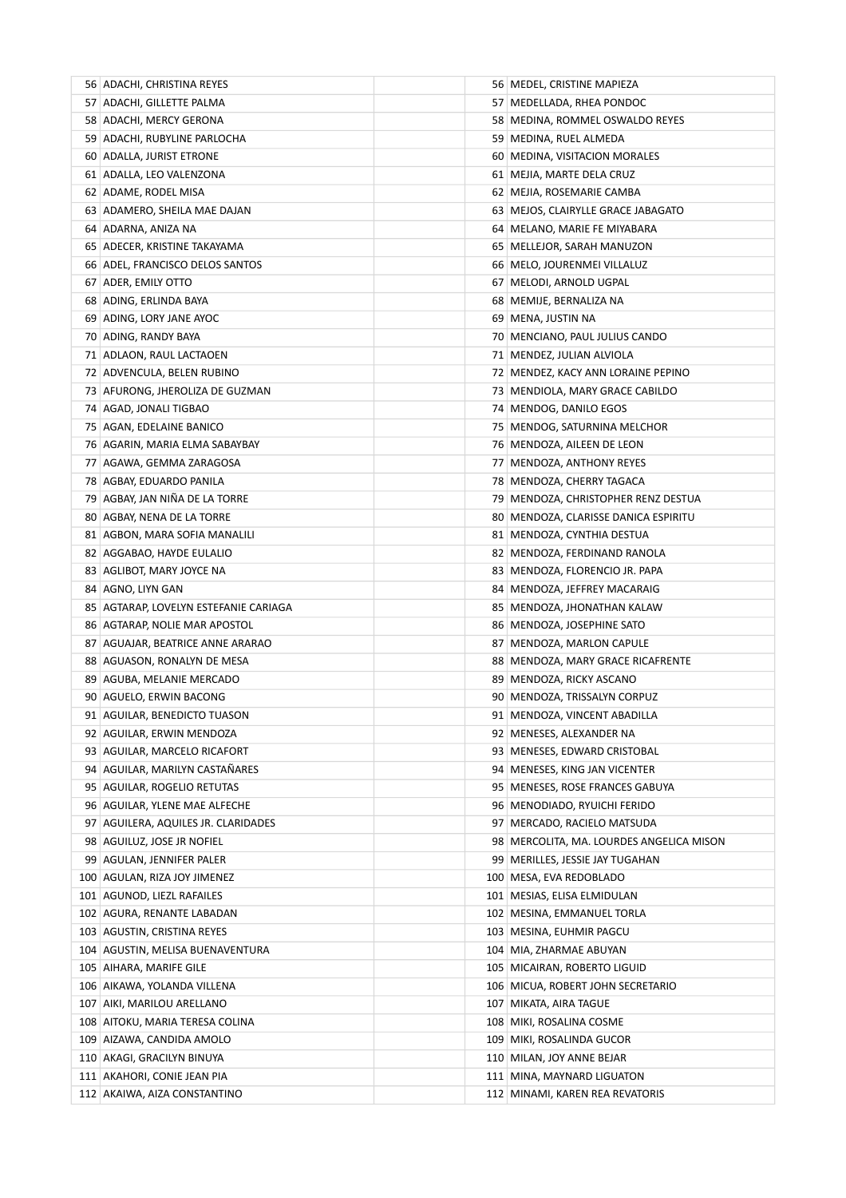| 56 | ADACHI, CHRISTINA REYES | |
|---|---|---|
| 57 | ADACHI, GILLETTE PALMA | |
| 58 | ADACHI, MERCY GERONA | |
| 59 | ADACHI, RUBYLINE PARLOCHA | |
| 60 | ADALLA, JURIST ETRONE | |
| 61 | ADALLA, LEO VALENZONA | |
| 62 | ADAME, RODEL MISA | |
| 63 | ADAMERO, SHEILA MAE DAJAN | |
| 64 | ADARNA, ANIZA NA | |
| 65 | ADECER, KRISTINE TAKAYAMA | |
| 66 | ADEL, FRANCISCO DELOS SANTOS | |
| 67 | ADER, EMILY OTTO | |
| 68 | ADING, ERLINDA BAYA | |
| 69 | ADING, LORY JANE AYOC | |
| 70 | ADING, RANDY BAYA | |
| 71 | ADLAON, RAUL LACTAOEN | |
| 72 | ADVENCULA, BELEN RUBINO | |
| 73 | AFURONG, JHEROLIZA DE GUZMAN | |
| 74 | AGAD, JONALI TIGBAO | |
| 75 | AGAN, EDELAINE BANICO | |
| 76 | AGARIN, MARIA ELMA SABAYBAY | |
| 77 | AGAWA, GEMMA ZARAGOSA | |
| 78 | AGBAY, EDUARDO PANILA | |
| 79 | AGBAY, JAN NIÑA DE LA TORRE | |
| 80 | AGBAY, NENA DE LA TORRE | |
| 81 | AGBON, MARA SOFIA MANALILI | |
| 82 | AGGABAO, HAYDE EULALIO | |
| 83 | AGLIBOT, MARY JOYCE NA | |
| 84 | AGNO, LIYN GAN | |
| 85 | AGTARAP, LOVELYN ESTEFANIE CARIAGA | |
| 86 | AGTARAP, NOLIE MAR APOSTOL | |
| 87 | AGUAJAR, BEATRICE ANNE ARARAO | |
| 88 | AGUASON, RONALYN DE MESA | |
| 89 | AGUBA, MELANIE MERCADO | |
| 90 | AGUELO, ERWIN BACONG | |
| 91 | AGUILAR, BENEDICTO TUASON | |
| 92 | AGUILAR, ERWIN MENDOZA | |
| 93 | AGUILAR, MARCELO RICAFORT | |
| 94 | AGUILAR, MARILYN CASTAÑARES | |
| 95 | AGUILAR, ROGELIO RETUTAS | |
| 96 | AGUILAR, YLENE MAE ALFECHE | |
| 97 | AGUILERA, AQUILES JR. CLARIDADES | |
| 98 | AGUILUZ, JOSE JR NOFIEL | |
| 99 | AGULAN, JENNIFER PALER | |
| 100 | AGULAN, RIZA JOY JIMENEZ | |
| 101 | AGUNOD, LIEZL RAFAILES | |
| 102 | AGURA, RENANTE LABADAN | |
| 103 | AGUSTIN, CRISTINA REYES | |
| 104 | AGUSTIN, MELISA BUENAVENTURA | |
| 105 | AIHARA, MARIFE GILE | |
| 106 | AIKAWA, YOLANDA VILLENA | |
| 107 | AIKI, MARILOU ARELLANO | |
| 108 | AITOKU, MARIA TERESA COLINA | |
| 109 | AIZAWA, CANDIDA AMOLO | |
| 110 | AKAGI, GRACILYN BINUYA | |
| 111 | AKAHORI, CONIE JEAN PIA | |
| 112 | AKAIWA, AIZA CONSTANTINO | |

| 56 | MEDEL, CRISTINE MAPIEZA |
|---|---|
| 57 | MEDELLADA, RHEA PONDOC |
| 58 | MEDINA, ROMMEL OSWALDO REYES |
| 59 | MEDINA, RUEL ALMEDA |
| 60 | MEDINA, VISITACION MORALES |
| 61 | MEJIA, MARTE DELA CRUZ |
| 62 | MEJIA, ROSEMARIE CAMBA |
| 63 | MEJOS, CLAIRYLLE GRACE JABAGATO |
| 64 | MELANO, MARIE FE MIYABARA |
| 65 | MELLEJOR, SARAH MANUZON |
| 66 | MELO, JOURENMEI VILLALUZ |
| 67 | MELODI, ARNOLD UGPAL |
| 68 | MEMIJE, BERNALIZA NA |
| 69 | MENA, JUSTIN NA |
| 70 | MENCIANO, PAUL JULIUS CANDO |
| 71 | MENDEZ, JULIAN ALVIOLA |
| 72 | MENDEZ, KACY ANN LORAINE PEPINO |
| 73 | MENDIOLA, MARY GRACE CABILDO |
| 74 | MENDOG, DANILO EGOS |
| 75 | MENDOG, SATURNINA MELCHOR |
| 76 | MENDOZA, AILEEN DE LEON |
| 77 | MENDOZA, ANTHONY REYES |
| 78 | MENDOZA, CHERRY TAGACA |
| 79 | MENDOZA, CHRISTOPHER RENZ DESTUA |
| 80 | MENDOZA, CLARISSE DANICA ESPIRITU |
| 81 | MENDOZA, CYNTHIA DESTUA |
| 82 | MENDOZA, FERDINAND RANOLA |
| 83 | MENDOZA, FLORENCIO JR. PAPA |
| 84 | MENDOZA, JEFFREY MACARAIG |
| 85 | MENDOZA, JHONATHAN KALAW |
| 86 | MENDOZA, JOSEPHINE SATO |
| 87 | MENDOZA, MARLON CAPULE |
| 88 | MENDOZA, MARY GRACE RICAFRENTE |
| 89 | MENDOZA, RICKY ASCANO |
| 90 | MENDOZA, TRISSALYN CORPUZ |
| 91 | MENDOZA, VINCENT ABADILLA |
| 92 | MENESES, ALEXANDER NA |
| 93 | MENESES, EDWARD CRISTOBAL |
| 94 | MENESES, KING JAN VICENTER |
| 95 | MENESES, ROSE FRANCES GABUYA |
| 96 | MENODIADO, RYUICHI FERIDO |
| 97 | MERCADO, RACIELO MATSUDA |
| 98 | MERCOLITA, MA. LOURDES ANGELICA MISON |
| 99 | MERILLES, JESSIE JAY TUGAHAN |
| 100 | MESA, EVA REDOBLADO |
| 101 | MESIAS, ELISA ELMIDULAN |
| 102 | MESINA, EMMANUEL TORLA |
| 103 | MESINA, EUHMIR PAGCU |
| 104 | MIA, ZHARMAE ABUYAN |
| 105 | MICAIRAN, ROBERTO LIGUID |
| 106 | MICUA, ROBERT JOHN SECRETARIO |
| 107 | MIKATA, AIRA TAGUE |
| 108 | MIKI, ROSALINA COSME |
| 109 | MIKI, ROSALINDA GUCOR |
| 110 | MILAN, JOY ANNE BEJAR |
| 111 | MINA, MAYNARD LIGUATON |
| 112 | MINAMI, KAREN REA REVATORIS |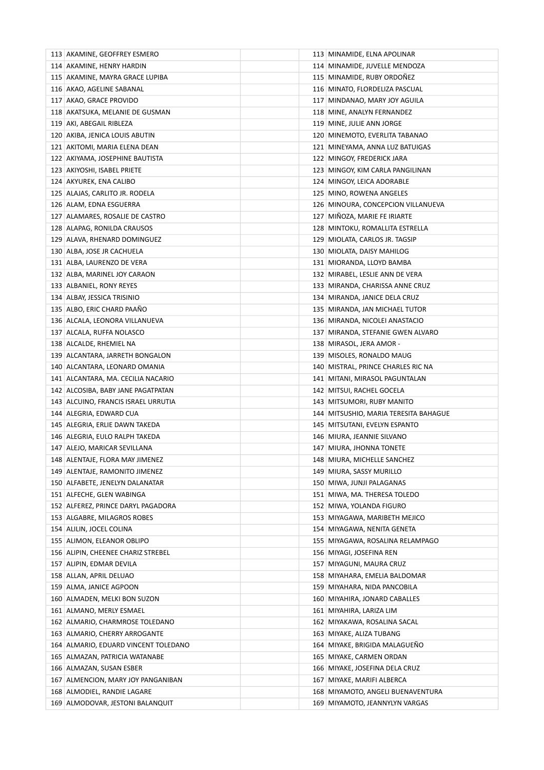| | | | | |
|---|---|---|---|---|
| 113 | AKAMINE, GEOFFREY ESMERO | | 113 | MINAMIDE, ELNA APOLINAR |
| 114 | AKAMINE, HENRY HARDIN | | 114 | MINAMIDE, JUVELLE MENDOZA |
| 115 | AKAMINE, MAYRA GRACE LUPIBA | | 115 | MINAMIDE, RUBY ORDOÑEZ |
| 116 | AKAO, AGELINE SABANAL | | 116 | MINATO, FLORDELIZA PASCUAL |
| 117 | AKAO, GRACE PROVIDO | | 117 | MINDANAO, MARY JOY AGUILA |
| 118 | AKATSUKA, MELANIE DE GUSMAN | | 118 | MINE, ANALYN FERNANDEZ |
| 119 | AKI, ABEGAIL RIBLEZA | | 119 | MINE, JULIE ANN JORGE |
| 120 | AKIBA, JENICA LOUIS ABUTIN | | 120 | MINEMOTO, EVERLITA TABANAO |
| 121 | AKITOMI, MARIA ELENA DEAN | | 121 | MINEYAMA, ANNA LUZ BATUIGAS |
| 122 | AKIYAMA, JOSEPHINE BAUTISTA | | 122 | MINGOY, FREDERICK JARA |
| 123 | AKIYOSHI, ISABEL PRIETE | | 123 | MINGOY, KIM CARLA PANGILINAN |
| 124 | AKYUREK, ENA CALIBO | | 124 | MINGOY, LEICA ADORABLE |
| 125 | ALAJAS, CARLITO JR. RODELA | | 125 | MINO, ROWENA ANGELES |
| 126 | ALAM, EDNA ESGUERRA | | 126 | MINOURA, CONCEPCION VILLANUEVA |
| 127 | ALAMARES, ROSALIE DE CASTRO | | 127 | MIÑOZA, MARIE FE IRIARTE |
| 128 | ALAPAG, RONILDA CRAUSOS | | 128 | MINTOKU, ROMALLITA ESTRELLA |
| 129 | ALAVA, RHENARD DOMINGUEZ | | 129 | MIOLATA, CARLOS JR. TAGSIP |
| 130 | ALBA, JOSE JR CACHUELA | | 130 | MIOLATA, DAISY MAHILOG |
| 131 | ALBA, LAURENZO DE VERA | | 131 | MIORANDA, LLOYD BAMBA |
| 132 | ALBA, MARINEL JOY CARAON | | 132 | MIRABEL, LESLIE ANN DE VERA |
| 133 | ALBANIEL, RONY REYES | | 133 | MIRANDA, CHARISSA ANNE CRUZ |
| 134 | ALBAY, JESSICA TRISINIO | | 134 | MIRANDA, JANICE DELA CRUZ |
| 135 | ALBO, ERIC CHARD PAAÑO | | 135 | MIRANDA, JAN MICHAEL TUTOR |
| 136 | ALCALA, LEONORA VILLANUEVA | | 136 | MIRANDA, NICOLEI ANASTACIO |
| 137 | ALCALA, RUFFA NOLASCO | | 137 | MIRANDA, STEFANIE GWEN ALVARO |
| 138 | ALCALDE, RHEMIEL NA | | 138 | MIRASOL, JERA AMOR - |
| 139 | ALCANTARA, JARRETH BONGALON | | 139 | MISOLES, RONALDO MAUG |
| 140 | ALCANTARA, LEONARD OMANIA | | 140 | MISTRAL, PRINCE CHARLES RIC NA |
| 141 | ALCANTARA, MA. CECILIA NACARIO | | 141 | MITANI, MIRASOL PAGUNTALAN |
| 142 | ALCOSIBA, BABY JANE PAGATPATAN | | 142 | MITSUI, RACHEL GOCELA |
| 143 | ALCUINO, FRANCIS ISRAEL URRUTIA | | 143 | MITSUMORI, RUBY MANITO |
| 144 | ALEGRIA, EDWARD CUA | | 144 | MITSUSHIO, MARIA TERESITA BAHAGUE |
| 145 | ALEGRIA, ERLIE DAWN TAKEDA | | 145 | MITSUTANI, EVELYN ESPANTO |
| 146 | ALEGRIA, EULO RALPH TAKEDA | | 146 | MIURA, JEANNIE SILVANO |
| 147 | ALEJO, MARICAR SEVILLANA | | 147 | MIURA, JHONNA TONETE |
| 148 | ALENTAJE, FLORA MAY JIMENEZ | | 148 | MIURA, MICHELLE SANCHEZ |
| 149 | ALENTAJE, RAMONITO JIMENEZ | | 149 | MIURA, SASSY MURILLO |
| 150 | ALFABETE, JENELYN DALANATAR | | 150 | MIWA, JUNJI PALAGANAS |
| 151 | ALFECHE, GLEN WABINGA | | 151 | MIWA, MA. THERESA TOLEDO |
| 152 | ALFEREZ, PRINCE DARYL PAGADORA | | 152 | MIWA, YOLANDA FIGURO |
| 153 | ALGABRE, MILAGROS ROBES | | 153 | MIYAGAWA, MARIBETH MEJICO |
| 154 | ALILIN, JOCEL COLINA | | 154 | MIYAGAWA, NENITA GENETA |
| 155 | ALIMON, ELEANOR OBLIPO | | 155 | MIYAGAWA, ROSALINA RELAMPAGO |
| 156 | ALIPIN, CHEENEE CHARIZ STREBEL | | 156 | MIYAGI, JOSEFINA REN |
| 157 | ALIPIN, EDMAR DEVILA | | 157 | MIYAGUNI, MAURA CRUZ |
| 158 | ALLAN, APRIL DELUAO | | 158 | MIYAHARA, EMELIA BALDOMAR |
| 159 | ALMA, JANICE AGPOON | | 159 | MIYAHARA, NIDA PANCOBILA |
| 160 | ALMADEN, MELKI BON SUZON | | 160 | MIYAHIRA, JONARD CABALLES |
| 161 | ALMANO, MERLY ESMAEL | | 161 | MIYAHIRA, LARIZA LIM |
| 162 | ALMARIO, CHARMROSE TOLEDANO | | 162 | MIYAKAWA, ROSALINA SACAL |
| 163 | ALMARIO, CHERRY ARROGANTE | | 163 | MIYAKE, ALIZA TUBANG |
| 164 | ALMARIO, EDUARD VINCENT TOLEDANO | | 164 | MIYAKE, BRIGIDA MALAGUEÑO |
| 165 | ALMAZAN, PATRICIA WATANABE | | 165 | MIYAKE, CARMEN ORDAN |
| 166 | ALMAZAN, SUSAN ESBER | | 166 | MIYAKE, JOSEFINA DELA CRUZ |
| 167 | ALMENCION, MARY JOY PANGANIBAN | | 167 | MIYAKE, MARIFI ALBERCA |
| 168 | ALMODIEL, RANDIE LAGARE | | 168 | MIYAMOTO, ANGELI BUENAVENTURA |
| 169 | ALMODOVAR, JESTONI BALANQUIT | | 169 | MIYAMOTO, JEANNYLYN VARGAS |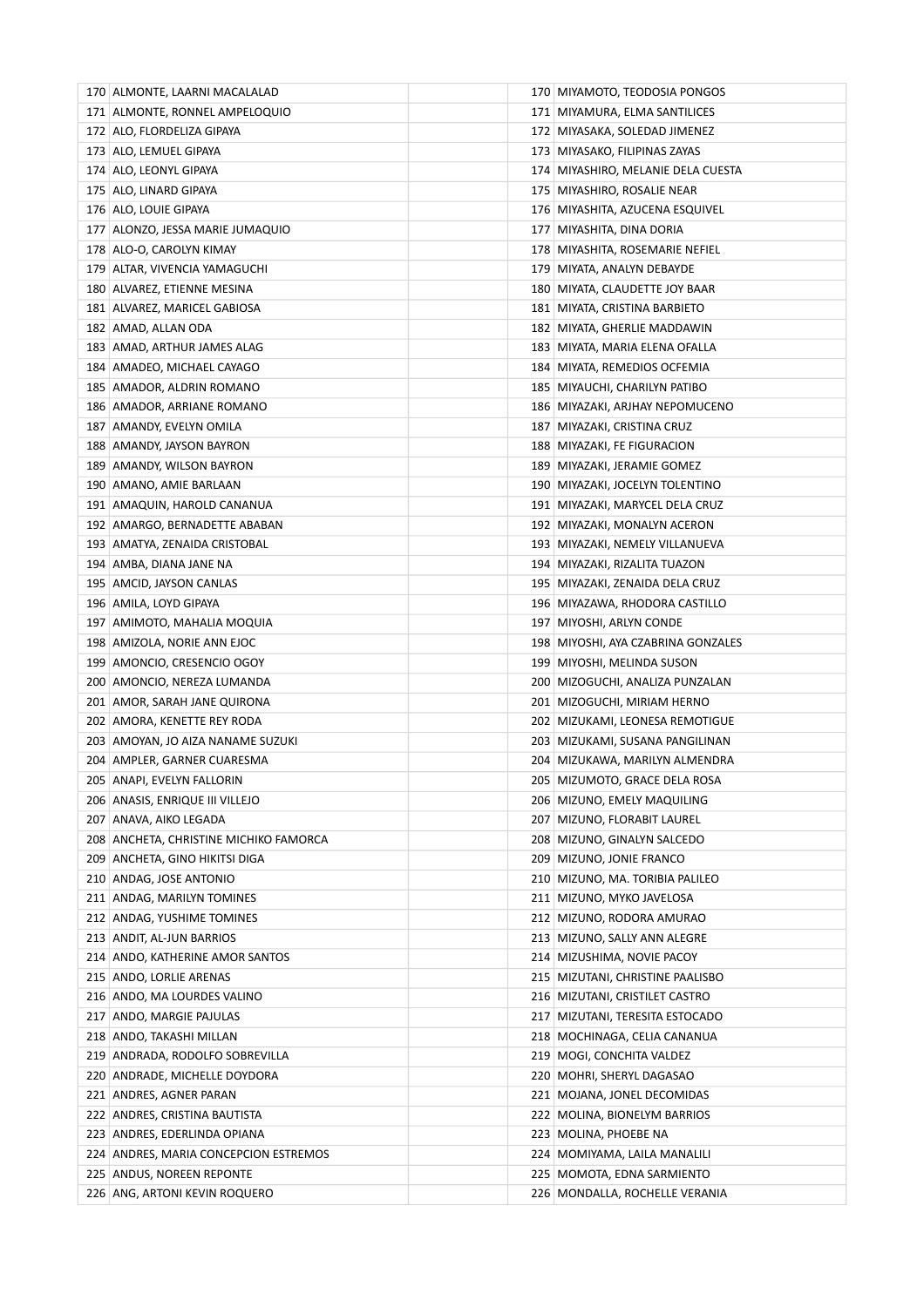| | | | | |
|---|---|---|---|---|
| 170 | ALMONTE, LAARNI MACALALAD | | 170 | MIYAMOTO, TEODOSIA PONGOS |
| 171 | ALMONTE, RONNEL AMPELOQUIO | | 171 | MIYAMURA, ELMA SANTILICES |
| 172 | ALO, FLORDELIZA GIPAYA | | 172 | MIYASAKA, SOLEDAD JIMENEZ |
| 173 | ALO, LEMUEL GIPAYA | | 173 | MIYASAKO, FILIPINAS ZAYAS |
| 174 | ALO, LEONYL GIPAYA | | 174 | MIYASHIRO, MELANIE DELA CUESTA |
| 175 | ALO, LINARD GIPAYA | | 175 | MIYASHIRO, ROSALIE NEAR |
| 176 | ALO, LOUIE GIPAYA | | 176 | MIYASHITA, AZUCENA ESQUIVEL |
| 177 | ALONZO, JESSA MARIE JUMAQUIO | | 177 | MIYASHITA, DINA DORIA |
| 178 | ALO-O, CAROLYN KIMAY | | 178 | MIYASHITA, ROSEMARIE NEFIEL |
| 179 | ALTAR, VIVENCIA YAMAGUCHI | | 179 | MIYATA, ANALYN DEBAYDE |
| 180 | ALVAREZ, ETIENNE MESINA | | 180 | MIYATA, CLAUDETTE JOY BAAR |
| 181 | ALVAREZ, MARICEL GABIOSA | | 181 | MIYATA, CRISTINA BARBIETO |
| 182 | AMAD, ALLAN ODA | | 182 | MIYATA, GHERLIE MADDAWIN |
| 183 | AMAD, ARTHUR JAMES ALAG | | 183 | MIYATA, MARIA ELENA OFALLA |
| 184 | AMADEO, MICHAEL CAYAGO | | 184 | MIYATA, REMEDIOS OCFEMIA |
| 185 | AMADOR, ALDRIN ROMANO | | 185 | MIYAUCHI, CHARILYN PATIBO |
| 186 | AMADOR, ARRIANE ROMANO | | 186 | MIYAZAKI, ARJHAY NEPOMUCENO |
| 187 | AMANDY, EVELYN OMILA | | 187 | MIYAZAKI, CRISTINA CRUZ |
| 188 | AMANDY, JAYSON BAYRON | | 188 | MIYAZAKI, FE FIGURACION |
| 189 | AMANDY, WILSON BAYRON | | 189 | MIYAZAKI, JERAMIE GOMEZ |
| 190 | AMANO, AMIE BARLAAN | | 190 | MIYAZAKI, JOCELYN TOLENTINO |
| 191 | AMAQUIN, HAROLD CANANUA | | 191 | MIYAZAKI, MARYCEL DELA CRUZ |
| 192 | AMARGO, BERNADETTE ABABAN | | 192 | MIYAZAKI, MONALYN ACERON |
| 193 | AMATYA, ZENAIDA CRISTOBAL | | 193 | MIYAZAKI, NEMELY VILLANUEVA |
| 194 | AMBA, DIANA JANE NA | | 194 | MIYAZAKI, RIZALITA TUAZON |
| 195 | AMCID, JAYSON CANLAS | | 195 | MIYAZAKI, ZENAIDA DELA CRUZ |
| 196 | AMILA, LOYD GIPAYA | | 196 | MIYAZAWA, RHODORA CASTILLO |
| 197 | AMIMOTO, MAHALIA MOQUIA | | 197 | MIYOSHI, ARLYN CONDE |
| 198 | AMIZOLA, NORIE ANN EJOC | | 198 | MIYOSHI, AYA CZABRINA GONZALES |
| 199 | AMONCIO, CRESENCIO OGOY | | 199 | MIYOSHI, MELINDA SUSON |
| 200 | AMONCIO, NEREZA LUMANDA | | 200 | MIZOGUCHI, ANALIZA PUNZALAN |
| 201 | AMOR, SARAH JANE QUIRONA | | 201 | MIZOGUCHI, MIRIAM HERNO |
| 202 | AMORA, KENETTE REY RODA | | 202 | MIZUKAMI, LEONESA REMOTIGUE |
| 203 | AMOYAN, JO AIZA NANAME SUZUKI | | 203 | MIZUKAMI, SUSANA PANGILINAN |
| 204 | AMPLER, GARNER CUARESMA | | 204 | MIZUKAWA, MARILYN ALMENDRA |
| 205 | ANAPI, EVELYN FALLORIN | | 205 | MIZUMOTO, GRACE DELA ROSA |
| 206 | ANASIS, ENRIQUE III VILLEJO | | 206 | MIZUNO, EMELY MAQUILING |
| 207 | ANAVA, AIKO LEGADA | | 207 | MIZUNO, FLORABIT LAUREL |
| 208 | ANCHETA, CHRISTINE MICHIKO FAMORCA | | 208 | MIZUNO, GINALYN SALCEDO |
| 209 | ANCHETA, GINO HIKITSI DIGA | | 209 | MIZUNO, JONIE FRANCO |
| 210 | ANDAG, JOSE ANTONIO | | 210 | MIZUNO, MA. TORIBIA PALILEO |
| 211 | ANDAG, MARILYN TOMINES | | 211 | MIZUNO, MYKO JAVELOSA |
| 212 | ANDAG, YUSHIME TOMINES | | 212 | MIZUNO, RODORA AMURAO |
| 213 | ANDIT, AL-JUN BARRIOS | | 213 | MIZUNO, SALLY ANN ALEGRE |
| 214 | ANDO, KATHERINE AMOR SANTOS | | 214 | MIZUSHIMA, NOVIE PACOY |
| 215 | ANDO, LORLIE ARENAS | | 215 | MIZUTANI, CHRISTINE PAALISBO |
| 216 | ANDO, MA LOURDES VALINO | | 216 | MIZUTANI, CRISTILET CASTRO |
| 217 | ANDO, MARGIE PAJULAS | | 217 | MIZUTANI, TERESITA ESTOCADO |
| 218 | ANDO, TAKASHI MILLAN | | 218 | MOCHINAGA, CELIA CANANUA |
| 219 | ANDRADA, RODOLFO SOBREVILLA | | 219 | MOGI, CONCHITA VALDEZ |
| 220 | ANDRADE, MICHELLE DOYDORA | | 220 | MOHRI, SHERYL DAGASAO |
| 221 | ANDRES, AGNER PARAN | | 221 | MOJANA, JONEL DECOMIDAS |
| 222 | ANDRES, CRISTINA BAUTISTA | | 222 | MOLINA, BIONELYM BARRIOS |
| 223 | ANDRES, EDERLINDA OPIANA | | 223 | MOLINA, PHOEBE NA |
| 224 | ANDRES, MARIA CONCEPCION ESTREMOS | | 224 | MOMIYAMA, LAILA MANALILI |
| 225 | ANDUS, NOREEN REPONTE | | 225 | MOMOTA, EDNA SARMIENTO |
| 226 | ANG, ARTONI KEVIN ROQUERO | | 226 | MONDALLA, ROCHELLE VERANIA |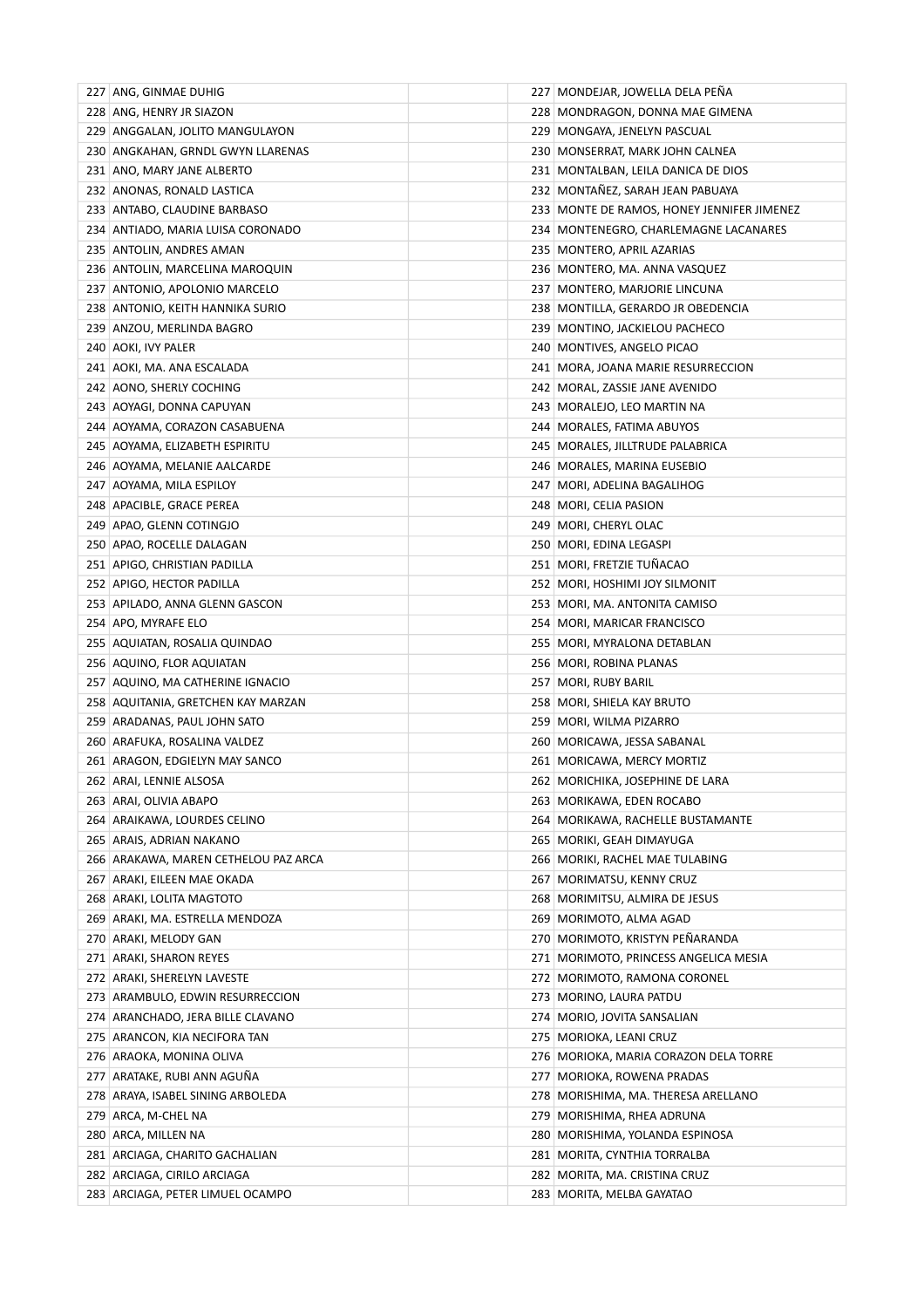| | | | | |
|---|---|---|---|---|
| 227 | ANG, GINMAE DUHIG | | 227 | MONDEJAR, JOWELLA DELA PEÑA |
| 228 | ANG, HENRY JR SIAZON | | 228 | MONDRAGON, DONNA MAE GIMENA |
| 229 | ANGGALAN, JOLITO MANGULAYON | | 229 | MONGAYA, JENELYN PASCUAL |
| 230 | ANGKAHAN, GRNDL GWYN LLARENAS | | 230 | MONSERRAT, MARK JOHN CALNEA |
| 231 | ANO, MARY JANE ALBERTO | | 231 | MONTALBAN, LEILA DANICA DE DIOS |
| 232 | ANONAS, RONALD LASTICA | | 232 | MONTAÑEZ, SARAH JEAN PABUAYA |
| 233 | ANTABO, CLAUDINE BARBASO | | 233 | MONTE DE RAMOS, HONEY JENNIFER JIMENEZ |
| 234 | ANTIADO, MARIA LUISA CORONADO | | 234 | MONTENEGRO, CHARLEMAGNE LACANARES |
| 235 | ANTOLIN, ANDRES AMAN | | 235 | MONTERO, APRIL AZARIAS |
| 236 | ANTOLIN, MARCELINA MAROQUIN | | 236 | MONTERO, MA. ANNA VASQUEZ |
| 237 | ANTONIO, APOLONIO MARCELO | | 237 | MONTERO, MARJORIE LINCUNA |
| 238 | ANTONIO, KEITH HANNIKA SURIO | | 238 | MONTILLA, GERARDO JR OBEDENCIA |
| 239 | ANZOU, MERLINDA BAGRO | | 239 | MONTINO, JACKIELOU PACHECO |
| 240 | AOKI, IVY PALER | | 240 | MONTIVES, ANGELO PICAO |
| 241 | AOKI, MA. ANA ESCALADA | | 241 | MORA, JOANA MARIE RESURRECCION |
| 242 | AONO, SHERLY COCHING | | 242 | MORAL, ZASSIE JANE AVENIDO |
| 243 | AOYAGI, DONNA CAPUYAN | | 243 | MORALEJO, LEO MARTIN NA |
| 244 | AOYAMA, CORAZON CASABUENA | | 244 | MORALES, FATIMA ABUYOS |
| 245 | AOYAMA, ELIZABETH ESPIRITU | | 245 | MORALES, JILLTRUDE PALABRICA |
| 246 | AOYAMA, MELANIE AALCARDE | | 246 | MORALES, MARINA EUSEBIO |
| 247 | AOYAMA, MILA ESPILOY | | 247 | MORI, ADELINA BAGALIHOG |
| 248 | APACIBLE, GRACE PEREA | | 248 | MORI, CELIA PASION |
| 249 | APAO, GLENN COTINGJO | | 249 | MORI, CHERYL OLAC |
| 250 | APAO, ROCELLE DALAGAN | | 250 | MORI, EDINA LEGASPI |
| 251 | APIGO, CHRISTIAN PADILLA | | 251 | MORI, FRETZIE TUÑACAO |
| 252 | APIGO, HECTOR PADILLA | | 252 | MORI, HOSHIMI JOY SILMONIT |
| 253 | APILADO, ANNA GLENN GASCON | | 253 | MORI, MA. ANTONITA CAMISO |
| 254 | APO, MYRAFE ELO | | 254 | MORI, MARICAR FRANCISCO |
| 255 | AQUIATAN, ROSALIA QUINDAO | | 255 | MORI, MYRALONA DETABLAN |
| 256 | AQUINO, FLOR AQUIATAN | | 256 | MORI, ROBINA PLANAS |
| 257 | AQUINO, MA CATHERINE IGNACIO | | 257 | MORI, RUBY BARIL |
| 258 | AQUITANIA, GRETCHEN KAY MARZAN | | 258 | MORI, SHIELA KAY BRUTO |
| 259 | ARADANAS, PAUL JOHN SATO | | 259 | MORI, WILMA PIZARRO |
| 260 | ARAFUKA, ROSALINA VALDEZ | | 260 | MORICAWA, JESSA SABANAL |
| 261 | ARAGON, EDGIELYN MAY SANCO | | 261 | MORICAWA, MERCY MORTIZ |
| 262 | ARAI, LENNIE ALSOSA | | 262 | MORICHIKA, JOSEPHINE DE LARA |
| 263 | ARAI, OLIVIA ABAPO | | 263 | MORIKAWA, EDEN ROCABO |
| 264 | ARAIKAWA, LOURDES CELINO | | 264 | MORIKAWA, RACHELLE BUSTAMANTE |
| 265 | ARAIS, ADRIAN NAKANO | | 265 | MORIKI, GEAH DIMAYUGA |
| 266 | ARAKAWA, MAREN CETHELOU PAZ ARCA | | 266 | MORIKI, RACHEL MAE TULABING |
| 267 | ARAKI, EILEEN MAE OKADA | | 267 | MORIMATSU, KENNY CRUZ |
| 268 | ARAKI, LOLITA MAGTOTO | | 268 | MORIMITSU, ALMIRA DE JESUS |
| 269 | ARAKI, MA. ESTRELLA MENDOZA | | 269 | MORIMOTO, ALMA AGAD |
| 270 | ARAKI, MELODY GAN | | 270 | MORIMOTO, KRISTYN PEÑARANDA |
| 271 | ARAKI, SHARON REYES | | 271 | MORIMOTO, PRINCESS ANGELICA MESIA |
| 272 | ARAKI, SHERELYN LAVESTE | | 272 | MORIMOTO, RAMONA CORONEL |
| 273 | ARAMBULO, EDWIN RESURRECCION | | 273 | MORINO, LAURA PATDU |
| 274 | ARANCHADO, JERA BILLE CLAVANO | | 274 | MORIO, JOVITA SANSALIAN |
| 275 | ARANCON, KIA NECIFORA TAN | | 275 | MORIOKA, LEANI CRUZ |
| 276 | ARAOKA, MONINA OLIVA | | 276 | MORIOKA, MARIA CORAZON DELA TORRE |
| 277 | ARATAKE, RUBI ANN AGUÑA | | 277 | MORIOKA, ROWENA PRADAS |
| 278 | ARAYA, ISABEL SINING ARBOLEDA | | 278 | MORISHIMA, MA. THERESA ARELLANO |
| 279 | ARCA, M-CHEL NA | | 279 | MORISHIMA, RHEA ADRUNA |
| 280 | ARCA, MILLEN NA | | 280 | MORISHIMA, YOLANDA ESPINOSA |
| 281 | ARCIAGA, CHARITO GACHALIAN | | 281 | MORITA, CYNTHIA TORRALBA |
| 282 | ARCIAGA, CIRILO ARCIAGA | | 282 | MORITA, MA. CRISTINA CRUZ |
| 283 | ARCIAGA, PETER LIMUEL OCAMPO | | 283 | MORITA, MELBA GAYATAO |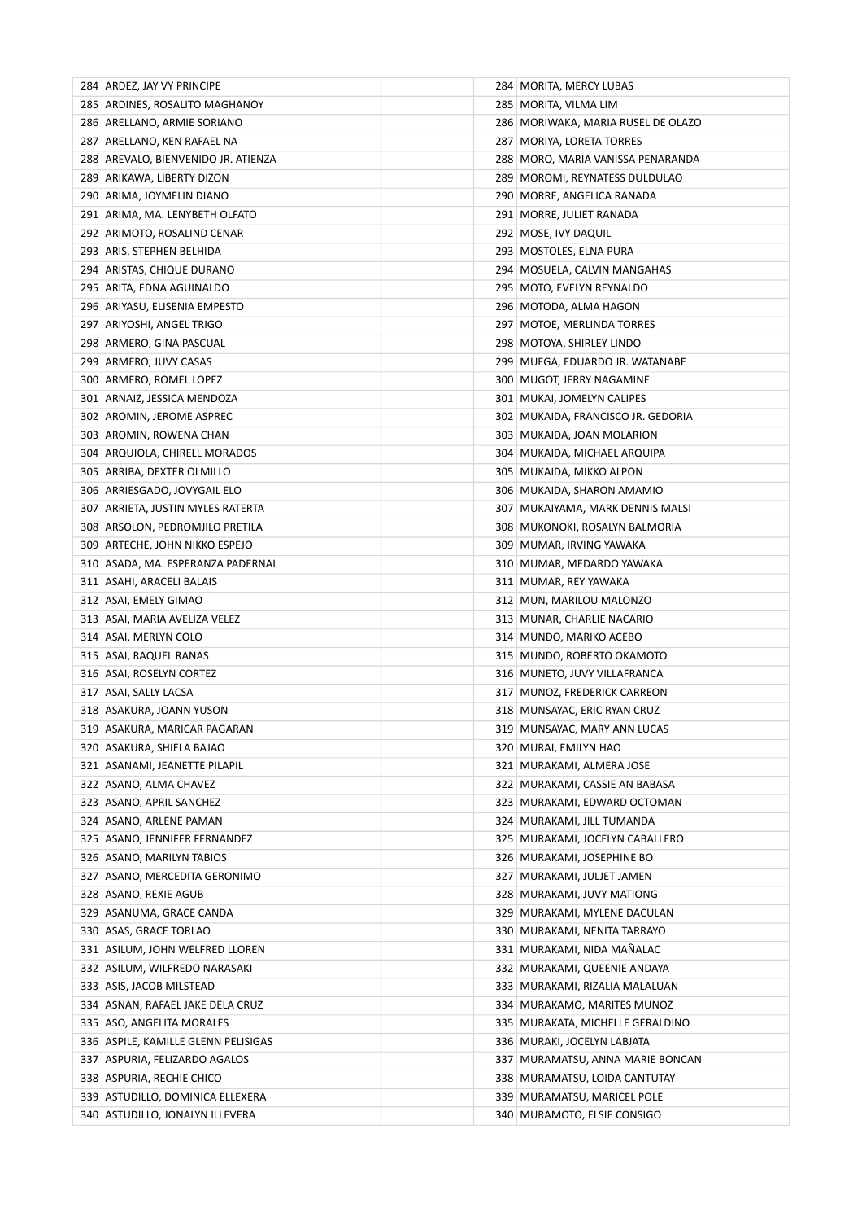| | | | | | |
|---|---|---|---|---|---|
| 284 | ARDEZ, JAY VY PRINCIPE | | | 284 | MORITA, MERCY LUBAS |
| 285 | ARDINES, ROSALITO MAGHANOY | | | 285 | MORITA, VILMA LIM |
| 286 | ARELLANO, ARMIE SORIANO | | | 286 | MORIWAKA, MARIA RUSEL DE OLAZO |
| 287 | ARELLANO, KEN RAFAEL NA | | | 287 | MORIYA, LORETA TORRES |
| 288 | AREVALO, BIENVENIDO JR. ATIENZA | | | 288 | MORO, MARIA VANISSA PENARANDA |
| 289 | ARIKAWA, LIBERTY DIZON | | | 289 | MOROMI, REYNATESS DULDULAO |
| 290 | ARIMA, JOYMELIN DIANO | | | 290 | MORRE, ANGELICA RANADA |
| 291 | ARIMA, MA. LENYBETH OLFATO | | | 291 | MORRE, JULIET RANADA |
| 292 | ARIMOTO, ROSALIND CENAR | | | 292 | MOSE, IVY DAQUIL |
| 293 | ARIS, STEPHEN BELHIDA | | | 293 | MOSTOLES, ELNA PURA |
| 294 | ARISTAS, CHIQUE DURANO | | | 294 | MOSUELA, CALVIN MANGAHAS |
| 295 | ARITA, EDNA AGUINALDO | | | 295 | MOTO, EVELYN REYNALDO |
| 296 | ARIYASU, ELISENIA EMPESTO | | | 296 | MOTODA, ALMA HAGON |
| 297 | ARIYOSHI, ANGEL TRIGO | | | 297 | MOTOE, MERLINDA TORRES |
| 298 | ARMERO, GINA PASCUAL | | | 298 | MOTOYA, SHIRLEY LINDO |
| 299 | ARMERO, JUVY CASAS | | | 299 | MUEGA, EDUARDO JR. WATANABE |
| 300 | ARMERO, ROMEL LOPEZ | | | 300 | MUGOT, JERRY NAGAMINE |
| 301 | ARNAIZ, JESSICA MENDOZA | | | 301 | MUKAI, JOMELYN CALIPES |
| 302 | AROMIN, JEROME ASPREC | | | 302 | MUKAIDA, FRANCISCO JR. GEDORIA |
| 303 | AROMIN, ROWENA CHAN | | | 303 | MUKAIDA, JOAN MOLARION |
| 304 | ARQUIOLA, CHIRELL MORADOS | | | 304 | MUKAIDA, MICHAEL ARQUIPA |
| 305 | ARRIBA, DEXTER OLMILLO | | | 305 | MUKAIDA, MIKKO ALPON |
| 306 | ARRIESGADO, JOVYGAIL ELO | | | 306 | MUKAIDA, SHARON AMAMIO |
| 307 | ARRIETA, JUSTIN MYLES RATERTA | | | 307 | MUKAIYAMA, MARK DENNIS MALSI |
| 308 | ARSOLON, PEDROMJILO PRETILA | | | 308 | MUKONOKI, ROSALYN BALMORIA |
| 309 | ARTECHE, JOHN NIKKO ESPEJO | | | 309 | MUMAR, IRVING YAWAKA |
| 310 | ASADA, MA. ESPERANZA PADERNAL | | | 310 | MUMAR, MEDARDO YAWAKA |
| 311 | ASAHI, ARACELI BALAIS | | | 311 | MUMAR, REY YAWAKA |
| 312 | ASAI, EMELY GIMAO | | | 312 | MUN, MARILOU MALONZO |
| 313 | ASAI, MARIA AVELIZA VELEZ | | | 313 | MUNAR, CHARLIE NACARIO |
| 314 | ASAI, MERLYN COLO | | | 314 | MUNDO, MARIKO ACEBO |
| 315 | ASAI, RAQUEL RANAS | | | 315 | MUNDO, ROBERTO OKAMOTO |
| 316 | ASAI, ROSELYN CORTEZ | | | 316 | MUNETO, JUVY VILLAFRANCA |
| 317 | ASAI, SALLY LACSA | | | 317 | MUNOZ, FREDERICK CARREON |
| 318 | ASAKURA, JOANN YUSON | | | 318 | MUNSAYAC, ERIC RYAN CRUZ |
| 319 | ASAKURA, MARICAR PAGARAN | | | 319 | MUNSAYAC, MARY ANN LUCAS |
| 320 | ASAKURA, SHIELA BAJAO | | | 320 | MURAI, EMILYN HAO |
| 321 | ASANAMI, JEANETTE PILAPIL | | | 321 | MURAKAMI, ALMERA JOSE |
| 322 | ASANO, ALMA CHAVEZ | | | 322 | MURAKAMI, CASSIE AN BABASA |
| 323 | ASANO, APRIL SANCHEZ | | | 323 | MURAKAMI, EDWARD OCTOMAN |
| 324 | ASANO, ARLENE PAMAN | | | 324 | MURAKAMI, JILL TUMANDA |
| 325 | ASANO, JENNIFER FERNANDEZ | | | 325 | MURAKAMI, JOCELYN CABALLERO |
| 326 | ASANO, MARILYN TABIOS | | | 326 | MURAKAMI, JOSEPHINE BO |
| 327 | ASANO, MERCEDITA GERONIMO | | | 327 | MURAKAMI, JULJET JAMEN |
| 328 | ASANO, REXIE AGUB | | | 328 | MURAKAMI, JUVY MATIONG |
| 329 | ASANUMA, GRACE CANDA | | | 329 | MURAKAMI, MYLENE DACULAN |
| 330 | ASAS, GRACE TORLAO | | | 330 | MURAKAMI, NENITA TARRAYO |
| 331 | ASILUM, JOHN WELFRED LLOREN | | | 331 | MURAKAMI, NIDA MAÑALAC |
| 332 | ASILUM, WILFREDO NARASAKI | | | 332 | MURAKAMI, QUEENIE ANDAYA |
| 333 | ASIS, JACOB MILSTEAD | | | 333 | MURAKAMI, RIZALIA MALALUAN |
| 334 | ASNAN, RAFAEL JAKE DELA CRUZ | | | 334 | MURAKAMO, MARITES MUNOZ |
| 335 | ASO, ANGELITA MORALES | | | 335 | MURAKATA, MICHELLE GERALDINO |
| 336 | ASPILE, KAMILLE GLENN PELISIGAS | | | 336 | MURAKI, JOCELYN LABJATA |
| 337 | ASPURIA, FELIZARDO AGALOS | | | 337 | MURAMATSU, ANNA MARIE BONCAN |
| 338 | ASPURIA, RECHIE CHICO | | | 338 | MURAMATSU, LOIDA CANTUTAY |
| 339 | ASTUDILLO, DOMINICA ELLEXERA | | | 339 | MURAMATSU, MARICEL POLE |
| 340 | ASTUDILLO, JONALYN ILLEVERA | | | 340 | MURAMOTO, ELSIE CONSIGO |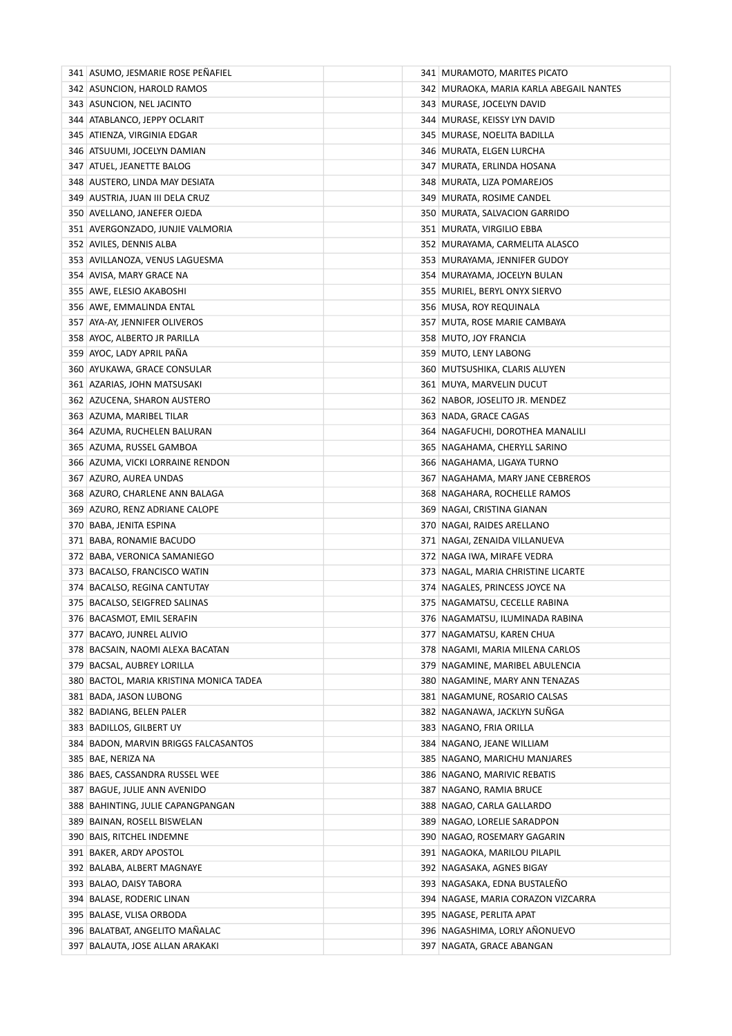| | | | | | |
|---|---|---|---|---|---|
| 341 | ASUMO, JESMARIE ROSE PEÑAFIEL | | | 341 | MURAMOTO, MARITES PICATO |
| 342 | ASUNCION, HAROLD RAMOS | | | 342 | MURAOKA, MARIA KARLA ABEGAIL NANTES |
| 343 | ASUNCION, NEL JACINTO | | | 343 | MURASE, JOCELYN DAVID |
| 344 | ATABLANCO, JEPPY OCLARIT | | | 344 | MURASE, KEISSY LYN DAVID |
| 345 | ATIENZA, VIRGINIA EDGAR | | | 345 | MURASE, NOELITA BADILLA |
| 346 | ATSUUMI, JOCELYN DAMIAN | | | 346 | MURATA, ELGEN LURCHA |
| 347 | ATUEL, JEANETTE BALOG | | | 347 | MURATA, ERLINDA HOSANA |
| 348 | AUSTERO, LINDA MAY DESIATA | | | 348 | MURATA, LIZA POMAREJOS |
| 349 | AUSTRIA, JUAN III DELA CRUZ | | | 349 | MURATA, ROSIME CANDEL |
| 350 | AVELLANO, JANEFER OJEDA | | | 350 | MURATA, SALVACION GARRIDO |
| 351 | AVERGONZADO, JUNJIE VALMORIA | | | 351 | MURATA, VIRGILIO EBBA |
| 352 | AVILES, DENNIS ALBA | | | 352 | MURAYAMA, CARMELITA ALASCO |
| 353 | AVILLANOZA, VENUS LAGUESMA | | | 353 | MURAYAMA, JENNIFER GUDOY |
| 354 | AVISA, MARY GRACE NA | | | 354 | MURAYAMA, JOCELYN BULAN |
| 355 | AWE, ELESIO AKABOSHI | | | 355 | MURIEL, BERYL ONYX SIERVO |
| 356 | AWE, EMMALINDA ENTAL | | | 356 | MUSA, ROY REQUINALA |
| 357 | AYA-AY, JENNIFER OLIVEROS | | | 357 | MUTA, ROSE MARIE CAMBAYA |
| 358 | AYOC, ALBERTO JR PARILLA | | | 358 | MUTO, JOY FRANCIA |
| 359 | AYOC, LADY APRIL PAÑA | | | 359 | MUTO, LENY LABONG |
| 360 | AYUKAWA, GRACE CONSULAR | | | 360 | MUTSUSHIKA, CLARIS ALUYEN |
| 361 | AZARIAS, JOHN MATSUSAKI | | | 361 | MUYA, MARVELIN DUCUT |
| 362 | AZUCENA, SHARON AUSTERO | | | 362 | NABOR, JOSELITO JR. MENDEZ |
| 363 | AZUMA, MARIBEL TILAR | | | 363 | NADA, GRACE CAGAS |
| 364 | AZUMA, RUCHELEN BALURAN | | | 364 | NAGAFUCHI, DOROTHEA MANALILI |
| 365 | AZUMA, RUSSEL GAMBOA | | | 365 | NAGAHAMA, CHERYLL SARINO |
| 366 | AZUMA, VICKI LORRAINE RENDON | | | 366 | NAGAHAMA, LIGAYA TURNO |
| 367 | AZURO, AUREA UNDAS | | | 367 | NAGAHAMA, MARY JANE CEBREROS |
| 368 | AZURO, CHARLENE ANN BALAGA | | | 368 | NAGAHARA, ROCHELLE RAMOS |
| 369 | AZURO, RENZ ADRIANE CALOPE | | | 369 | NAGAI, CRISTINA GIANAN |
| 370 | BABA, JENITA ESPINA | | | 370 | NAGAI, RAIDES ARELLANO |
| 371 | BABA, RONAMIE BACUDO | | | 371 | NAGAI, ZENAIDA VILLANUEVA |
| 372 | BABA, VERONICA SAMANIEGO | | | 372 | NAGA IWA, MIRAFE VEDRA |
| 373 | BACALSO, FRANCISCO WATIN | | | 373 | NAGAL, MARIA CHRISTINE LICARTE |
| 374 | BACALSO, REGINA CANTUTAY | | | 374 | NAGALES, PRINCESS JOYCE NA |
| 375 | BACALSO, SEIGFRED SALINAS | | | 375 | NAGAMATSU, CECELLE RABINA |
| 376 | BACASMOT, EMIL SERAFIN | | | 376 | NAGAMATSU, ILUMINADA RABINA |
| 377 | BACAYO, JUNREL ALIVIO | | | 377 | NAGAMATSU, KAREN CHUA |
| 378 | BACSAIN, NAOMI ALEXA BACATAN | | | 378 | NAGAMI, MARIA MILENA CARLOS |
| 379 | BACSAL, AUBREY LORILLA | | | 379 | NAGAMINE, MARIBEL ABULENCIA |
| 380 | BACTOL, MARIA KRISTINA MONICA TADEA | | | 380 | NAGAMINE, MARY ANN TENAZAS |
| 381 | BADA, JASON LUBONG | | | 381 | NAGAMUNE, ROSARIO CALSAS |
| 382 | BADIANG, BELEN PALER | | | 382 | NAGANAWA, JACKLYN SUÑGA |
| 383 | BADILLOS, GILBERT UY | | | 383 | NAGANO, FRIA ORILLA |
| 384 | BADON, MARVIN BRIGGS FALCASANTOS | | | 384 | NAGANO, JEANE WILLIAM |
| 385 | BAE, NERIZA NA | | | 385 | NAGANO, MARICHU MANJARES |
| 386 | BAES, CASSANDRA RUSSEL WEE | | | 386 | NAGANO, MARIVIC REBATIS |
| 387 | BAGUE, JULIE ANN AVENIDO | | | 387 | NAGANO, RAMIA BRUCE |
| 388 | BAHINTING, JULIE CAPANGPANGAN | | | 388 | NAGAO, CARLA GALLARDO |
| 389 | BAINAN, ROSELL BISWELAN | | | 389 | NAGAO, LORELIE SARADPON |
| 390 | BAIS, RITCHEL INDEMNE | | | 390 | NAGAO, ROSEMARY GAGARIN |
| 391 | BAKER, ARDY APOSTOL | | | 391 | NAGAOKA, MARILOU PILAPIL |
| 392 | BALABA, ALBERT MAGNAYE | | | 392 | NAGASAKA, AGNES BIGAY |
| 393 | BALAO, DAISY TABORA | | | 393 | NAGASAKA, EDNA BUSTALEÑO |
| 394 | BALASE, RODERIC LINAN | | | 394 | NAGASE, MARIA CORAZON VIZCARRA |
| 395 | BALASE, VLISA ORBODA | | | 395 | NAGASE, PERLITA APAT |
| 396 | BALATBAT, ANGELITO MAÑALAC | | | 396 | NAGASHIMA, LORLY AÑONUEVO |
| 397 | BALAUTA, JOSE ALLAN ARAKAKI | | | 397 | NAGATA, GRACE ABANGAN |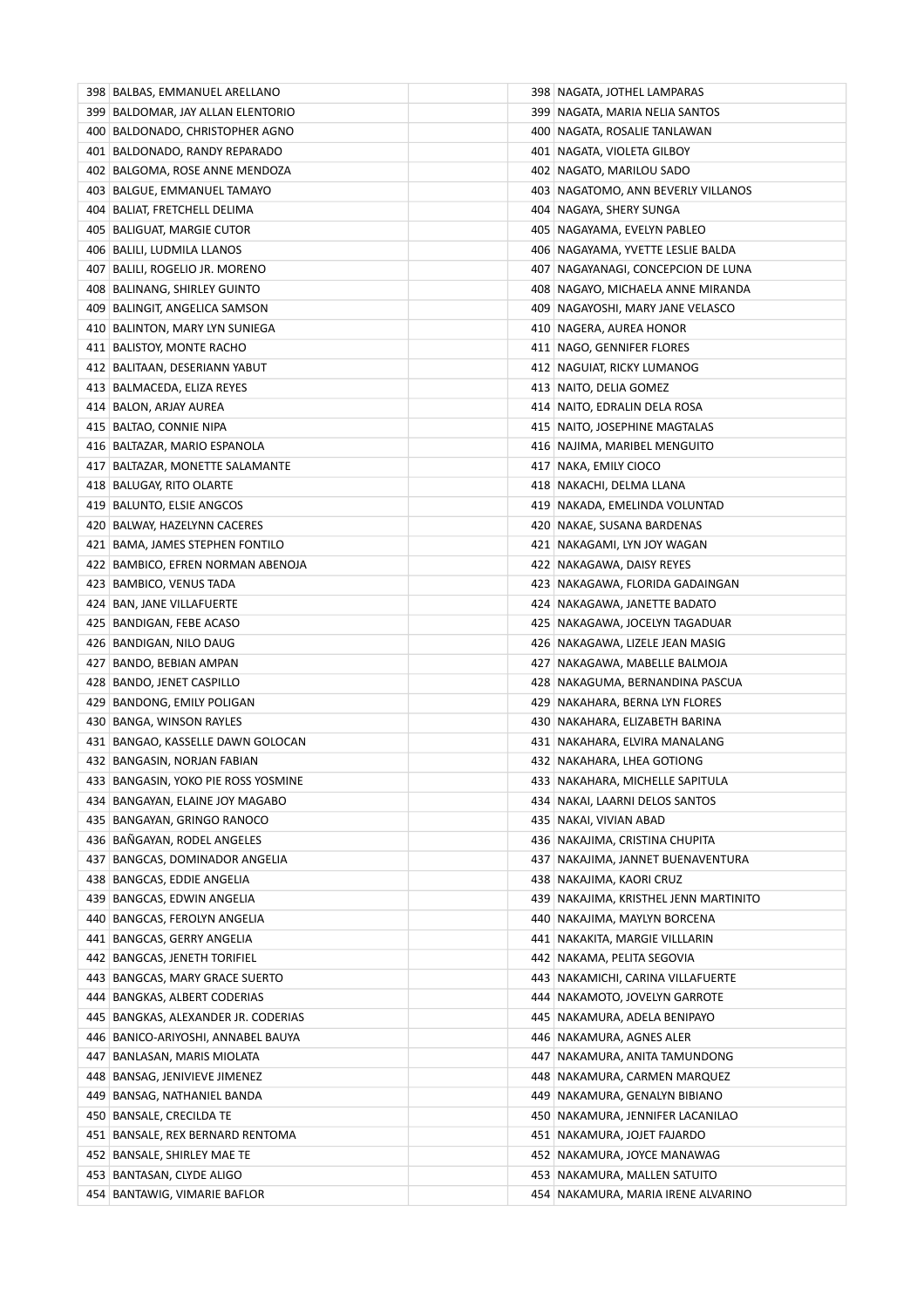| | | | | |
|---|---|---|---|---|
| 398 | BALBAS, EMMANUEL ARELLANO | | 398 | NAGATA, JOTHEL LAMPARAS |
| 399 | BALDOMAR, JAY ALLAN ELENTORIO | | 399 | NAGATA, MARIA NELIA SANTOS |
| 400 | BALDONADO, CHRISTOPHER AGNO | | 400 | NAGATA, ROSALIE TANLAWAN |
| 401 | BALDONADO, RANDY REPARADO | | 401 | NAGATA, VIOLETA GILBOY |
| 402 | BALGOMA, ROSE ANNE MENDOZA | | 402 | NAGATO, MARILOU SADO |
| 403 | BALGUE, EMMANUEL TAMAYO | | 403 | NAGATOMO, ANN BEVERLY VILLANOS |
| 404 | BALIAT, FRETCHELL DELIMA | | 404 | NAGAYA, SHERY SUNGA |
| 405 | BALIGUAT, MARGIE CUTOR | | 405 | NAGAYAMA, EVELYN PABLEO |
| 406 | BALILI, LUDMILA LLANOS | | 406 | NAGAYAMA, YVETTE LESLIE BALDA |
| 407 | BALILI, ROGELIO JR. MORENO | | 407 | NAGAYANAGI, CONCEPCION DE LUNA |
| 408 | BALINANG, SHIRLEY GUINTO | | 408 | NAGAYO, MICHAELA ANNE MIRANDA |
| 409 | BALINGIT, ANGELICA SAMSON | | 409 | NAGAYOSHI, MARY JANE VELASCO |
| 410 | BALINTON, MARY LYN SUNIEGA | | 410 | NAGERA, AUREA HONOR |
| 411 | BALISTOY, MONTE RACHO | | 411 | NAGO, GENNIFER FLORES |
| 412 | BALITAAN, DESERIANN YABUT | | 412 | NAGUIAT, RICKY LUMANOG |
| 413 | BALMACEDA, ELIZA REYES | | 413 | NAITO, DELIA GOMEZ |
| 414 | BALON, ARJAY AUREA | | 414 | NAITO, EDRALIN DELA ROSA |
| 415 | BALTAO, CONNIE NIPA | | 415 | NAITO, JOSEPHINE MAGTALAS |
| 416 | BALTAZAR, MARIO ESPANOLA | | 416 | NAJIMA, MARIBEL MENGUITO |
| 417 | BALTAZAR, MONETTE SALAMANTE | | 417 | NAKA, EMILY CIOCO |
| 418 | BALUGAY, RITO OLARTE | | 418 | NAKACHI, DELMA LLANA |
| 419 | BALUNTO, ELSIE ANGCOS | | 419 | NAKADA, EMELINDA VOLUNTAD |
| 420 | BALWAY, HAZELYNN CACERES | | 420 | NAKAE, SUSANA BARDENAS |
| 421 | BAMA, JAMES STEPHEN FONTILO | | 421 | NAKAGAMI, LYN JOY WAGAN |
| 422 | BAMBICO, EFREN NORMAN ABENOJA | | 422 | NAKAGAWA, DAISY REYES |
| 423 | BAMBICO, VENUS TADA | | 423 | NAKAGAWA, FLORIDA GADAINGAN |
| 424 | BAN, JANE VILLAFUERTE | | 424 | NAKAGAWA, JANETTE BADATO |
| 425 | BANDIGAN, FEBE ACASO | | 425 | NAKAGAWA, JOCELYN TAGADUAR |
| 426 | BANDIGAN, NILO DAUG | | 426 | NAKAGAWA, LIZELE JEAN MASIG |
| 427 | BANDO, BEBIAN AMPAN | | 427 | NAKAGAWA, MABELLE BALMOJA |
| 428 | BANDO, JENET CASPILLO | | 428 | NAKAGUMA, BERNANDINA PASCUA |
| 429 | BANDONG, EMILY POLIGAN | | 429 | NAKAHARA, BERNA LYN FLORES |
| 430 | BANGA, WINSON RAYLES | | 430 | NAKAHARA, ELIZABETH BARINA |
| 431 | BANGAO, KASSELLE DAWN GOLOCAN | | 431 | NAKAHARA, ELVIRA MANALANG |
| 432 | BANGASIN, NORJAN FABIAN | | 432 | NAKAHARA, LHEA GOTIONG |
| 433 | BANGASIN, YOKO PIE ROSS YOSMINE | | 433 | NAKAHARA, MICHELLE SAPITULA |
| 434 | BANGAYAN, ELAINE JOY MAGABO | | 434 | NAKAI, LAARNI DELOS SANTOS |
| 435 | BANGAYAN, GRINGO RANOCO | | 435 | NAKAI, VIVIAN ABAD |
| 436 | BAÑGAYAN, RODEL ANGELES | | 436 | NAKAJIMA, CRISTINA CHUPITA |
| 437 | BANGCAS, DOMINADOR ANGELIA | | 437 | NAKAJIMA, JANNET BUENAVENTURA |
| 438 | BANGCAS, EDDIE ANGELIA | | 438 | NAKAJIMA, KAORI CRUZ |
| 439 | BANGCAS, EDWIN ANGELIA | | 439 | NAKAJIMA, KRISTHEL JENN MARTINITO |
| 440 | BANGCAS, FEROLYN ANGELIA | | 440 | NAKAJIMA, MAYLYN BORCENA |
| 441 | BANGCAS, GERRY ANGELIA | | 441 | NAKAKITA, MARGIE VILLLARIN |
| 442 | BANGCAS, JENETH TORIFIEL | | 442 | NAKAMA, PELITA SEGOVIA |
| 443 | BANGCAS, MARY GRACE SUERTO | | 443 | NAKAMICHI, CARINA VILLAFUERTE |
| 444 | BANGKAS, ALBERT CODERIAS | | 444 | NAKAMOTO, JOVELYN GARROTE |
| 445 | BANGKAS, ALEXANDER JR. CODERIAS | | 445 | NAKAMURA, ADELA BENIPAYO |
| 446 | BANICO-ARIYOSHI, ANNABEL BAUYA | | 446 | NAKAMURA, AGNES ALER |
| 447 | BANLASAN, MARIS MIOLATA | | 447 | NAKAMURA, ANITA TAMUNDONG |
| 448 | BANSAG, JENIVIEVE JIMENEZ | | 448 | NAKAMURA, CARMEN MARQUEZ |
| 449 | BANSAG, NATHANIEL BANDA | | 449 | NAKAMURA, GENALYN BIBIANO |
| 450 | BANSALE, CRECILDA TE | | 450 | NAKAMURA, JENNIFER LACANILAO |
| 451 | BANSALE, REX BERNARD RENTOMA | | 451 | NAKAMURA, JOJET FAJARDO |
| 452 | BANSALE, SHIRLEY MAE TE | | 452 | NAKAMURA, JOYCE MANAWAG |
| 453 | BANTASAN, CLYDE ALIGO | | 453 | NAKAMURA, MALLEN SATUITO |
| 454 | BANTAWIG, VIMARIE BAFLOR | | 454 | NAKAMURA, MARIA IRENE ALVARINO |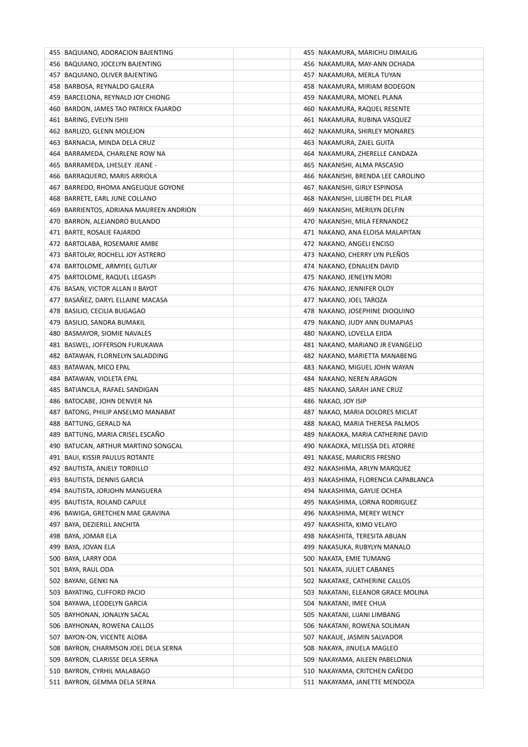| | | |
|---|---|---|
| 455 | BAQUIANO, ADORACION BAJENTING | |
| 456 | BAQUIANO, JOCELYN BAJENTING | |
| 457 | BAQUIANO, OLIVER BAJENTING | |
| 458 | BARBOSA, REYNALDO GALERA | |
| 459 | BARCELONA, REYNALD JOY CHIONG | |
| 460 | BARDON, JAMES TAO PATRICK FAJARDO | |
| 461 | BARING, EVELYN ISHII | |
| 462 | BARLIZO, GLENN MOLEJON | |
| 463 | BARNACIA, MINDA DELA CRUZ | |
| 464 | BARRAMEDA, CHARLENE ROW NA | |
| 465 | BARRAMEDA, LHESLEY JEANE - | |
| 466 | BARRAQUERO, MARIS ARRIOLA | |
| 467 | BARREDO, RHOMA ANGELIQUE GOYONE | |
| 468 | BARRETE, EARL JUNE COLLANO | |
| 469 | BARRIENTOS, ADRIANA MAUREEN ANDRION | |
| 470 | BARRON, ALEJANDRO BULANDO | |
| 471 | BARTE, ROSALIE FAJARDO | |
| 472 | BARTOLABA, ROSEMARIE AMBE | |
| 473 | BARTOLAY, ROCHELL JOY ASTRERO | |
| 474 | BARTOLOME, ARMYIEL GUTLAY | |
| 475 | BARTOLOME, RAQUEL LEGASPI | |
| 476 | BASAN, VICTOR ALLAN II BAYOT | |
| 477 | BASAÑEZ, DARYL ELLAINE MACASA | |
| 478 | BASILIO, CECILIA BUGAGAO | |
| 479 | BASILIO, SANDRA BUMAKIL | |
| 480 | BASMAYOR, SIOMIE NAVALES | |
| 481 | BASWEL, JOFFERSON FURUKAWA | |
| 482 | BATAWAN, FLORNELYN SALADDING | |
| 483 | BATAWAN, MICO EPAL | |
| 484 | BATAWAN, VIOLETA EPAL | |
| 485 | BATIANCILA, RAFAEL SANDIGAN | |
| 486 | BATOCABE, JOHN DENVER NA | |
| 487 | BATONG, PHILIP ANSELMO MANABAT | |
| 488 | BATTUNG, GERALD NA | |
| 489 | BATTUNG, MARIA CRISEL ESCAÑO | |
| 490 | BATUCAN, ARTHUR MARTINO SONGCAL | |
| 491 | BAUI, KISSIR PAULUS ROTANTE | |
| 492 | BAUTISTA, ANJELY TORDILLO | |
| 493 | BAUTISTA, DENNIS GARCIA | |
| 494 | BAUTISTA, JORJOHN MANGUERA | |
| 495 | BAUTISTA, ROLAND CAPULE | |
| 496 | BAWIGA, GRETCHEN MAE GRAVINA | |
| 497 | BAYA, DEZIERILL ANCHITA | |
| 498 | BAYA, JOMAR ELA | |
| 499 | BAYA, JOVAN ELA | |
| 500 | BAYA, LARRY ODA | |
| 501 | BAYA, RAUL ODA | |
| 502 | BAYANI, GENKI NA | |
| 503 | BAYATING, CLIFFORD PACIO | |
| 504 | BAYAWA, LEODELYN GARCIA | |
| 505 | BAYHONAN, JONALYN SACAL | |
| 506 | BAYHONAN, ROWENA CALLOS | |
| 507 | BAYON-ON, VICENTE ALOBA | |
| 508 | BAYRON, CHARMSON JOEL DELA SERNA | |
| 509 | BAYRON, CLARISSE DELA SERNA | |
| 510 | BAYRON, CYRHIL MALABAGO | |
| 511 | BAYRON, GEMMA DELA SERNA | |

| | | |
|---|---|---|
| 455 | NAKAMURA, MARICHU DIMAILIG | |
| 456 | NAKAMURA, MAY-ANN OCHADA | |
| 457 | NAKAMURA, MERLA TUYAN | |
| 458 | NAKAMURA, MIRIAM BODEGON | |
| 459 | NAKAMURA, MONEL PLANA | |
| 460 | NAKAMURA, RAQUEL RESENTE | |
| 461 | NAKAMURA, RUBINA VASQUEZ | |
| 462 | NAKAMURA, SHIRLEY MONARES | |
| 463 | NAKAMURA, ZAIEL GUITA | |
| 464 | NAKAMURA, ZHERELLE CANDAZA | |
| 465 | NAKANISHI, ALMA PASCASIO | |
| 466 | NAKANISHI, BRENDA LEE CAROLINO | |
| 467 | NAKANISHI, GIRLY ESPINOSA | |
| 468 | NAKANISHI, LILIBETH DEL PILAR | |
| 469 | NAKANISHI, MERILYN DELFIN | |
| 470 | NAKANISHI, MILA FERNANDEZ | |
| 471 | NAKANO, ANA ELOISA MALAPITAN | |
| 472 | NAKANO, ANGELI ENCISO | |
| 473 | NAKANO, CHERRY LYN PLEÑOS | |
| 474 | NAKANO, EDNALIEN DAVID | |
| 475 | NAKANO, JENELYN MORI | |
| 476 | NAKANO, JENNIFER OLOY | |
| 477 | NAKANO, JOEL TAROZA | |
| 478 | NAKANO, JOSEPHINE DIOQUINO | |
| 479 | NAKANO, JUDY ANN DUMAPIAS | |
| 480 | NAKANO, LOVELLA EJIDA | |
| 481 | NAKANO, MARIANO JR EVANGELIO | |
| 482 | NAKANO, MARIETTA MANABENG | |
| 483 | NAKANO, MIGUEL JOHN WAYAN | |
| 484 | NAKANO, NEREN ARAGON | |
| 485 | NAKANO, SARAH JANE CRUZ | |
| 486 | NAKAO, JOY ISIP | |
| 487 | NAKAO, MARIA DOLORES MICLAT | |
| 488 | NAKAO, MARIA THERESA PALMOS | |
| 489 | NAKAOKA, MARIA CATHERINE DAVID | |
| 490 | NAKAOKA, MELISSA DEL ATORRE | |
| 491 | NAKASE, MARICRIS FRESNO | |
| 492 | NAKASHIMA, ARLYN MARQUEZ | |
| 493 | NAKASHIMA, FLORENCIA CAPABLANCA | |
| 494 | NAKASHIMA, GAYLIE OCHEA | |
| 495 | NAKASHIMA, LORNA RODRIGUEZ | |
| 496 | NAKASHIMA, MEREY WENCY | |
| 497 | NAKASHITA, KIMO VELAYO | |
| 498 | NAKASHITA, TERESITA ABUAN | |
| 499 | NAKASUKA, RUBYLYN MANALO | |
| 500 | NAKATA, EMIE TUMANG | |
| 501 | NAKATA, JULIET CABANES | |
| 502 | NAKATAKE, CATHERINE CALLOS | |
| 503 | NAKATANI, ELEANOR GRACE MOLINA | |
| 504 | NAKATANI, IMEE CHUA | |
| 505 | NAKATANI, LIJANI LIMBANG | |
| 506 | NAKATANI, ROWENA SOLIMAN | |
| 507 | NAKAUE, JASMIN SALVADOR | |
| 508 | NAKAYA, JINUELA MAGLEO | |
| 509 | NAKAYAMA, AILEEN PABELONIA | |
| 510 | NAKAYAMA, CRITCHEN CAÑEDO | |
| 511 | NAKAYAMA, JANETTE MENDOZA | |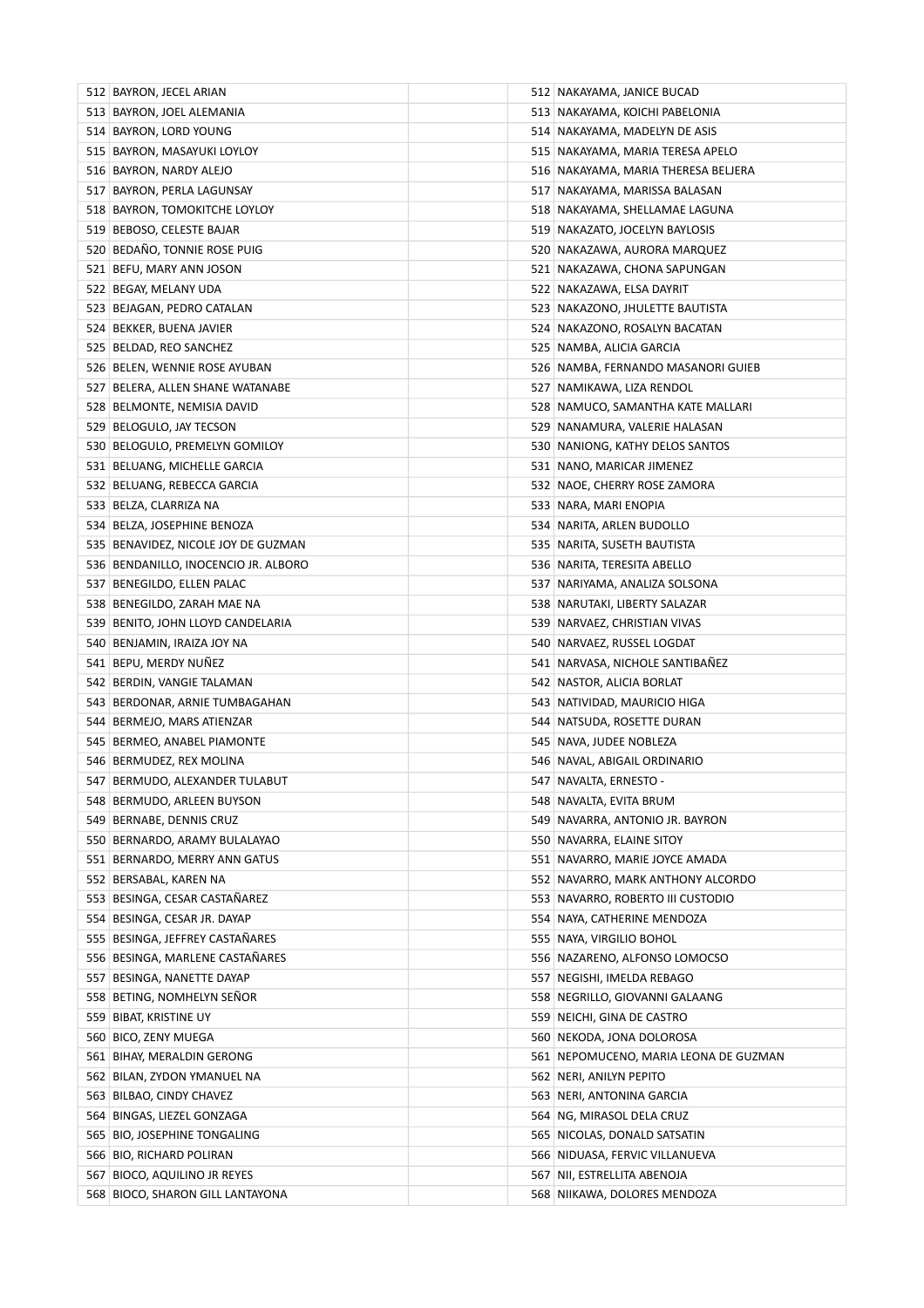| | | |
|---|---|---|
| 512 | BAYRON, JECEL ARIAN | |
| 513 | BAYRON, JOEL ALEMANIA | |
| 514 | BAYRON, LORD YOUNG | |
| 515 | BAYRON, MASAYUKI LOYLOY | |
| 516 | BAYRON, NARDY ALEJO | |
| 517 | BAYRON, PERLA LAGUNSAY | |
| 518 | BAYRON, TOMOKITCHE LOYLOY | |
| 519 | BEBOSO, CELESTE BAJAR | |
| 520 | BEDAÑO, TONNIE ROSE PUIG | |
| 521 | BEFU, MARY ANN JOSON | |
| 522 | BEGAY, MELANY UDA | |
| 523 | BEJAGAN, PEDRO CATALAN | |
| 524 | BEKKER, BUENA JAVIER | |
| 525 | BELDAD, REO SANCHEZ | |
| 526 | BELEN, WENNIE ROSE AYUBAN | |
| 527 | BELERA, ALLEN SHANE WATANABE | |
| 528 | BELMONTE, NEMISIA DAVID | |
| 529 | BELOGULO, JAY TECSON | |
| 530 | BELOGULO, PREMELYN GOMILOY | |
| 531 | BELUANG, MICHELLE GARCIA | |
| 532 | BELUANG, REBECCA GARCIA | |
| 533 | BELZA, CLARRIZA NA | |
| 534 | BELZA, JOSEPHINE BENOZA | |
| 535 | BENAVIDEZ, NICOLE JOY DE GUZMAN | |
| 536 | BENDANILLO, INOCENCIO JR. ALBORO | |
| 537 | BENEGILDO, ELLEN PALAC | |
| 538 | BENEGILDO, ZARAH MAE NA | |
| 539 | BENITO, JOHN LLOYD CANDELARIA | |
| 540 | BENJAMIN, IRAIZA JOY NA | |
| 541 | BEPU, MERDY NUÑEZ | |
| 542 | BERDIN, VANGIE TALAMAN | |
| 543 | BERDONAR, ARNIE TUMBAGAHAN | |
| 544 | BERMEJO, MARS ATIENZAR | |
| 545 | BERMEO, ANABEL PIAMONTE | |
| 546 | BERMUDEZ, REX MOLINA | |
| 547 | BERMUDO, ALEXANDER TULABUT | |
| 548 | BERMUDO, ARLEEN BUYSON | |
| 549 | BERNABE, DENNIS CRUZ | |
| 550 | BERNARDO, ARAMY BULALAYAO | |
| 551 | BERNARDO, MERRY ANN GATUS | |
| 552 | BERSABAL, KAREN NA | |
| 553 | BESINGA, CESAR CASTAÑAREZ | |
| 554 | BESINGA, CESAR JR. DAYAP | |
| 555 | BESINGA, JEFFREY CASTAÑARES | |
| 556 | BESINGA, MARLENE CASTAÑARES | |
| 557 | BESINGA, NANETTE DAYAP | |
| 558 | BETING, NOMHELYN SEÑOR | |
| 559 | BIBAT, KRISTINE UY | |
| 560 | BICO, ZENY MUEGA | |
| 561 | BIHAY, MERALDIN GERONG | |
| 562 | BILAN, ZYDON YMANUEL NA | |
| 563 | BILBAO, CINDY CHAVEZ | |
| 564 | BINGAS, LIEZEL GONZAGA | |
| 565 | BIO, JOSEPHINE TONGALING | |
| 566 | BIO, RICHARD POLIRAN | |
| 567 | BIOCO, AQUILINO JR REYES | |
| 568 | BIOCO, SHARON GILL LANTAYONA | |

| | |
|---|---|
| 512 | NAKAYAMA, JANICE BUCAD |
| 513 | NAKAYAMA, KOICHI PABELONIA |
| 514 | NAKAYAMA, MADELYN DE ASIS |
| 515 | NAKAYAMA, MARIA TERESA APELO |
| 516 | NAKAYAMA, MARIA THERESA BELJERA |
| 517 | NAKAYAMA, MARISSA BALASAN |
| 518 | NAKAYAMA, SHELLAMAE LAGUNA |
| 519 | NAKAZATO, JOCELYN BAYLOSIS |
| 520 | NAKAZAWA, AURORA MARQUEZ |
| 521 | NAKAZAWA, CHONA SAPUNGAN |
| 522 | NAKAZAWA, ELSA DAYRIT |
| 523 | NAKAZONO, JHULETTE BAUTISTA |
| 524 | NAKAZONO, ROSALYN BACATAN |
| 525 | NAMBA, ALICIA GARCIA |
| 526 | NAMBA, FERNANDO MASANORI GUIEB |
| 527 | NAMIKAWA, LIZA RENDOL |
| 528 | NAMUCO, SAMANTHA KATE MALLARI |
| 529 | NANAMURA, VALERIE HALASAN |
| 530 | NANIONG, KATHY DELOS SANTOS |
| 531 | NANO, MARICAR JIMENEZ |
| 532 | NAOE, CHERRY ROSE ZAMORA |
| 533 | NARA, MARI ENOPIA |
| 534 | NARITA, ARLEN BUDOLLO |
| 535 | NARITA, SUSETH BAUTISTA |
| 536 | NARITA, TERESITA ABELLO |
| 537 | NARIYAMA, ANALIZA SOLSONA |
| 538 | NARUTAKI, LIBERTY SALAZAR |
| 539 | NARVAEZ, CHRISTIAN VIVAS |
| 540 | NARVAEZ, RUSSEL LOGDAT |
| 541 | NARVASA, NICHOLE SANTIBAÑEZ |
| 542 | NASTOR, ALICIA BORLAT |
| 543 | NATIVIDAD, MAURICIO HIGA |
| 544 | NATSUDA, ROSETTE DURAN |
| 545 | NAVA, JUDEE NOBLEZA |
| 546 | NAVAL, ABIGAIL ORDINARIO |
| 547 | NAVALTA, ERNESTO - |
| 548 | NAVALTA, EVITA BRUM |
| 549 | NAVARRA, ANTONIO JR. BAYRON |
| 550 | NAVARRA, ELAINE SITOY |
| 551 | NAVARRO, MARIE JOYCE AMADA |
| 552 | NAVARRO, MARK ANTHONY ALCORDO |
| 553 | NAVARRO, ROBERTO III CUSTODIO |
| 554 | NAYA, CATHERINE MENDOZA |
| 555 | NAYA, VIRGILIO BOHOL |
| 556 | NAZARENO, ALFONSO LOMOCSO |
| 557 | NEGISHI, IMELDA REBAGO |
| 558 | NEGRILLO, GIOVANNI GALAANG |
| 559 | NEICHI, GINA DE CASTRO |
| 560 | NEKODA, JONA DOLOROSA |
| 561 | NEPOMUCENO, MARIA LEONA DE GUZMAN |
| 562 | NERI, ANILYN PEPITO |
| 563 | NERI, ANTONINA GARCIA |
| 564 | NG, MIRASOL DELA CRUZ |
| 565 | NICOLAS, DONALD SATSATIN |
| 566 | NIDUASA, FERVIC VILLANUEVA |
| 567 | NII, ESTRELLITA ABENOJA |
| 568 | NIIKAWA, DOLORES MENDOZA |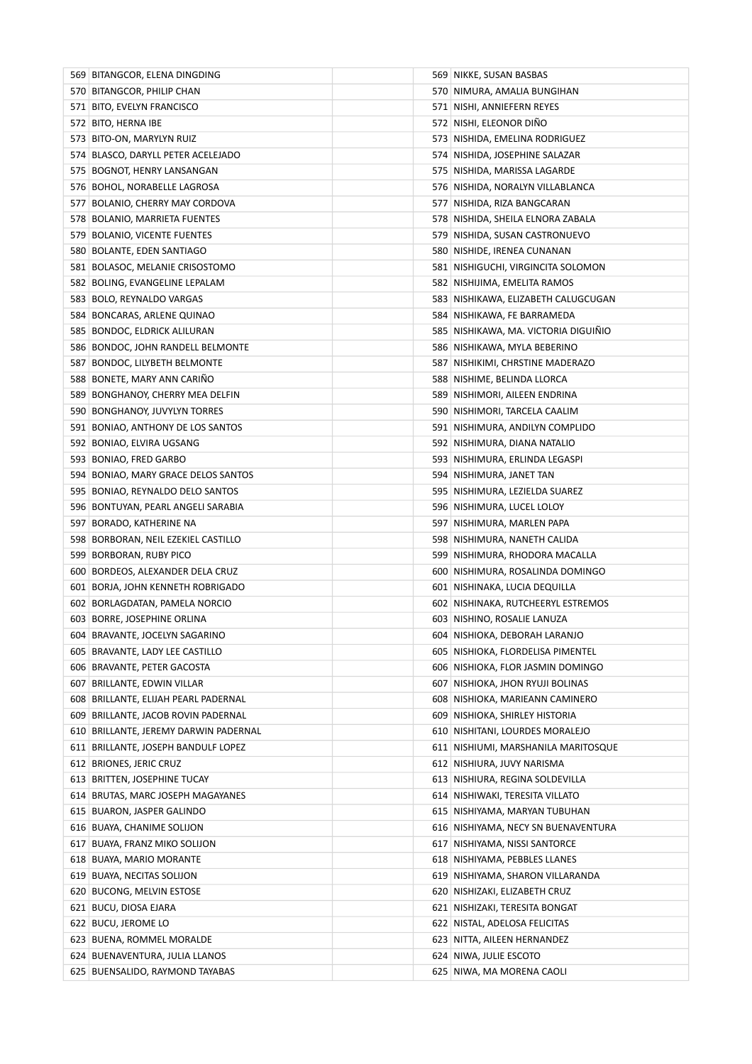| | |
|---|---|
| 569 | BITANGCOR, ELENA DINGDING |
| 570 | BITANGCOR, PHILIP CHAN |
| 571 | BITO, EVELYN FRANCISCO |
| 572 | BITO, HERNA IBE |
| 573 | BITO-ON, MARYLYN RUIZ |
| 574 | BLASCO, DARYLL PETER ACELEJADO |
| 575 | BOGNOT, HENRY LANSANGAN |
| 576 | BOHOL, NORABELLE LAGROSA |
| 577 | BOLANIO, CHERRY MAY CORDOVA |
| 578 | BOLANIO, MARRIETA FUENTES |
| 579 | BOLANIO, VICENTE FUENTES |
| 580 | BOLANTE, EDEN SANTIAGO |
| 581 | BOLASOC, MELANIE CRISOSTOMO |
| 582 | BOLING, EVANGELINE LEPALAM |
| 583 | BOLO, REYNALDO VARGAS |
| 584 | BONCARAS, ARLENE QUINAO |
| 585 | BONDOC, ELDRICK ALILURAN |
| 586 | BONDOC, JOHN RANDELL BELMONTE |
| 587 | BONDOC, LILYBETH BELMONTE |
| 588 | BONETE, MARY ANN CARIÑO |
| 589 | BONGHANOY, CHERRY MEA DELFIN |
| 590 | BONGHANOY, JUVYLYN TORRES |
| 591 | BONIAO, ANTHONY DE LOS SANTOS |
| 592 | BONIAO, ELVIRA UGSANG |
| 593 | BONIAO, FRED GARBO |
| 594 | BONIAO, MARY GRACE DELOS SANTOS |
| 595 | BONIAO, REYNALDO DELO SANTOS |
| 596 | BONTUYAN, PEARL ANGELI SARABIA |
| 597 | BORADO, KATHERINE NA |
| 598 | BORBORAN, NEIL EZEKIEL CASTILLO |
| 599 | BORBORAN, RUBY PICO |
| 600 | BORDEOS, ALEXANDER DELA CRUZ |
| 601 | BORJA, JOHN KENNETH ROBRIGADO |
| 602 | BORLAGDATAN, PAMELA NORCIO |
| 603 | BORRE, JOSEPHINE ORLINA |
| 604 | BRAVANTE, JOCELYN SAGARINO |
| 605 | BRAVANTE, LADY LEE CASTILLO |
| 606 | BRAVANTE, PETER GACOSTA |
| 607 | BRILLANTE, EDWIN VILLAR |
| 608 | BRILLANTE, ELIJAH PEARL PADERNAL |
| 609 | BRILLANTE, JACOB ROVIN PADERNAL |
| 610 | BRILLANTE, JEREMY DARWIN PADERNAL |
| 611 | BRILLANTE, JOSEPH BANDULF LOPEZ |
| 612 | BRIONES, JERIC CRUZ |
| 613 | BRITTEN, JOSEPHINE TUCAY |
| 614 | BRUTAS, MARC JOSEPH MAGAYANES |
| 615 | BUARON, JASPER GALINDO |
| 616 | BUAYA, CHANIME SOLIJON |
| 617 | BUAYA, FRANZ MIKO SOLIJON |
| 618 | BUAYA, MARIO MORANTE |
| 619 | BUAYA, NECITAS SOLIJON |
| 620 | BUCONG, MELVIN ESTOSE |
| 621 | BUCU, DIOSA EJARA |
| 622 | BUCU, JEROME LO |
| 623 | BUENA, ROMMEL MORALDE |
| 624 | BUENAVENTURA, JULIA LLANOS |
| 625 | BUENSALIDO, RAYMOND TAYABAS |

| | |
|---|---|
| 569 | NIKKE, SUSAN BASBAS |
| 570 | NIMURA, AMALIA BUNGIHAN |
| 571 | NISHI, ANNIEFERN REYES |
| 572 | NISHI, ELEONOR DIÑO |
| 573 | NISHIDA, EMELINA RODRIGUEZ |
| 574 | NISHIDA, JOSEPHINE SALAZAR |
| 575 | NISHIDA, MARISSA LAGARDE |
| 576 | NISHIDA, NORALYN VILLABLANCA |
| 577 | NISHIDA, RIZA BANGCARAN |
| 578 | NISHIDA, SHEILA ELNORA ZABALA |
| 579 | NISHIDA, SUSAN CASTRONUEVO |
| 580 | NISHIDE, IRENEA CUNANAN |
| 581 | NISHIGUCHI, VIRGINCITA SOLOMON |
| 582 | NISHIJIMA, EMELITA RAMOS |
| 583 | NISHIKAWA, ELIZABETH CALUGCUGAN |
| 584 | NISHIKAWA, FE BARRAMEDA |
| 585 | NISHIKAWA, MA. VICTORIA DIGUIÑO |
| 586 | NISHIKAWA, MYLA BEBERINO |
| 587 | NISHIKIMI, CHRSTINE MADERAZO |
| 588 | NISHIME, BELINDA LLORCA |
| 589 | NISHIMORI, AILEEN ENDRINA |
| 590 | NISHIMORI, TARCELA CAALIM |
| 591 | NISHIMURA, ANDILYN COMPLIDO |
| 592 | NISHIMURA, DIANA NATALIO |
| 593 | NISHIMURA, ERLINDA LEGASPI |
| 594 | NISHIMURA, JANET TAN |
| 595 | NISHIMURA, LEZIELDA SUAREZ |
| 596 | NISHIMURA, LUCEL LOLOY |
| 597 | NISHIMURA, MARLEN PAPA |
| 598 | NISHIMURA, NANETH CALIDA |
| 599 | NISHIMURA, RHODORA MACALLA |
| 600 | NISHIMURA, ROSALINDA DOMINGO |
| 601 | NISHINAKA, LUCIA DEQUILLA |
| 602 | NISHINAKA, RUTCHEERYL ESTREMOS |
| 603 | NISHINO, ROSALIE LANUZA |
| 604 | NISHIOKA, DEBORAH LARANJO |
| 605 | NISHIOKA, FLORDELISA PIMENTEL |
| 606 | NISHIOKA, FLOR JASMIN DOMINGO |
| 607 | NISHIOKA, JHON RYUJI BOLINAS |
| 608 | NISHIOKA, MARIEANN CAMINERO |
| 609 | NISHIOKA, SHIRLEY HISTORIA |
| 610 | NISHITANI, LOURDES MORALEJO |
| 611 | NISHIUMI, MARSHANILA MARITOSQUE |
| 612 | NISHIURA, JUVY NARISMA |
| 613 | NISHIURA, REGINA SOLDEVILLA |
| 614 | NISHIWAKI, TERESITA VILLATO |
| 615 | NISHIYAMA, MARYAN TUBUHAN |
| 616 | NISHIYAMA, NECY SN BUENAVENTURA |
| 617 | NISHIYAMA, NISSI SANTORCE |
| 618 | NISHIYAMA, PEBBLES LLANES |
| 619 | NISHIYAMA, SHARON VILLARANDA |
| 620 | NISHIZAKI, ELIZABETH CRUZ |
| 621 | NISHIZAKI, TERESITA BONGAT |
| 622 | NISTAL, ADELOSA FELICITAS |
| 623 | NITTA, AILEEN HERNANDEZ |
| 624 | NIWA, JULIE ESCOTO |
| 625 | NIWA, MA MORENA CAOLI |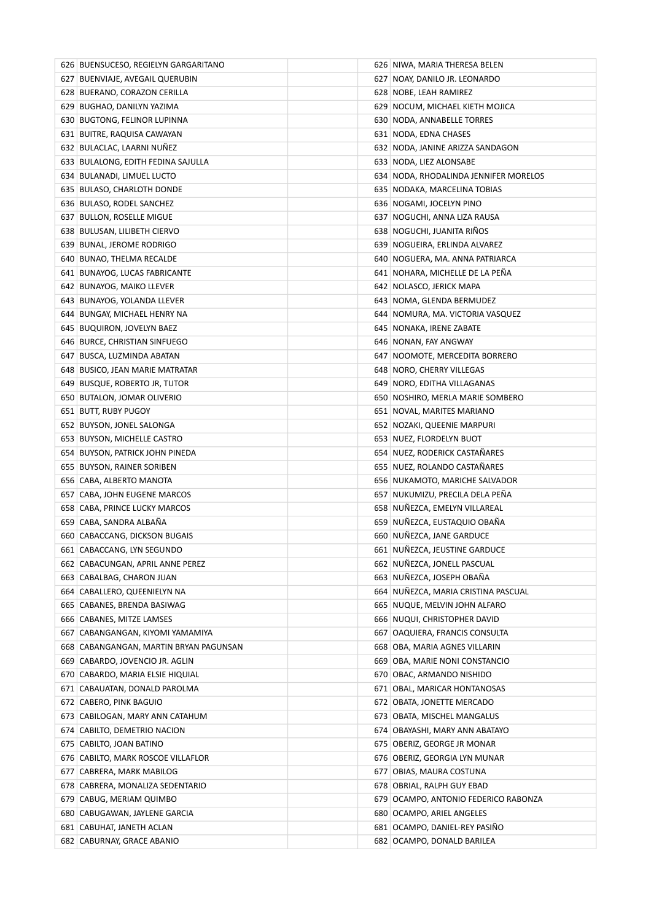| 626 | BUENSUCESO, REGIELYN GARGARITANO | | 626 | NIWA, MARIA THERESA BELEN |
|---|---|---|---|---|
| 627 | BUENVIAJE, AVEGAIL QUERUBIN | | 627 | NOAY, DANILO JR. LEONARDO |
| 628 | BUERANO, CORAZON CERILLA | | 628 | NOBE, LEAH RAMIREZ |
| 629 | BUGHAO, DANILYN YAZIMA | | 629 | NOCUM, MICHAEL KIETH MOJICA |
| 630 | BUGTONG, FELINOR LUPINNA | | 630 | NODA, ANNABELLE TORRES |
| 631 | BUITRE, RAQUISA CAWAYAN | | 631 | NODA, EDNA CHASES |
| 632 | BULACLAC, LAARNI NUÑEZ | | 632 | NODA, JANINE ARIZZA SANDAGON |
| 633 | BULALONG, EDITH FEDINA SAJULLA | | 633 | NODA, LIEZ ALONSABE |
| 634 | BULANADI, LIMUEL LUCTO | | 634 | NODA, RHODALINDA JENNIFER MORELOS |
| 635 | BULASO, CHARLOTH DONDE | | 635 | NODAKA, MARCELINA TOBIAS |
| 636 | BULASO, RODEL SANCHEZ | | 636 | NOGAMI, JOCELYN PINO |
| 637 | BULLON, ROSELLE MIGUE | | 637 | NOGUCHI, ANNA LIZA RAUSA |
| 638 | BULUSAN, LILIBETH CIERVO | | 638 | NOGUCHI, JUANITA RIÑOS |
| 639 | BUNAL, JEROME RODRIGO | | 639 | NOGUEIRA, ERLINDA ALVAREZ |
| 640 | BUNAO, THELMA RECALDE | | 640 | NOGUERA, MA. ANNA PATRIARCA |
| 641 | BUNAYOG, LUCAS FABRICANTE | | 641 | NOHARA, MICHELLE DE LA PEÑA |
| 642 | BUNAYOG, MAIKO LLEVER | | 642 | NOLASCO, JERICK MAPA |
| 643 | BUNAYOG, YOLANDA LLEVER | | 643 | NOMA, GLENDA BERMUDEZ |
| 644 | BUNGAY, MICHAEL HENRY NA | | 644 | NOMURA, MA. VICTORIA VASQUEZ |
| 645 | BUQUIRON, JOVELYN BAEZ | | 645 | NONAKA, IRENE ZABATE |
| 646 | BURCE, CHRISTIAN SINFUEGO | | 646 | NONAN, FAY ANGWAY |
| 647 | BUSCA, LUZMINDA ABATAN | | 647 | NOOMOTE, MERCEDITA BORRERO |
| 648 | BUSICO, JEAN MARIE MATRATAR | | 648 | NORO, CHERRY VILLEGAS |
| 649 | BUSQUE, ROBERTO JR, TUTOR | | 649 | NORO, EDITHA VILLAGANAS |
| 650 | BUTALON, JOMAR OLIVERIO | | 650 | NOSHIRO, MERLA MARIE SOMBERO |
| 651 | BUTT, RUBY PUGOY | | 651 | NOVAL, MARITES MARIANO |
| 652 | BUYSON, JONEL SALONGA | | 652 | NOZAKI, QUEENIE MARPURI |
| 653 | BUYSON, MICHELLE CASTRO | | 653 | NUEZ, FLORDELYN BUOT |
| 654 | BUYSON, PATRICK JOHN PINEDA | | 654 | NUEZ, RODERICK CASTAÑARES |
| 655 | BUYSON, RAINER SORIBEN | | 655 | NUEZ, ROLANDO CASTAÑARES |
| 656 | CABA, ALBERTO MANOTA | | 656 | NUKAMOTO, MARICHE SALVADOR |
| 657 | CABA, JOHN EUGENE MARCOS | | 657 | NUKUMIZU, PRECILA DELA PEÑA |
| 658 | CABA, PRINCE LUCKY MARCOS | | 658 | NUÑEZCA, EMELYN VILLAREAL |
| 659 | CABA, SANDRA ALBAÑA | | 659 | NUÑEZCA, EUSTAQUIO OBAÑA |
| 660 | CABACCANG, DICKSON BUGAIS | | 660 | NUÑEZCA, JANE GARDUCE |
| 661 | CABACCANG, LYN SEGUNDO | | 661 | NUÑEZCA, JEUSTINE GARDUCE |
| 662 | CABACUNGAN, APRIL ANNE PEREZ | | 662 | NUÑEZCA, JONELL PASCUAL |
| 663 | CABALBAG, CHARON JUAN | | 663 | NUÑEZCA, JOSEPH OBAÑA |
| 664 | CABALLERO, QUEENIELYN NA | | 664 | NUÑEZCA, MARIA CRISTINA PASCUAL |
| 665 | CABANES, BRENDA BASIWAG | | 665 | NUQUE, MELVIN JOHN ALFARO |
| 666 | CABANES, MITZE LAMSES | | 666 | NUQUI, CHRISTOPHER DAVID |
| 667 | CABANGANGAN, KIYOMI YAMAMIYA | | 667 | OAQUIERA, FRANCIS CONSULTA |
| 668 | CABANGANGAN, MARTIN BRYAN PAGUNSAN | | 668 | OBA, MARIA AGNES VILLARIN |
| 669 | CABARDO, JOVENCIO JR. AGLIN | | 669 | OBA, MARIE NONI CONSTANCIO |
| 670 | CABARDO, MARIA ELSIE HIQUIAL | | 670 | OBAC, ARMANDO NISHIDO |
| 671 | CABAUATAN, DONALD PAROLMA | | 671 | OBAL, MARICAR HONTANOSAS |
| 672 | CABERO, PINK BAGUIO | | 672 | OBATA, JONETTE MERCADO |
| 673 | CABILOGAN, MARY ANN CATAHUM | | 673 | OBATA, MISCHEL MANGALUS |
| 674 | CABILTO, DEMETRIO NACION | | 674 | OBAYASHI, MARY ANN ABATAYO |
| 675 | CABILTO, JOAN BATINO | | 675 | OBERIZ, GEORGE JR MONAR |
| 676 | CABILTO, MARK ROSCOE VILLAFLOR | | 676 | OBERIZ, GEORGIA LYN MUNAR |
| 677 | CABRERA, MARK MABILOG | | 677 | OBIAS, MAURA COSTUNA |
| 678 | CABRERA, MONALIZA SEDENTARIO | | 678 | OBRIAL, RALPH GUY EBAD |
| 679 | CABUG, MERIAM QUIMBO | | 679 | OCAMPO, ANTONIO FEDERICO RABONZA |
| 680 | CABUGAWAN, JAYLENE GARCIA | | 680 | OCAMPO, ARIEL ANGELES |
| 681 | CABUHAT, JANETH ACLAN | | 681 | OCAMPO, DANIEL-REY PASIÑO |
| 682 | CABURNAY, GRACE ABANIO | | 682 | OCAMPO, DONALD BARILEA |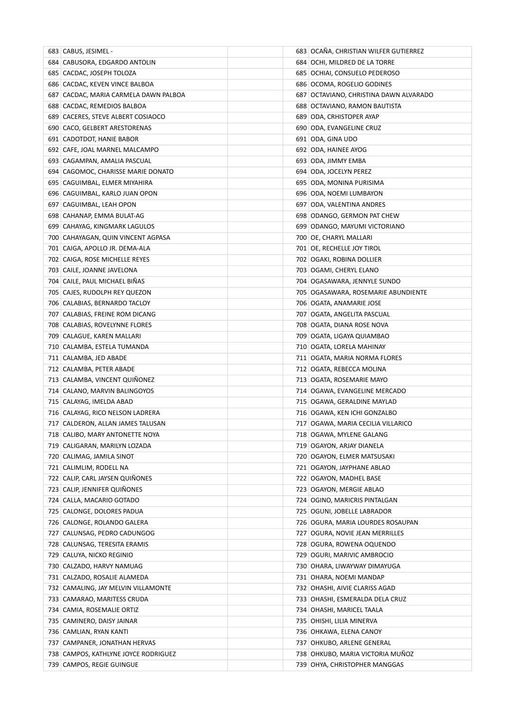| | | | | |
|---|---|---|---|---|
| 683 | CABUS, JESIMEL - | | 683 | OCAÑA, CHRISTIAN WILFER GUTIERREZ |
| 684 | CABUSORA, EDGARDO ANTOLIN | | 684 | OCHI, MILDRED DE LA TORRE |
| 685 | CACDAC, JOSEPH TOLOZA | | 685 | OCHIAI, CONSUELO PEDEROSO |
| 686 | CACDAC, KEVEN VINCE BALBOA | | 686 | OCOMA, ROGELIO GODINES |
| 687 | CACDAC, MARIA CARMELA DAWN PALBOA | | 687 | OCTAVIANO, CHRISTINA DAWN ALVARADO |
| 688 | CACDAC, REMEDIOS BALBOA | | 688 | OCTAVIANO, RAMON BAUTISTA |
| 689 | CACERES, STEVE ALBERT COSIAOCO | | 689 | ODA, CRHISTOPER AYAP |
| 690 | CACO, GELBERT ARESTORENAS | | 690 | ODA, EVANGELINE CRUZ |
| 691 | CADOTDOT, HANIE BABOR | | 691 | ODA, GINA UDO |
| 692 | CAFE, JOAL MARNEL MALCAMPO | | 692 | ODA, HAINEE AYOG |
| 693 | CAGAMPAN, AMALIA PASCUAL | | 693 | ODA, JIMMY EMBA |
| 694 | CAGOMOC, CHARISSE MARIE DONATO | | 694 | ODA, JOCELYN PEREZ |
| 695 | CAGUIMBAL, ELMER MIYAHIRA | | 695 | ODA, MONINA PURISIMA |
| 696 | CAGUIMBAL, KARLO JUAN OPON | | 696 | ODA, NOEMI LUMBAYON |
| 697 | CAGUIMBAL, LEAH OPON | | 697 | ODA, VALENTINA ANDRES |
| 698 | CAHANAP, EMMA BULAT-AG | | 698 | ODANGO, GERMON PAT CHEW |
| 699 | CAHAYAG, KINGMARK LAGULOS | | 699 | ODANGO, MAYUMI VICTORIANO |
| 700 | CAHAYAGAN, QUIN VINCENT AGPASA | | 700 | OE, CHARYL MALLARI |
| 701 | CAIGA, APOLLO JR. DEMA-ALA | | 701 | OE, RECHELLE JOY TIROL |
| 702 | CAIGA, ROSE MICHELLE REYES | | 702 | OGAKI, ROBINA DOLLIER |
| 703 | CAILE, JOANNE JAVELONA | | 703 | OGAMI, CHERYL ELANO |
| 704 | CAILE, PAUL MICHAEL BIÑAS | | 704 | OGASAWARA, JENNYLE SUNDO |
| 705 | CAJES, RUDOLPH REY QUEZON | | 705 | OGASAWARA, ROSEMARIE ABUNDIENTE |
| 706 | CALABIAS, BERNARDO TACLOY | | 706 | OGATA, ANAMARIE JOSE |
| 707 | CALABIAS, FREINE ROM DICANG | | 707 | OGATA, ANGELITA PASCUAL |
| 708 | CALABIAS, ROVELYNNE FLORES | | 708 | OGATA, DIANA ROSE NOVA |
| 709 | CALAGUE, KAREN MALLARI | | 709 | OGATA, LIGAYA QUIAMBAO |
| 710 | CALAMBA, ESTELA TUMANDA | | 710 | OGATA, LORELA MAHINAY |
| 711 | CALAMBA, JED ABADE | | 711 | OGATA, MARIA NORMA FLORES |
| 712 | CALAMBA, PETER ABADE | | 712 | OGATA, REBECCA MOLINA |
| 713 | CALAMBA, VINCENT QUIÑONEZ | | 713 | OGATA, ROSEMARIE MAYO |
| 714 | CALANO, MARVIN BALINGOYOS | | 714 | OGAWA, EVANGELINE MERCADO |
| 715 | CALAYAG, IMELDA ABAD | | 715 | OGAWA, GERALDINE MAYLAD |
| 716 | CALAYAG, RICO NELSON LADRERA | | 716 | OGAWA, KEN ICHI GONZALBO |
| 717 | CALDERON, ALLAN JAMES TALUSAN | | 717 | OGAWA, MARIA CECILIA VILLARICO |
| 718 | CALIBO, MARY ANTONETTE NOYA | | 718 | OGAWA, MYLENE GALANG |
| 719 | CALIGARAN, MARILYN LOZADA | | 719 | OGAYON, ARJAY DIANELA |
| 720 | CALIMAG, JAMILA SINOT | | 720 | OGAYON, ELMER MATSUSAKI |
| 721 | CALIMLIM, RODELL NA | | 721 | OGAYON, JAYPHANE ABLAO |
| 722 | CALIP, CARL JAYSEN QUIÑONES | | 722 | OGAYON, MADHEL BASE |
| 723 | CALIP, JENNIFER QUIÑONES | | 723 | OGAYON, MERGIE ABLAO |
| 724 | CALLA, MACARIO GOTADO | | 724 | OGINO, MARICRIS PINTALGAN |
| 725 | CALONGE, DOLORES PADUA | | 725 | OGUNI, JOBELLE LABRADOR |
| 726 | CALONGE, ROLANDO GALERA | | 726 | OGURA, MARIA LOURDES ROSAUPAN |
| 727 | CALUNSAG, PEDRO CADUNGOG | | 727 | OGURA, NOVIE JEAN MERRILLES |
| 728 | CALUNSAG, TERESITA ERAMIS | | 728 | OGURA, ROWENA OQUENDO |
| 729 | CALUYA, NICKO REGINIO | | 729 | OGURI, MARIVIC AMBROCIO |
| 730 | CALZADO, HARVY NAMUAG | | 730 | OHARA, LIWAYWAY DIMAYUGA |
| 731 | CALZADO, ROSALIE ALAMEDA | | 731 | OHARA, NOEMI MANDAP |
| 732 | CAMALING, JAY MELVIN VILLAMONTE | | 732 | OHASHI, AIVIE CLARISS AGAD |
| 733 | CAMARAO, MARITESS CRUDA | | 733 | OHASHI, ESMERALDA DELA CRUZ |
| 734 | CAMIA, ROSEMALIE ORTIZ | | 734 | OHASHI, MARICEL TAALA |
| 735 | CAMINERO, DAISY JAINAR | | 735 | OHISHI, LILIA MINERVA |
| 736 | CAMLIAN, RYAN KANTI | | 736 | OHKAWA, ELENA CANOY |
| 737 | CAMPANER, JONATHAN HERVAS | | 737 | OHKUBO, ARLENE GENERAL |
| 738 | CAMPOS, KATHLYNE JOYCE RODRIGUEZ | | 738 | OHKUBO, MARIA VICTORIA MUÑOZ |
| 739 | CAMPOS, REGIE GUINGUE | | 739 | OHYA, CHRISTOPHER MANGGAS |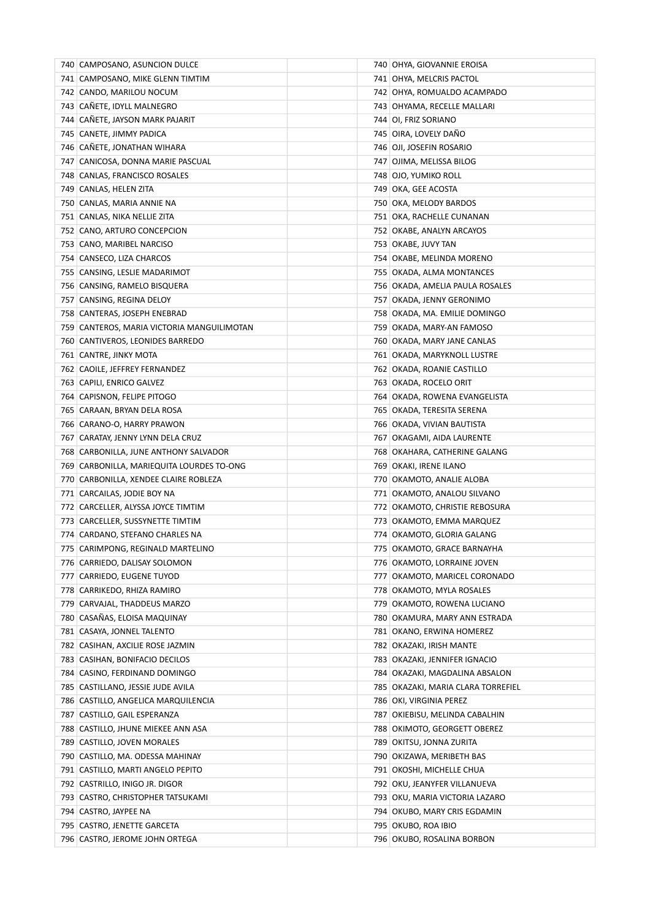| | | | | |
|---|---|---|---|---|
| 740 | CAMPOSANO, ASUNCION DULCE | | 740 | OHYA, GIOVANNIE EROISA |
| 741 | CAMPOSANO, MIKE GLENN TIMTIM | | 741 | OHYA, MELCRIS PACTOL |
| 742 | CANDO, MARILOU NOCUM | | 742 | OHYA, ROMUALDO ACAMPADO |
| 743 | CAÑETE, IDYLL MALNEGRO | | 743 | OHYAMA, RECELLE MALLARI |
| 744 | CAÑETE, JAYSON MARK PAJARIT | | 744 | OI, FRIZ SORIANO |
| 745 | CANETE, JIMMY PADICA | | 745 | OIRA, LOVELY DAÑO |
| 746 | CAÑETE, JONATHAN WIHARA | | 746 | OJI, JOSEFIN ROSARIO |
| 747 | CANICOSA, DONNA MARIE PASCUAL | | 747 | OJIMA, MELISSA BILOG |
| 748 | CANLAS, FRANCISCO ROSALES | | 748 | OJO, YUMIKO ROLL |
| 749 | CANLAS, HELEN ZITA | | 749 | OKA, GEE ACOSTA |
| 750 | CANLAS, MARIA ANNIE NA | | 750 | OKA, MELODY BARDOS |
| 751 | CANLAS, NIKA NELLIE ZITA | | 751 | OKA, RACHELLE CUNANAN |
| 752 | CANO, ARTURO CONCEPCION | | 752 | OKABE, ANALYN ARCAYOS |
| 753 | CANO, MARIBEL NARCISO | | 753 | OKABE, JUVY TAN |
| 754 | CANSECO, LIZA CHARCOS | | 754 | OKABE, MELINDA MORENO |
| 755 | CANSING, LESLIE MADARIMOT | | 755 | OKADA, ALMA MONTANCES |
| 756 | CANSING, RAMELO BISQUERA | | 756 | OKADA, AMELIA PAULA ROSALES |
| 757 | CANSING, REGINA DELOY | | 757 | OKADA, JENNY GERONIMO |
| 758 | CANTERAS, JOSEPH ENEBRAD | | 758 | OKADA, MA. EMILIE DOMINGO |
| 759 | CANTEROS, MARIA VICTORIA MANGUILIMOTAN | | 759 | OKADA, MARY-AN FAMOSO |
| 760 | CANTIVEROS, LEONIDES BARREDO | | 760 | OKADA, MARY JANE CANLAS |
| 761 | CANTRE, JINKY MOTA | | 761 | OKADA, MARYKNOLL LUSTRE |
| 762 | CAOILE, JEFFREY FERNANDEZ | | 762 | OKADA, ROANIE CASTILLO |
| 763 | CAPILI, ENRICO GALVEZ | | 763 | OKADA, ROCELO ORIT |
| 764 | CAPISNON, FELIPE PITOGO | | 764 | OKADA, ROWENA EVANGELISTA |
| 765 | CARAAN, BRYAN DELA ROSA | | 765 | OKADA, TERESITA SERENA |
| 766 | CARANO-O, HARRY PRAWON | | 766 | OKADA, VIVIAN BAUTISTA |
| 767 | CARATAY, JENNY LYNN DELA CRUZ | | 767 | OKAGAMI, AIDA LAURENTE |
| 768 | CARBONILLA, JUNE ANTHONY SALVADOR | | 768 | OKAHARA, CATHERINE GALANG |
| 769 | CARBONILLA, MARIEQUITA LOURDES TO-ONG | | 769 | OKAKI, IRENE ILANO |
| 770 | CARBONILLA, XENDEE CLAIRE ROBLEZA | | 770 | OKAMOTO, ANALIE ALOBA |
| 771 | CARCAILAS, JODIE BOY NA | | 771 | OKAMOTO, ANALOU SILVANO |
| 772 | CARCELLER, ALYSSA JOYCE TIMTIM | | 772 | OKAMOTO, CHRISTIE REBOSURA |
| 773 | CARCELLER, SUSSYNETTE TIMTIM | | 773 | OKAMOTO, EMMA MARQUEZ |
| 774 | CARDANO, STEFANO CHARLES NA | | 774 | OKAMOTO, GLORIA GALANG |
| 775 | CARIMPONG, REGINALD MARTELINO | | 775 | OKAMOTO, GRACE BARNAYHA |
| 776 | CARRIEDO, DALISAY SOLOMON | | 776 | OKAMOTO, LORRAINE JOVEN |
| 777 | CARRIEDO, EUGENE TUYOD | | 777 | OKAMOTO, MARICEL CORONADO |
| 778 | CARRIKEDO, RHIZA RAMIRO | | 778 | OKAMOTO, MYLA ROSALES |
| 779 | CARVAJAL, THADDEUS MARZO | | 779 | OKAMOTO, ROWENA LUCIANO |
| 780 | CASAÑAS, ELOISA MAQUINAY | | 780 | OKAMURA, MARY ANN ESTRADA |
| 781 | CASAYA, JONNEL TALENTO | | 781 | OKANO, ERWINA HOMEREZ |
| 782 | CASIHAN, AXCILIE ROSE JAZMIN | | 782 | OKAZAKI, IRISH MANTE |
| 783 | CASIHAN, BONIFACIO DECILOS | | 783 | OKAZAKI, JENNIFER IGNACIO |
| 784 | CASINO, FERDINAND DOMINGO | | 784 | OKAZAKI, MAGDALINA ABSALON |
| 785 | CASTILLANO, JESSIE JUDE AVILA | | 785 | OKAZAKI, MARIA CLARA TORREFIEL |
| 786 | CASTILLO, ANGELICA MARQUILENCIA | | 786 | OKI, VIRGINIA PEREZ |
| 787 | CASTILLO, GAIL ESPERANZA | | 787 | OKIEBISU, MELINDA CABALHIN |
| 788 | CASTILLO, JHUNE MIEKEE ANN ASA | | 788 | OKIMOTO, GEORGETT OBEREZ |
| 789 | CASTILLO, JOVEN MORALES | | 789 | OKITSU, JONNA ZURITA |
| 790 | CASTILLO, MA. ODESSA MAHINAY | | 790 | OKIZAWA, MERIBETH BAS |
| 791 | CASTILLO, MARTI ANGELO PEPITO | | 791 | OKOSHI, MICHELLE CHUA |
| 792 | CASTRILLO, INIGO JR. DIGOR | | 792 | OKU, JEANYFER VILLANUEVA |
| 793 | CASTRO, CHRISTOPHER TATSUKAMI | | 793 | OKU, MARIA VICTORIA LAZARO |
| 794 | CASTRO, JAYPEE NA | | 794 | OKUBO, MARY CRIS EGDAMIN |
| 795 | CASTRO, JENETTE GARCETA | | 795 | OKUBO, ROA IBIO |
| 796 | CASTRO, JEROME JOHN ORTEGA | | 796 | OKUBO, ROSALINA BORBON |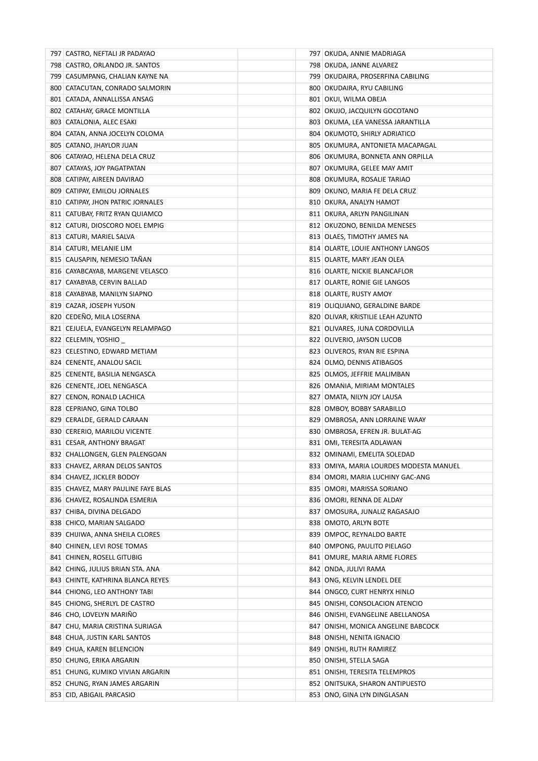| | | | | | |
|---|---|---|---|---|---|
| 797 | CASTRO, NEFTALI JR PADAYAO | | | 797 | OKUDA, ANNIE MADRIAGA |
| 798 | CASTRO, ORLANDO JR. SANTOS | | | 798 | OKUDA, JANNE ALVAREZ |
| 799 | CASUMPANG, CHALIAN KAYNE NA | | | 799 | OKUDAIRA, PROSERFINA CABILING |
| 800 | CATACUTAN, CONRADO SALMORIN | | | 800 | OKUDAIRA, RYU CABILING |
| 801 | CATADA, ANNALLISSA ANSAG | | | 801 | OKUI, WILMA OBEJA |
| 802 | CATAHAY, GRACE MONTILLA | | | 802 | OKUJO, JACQUILYN GOCOTANO |
| 803 | CATALONIA, ALEC ESAKI | | | 803 | OKUMA, LEA VANESSA JARANTILLA |
| 804 | CATAN, ANNA JOCELYN COLOMA | | | 804 | OKUMOTO, SHIRLY ADRIATICO |
| 805 | CATANO, JHAYLOR JUAN | | | 805 | OKUMURA, ANTONIETA MACAPAGAL |
| 806 | CATAYAO, HELENA DELA CRUZ | | | 806 | OKUMURA, BONNETA ANN ORPILLA |
| 807 | CATAYAS, JOY PAGATPATAN | | | 807 | OKUMURA, GELEE MAY AMIT |
| 808 | CATIPAY, AIREEN DAVIRAO | | | 808 | OKUMURA, ROSALIE TARIAO |
| 809 | CATIPAY, EMILOU JORNALES | | | 809 | OKUNO, MARIA FE DELA CRUZ |
| 810 | CATIPAY, JHON PATRIC JORNALES | | | 810 | OKURA, ANALYN HAMOT |
| 811 | CATUBAY, FRITZ RYAN QUIAMCO | | | 811 | OKURA, ARLYN PANGILINAN |
| 812 | CATURI, DIOSCORO NOEL EMPIG | | | 812 | OKUZONO, BENILDA MENESES |
| 813 | CATURI, MARIEL SALVA | | | 813 | OLAES, TIMOTHY JAMES NA |
| 814 | CATURI, MELANIE LIM | | | 814 | OLARTE, LOUIE ANTHONY LANGOS |
| 815 | CAUSAPIN, NEMESIO TAÑAN | | | 815 | OLARTE, MARY JEAN OLEA |
| 816 | CAYABCAYAB, MARGENE VELASCO | | | 816 | OLARTE, NICKIE BLANCAFLOR |
| 817 | CAYABYAB, CERVIN BALLAD | | | 817 | OLARTE, RONIE GIE LANGOS |
| 818 | CAYABYAB, MANILYN SIAPNO | | | 818 | OLARTE, RUSTY AMOY |
| 819 | CAZAR, JOSEPH YUSON | | | 819 | OLIQUIANO, GERALDINE BARDE |
| 820 | CEDEÑO, MILA LOSERNA | | | 820 | OLIVAR, KRISTILIE LEAH AZUNTO |
| 821 | CEJUELA, EVANGELYN RELAMPAGO | | | 821 | OLIVARES, JUNA CORDOVILLA |
| 822 | CELEMIN, YOSHIO _ | | | 822 | OLIVERIO, JAYSON LUCOB |
| 823 | CELESTINO, EDWARD METIAM | | | 823 | OLIVEROS, RYAN RIE ESPINA |
| 824 | CENENTE, ANALOU SACIL | | | 824 | OLMO, DENNIS ATIBAGOS |
| 825 | CENENTE, BASILIA NENGASCA | | | 825 | OLMOS, JEFFRIE MALIMBAN |
| 826 | CENENTE, JOEL NENGASCA | | | 826 | OMANIA, MIRIAM MONTALES |
| 827 | CENON, RONALD LACHICA | | | 827 | OMATA, NILYN JOY LAUSA |
| 828 | CEPRIANO, GINA TOLBO | | | 828 | OMBOY, BOBBY SARABILLO |
| 829 | CERALDE, GERALD CARAAN | | | 829 | OMBROSA, ANN LORRAINE WAAY |
| 830 | CERERIO, MARILOU VICENTE | | | 830 | OMBROSA, EFREN JR. BULAT-AG |
| 831 | CESAR, ANTHONY BRAGAT | | | 831 | OMI, TERESITA ADLAWAN |
| 832 | CHALLONGEN, GLEN PALENGOAN | | | 832 | OMINAMI, EMELITA SOLEDAD |
| 833 | CHAVEZ, ARRAN DELOS SANTOS | | | 833 | OMIYA, MARIA LOURDES MODESTA MANUEL |
| 834 | CHAVEZ, JICKLER BODOY | | | 834 | OMORI, MARIA LUCHINY GAC-ANG |
| 835 | CHAVEZ, MARY PAULINE FAYE BLAS | | | 835 | OMORI, MARISSA SORIANO |
| 836 | CHAVEZ, ROSALINDA ESMERIA | | | 836 | OMORI, RENNA DE ALDAY |
| 837 | CHIBA, DIVINA DELGADO | | | 837 | OMOSURA, JUNALIZ RAGASAJO |
| 838 | CHICO, MARIAN SALGADO | | | 838 | OMOTO, ARLYN BOTE |
| 839 | CHIJIWA, ANNA SHEILA CLORES | | | 839 | OMPOC, REYNALDO BARTE |
| 840 | CHINEN, LEVI ROSE TOMAS | | | 840 | OMPONG, PAULITO PIELAGO |
| 841 | CHINEN, ROSELL GITUBIG | | | 841 | OMURE, MARIA ARME FLORES |
| 842 | CHING, JULIUS BRIAN STA. ANA | | | 842 | ONDA, JULIVI RAMA |
| 843 | CHINTE, KATHRINA BLANCA REYES | | | 843 | ONG, KELVIN LENDEL DEE |
| 844 | CHIONG, LEO ANTHONY TABI | | | 844 | ONGCO, CURT HENRYX HINLO |
| 845 | CHIONG, SHERLYL DE CASTRO | | | 845 | ONISHI, CONSOLACION ATENCIO |
| 846 | CHO, LOVELYN MARIÑO | | | 846 | ONISHI, EVANGELINE ABELLANOSA |
| 847 | CHU, MARIA CRISTINA SURIAGA | | | 847 | ONISHI, MONICA ANGELINE BABCOCK |
| 848 | CHUA, JUSTIN KARL SANTOS | | | 848 | ONISHI, NENITA IGNACIO |
| 849 | CHUA, KAREN BELENCION | | | 849 | ONISHI, RUTH RAMIREZ |
| 850 | CHUNG, ERIKA ARGARIN | | | 850 | ONISHI, STELLA SAGA |
| 851 | CHUNG, KUMIKO VIVIAN ARGARIN | | | 851 | ONISHI, TERESITA TELEMPROS |
| 852 | CHUNG, RYAN JAMES ARGARIN | | | 852 | ONITSUKA, SHARON ANTIPUESTO |
| 853 | CID, ABIGAIL PARCASIO | | | 853 | ONO, GINA LYN DINGLASAN |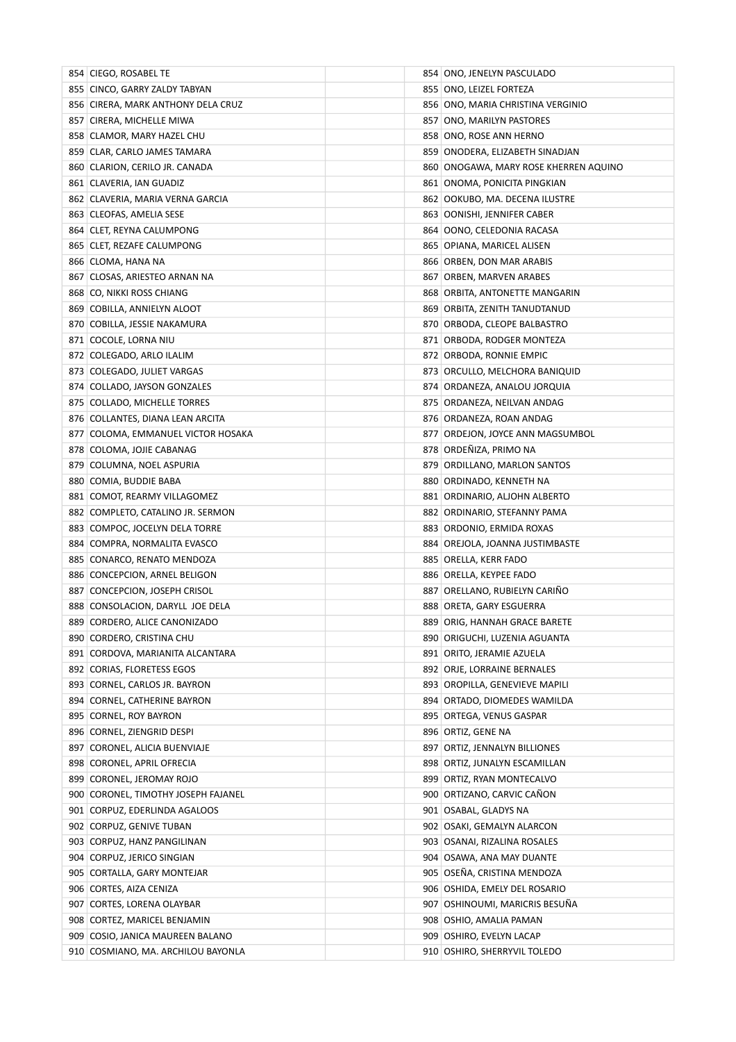| | | | | |
|---|---|---|---|---|
| 854 | CIEGO, ROSABEL TE | | 854 | ONO, JENELYN PASCULADO |
| 855 | CINCO, GARRY ZALDY TABYAN | | 855 | ONO, LEIZEL FORTEZA |
| 856 | CIRERA, MARK ANTHONY DELA CRUZ | | 856 | ONO, MARIA CHRISTINA VERGINIO |
| 857 | CIRERA, MICHELLE MIWA | | 857 | ONO, MARILYN PASTORES |
| 858 | CLAMOR, MARY HAZEL CHU | | 858 | ONO, ROSE ANN HERNO |
| 859 | CLAR, CARLO JAMES TAMARA | | 859 | ONODERA, ELIZABETH SINADJAN |
| 860 | CLARION, CERILO JR. CANADA | | 860 | ONOGAWA, MARY ROSE KHERREN AQUINO |
| 861 | CLAVERIA, IAN GUADIZ | | 861 | ONOMA, PONICITA PINGKIAN |
| 862 | CLAVERIA, MARIA VERNA GARCIA | | 862 | OOKUBO, MA. DECENA ILUSTRE |
| 863 | CLEOFAS, AMELIA SESE | | 863 | OONISHI, JENNIFER CABER |
| 864 | CLET, REYNA CALUMPONG | | 864 | OONO, CELEDONIA RACASA |
| 865 | CLET, REZAFE CALUMPONG | | 865 | OPIANA, MARICEL ALISEN |
| 866 | CLOMA, HANA NA | | 866 | ORBEN, DON MAR ARABIS |
| 867 | CLOSAS, ARIESTEO ARNAN NA | | 867 | ORBEN, MARVEN ARABES |
| 868 | CO, NIKKI ROSS CHIANG | | 868 | ORBITA, ANTONETTE MANGARIN |
| 869 | COBILLA, ANNIELYN ALOOT | | 869 | ORBITA, ZENITH TANUDTANUD |
| 870 | COBILLA, JESSIE NAKAMURA | | 870 | ORBODA, CLEOPE BALBASTRO |
| 871 | COCOLE, LORNA NIU | | 871 | ORBODA, RODGER MONTEZA |
| 872 | COLEGADO, ARLO ILALIM | | 872 | ORBODA, RONNIE EMPIC |
| 873 | COLEGADO, JULIET VARGAS | | 873 | ORCULLO, MELCHORA BANIQUID |
| 874 | COLLADO, JAYSON GONZALES | | 874 | ORDANEZA, ANALOU JORQUIA |
| 875 | COLLADO, MICHELLE TORRES | | 875 | ORDANEZA, NEILVAN ANDAG |
| 876 | COLLANTES, DIANA LEAN ARCITA | | 876 | ORDANEZA, ROAN ANDAG |
| 877 | COLOMA, EMMANUEL VICTOR HOSAKA | | 877 | ORDEJON, JOYCE ANN MAGSUMBOL |
| 878 | COLOMA, JOJIE CABANAG | | 878 | ORDEÑIZA, PRIMO NA |
| 879 | COLUMNA, NOEL ASPURIA | | 879 | ORDILLANO, MARLON SANTOS |
| 880 | COMIA, BUDDIE BABA | | 880 | ORDINADO, KENNETH NA |
| 881 | COMOT, REARMY VILLAGOMEZ | | 881 | ORDINARIO, ALJOHN ALBERTO |
| 882 | COMPLETO, CATALINO JR. SERMON | | 882 | ORDINARIO, STEFANNY PAMA |
| 883 | COMPOC, JOCELYN DELA TORRE | | 883 | ORDONIO, ERMIDA ROXAS |
| 884 | COMPRA, NORMALITA EVASCO | | 884 | OREJOLA, JOANNA JUSTIMBASTE |
| 885 | CONARCO, RENATO MENDOZA | | 885 | ORELLA, KERR FADO |
| 886 | CONCEPCION, ARNEL BELIGON | | 886 | ORELLA, KEYPEE FADO |
| 887 | CONCEPCION, JOSEPH CRISOL | | 887 | ORELLANO, RUBIELYN CARIÑO |
| 888 | CONSOLACION, DARYLL JOE DELA | | 888 | ORETA, GARY ESGUERRA |
| 889 | CORDERO, ALICE CANONIZADO | | 889 | ORIG, HANNAH GRACE BARETE |
| 890 | CORDERO, CRISTINA CHU | | 890 | ORIGUCHI, LUZENIA AGUANTA |
| 891 | CORDOVA, MARIANITA ALCANTARA | | 891 | ORITO, JERAMIE AZUELA |
| 892 | CORIAS, FLORETESS EGOS | | 892 | ORJE, LORRAINE BERNALES |
| 893 | CORNEL, CARLOS JR. BAYRON | | 893 | OROPILLA, GENEVIEVE MAPILI |
| 894 | CORNEL, CATHERINE BAYRON | | 894 | ORTADO, DIOMEDES WAMILDA |
| 895 | CORNEL, ROY BAYRON | | 895 | ORTEGA, VENUS GASPAR |
| 896 | CORNEL, ZIENGRID DESPI | | 896 | ORTIZ, GENE NA |
| 897 | CORONEL, ALICIA BUENVIAJE | | 897 | ORTIZ, JENNALYN BILLIONES |
| 898 | CORONEL, APRIL OFRECIA | | 898 | ORTIZ, JUNALYN ESCAMILLAN |
| 899 | CORONEL, JEROMAY ROJO | | 899 | ORTIZ, RYAN MONTECALVO |
| 900 | CORONEL, TIMOTHY JOSEPH FAJANEL | | 900 | ORTIZANO, CARVIC CAÑON |
| 901 | CORPUZ, EDERLINDA AGALOOS | | 901 | OSABAL, GLADYS NA |
| 902 | CORPUZ, GENIVE TUBAN | | 902 | OSAKI, GEMALYN ALARCON |
| 903 | CORPUZ, HANZ PANGILINAN | | 903 | OSANAI, RIZALINA ROSALES |
| 904 | CORPUZ, JERICO SINGIAN | | 904 | OSAWA, ANA MAY DUANTE |
| 905 | CORTALLA, GARY MONTEJAR | | 905 | OSEÑA, CRISTINA MENDOZA |
| 906 | CORTES, AIZA CENIZA | | 906 | OSHIDA, EMELY DEL ROSARIO |
| 907 | CORTES, LORENA OLAYBAR | | 907 | OSHINOUMI, MARICRIS BESUÑA |
| 908 | CORTEZ, MARICEL BENJAMIN | | 908 | OSHIO, AMALIA PAMAN |
| 909 | COSIO, JANICA MAUREEN BALANO | | 909 | OSHIRO, EVELYN LACAP |
| 910 | COSMIANO, MA. ARCHILOU BAYONLA | | 910 | OSHIRO, SHERRYVIL TOLEDO |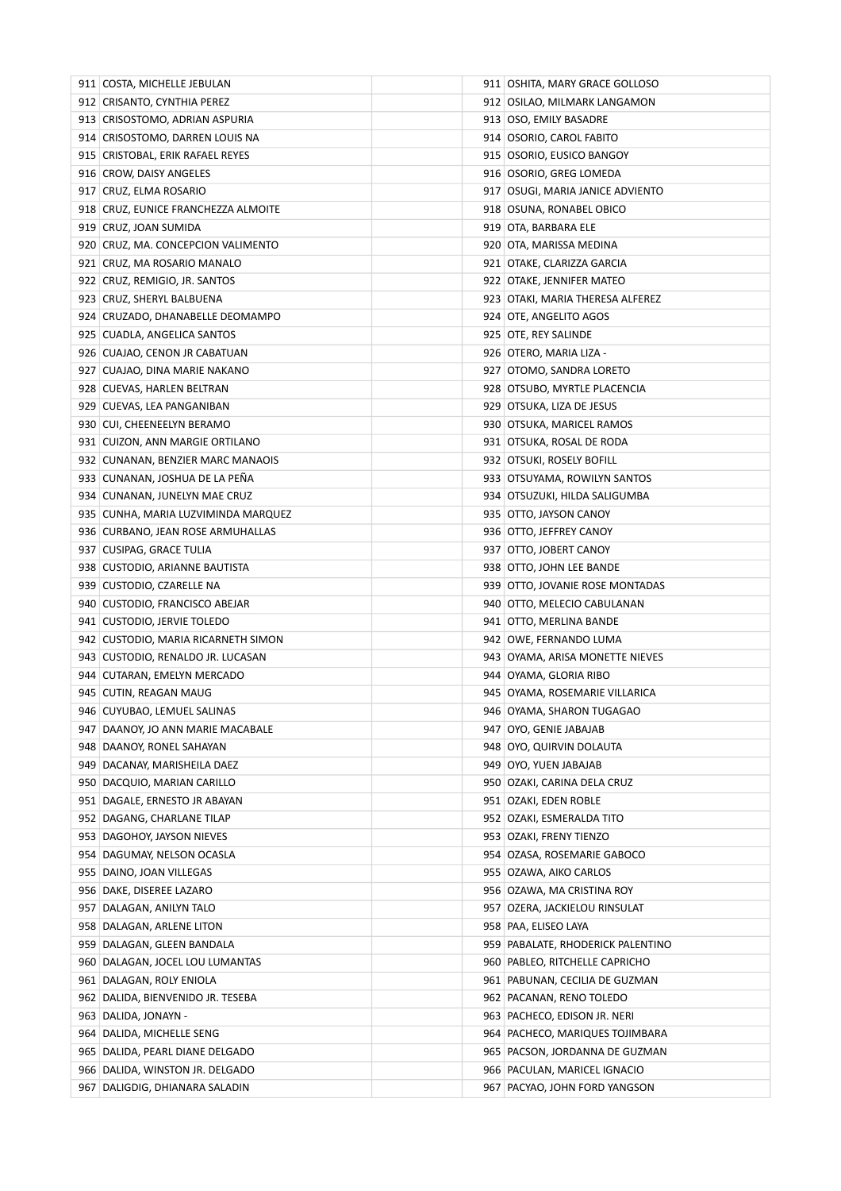| | | | | |
|---|---|---|---|---|
| 911 | COSTA, MICHELLE JEBULAN | | 911 | OSHITA, MARY GRACE GOLLOSO |
| 912 | CRISANTO, CYNTHIA PEREZ | | 912 | OSILAO, MILMARK LANGAMON |
| 913 | CRISOSTOMO, ADRIAN ASPURIA | | 913 | OSO, EMILY BASADRE |
| 914 | CRISOSTOMO, DARREN LOUIS NA | | 914 | OSORIO, CAROL FABITO |
| 915 | CRISTOBAL, ERIK RAFAEL REYES | | 915 | OSORIO, EUSICO BANGOY |
| 916 | CROW, DAISY ANGELES | | 916 | OSORIO, GREG LOMEDA |
| 917 | CRUZ, ELMA ROSARIO | | 917 | OSUGI, MARIA JANICE ADVIENTO |
| 918 | CRUZ, EUNICE FRANCHEZZA ALMOITE | | 918 | OSUNA, RONABEL OBICO |
| 919 | CRUZ, JOAN SUMIDA | | 919 | OTA, BARBARA ELE |
| 920 | CRUZ, MA. CONCEPCION VALIMENTO | | 920 | OTA, MARISSA MEDINA |
| 921 | CRUZ, MA ROSARIO MANALO | | 921 | OTAKE, CLARIZZA GARCIA |
| 922 | CRUZ, REMIGIO, JR. SANTOS | | 922 | OTAKE, JENNIFER MATEO |
| 923 | CRUZ, SHERYL BALBUENA | | 923 | OTAKI, MARIA THERESA ALFEREZ |
| 924 | CRUZADO, DHANABELLE DEOMAMPO | | 924 | OTE, ANGELITO AGOS |
| 925 | CUADLA, ANGELICA SANTOS | | 925 | OTE, REY SALINDE |
| 926 | CUAJAO, CENON JR CABATUAN | | 926 | OTERO, MARIA LIZA - |
| 927 | CUAJAO, DINA MARIE NAKANO | | 927 | OTOMO, SANDRA LORETO |
| 928 | CUEVAS, HARLEN BELTRAN | | 928 | OTSUBO, MYRTLE PLACENCIA |
| 929 | CUEVAS, LEA PANGANIBAN | | 929 | OTSUKA, LIZA DE JESUS |
| 930 | CUI, CHEENEELYN BERAMO | | 930 | OTSUKA, MARICEL RAMOS |
| 931 | CUIZON, ANN MARGIE ORTILANO | | 931 | OTSUKA, ROSAL DE RODA |
| 932 | CUNANAN, BENZIER MARC MANAOIS | | 932 | OTSUKI, ROSELY BOFILL |
| 933 | CUNANAN, JOSHUA DE LA PEÑA | | 933 | OTSUYAMA, ROWILYN SANTOS |
| 934 | CUNANAN, JUNELYN MAE CRUZ | | 934 | OTSUZUKI, HILDA SALIGUMBA |
| 935 | CUNHA, MARIA LUZVIMINDA MARQUEZ | | 935 | OTTO, JAYSON CANOY |
| 936 | CURBANO, JEAN ROSE ARMUHALLAS | | 936 | OTTO, JEFFREY CANOY |
| 937 | CUSIPAG, GRACE TULIA | | 937 | OTTO, JOBERT CANOY |
| 938 | CUSTODIO, ARIANNE BAUTISTA | | 938 | OTTO, JOHN LEE BANDE |
| 939 | CUSTODIO, CZARELLE NA | | 939 | OTTO, JOVANIE ROSE MONTADAS |
| 940 | CUSTODIO, FRANCISCO ABEJAR | | 940 | OTTO, MELECIO CABULANAN |
| 941 | CUSTODIO, JERVIE TOLEDO | | 941 | OTTO, MERLINA BANDE |
| 942 | CUSTODIO, MARIA RICARNETH SIMON | | 942 | OWE, FERNANDO LUMA |
| 943 | CUSTODIO, RENALDO JR. LUCASAN | | 943 | OYAMA, ARISA MONETTE NIEVES |
| 944 | CUTARAN, EMELYN MERCADO | | 944 | OYAMA, GLORIA RIBO |
| 945 | CUTIN, REAGAN MAUG | | 945 | OYAMA, ROSEMARIE VILLARICA |
| 946 | CUYUBAO, LEMUEL SALINAS | | 946 | OYAMA, SHARON TUGAGAO |
| 947 | DAANOY, JO ANN MARIE MACABALE | | 947 | OYO, GENIE JABAJAB |
| 948 | DAANOY, RONEL SAHAYAN | | 948 | OYO, QUIRVIN DOLAUTA |
| 949 | DACANAY, MARISHEILA DAEZ | | 949 | OYO, YUEN JABAJAB |
| 950 | DACQUIO, MARIAN CARILLO | | 950 | OZAKI, CARINA DELA CRUZ |
| 951 | DAGALE, ERNESTO JR ABAYAN | | 951 | OZAKI, EDEN ROBLE |
| 952 | DAGANG, CHARLANE TILAP | | 952 | OZAKI, ESMERALDA TITO |
| 953 | DAGOHOY, JAYSON NIEVES | | 953 | OZAKI, FRENY TIENZO |
| 954 | DAGUMAY, NELSON OCASLA | | 954 | OZASA, ROSEMARIE GABOCO |
| 955 | DAINO, JOAN VILLEGAS | | 955 | OZAWA, AIKO CARLOS |
| 956 | DAKE, DISEREE LAZARO | | 956 | OZAWA, MA CRISTINA ROY |
| 957 | DALAGAN, ANILYN TALO | | 957 | OZERA, JACKIELOU RINSULAT |
| 958 | DALAGAN, ARLENE LITON | | 958 | PAA, ELISEO LAYA |
| 959 | DALAGAN, GLEEN BANDALA | | 959 | PABALATE, RHODERICK PALENTINO |
| 960 | DALAGAN, JOCEL LOU LUMANTAS | | 960 | PABLEO, RITCHELLE CAPRICHO |
| 961 | DALAGAN, ROLY ENIOLA | | 961 | PABUNAN, CECILIA DE GUZMAN |
| 962 | DALIDA, BIENVENIDO JR. TESEBA | | 962 | PACANAN, RENO TOLEDO |
| 963 | DALIDA, JONAYN - | | 963 | PACHECO, EDISON JR. NERI |
| 964 | DALIDA, MICHELLE SENG | | 964 | PACHECO, MARIQUES TOJIMBARA |
| 965 | DALIDA, PEARL DIANE DELGADO | | 965 | PACSON, JORDANNA DE GUZMAN |
| 966 | DALIDA, WINSTON JR. DELGADO | | 966 | PACULAN, MARICEL IGNACIO |
| 967 | DALIGDIG, DHIANARA SALADIN | | 967 | PACYAO, JOHN FORD YANGSON |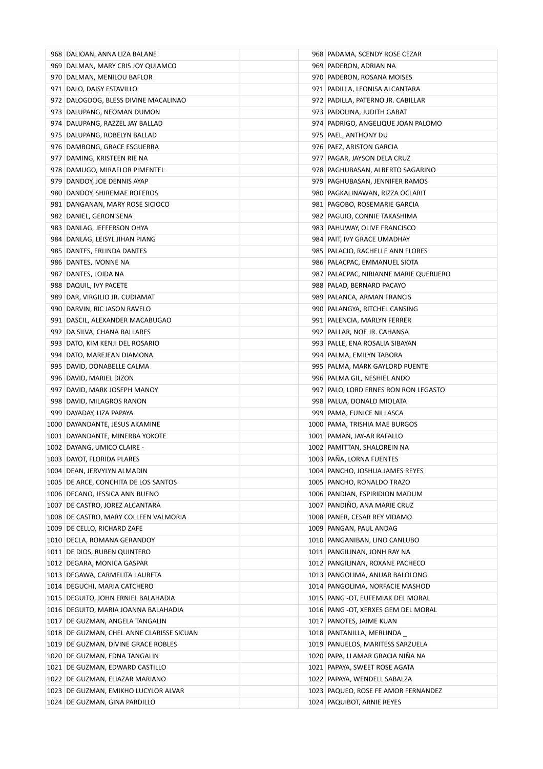| | | | | |
|---|---|---|---|---|
| 968 | DALIOAN, ANNA LIZA BALANE | | 968 | PADAMA, SCENDY ROSE CEZAR |
| 969 | DALMAN, MARY CRIS JOY QUIAMCO | | 969 | PADERON, ADRIAN NA |
| 970 | DALMAN, MENILOU BAFLOR | | 970 | PADERON, ROSANA MOISES |
| 971 | DALO, DAISY ESTAVILLO | | 971 | PADILLA, LEONISA ALCANTARA |
| 972 | DALOGDOG, BLESS DIVINE MACALINAO | | 972 | PADILLA, PATERNO JR. CABILLAR |
| 973 | DALUPANG, NEOMAN DUMON | | 973 | PADOLINA, JUDITH GABAT |
| 974 | DALUPANG, RAZZEL JAY BALLAD | | 974 | PADRIGO, ANGELIQUE JOAN PALOMO |
| 975 | DALUPANG, ROBELYN BALLAD | | 975 | PAEL, ANTHONY DU |
| 976 | DAMBONG, GRACE ESGUERRA | | 976 | PAEZ, ARISTON GARCIA |
| 977 | DAMING, KRISTEEN RIE NA | | 977 | PAGAR, JAYSON DELA CRUZ |
| 978 | DAMUGO, MIRAFLOR PIMENTEL | | 978 | PAGHUBASAN, ALBERTO SAGARINO |
| 979 | DANDOY, JOE DENNIS AYAP | | 979 | PAGHUBASAN, JENNIFER RAMOS |
| 980 | DANDOY, SHIREMAE ROFEROS | | 980 | PAGKALINAWAN, RIZZA OCLARIT |
| 981 | DANGANAN, MARY ROSE SICIOCO | | 981 | PAGOBO, ROSEMARIE GARCIA |
| 982 | DANIEL, GERON SENA | | 982 | PAGUIO, CONNIE TAKASHIMA |
| 983 | DANLAG, JEFFERSON OHYA | | 983 | PAHUWAY, OLIVE FRANCISCO |
| 984 | DANLAG, LEISYL JIHAN PIANG | | 984 | PAIT, IVY GRACE UMADHAY |
| 985 | DANTES, ERLINDA DANTES | | 985 | PALACIO, RACHELLE ANN FLORES |
| 986 | DANTES, IVONNE NA | | 986 | PALACPAC, EMMANUEL SIOTA |
| 987 | DANTES, LOIDA NA | | 987 | PALACPAC, NIRIANNE MARIE QUERIJERO |
| 988 | DAQUIL, IVY PACETE | | 988 | PALAD, BERNARD PACAYO |
| 989 | DAR, VIRGILIO JR. CUDIAMAT | | 989 | PALANCA, ARMAN FRANCIS |
| 990 | DARVIN, RIC JASON RAVELO | | 990 | PALANGYA, RITCHEL CANSING |
| 991 | DASCIL, ALEXANDER MACABUGAO | | 991 | PALENCIA, MARLYN FERRER |
| 992 | DA SILVA, CHANA BALLARES | | 992 | PALLAR, NOE JR. CAHANSA |
| 993 | DATO, KIM KENJI DEL ROSARIO | | 993 | PALLE, ENA ROSALIA SIBAYAN |
| 994 | DATO, MAREJEAN DIAMONA | | 994 | PALMA, EMILYN TABORA |
| 995 | DAVID, DONABELLE CALMA | | 995 | PALMA, MARK GAYLORD PUENTE |
| 996 | DAVID, MARIEL DIZON | | 996 | PALMA GIL, NESHIEL ANDO |
| 997 | DAVID, MARK JOSEPH MANOY | | 997 | PALO, LORD ERNES RON RON LEGASTO |
| 998 | DAVID, MILAGROS RANON | | 998 | PALUA, DONALD MIOLATA |
| 999 | DAYADAY, LIZA PAPAYA | | 999 | PAMA, EUNICE NILLASCA |
| 1000 | DAYANDANTE, JESUS AKAMINE | | 1000 | PAMA, TRISHIA MAE BURGOS |
| 1001 | DAYANDANTE, MINERBA YOKOTE | | 1001 | PAMAN, JAY-AR RAFALLO |
| 1002 | DAYANG, UMICO CLAIRE - | | 1002 | PAMITTAN, SHALOREIN NA |
| 1003 | DAYOT, FLORIDA PLARES | | 1003 | PAÑA, LORNA FUENTES |
| 1004 | DEAN, JERVYLYN ALMADIN | | 1004 | PANCHO, JOSHUA JAMES REYES |
| 1005 | DE ARCE, CONCHITA DE LOS SANTOS | | 1005 | PANCHO, RONALDO TRAZO |
| 1006 | DECANO, JESSICA ANN BUENO | | 1006 | PANDIAN, ESPIRIDION MADUM |
| 1007 | DE CASTRO, JOREZ ALCANTARA | | 1007 | PANDIÑO, ANA MARIE CRUZ |
| 1008 | DE CASTRO, MARY COLLEEN VALMORIA | | 1008 | PANER, CESAR REY VIDAMO |
| 1009 | DE CELLO, RICHARD ZAFE | | 1009 | PANGAN, PAUL ANDAG |
| 1010 | DECLA, ROMANA GERANDOY | | 1010 | PANGANIBAN, LINO CANLUBO |
| 1011 | DE DIOS, RUBEN QUINTERO | | 1011 | PANGILINAN, JONH RAY NA |
| 1012 | DEGARA, MONICA GASPAR | | 1012 | PANGILINAN, ROXANE PACHECO |
| 1013 | DEGAWA, CARMELITA LAURETA | | 1013 | PANGOLIMA, ANUAR BALOLONG |
| 1014 | DEGUCHI, MARIA CATCHERO | | 1014 | PANGOLIMA, NORFACIE MASHOD |
| 1015 | DEGUITO, JOHN ERNIEL BALAHADIA | | 1015 | PANG -OT, EUFEMIAK DEL MORAL |
| 1016 | DEGUITO, MARIA JOANNA BALAHADIA | | 1016 | PANG -OT, XERXES GEM DEL MORAL |
| 1017 | DE GUZMAN, ANGELA TANGALIN | | 1017 | PANOTES, JAIME KUAN |
| 1018 | DE GUZMAN, CHEL ANNE CLARISSE SICUAN | | 1018 | PANTANILLA, MERLINDA _ |
| 1019 | DE GUZMAN, DIVINE GRACE ROBLES | | 1019 | PANUELOS, MARITESS SARZUELA |
| 1020 | DE GUZMAN, EDNA TANGALIN | | 1020 | PAPA, LLAMAR GRACIA NIÑA NA |
| 1021 | DE GUZMAN, EDWARD CASTILLO | | 1021 | PAPAYA, SWEET ROSE AGATA |
| 1022 | DE GUZMAN, ELIAZAR MARIANO | | 1022 | PAPAYA, WENDELL SABALZA |
| 1023 | DE GUZMAN, EMIKHO LUCYLOR ALVAR | | 1023 | PAQUEO, ROSE FE AMOR FERNANDEZ |
| 1024 | DE GUZMAN, GINA PARDILLO | | 1024 | PAQUIBOT, ARNIE REYES |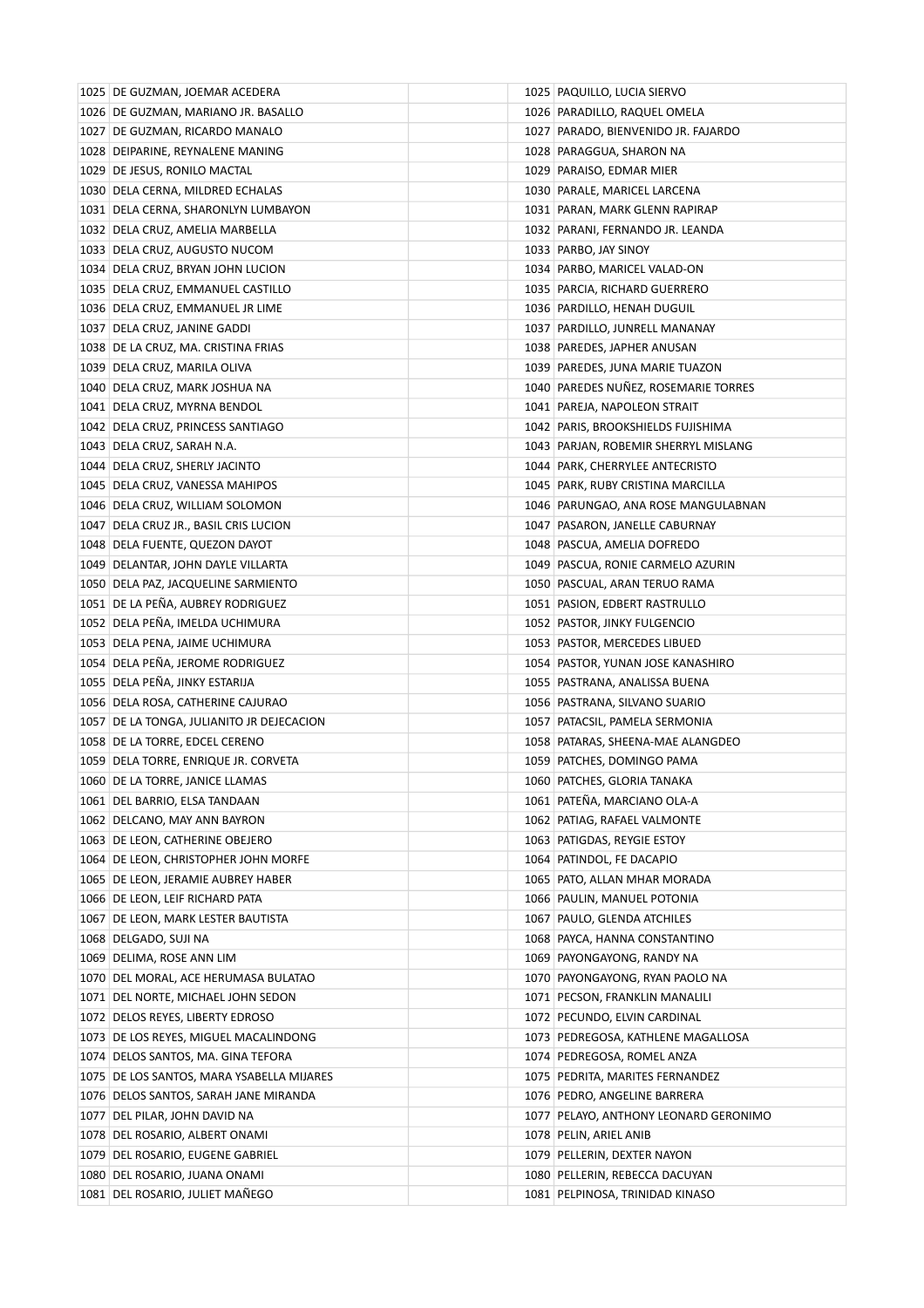| | | | | |
|---|---|---|---|---|
| 1025 | DE GUZMAN, JOEMAR ACEDERA | | 1025 | PAQUILLO, LUCIA SIERVO |
| 1026 | DE GUZMAN, MARIANO JR. BASALLO | | 1026 | PARADILLO, RAQUEL OMELA |
| 1027 | DE GUZMAN, RICARDO MANALO | | 1027 | PARADO, BIENVENIDO JR. FAJARDO |
| 1028 | DEIPARINE, REYNALENE MANING | | 1028 | PARAGGUA, SHARON NA |
| 1029 | DE JESUS, RONILO MACTAL | | 1029 | PARAISO, EDMAR MIER |
| 1030 | DELA CERNA, MILDRED ECHALAS | | 1030 | PARALE, MARICEL LARCENA |
| 1031 | DELA CERNA, SHARONLYN LUMBAYON | | 1031 | PARAN, MARK GLENN RAPIRAP |
| 1032 | DELA CRUZ, AMELIA MARBELLA | | 1032 | PARANI, FERNANDO JR. LEANDA |
| 1033 | DELA CRUZ, AUGUSTO NUCOM | | 1033 | PARBO, JAY SINOY |
| 1034 | DELA CRUZ, BRYAN JOHN LUCION | | 1034 | PARBO, MARICEL VALAD-ON |
| 1035 | DELA CRUZ, EMMANUEL CASTILLO | | 1035 | PARCIA, RICHARD GUERRERO |
| 1036 | DELA CRUZ, EMMANUEL JR LIME | | 1036 | PARDILLO, HENAH DUGUIL |
| 1037 | DELA CRUZ, JANINE GADDI | | 1037 | PARDILLO, JUNRELL MANANAY |
| 1038 | DE LA CRUZ, MA. CRISTINA FRIAS | | 1038 | PAREDES, JAPHER ANUSAN |
| 1039 | DELA CRUZ, MARILA OLIVA | | 1039 | PAREDES, JUNA MARIE TUAZON |
| 1040 | DELA CRUZ, MARK JOSHUA NA | | 1040 | PAREDES NUÑEZ, ROSEMARIE TORRES |
| 1041 | DELA CRUZ, MYRNA BENDOL | | 1041 | PAREJA, NAPOLEON STRAIT |
| 1042 | DELA CRUZ, PRINCESS SANTIAGO | | 1042 | PARIS, BROOKSHIELDS FUJISHIMA |
| 1043 | DELA CRUZ, SARAH N.A. | | 1043 | PARJAN, ROBEMIR SHERRYL MISLANG |
| 1044 | DELA CRUZ, SHERLY JACINTO | | 1044 | PARK, CHERRYLEE ANTECRISTO |
| 1045 | DELA CRUZ, VANESSA MAHIPOS | | 1045 | PARK, RUBY CRISTINA MARCILLA |
| 1046 | DELA CRUZ, WILLIAM SOLOMON | | 1046 | PARUNGAO, ANA ROSE MANGULABNAN |
| 1047 | DELA CRUZ JR., BASIL CRIS LUCION | | 1047 | PASARON, JANELLE CABURNAY |
| 1048 | DELA FUENTE, QUEZON DAYOT | | 1048 | PASCUA, AMELIA DOFREDO |
| 1049 | DELANTAR, JOHN DAYLE VILLARTA | | 1049 | PASCUA, RONIE CARMELO AZURIN |
| 1050 | DELA PAZ, JACQUELINE SARMIENTO | | 1050 | PASCUAL, ARAN TERUO RAMA |
| 1051 | DE LA PEÑA, AUBREY RODRIGUEZ | | 1051 | PASION, EDBERT RASTRULLO |
| 1052 | DELA PEÑA, IMELDA UCHIMURA | | 1052 | PASTOR, JINKY FULGENCIO |
| 1053 | DELA PENA, JAIME UCHIMURA | | 1053 | PASTOR, MERCEDES LIBUED |
| 1054 | DELA PEÑA, JEROME RODRIGUEZ | | 1054 | PASTOR, YUNAN JOSE KANASHIRO |
| 1055 | DELA PEÑA, JINKY ESTARIJA | | 1055 | PASTRANA, ANALISSA BUENA |
| 1056 | DELA ROSA, CATHERINE CAJURAO | | 1056 | PASTRANA, SILVANO SUARIO |
| 1057 | DE LA TONGA, JULIANITO JR DEJECACION | | 1057 | PATACSIL, PAMELA SERMONIA |
| 1058 | DE LA TORRE, EDCEL CERENO | | 1058 | PATARAS, SHEENA-MAE ALANGDEO |
| 1059 | DELA TORRE, ENRIQUE JR. CORVETA | | 1059 | PATCHES, DOMINGO PAMA |
| 1060 | DE LA TORRE, JANICE LLAMAS | | 1060 | PATCHES, GLORIA TANAKA |
| 1061 | DEL BARRIO, ELSA TANDAAN | | 1061 | PATEÑA, MARCIANO OLA-A |
| 1062 | DELCANO, MAY ANN BAYRON | | 1062 | PATIAG, RAFAEL VALMONTE |
| 1063 | DE LEON, CATHERINE OBEJERO | | 1063 | PATIGDAS, REYGIE ESTOY |
| 1064 | DE LEON, CHRISTOPHER JOHN MORFE | | 1064 | PATINDOL, FE DACAPIO |
| 1065 | DE LEON, JERAMIE AUBREY HABER | | 1065 | PATO, ALLAN MHAR MORADA |
| 1066 | DE LEON, LEIF RICHARD PATA | | 1066 | PAULIN, MANUEL POTONIA |
| 1067 | DE LEON, MARK LESTER BAUTISTA | | 1067 | PAULO, GLENDA ATCHILES |
| 1068 | DELGADO, SUJI NA | | 1068 | PAYCA, HANNA CONSTANTINO |
| 1069 | DELIMA, ROSE ANN LIM | | 1069 | PAYONGAYONG, RANDY NA |
| 1070 | DEL MORAL, ACE HERUMASA BULATAO | | 1070 | PAYONGAYONG, RYAN PAOLO NA |
| 1071 | DEL NORTE, MICHAEL JOHN SEDON | | 1071 | PECSON, FRANKLIN MANALILI |
| 1072 | DELOS REYES, LIBERTY EDROSO | | 1072 | PECUNDO, ELVIN CARDINAL |
| 1073 | DE LOS REYES, MIGUEL MACALINDONG | | 1073 | PEDREGOSA, KATHLENE MAGALLOSA |
| 1074 | DELOS SANTOS, MA. GINA TEFORA | | 1074 | PEDREGOSA, ROMEL ANZA |
| 1075 | DE LOS SANTOS, MARA YSABELLA MIJARES | | 1075 | PEDRITA, MARITES FERNANDEZ |
| 1076 | DELOS SANTOS, SARAH JANE MIRANDA | | 1076 | PEDRO, ANGELINE BARRERA |
| 1077 | DEL PILAR, JOHN DAVID NA | | 1077 | PELAYO, ANTHONY LEONARD GERONIMO |
| 1078 | DEL ROSARIO, ALBERT ONAMI | | 1078 | PELIN, ARIEL ANIB |
| 1079 | DEL ROSARIO, EUGENE GABRIEL | | 1079 | PELLERIN, DEXTER NAYON |
| 1080 | DEL ROSARIO, JUANA ONAMI | | 1080 | PELLERIN, REBECCA DACUYAN |
| 1081 | DEL ROSARIO, JULIET MAÑEGO | | 1081 | PELPINOSA, TRINIDAD KINASO |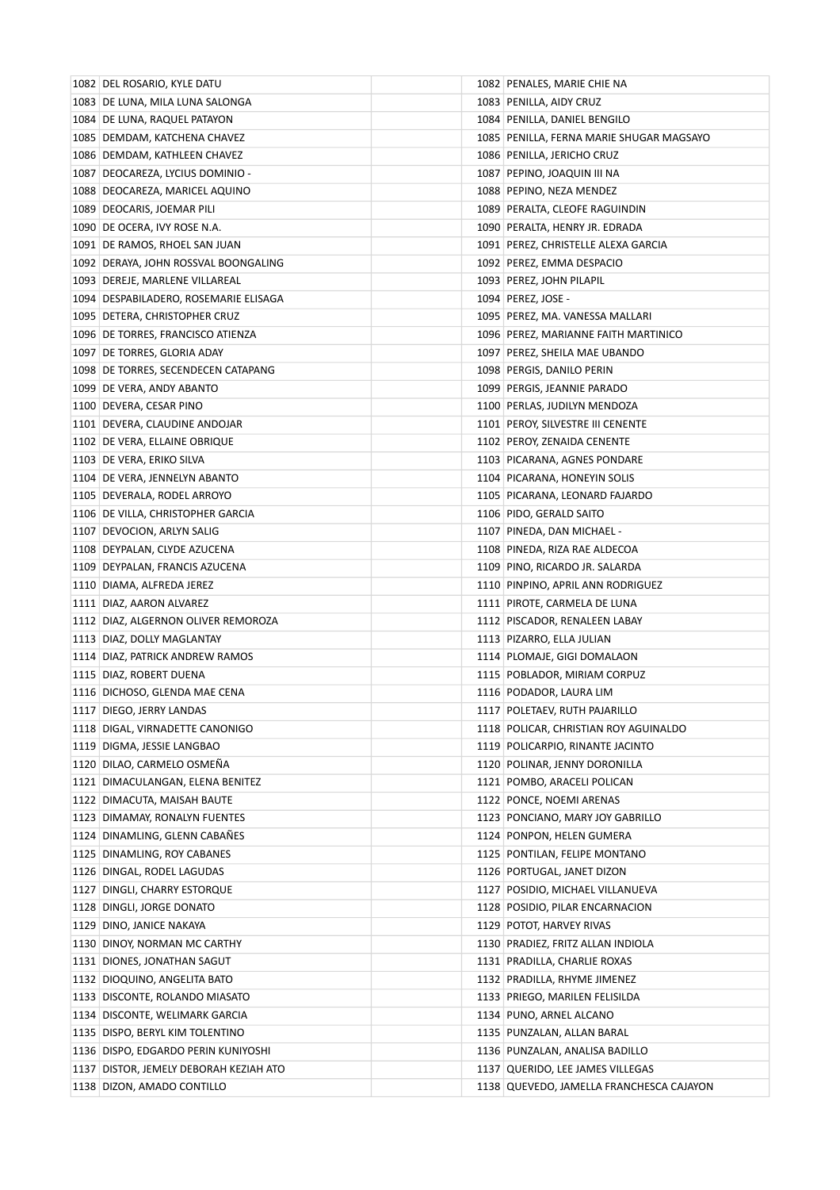| | | | | |
|---|---|---|---|---|
| 1082 | DEL ROSARIO, KYLE DATU | | 1082 | PENALES, MARIE CHIE NA |
| 1083 | DE LUNA, MILA LUNA SALONGA | | 1083 | PENILLA, AIDY CRUZ |
| 1084 | DE LUNA, RAQUEL PATAYON | | 1084 | PENILLA, DANIEL BENGILO |
| 1085 | DEMDAM, KATCHENA CHAVEZ | | 1085 | PENILLA, FERNA MARIE SHUGAR MAGSAYO |
| 1086 | DEMDAM, KATHLEEN CHAVEZ | | 1086 | PENILLA, JERICHO CRUZ |
| 1087 | DEOCAREZA, LYCIUS DOMINIO - | | 1087 | PEPINO, JOAQUIN III NA |
| 1088 | DEOCAREZA, MARICEL AQUINO | | 1088 | PEPINO, NEZA MENDEZ |
| 1089 | DEOCARIS, JOEMAR PILI | | 1089 | PERALTA, CLEOFE RAGUINDIN |
| 1090 | DE OCERA, IVY ROSE N.A. | | 1090 | PERALTA, HENRY JR. EDRADA |
| 1091 | DE RAMOS, RHOEL SAN JUAN | | 1091 | PEREZ, CHRISTELLE ALEXA GARCIA |
| 1092 | DERAYA, JOHN ROSSVAL BOONGALING | | 1092 | PEREZ, EMMA DESPACIO |
| 1093 | DEREJE, MARLENE VILLAREAL | | 1093 | PEREZ, JOHN PILAPIL |
| 1094 | DESPABILADERO, ROSEMARIE ELISAGA | | 1094 | PEREZ, JOSE - |
| 1095 | DETERA, CHRISTOPHER CRUZ | | 1095 | PEREZ, MA. VANESSA MALLARI |
| 1096 | DE TORRES, FRANCISCO ATIENZA | | 1096 | PEREZ, MARIANNE FAITH MARTINICO |
| 1097 | DE TORRES, GLORIA ADAY | | 1097 | PEREZ, SHEILA MAE UBANDO |
| 1098 | DE TORRES, SECENDECEN CATAPANG | | 1098 | PERGIS, DANILO PERIN |
| 1099 | DE VERA, ANDY ABANTO | | 1099 | PERGIS, JEANNIE PARADO |
| 1100 | DEVERA, CESAR PINO | | 1100 | PERLAS, JUDILYN MENDOZA |
| 1101 | DEVERA, CLAUDINE ANDOJAR | | 1101 | PEROY, SILVESTRE III CENENTE |
| 1102 | DE VERA, ELLAINE OBRIQUE | | 1102 | PEROY, ZENAIDA CENENTE |
| 1103 | DE VERA, ERIKO SILVA | | 1103 | PICARANA, AGNES PONDARE |
| 1104 | DE VERA, JENNELYN ABANTO | | 1104 | PICARANA, HONEYIN SOLIS |
| 1105 | DEVERALA, RODEL ARROYO | | 1105 | PICARANA, LEONARD FAJARDO |
| 1106 | DE VILLA, CHRISTOPHER GARCIA | | 1106 | PIDO, GERALD SAITO |
| 1107 | DEVOCION, ARLYN SALIG | | 1107 | PINEDA, DAN MICHAEL - |
| 1108 | DEYPALAN, CLYDE AZUCENA | | 1108 | PINEDA, RIZA RAE ALDECOA |
| 1109 | DEYPALAN, FRANCIS AZUCENA | | 1109 | PINO, RICARDO JR. SALARDA |
| 1110 | DIAMA, ALFREDA JEREZ | | 1110 | PINPINO, APRIL ANN RODRIGUEZ |
| 1111 | DIAZ, AARON ALVAREZ | | 1111 | PIROTE, CARMELA DE LUNA |
| 1112 | DIAZ, ALGERNON OLIVER REMOROZA | | 1112 | PISCADOR, RENALEEN LABAY |
| 1113 | DIAZ, DOLLY MAGLANTAY | | 1113 | PIZARRO, ELLA JULIAN |
| 1114 | DIAZ, PATRICK ANDREW RAMOS | | 1114 | PLOMAJE, GIGI DOMALAON |
| 1115 | DIAZ, ROBERT DUENA | | 1115 | POBLADOR, MIRIAM CORPUZ |
| 1116 | DICHOSO, GLENDA MAE CENA | | 1116 | PODADOR, LAURA LIM |
| 1117 | DIEGO, JERRY LANDAS | | 1117 | POLETAEV, RUTH PAJARILLO |
| 1118 | DIGAL, VIRNADETTE CANONIGO | | 1118 | POLICAR, CHRISTIAN ROY AGUINALDO |
| 1119 | DIGMA, JESSIE LANGBAO | | 1119 | POLICARPIO, RINANTE JACINTO |
| 1120 | DILAO, CARMELO OSMEÑA | | 1120 | POLINAR, JENNY DORONILLA |
| 1121 | DIMACULANGAN, ELENA BENITEZ | | 1121 | POMBO, ARACELI POLICAN |
| 1122 | DIMACUTA, MAISAH BAUTE | | 1122 | PONCE, NOEMI ARENAS |
| 1123 | DIMAMAY, RONALYN FUENTES | | 1123 | PONCIANO, MARY JOY GABRILLO |
| 1124 | DINAMLING, GLENN CABAÑES | | 1124 | PONPON, HELEN GUMERA |
| 1125 | DINAMLING, ROY CABANES | | 1125 | PONTILAN, FELIPE MONTANO |
| 1126 | DINGAL, RODEL LAGUDAS | | 1126 | PORTUGAL, JANET DIZON |
| 1127 | DINGLI, CHARRY ESTORQUE | | 1127 | POSIDIO, MICHAEL VILLANUEVA |
| 1128 | DINGLI, JORGE DONATO | | 1128 | POSIDIO, PILAR ENCARNACION |
| 1129 | DINO, JANICE NAKAYA | | 1129 | POTOT, HARVEY RIVAS |
| 1130 | DINOY, NORMAN MC CARTHY | | 1130 | PRADIEZ, FRITZ ALLAN INDIOLA |
| 1131 | DIONES, JONATHAN SAGUT | | 1131 | PRADILLA, CHARLIE ROXAS |
| 1132 | DIOQUINO, ANGELITA BATO | | 1132 | PRADILLA, RHYME JIMENEZ |
| 1133 | DISCONTE, ROLANDO MIASATO | | 1133 | PRIEGO, MARILEN FELISILDA |
| 1134 | DISCONTE, WELIMARK GARCIA | | 1134 | PUNO, ARNEL ALCANO |
| 1135 | DISPO, BERYL KIM TOLENTINO | | 1135 | PUNZALAN, ALLAN BARAL |
| 1136 | DISPO, EDGARDO PERIN KUNIYOSHI | | 1136 | PUNZALAN, ANALISA BADILLO |
| 1137 | DISTOR, JEMELY DEBORAH KEZIAH ATO | | 1137 | QUERIDO, LEE JAMES VILLEGAS |
| 1138 | DIZON, AMADO CONTILLO | | 1138 | QUEVEDO, JAMELLA FRANCHESCA CAJAYON |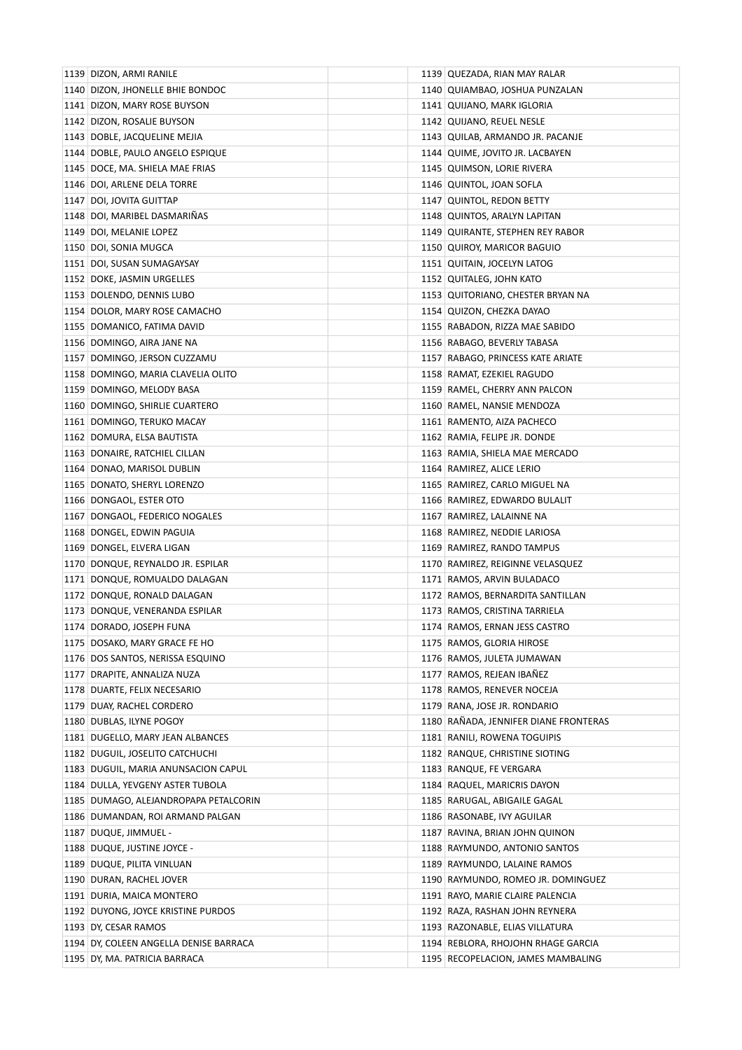| | | | | |
|---|---|---|---|---|
| 1139 | DIZON, ARMI RANILE | | 1139 | QUEZADA, RIAN MAY RALAR |
| 1140 | DIZON, JHONELLE BHIE BONDOC | | 1140 | QUIAMBAO, JOSHUA PUNZALAN |
| 1141 | DIZON, MARY ROSE BUYSON | | 1141 | QUIJANO, MARK IGLORIA |
| 1142 | DIZON, ROSALIE BUYSON | | 1142 | QUIJANO, REUEL NESLE |
| 1143 | DOBLE, JACQUELINE MEJIA | | 1143 | QUILAB, ARMANDO JR. PACANJE |
| 1144 | DOBLE, PAULO ANGELO ESPIQUE | | 1144 | QUIME, JOVITO JR. LACBAYEN |
| 1145 | DOCE, MA. SHIELA MAE FRIAS | | 1145 | QUIMSON, LORIE RIVERA |
| 1146 | DOI, ARLENE DELA TORRE | | 1146 | QUINTOL, JOAN SOFLA |
| 1147 | DOI, JOVITA GUITTAP | | 1147 | QUINTOL, REDON BETTY |
| 1148 | DOI, MARIBEL DASMARIÑAS | | 1148 | QUINTOS, ARALYN LAPITAN |
| 1149 | DOI, MELANIE LOPEZ | | 1149 | QUIRANTE, STEPHEN REY RABOR |
| 1150 | DOI, SONIA MUGCA | | 1150 | QUIROY, MARICOR BAGUIO |
| 1151 | DOI, SUSAN SUMAGAYSAY | | 1151 | QUITAIN, JOCELYN LATOG |
| 1152 | DOKE, JASMIN URGELLES | | 1152 | QUITALEG, JOHN KATO |
| 1153 | DOLENDO, DENNIS LUBO | | 1153 | QUITORIANO, CHESTER BRYAN NA |
| 1154 | DOLOR, MARY ROSE CAMACHO | | 1154 | QUIZON, CHEZKA DAYAO |
| 1155 | DOMANICO, FATIMA DAVID | | 1155 | RABADON, RIZZA MAE SABIDO |
| 1156 | DOMINGO, AIRA JANE NA | | 1156 | RABAGO, BEVERLY TABASA |
| 1157 | DOMINGO, JERSON CUZZAMU | | 1157 | RABAGO, PRINCESS KATE ARIATE |
| 1158 | DOMINGO, MARIA CLAVELIA OLITO | | 1158 | RAMAT, EZEKIEL RAGUDO |
| 1159 | DOMINGO, MELODY BASA | | 1159 | RAMEL, CHERRY ANN PALCON |
| 1160 | DOMINGO, SHIRLIE CUARTERO | | 1160 | RAMEL, NANSIE MENDOZA |
| 1161 | DOMINGO, TERUKO MACAY | | 1161 | RAMENTO, AIZA PACHECO |
| 1162 | DOMURA, ELSA BAUTISTA | | 1162 | RAMIA, FELIPE JR. DONDE |
| 1163 | DONAIRE, RATCHIEL CILLAN | | 1163 | RAMIA, SHIELA MAE MERCADO |
| 1164 | DONAO, MARISOL DUBLIN | | 1164 | RAMIREZ, ALICE LERIO |
| 1165 | DONATO, SHERYL LORENZO | | 1165 | RAMIREZ, CARLO MIGUEL NA |
| 1166 | DONGAOL, ESTER OTO | | 1166 | RAMIREZ, EDWARDO BULALIT |
| 1167 | DONGAOL, FEDERICO NOGALES | | 1167 | RAMIREZ, LALAINNE NA |
| 1168 | DONGEL, EDWIN PAGUIA | | 1168 | RAMIREZ, NEDDIE LARIOSA |
| 1169 | DONGEL, ELVERA LIGAN | | 1169 | RAMIREZ, RANDO TAMPUS |
| 1170 | DONQUE, REYNALDO JR. ESPILAR | | 1170 | RAMIREZ, REIGINNE VELASQUEZ |
| 1171 | DONQUE, ROMUALDO DALAGAN | | 1171 | RAMOS, ARVIN BULADACO |
| 1172 | DONQUE, RONALD DALAGAN | | 1172 | RAMOS, BERNARDITA SANTILLAN |
| 1173 | DONQUE, VENERANDA ESPILAR | | 1173 | RAMOS, CRISTINA TARRIELA |
| 1174 | DORADO, JOSEPH FUNA | | 1174 | RAMOS, ERNAN JESS CASTRO |
| 1175 | DOSAKO, MARY GRACE FE HO | | 1175 | RAMOS, GLORIA HIROSE |
| 1176 | DOS SANTOS, NERISSA ESQUINO | | 1176 | RAMOS, JULETA JUMAWAN |
| 1177 | DRAPITE, ANNALIZA NUZA | | 1177 | RAMOS, REJEAN IBAÑEZ |
| 1178 | DUARTE, FELIX NECESARIO | | 1178 | RAMOS, RENEVER NOCEJA |
| 1179 | DUAY, RACHEL CORDERO | | 1179 | RANA, JOSE JR. RONDARIO |
| 1180 | DUBLAS, ILYNE POGOY | | 1180 | RAÑADA, JENNIFER DIANE FRONTERAS |
| 1181 | DUGELLO, MARY JEAN ALBANCES | | 1181 | RANILI, ROWENA TOGUIPIS |
| 1182 | DUGUIL, JOSELITO CATCHUCHI | | 1182 | RANQUE, CHRISTINE SIOTING |
| 1183 | DUGUIL, MARIA ANUNSACION CAPUL | | 1183 | RANQUE, FE VERGARA |
| 1184 | DULLA, YEVGENY ASTER TUBOLA | | 1184 | RAQUEL, MARICRIS DAYON |
| 1185 | DUMAGO, ALEJANDROPAPA PETALCORIN | | 1185 | RARUGAL, ABIGAILE GAGAL |
| 1186 | DUMANDAN, ROI ARMAND PALGAN | | 1186 | RASONABE, IVY AGUILAR |
| 1187 | DUQUE, JIMMUEL - | | 1187 | RAVINA, BRIAN JOHN QUINON |
| 1188 | DUQUE, JUSTINE JOYCE - | | 1188 | RAYMUNDO, ANTONIO SANTOS |
| 1189 | DUQUE, PILITA VINLUAN | | 1189 | RAYMUNDO, LALAINE RAMOS |
| 1190 | DURAN, RACHEL JOVER | | 1190 | RAYMUNDO, ROMEO JR. DOMINGUEZ |
| 1191 | DURIA, MAICA MONTERO | | 1191 | RAYO, MARIE CLAIRE PALENCIA |
| 1192 | DUYONG, JOYCE KRISTINE PURDOS | | 1192 | RAZA, RASHAN JOHN REYNERA |
| 1193 | DY, CESAR RAMOS | | 1193 | RAZONABLE, ELIAS VILLATURA |
| 1194 | DY, COLEEN ANGELLA DENISE BARRACA | | 1194 | REBLORA, RHOJOHN RHAGE GARCIA |
| 1195 | DY, MA. PATRICIA BARRACA | | 1195 | RECOPELACION, JAMES MAMBALING |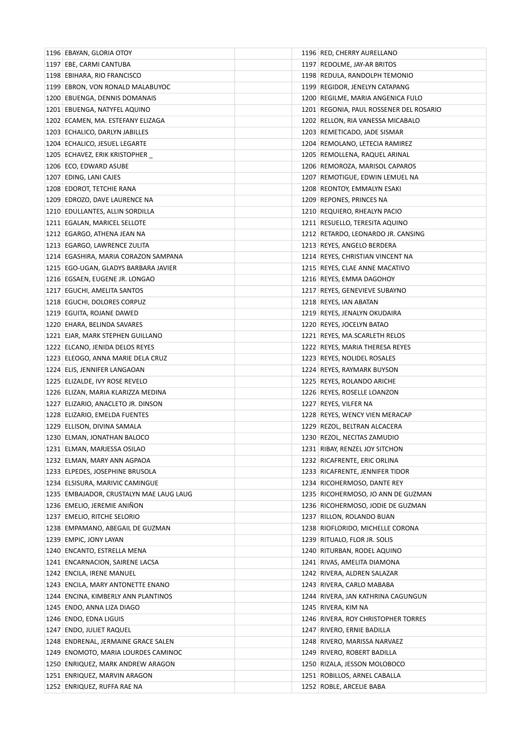| | | |
|---|---|---|
| 1196 | EBAYAN, GLORIA OTOY | |
| 1197 | EBE, CARMI CANTUBA | |
| 1198 | EBIHARA, RIO FRANCISCO | |
| 1199 | EBRON, VON RONALD MALABUYOC | |
| 1200 | EBUENGA, DENNIS DOMANAIS | |
| 1201 | EBUENGA, NATYFEL AQUINO | |
| 1202 | ECAMEN, MA. ESTEFANY ELIZAGA | |
| 1203 | ECHALICO, DARLYN JABILLES | |
| 1204 | ECHALICO, JESUEL LEGARTE | |
| 1205 | ECHAVEZ, ERIK KRISTOPHER _ | |
| 1206 | ECO, EDWARD ASUBE | |
| 1207 | EDING, LANI CAJES | |
| 1208 | EDOROT, TETCHIE RANA | |
| 1209 | EDROZO, DAVE LAURENCE NA | |
| 1210 | EDULLANTES, ALLIN SORDILLA | |
| 1211 | EGALAN, MARICEL SELLOTE | |
| 1212 | EGARGO, ATHENA JEAN NA | |
| 1213 | EGARGO, LAWRENCE ZULITA | |
| 1214 | EGASHIRA, MARIA CORAZON SAMPANA | |
| 1215 | EGO-UGAN, GLADYS BARBARA JAVIER | |
| 1216 | EGSAEN, EUGENE JR. LONGAO | |
| 1217 | EGUCHI, AMELITA SANTOS | |
| 1218 | EGUCHI, DOLORES CORPUZ | |
| 1219 | EGUITA, ROJANE DAWED | |
| 1220 | EHARA, BELINDA SAVARES | |
| 1221 | EJAR, MARK STEPHEN GUILLANO | |
| 1222 | ELCANO, JENIDA DELOS REYES | |
| 1223 | ELEOGO, ANNA MARIE DELA CRUZ | |
| 1224 | ELIS, JENNIFER LANGAOAN | |
| 1225 | ELIZALDE, IVY ROSE REVELO | |
| 1226 | ELIZAN, MARIA KLARIZZA MEDINA | |
| 1227 | ELIZARIO, ANACLETO JR. DINSON | |
| 1228 | ELIZARIO, EMELDA FUENTES | |
| 1229 | ELLISON, DIVINA SAMALA | |
| 1230 | ELMAN, JONATHAN BALOCO | |
| 1231 | ELMAN, MARJESSA OSILAO | |
| 1232 | ELMAN, MARY ANN AGPAOA | |
| 1233 | ELPEDES, JOSEPHINE BRUSOLA | |
| 1234 | ELSISURA, MARIVIC CAMINGUE | |
| 1235 | EMBAJADOR, CRUSTALYN MAE LAUG LAUG | |
| 1236 | EMELIO, JEREMIE ANIÑON | |
| 1237 | EMELIO, RITCHE SELORIO | |
| 1238 | EMPAMANO, ABEGAIL DE GUZMAN | |
| 1239 | EMPIC, JONY LAYAN | |
| 1240 | ENCANTO, ESTRELLA MENA | |
| 1241 | ENCARNACION, SAIRENE LACSA | |
| 1242 | ENCILA, IRENE MANUEL | |
| 1243 | ENCILA, MARY ANTONETTE ENANO | |
| 1244 | ENCINA, KIMBERLY ANN PLANTINOS | |
| 1245 | ENDO, ANNA LIZA DIAGO | |
| 1246 | ENDO, EDNA LIGUIS | |
| 1247 | ENDO, JULIET RAQUEL | |
| 1248 | ENDRENAL, JERMAINE GRACE SALEN | |
| 1249 | ENOMOTO, MARIA LOURDES CAMINOC | |
| 1250 | ENRIQUEZ, MARK ANDREW ARAGON | |
| 1251 | ENRIQUEZ, MARVIN ARAGON | |
| 1252 | ENRIQUEZ, RUFFA RAE NA | |

| | | |
|---|---|---|
| 1196 | RED, CHERRY AURELLANO | |
| 1197 | REDOLME, JAY-AR BRITOS | |
| 1198 | REDULA, RANDOLPH TEMONIO | |
| 1199 | REGIDOR, JENELYN CATAPANG | |
| 1200 | REGILME, MARIA ANGENICA FULO | |
| 1201 | REGONIA, PAUL ROSSENER DEL ROSARIO | |
| 1202 | RELLON, RIA VANESSA MICABALO | |
| 1203 | REMETICADO, JADE SISMAR | |
| 1204 | REMOLANO, LETECIA RAMIREZ | |
| 1205 | REMOLLENA, RAQUEL ARINAL | |
| 1206 | REMOROZA, MARISOL CAPAROS | |
| 1207 | REMOTIGUE, EDWIN LEMUEL NA | |
| 1208 | REONTOY, EMMALYN ESAKI | |
| 1209 | REPONES, PRINCES NA | |
| 1210 | REQUIERO, RHEALYN PACIO | |
| 1211 | RESUELLO, TERESITA AQUINO | |
| 1212 | RETARDO, LEONARDO JR. CANSING | |
| 1213 | REYES, ANGELO BERDERA | |
| 1214 | REYES, CHRISTIAN VINCENT NA | |
| 1215 | REYES, CLAE ANNE MACATIVO | |
| 1216 | REYES, EMMA DAGOHOY | |
| 1217 | REYES, GENEVIEVE SUBAYNO | |
| 1218 | REYES, IAN ABATAN | |
| 1219 | REYES, JENALYN OKUDAIRA | |
| 1220 | REYES, JOCELYN BATAO | |
| 1221 | REYES, MA.SCARLETH RELOS | |
| 1222 | REYES, MARIA THERESA REYES | |
| 1223 | REYES, NOLIDEL ROSALES | |
| 1224 | REYES, RAYMARK BUYSON | |
| 1225 | REYES, ROLANDO ARICHE | |
| 1226 | REYES, ROSELLE LOANZON | |
| 1227 | REYES, VILFER NA | |
| 1228 | REYES, WENCY VIEN MERACAP | |
| 1229 | REZOL, BELTRAN ALCACERA | |
| 1230 | REZOL, NECITAS ZAMUDIO | |
| 1231 | RIBAY, RENZEL JOY SITCHON | |
| 1232 | RICAFRENTE, ERIC ORLINA | |
| 1233 | RICAFRENTE, JENNIFER TIDOR | |
| 1234 | RICOHERMOSO, DANTE REY | |
| 1235 | RICOHERMOSO, JO ANN DE GUZMAN | |
| 1236 | RICOHERMOSO, JODIE DE GUZMAN | |
| 1237 | RILLON, ROLANDO BUAN | |
| 1238 | RIOFLORIDO, MICHELLE CORONA | |
| 1239 | RITUALO, FLOR JR. SOLIS | |
| 1240 | RITURBAN, RODEL AQUINO | |
| 1241 | RIVAS, AMELITA DIAMONA | |
| 1242 | RIVERA, ALDREN SALAZAR | |
| 1243 | RIVERA, CARLO MABABA | |
| 1244 | RIVERA, JAN KATHRINA CAGUNGUN | |
| 1245 | RIVERA, KIM NA | |
| 1246 | RIVERA, ROY CHRISTOPHER TORRES | |
| 1247 | RIVERO, ERNIE BADILLA | |
| 1248 | RIVERO, MARISSA NARVAEZ | |
| 1249 | RIVERO, ROBERT BADILLA | |
| 1250 | RIZALA, JESSON MOLOBOCO | |
| 1251 | ROBILLOS, ARNEL CABALLA | |
| 1252 | ROBLE, ARCELIE BABA | |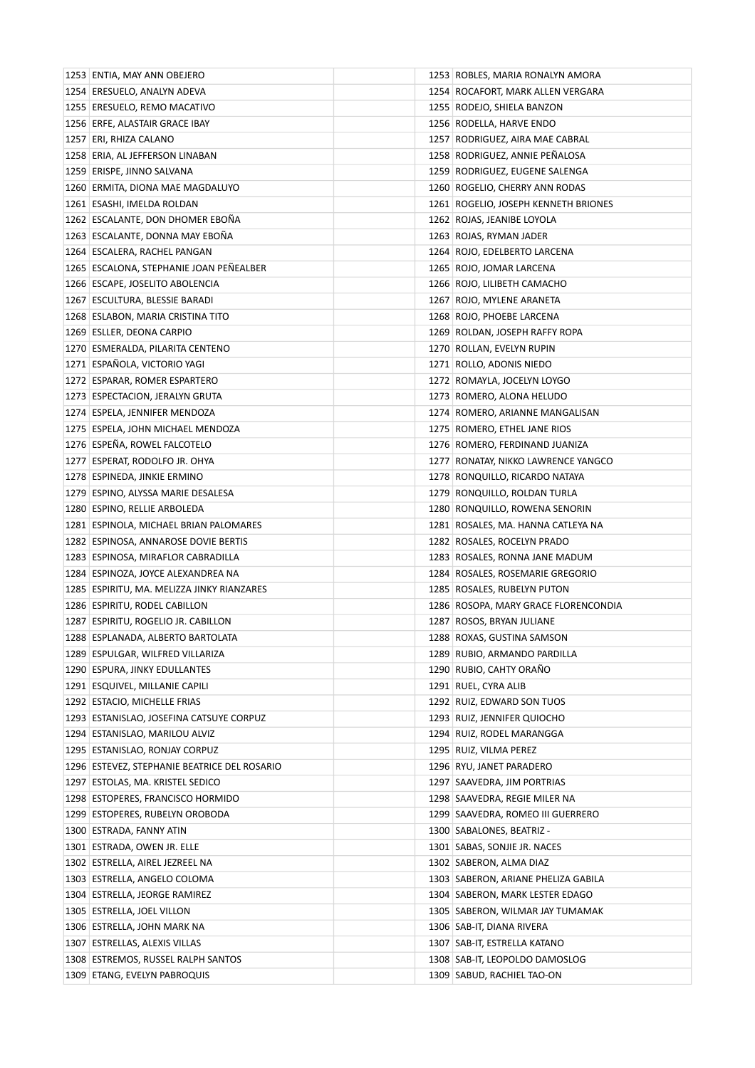| | | | | |
|---|---|---|---|---|
| 1253 | ENTIA, MAY ANN OBEJERO | | 1253 | ROBLES, MARIA RONALYN AMORA |
| 1254 | ERESUELO, ANALYN ADEVA | | 1254 | ROCAFORT, MARK ALLEN VERGARA |
| 1255 | ERESUELO, REMO MACATIVO | | 1255 | RODEJO, SHIELA BANZON |
| 1256 | ERFE, ALASTAIR GRACE IBAY | | 1256 | RODELLA, HARVE ENDO |
| 1257 | ERI, RHIZA CALANO | | 1257 | RODRIGUEZ, AIRA MAE CABRAL |
| 1258 | ERIA, AL JEFFERSON LINABAN | | 1258 | RODRIGUEZ, ANNIE PEÑALOSA |
| 1259 | ERISPE, JINNO SALVANA | | 1259 | RODRIGUEZ, EUGENE SALENGA |
| 1260 | ERMITA, DIONA MAE MAGDALUYO | | 1260 | ROGELIO, CHERRY ANN RODAS |
| 1261 | ESASHI, IMELDA ROLDAN | | 1261 | ROGELIO, JOSEPH KENNETH BRIONES |
| 1262 | ESCALANTE, DON DHOMER EBOÑA | | 1262 | ROJAS, JEANIBE LOYOLA |
| 1263 | ESCALANTE, DONNA MAY EBOÑA | | 1263 | ROJAS, RYMAN JADER |
| 1264 | ESCALERA, RACHEL PANGAN | | 1264 | ROJO, EDELBERTO LARCENA |
| 1265 | ESCALONA, STEPHANIE JOAN PEÑEALBER | | 1265 | ROJO, JOMAR LARCENA |
| 1266 | ESCAPE, JOSELITO ABOLENCIA | | 1266 | ROJO, LILIBETH CAMACHO |
| 1267 | ESCULTURA, BLESSIE BARADI | | 1267 | ROJO, MYLENE ARANETA |
| 1268 | ESLABON, MARIA CRISTINA TITO | | 1268 | ROJO, PHOEBE LARCENA |
| 1269 | ESLLER, DEONA CARPIO | | 1269 | ROLDAN, JOSEPH RAFFY ROPA |
| 1270 | ESMERALDA, PILARITA CENTENO | | 1270 | ROLLAN, EVELYN RUPIN |
| 1271 | ESPAÑOLA, VICTORIO YAGI | | 1271 | ROLLO, ADONIS NIEDO |
| 1272 | ESPARAR, ROMER ESPARTERO | | 1272 | ROMAYLA, JOCELYN LOYGO |
| 1273 | ESPECTACION, JERALYN GRUTA | | 1273 | ROMERO, ALONA HELUDO |
| 1274 | ESPELA, JENNIFER MENDOZA | | 1274 | ROMERO, ARIANNE MANGALISAN |
| 1275 | ESPELA, JOHN MICHAEL MENDOZA | | 1275 | ROMERO, ETHEL JANE RIOS |
| 1276 | ESPEÑA, ROWEL FALCOTELO | | 1276 | ROMERO, FERDINAND JUANIZA |
| 1277 | ESPERAT, RODOLFO JR. OHYA | | 1277 | RONATAY, NIKKO LAWRENCE YANGCO |
| 1278 | ESPINEDA, JINKIE ERMINO | | 1278 | RONQUILLO, RICARDO NATAYA |
| 1279 | ESPINO, ALYSSA MARIE DESALESA | | 1279 | RONQUILLO, ROLDAN TURLA |
| 1280 | ESPINO, RELLIE ARBOLEDA | | 1280 | RONQUILLO, ROWENA SENORIN |
| 1281 | ESPINOLA, MICHAEL BRIAN PALOMARES | | 1281 | ROSALES, MA. HANNA CATLEYA NA |
| 1282 | ESPINOSA, ANNAROSE DOVIE BERTIS | | 1282 | ROSALES, ROCELYN PRADO |
| 1283 | ESPINOSA, MIRAFLOR CABRADILLA | | 1283 | ROSALES, RONNA JANE MADUM |
| 1284 | ESPINOZA, JOYCE ALEXANDREA NA | | 1284 | ROSALES, ROSEMARIE GREGORIO |
| 1285 | ESPIRITU, MA. MELIZZA JINKY RIANZARES | | 1285 | ROSALES, RUBELYN PUTON |
| 1286 | ESPIRITU, RODEL CABILLON | | 1286 | ROSOPA, MARY GRACE FLORENCONDIA |
| 1287 | ESPIRITU, ROGELIO JR. CABILLON | | 1287 | ROSOS, BRYAN JULIANE |
| 1288 | ESPLANADA, ALBERTO BARTOLATA | | 1288 | ROXAS, GUSTINA SAMSON |
| 1289 | ESPULGAR, WILFRED VILLARIZA | | 1289 | RUBIO, ARMANDO PARDILLA |
| 1290 | ESPURA, JINKY EDULLANTES | | 1290 | RUBIO, CAHTY ORAÑO |
| 1291 | ESQUIVEL, MILLANIE CAPILI | | 1291 | RUEL, CYRA ALIB |
| 1292 | ESTACIO, MICHELLE FRIAS | | 1292 | RUIZ, EDWARD SON TUOS |
| 1293 | ESTANISLAO, JOSEFINA CATSUYE CORPUZ | | 1293 | RUIZ, JENNIFER QUIOCHO |
| 1294 | ESTANISLAO, MARILOU ALVIZ | | 1294 | RUIZ, RODEL MARANGGA |
| 1295 | ESTANISLAO, RONJAY CORPUZ | | 1295 | RUIZ, VILMA PEREZ |
| 1296 | ESTEVEZ, STEPHANIE BEATRICE DEL ROSARIO | | 1296 | RYU, JANET PARADERO |
| 1297 | ESTOLAS, MA. KRISTEL SEDICO | | 1297 | SAAVEDRA, JIM PORTRIAS |
| 1298 | ESTOPERES, FRANCISCO HORMIDO | | 1298 | SAAVEDRA, REGIE MILER NA |
| 1299 | ESTOPERES, RUBELYN OROBODA | | 1299 | SAAVEDRA, ROMEO III GUERRERO |
| 1300 | ESTRADA, FANNY ATIN | | 1300 | SABALONES, BEATRIZ - |
| 1301 | ESTRADA, OWEN JR. ELLE | | 1301 | SABAS, SONJIE JR. NACES |
| 1302 | ESTRELLA, AIREL JEZREEL NA | | 1302 | SABERON, ALMA DIAZ |
| 1303 | ESTRELLA, ANGELO COLOMA | | 1303 | SABERON, ARIANE PHELIZA GABILA |
| 1304 | ESTRELLA, JEORGE RAMIREZ | | 1304 | SABERON, MARK LESTER EDAGO |
| 1305 | ESTRELLA, JOEL VILLON | | 1305 | SABERON, WILMAR JAY TUMAMAK |
| 1306 | ESTRELLA, JOHN MARK NA | | 1306 | SAB-IT, DIANA RIVERA |
| 1307 | ESTRELLAS, ALEXIS VILLAS | | 1307 | SAB-IT, ESTRELLA KATANO |
| 1308 | ESTREMOS, RUSSEL RALPH SANTOS | | 1308 | SAB-IT, LEOPOLDO DAMOSLOG |
| 1309 | ETANG, EVELYN PABROQUIS | | 1309 | SABUD, RACHIEL TAO-ON |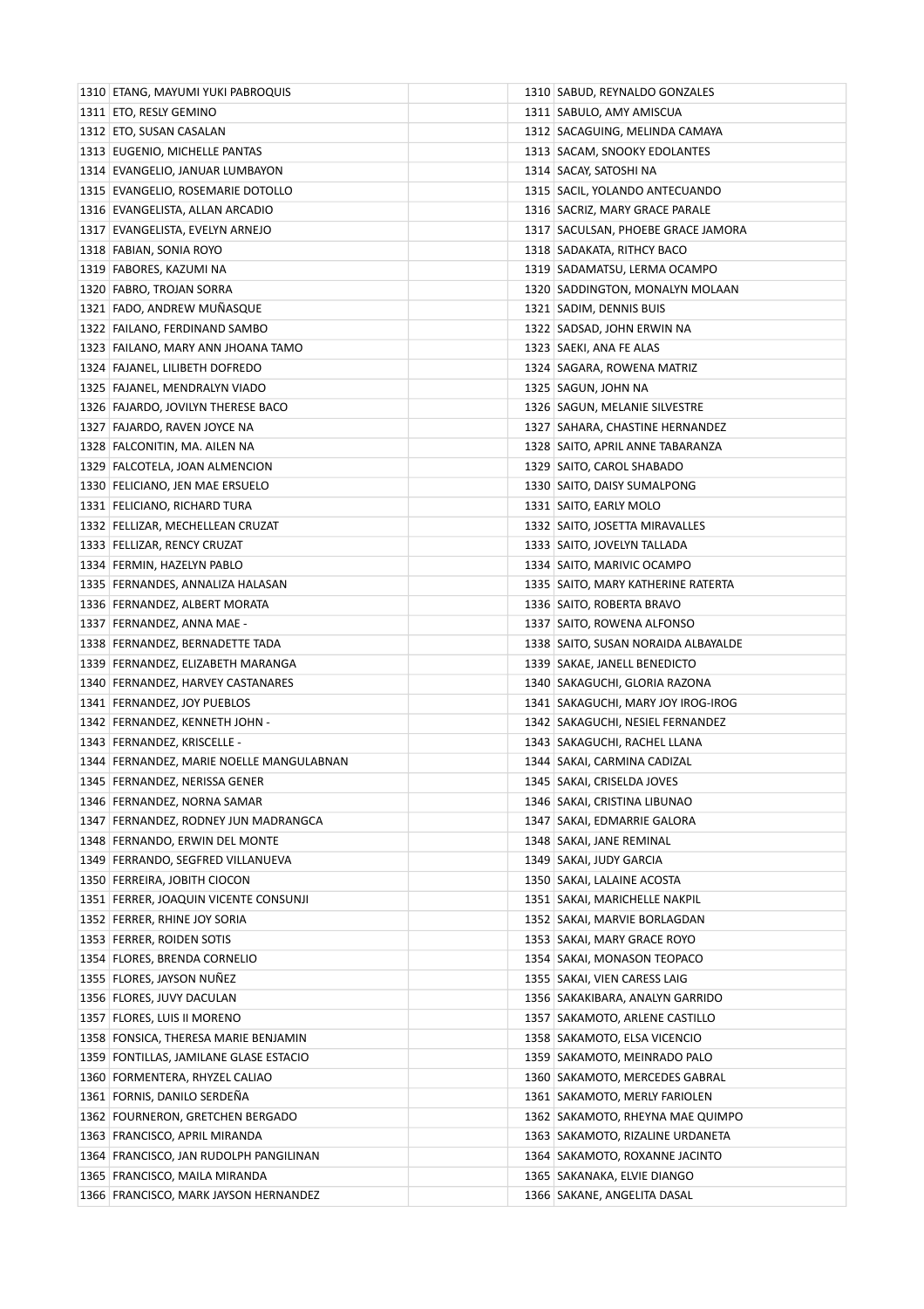| | | | | |
|---|---|---|---|---|
| 1310 | ETANG, MAYUMI YUKI PABROQUIS | | 1310 | SABUD, REYNALDO GONZALES |
| 1311 | ETO, RESLY GEMINO | | 1311 | SABULO, AMY AMISCUA |
| 1312 | ETO, SUSAN CASALAN | | 1312 | SACAGUING, MELINDA CAMAYA |
| 1313 | EUGENIO, MICHELLE PANTAS | | 1313 | SACAM, SNOOKY EDOLANTES |
| 1314 | EVANGELIO, JANUAR LUMBAYON | | 1314 | SACAY, SATOSHI NA |
| 1315 | EVANGELIO, ROSEMARIE DOTOLLO | | 1315 | SACIL, YOLANDO ANTECUANDO |
| 1316 | EVANGELISTA, ALLAN ARCADIO | | 1316 | SACRIZ, MARY GRACE PARALE |
| 1317 | EVANGELISTA, EVELYN ARNEJO | | 1317 | SACULSAN, PHOEBE GRACE JAMORA |
| 1318 | FABIAN, SONIA ROYO | | 1318 | SADAKATA, RITHCY BACO |
| 1319 | FABORES, KAZUMI NA | | 1319 | SADAMATSU, LERMA OCAMPO |
| 1320 | FABRO, TROJAN SORRA | | 1320 | SADDINGTON, MONALYN MOLAAN |
| 1321 | FADO, ANDREW MUÑASQUE | | 1321 | SADIM, DENNIS BUIS |
| 1322 | FAILANO, FERDINAND SAMBO | | 1322 | SADSAD, JOHN ERWIN NA |
| 1323 | FAILANO, MARY ANN JHOANA TAMO | | 1323 | SAEKI, ANA FE ALAS |
| 1324 | FAJANEL, LILIBETH DOFREDO | | 1324 | SAGARA, ROWENA MATRIZ |
| 1325 | FAJANEL, MENDRALYN VIADO | | 1325 | SAGUN, JOHN NA |
| 1326 | FAJARDO, JOVILYN THERESE BACO | | 1326 | SAGUN, MELANIE SILVESTRE |
| 1327 | FAJARDO, RAVEN JOYCE NA | | 1327 | SAHARA, CHASTINE HERNANDEZ |
| 1328 | FALCONITIN, MA. AILEN NA | | 1328 | SAITO, APRIL ANNE TABARANZA |
| 1329 | FALCOTELA, JOAN ALMENCION | | 1329 | SAITO, CAROL SHABADO |
| 1330 | FELICIANO, JEN MAE ERSUELO | | 1330 | SAITO, DAISY SUMALPONG |
| 1331 | FELICIANO, RICHARD TURA | | 1331 | SAITO, EARLY MOLO |
| 1332 | FELLIZAR, MECHELLEAN CRUZAT | | 1332 | SAITO, JOSETTA MIRAVALLES |
| 1333 | FELLIZAR, RENCY CRUZAT | | 1333 | SAITO, JOVELYN TALLADA |
| 1334 | FERMIN, HAZELYN PABLO | | 1334 | SAITO, MARIVIC OCAMPO |
| 1335 | FERNANDES, ANNALIZA HALASAN | | 1335 | SAITO, MARY KATHERINE RATERTA |
| 1336 | FERNANDEZ, ALBERT MORATA | | 1336 | SAITO, ROBERTA BRAVO |
| 1337 | FERNANDEZ, ANNA MAE - | | 1337 | SAITO, ROWENA ALFONSO |
| 1338 | FERNANDEZ, BERNADETTE TADA | | 1338 | SAITO, SUSAN NORAIDA ALBAYALDE |
| 1339 | FERNANDEZ, ELIZABETH MARANGA | | 1339 | SAKAE, JANELL BENEDICTO |
| 1340 | FERNANDEZ, HARVEY CASTANARES | | 1340 | SAKAGUCHI, GLORIA RAZONA |
| 1341 | FERNANDEZ, JOY PUEBLOS | | 1341 | SAKAGUCHI, MARY JOY IROG-IROG |
| 1342 | FERNANDEZ, KENNETH JOHN - | | 1342 | SAKAGUCHI, NESIEL FERNANDEZ |
| 1343 | FERNANDEZ, KRISCELLE - | | 1343 | SAKAGUCHI, RACHEL LLANA |
| 1344 | FERNANDEZ, MARIE NOELLE MANGULABNAN | | 1344 | SAKAI, CARMINA CADIZAL |
| 1345 | FERNANDEZ, NERISSA GENER | | 1345 | SAKAI, CRISELDA JOVES |
| 1346 | FERNANDEZ, NORNA SAMAR | | 1346 | SAKAI, CRISTINA LIBUNAO |
| 1347 | FERNANDEZ, RODNEY JUN MADRANGCA | | 1347 | SAKAI, EDMARRIE GALORA |
| 1348 | FERNANDO, ERWIN DEL MONTE | | 1348 | SAKAI, JANE REMINAL |
| 1349 | FERRANDO, SEGFRED VILLANUEVA | | 1349 | SAKAI, JUDY GARCIA |
| 1350 | FERREIRA, JOBITH CIOCON | | 1350 | SAKAI, LALAINE ACOSTA |
| 1351 | FERRER, JOAQUIN VICENTE CONSUNJI | | 1351 | SAKAI, MARICHELLE NAKPIL |
| 1352 | FERRER, RHINE JOY SORIA | | 1352 | SAKAI, MARVIE BORLAGDAN |
| 1353 | FERRER, ROIDEN SOTIS | | 1353 | SAKAI, MARY GRACE ROYO |
| 1354 | FLORES, BRENDA CORNELIO | | 1354 | SAKAI, MONASON TEOPACO |
| 1355 | FLORES, JAYSON NUÑEZ | | 1355 | SAKAI, VIEN CARESS LAIG |
| 1356 | FLORES, JUVY DACULAN | | 1356 | SAKAKIBARA, ANALYN GARRIDO |
| 1357 | FLORES, LUIS II MORENO | | 1357 | SAKAMOTO, ARLENE CASTILLO |
| 1358 | FONSICA, THERESA MARIE BENJAMIN | | 1358 | SAKAMOTO, ELSA VICENCIO |
| 1359 | FONTILLAS, JAMILANE GLASE ESTACIO | | 1359 | SAKAMOTO, MEINRADO PALO |
| 1360 | FORMENTERA, RHYZEL CALIAO | | 1360 | SAKAMOTO, MERCEDES GABRAL |
| 1361 | FORNIS, DANILO SERDEÑA | | 1361 | SAKAMOTO, MERLY FARIOLEN |
| 1362 | FOURNERON, GRETCHEN BERGADO | | 1362 | SAKAMOTO, RHEYNA MAE QUIMPO |
| 1363 | FRANCISCO, APRIL MIRANDA | | 1363 | SAKAMOTO, RIZALINE URDANETA |
| 1364 | FRANCISCO, JAN RUDOLPH PANGILINAN | | 1364 | SAKAMOTO, ROXANNE JACINTO |
| 1365 | FRANCISCO, MAILA MIRANDA | | 1365 | SAKANAKA, ELVIE DIANGO |
| 1366 | FRANCISCO, MARK JAYSON HERNANDEZ | | 1366 | SAKANE, ANGELITA DASAL |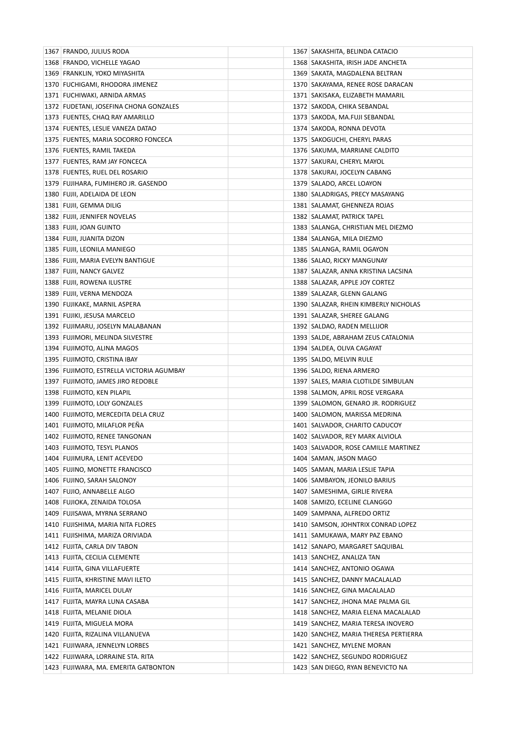| | | | | |
|---|---|---|---|---|
| 1367 | FRANDO, JULIUS RODA | | 1367 | SAKASHITA, BELINDA CATACIO |
| 1368 | FRANDO, VICHELLE YAGAO | | 1368 | SAKASHITA, IRISH JADE ANCHETA |
| 1369 | FRANKLIN, YOKO MIYASHITA | | 1369 | SAKATA, MAGDALENA BELTRAN |
| 1370 | FUCHIGAMI, RHODORA JIMENEZ | | 1370 | SAKAYAMA, RENEE ROSE DARACAN |
| 1371 | FUCHIWAKI, ARNIDA ARMAS | | 1371 | SAKISAKA, ELIZABETH MAMARIL |
| 1372 | FUDETANI, JOSEFINA CHONA GONZALES | | 1372 | SAKODA, CHIKA SEBANDAL |
| 1373 | FUENTES, CHAQ RAY AMARILLO | | 1373 | SAKODA, MA.FUJI SEBANDAL |
| 1374 | FUENTES, LESLIE VANEZA DATAO | | 1374 | SAKODA, RONNA DEVOTA |
| 1375 | FUENTES, MARIA SOCORRO FONCECA | | 1375 | SAKOGUCHI, CHERYL PARAS |
| 1376 | FUENTES, RAMIL TAKEDA | | 1376 | SAKUMA, MARRIANE CALDITO |
| 1377 | FUENTES, RAM JAY FONCECA | | 1377 | SAKURAI, CHERYL MAYOL |
| 1378 | FUENTES, RUEL DEL ROSARIO | | 1378 | SAKURAI, JOCELYN CABANG |
| 1379 | FUJIHARA, FUMIHERO JR. GASENDO | | 1379 | SALADO, ARCEL LOAYON |
| 1380 | FUJII, ADELAIDA DE LEON | | 1380 | SALADRIGAS, PRECY MASAYANG |
| 1381 | FUJII, GEMMA DILIG | | 1381 | SALAMAT, GHENNEZA ROJAS |
| 1382 | FUJII, JENNIFER NOVELAS | | 1382 | SALAMAT, PATRICK TAPEL |
| 1383 | FUJII, JOAN GUINTO | | 1383 | SALANGA, CHRISTIAN MEL DIEZMO |
| 1384 | FUJII, JUANITA DIZON | | 1384 | SALANGA, MILA DIEZMO |
| 1385 | FUJII, LEONILA MANIEGO | | 1385 | SALANGA, RAMIL OGAYON |
| 1386 | FUJII, MARIA EVELYN BANTIGUE | | 1386 | SALAO, RICKY MANGUNAY |
| 1387 | FUJII, NANCY GALVEZ | | 1387 | SALAZAR, ANNA KRISTINA LACSINA |
| 1388 | FUJII, ROWENA ILUSTRE | | 1388 | SALAZAR, APPLE JOY CORTEZ |
| 1389 | FUJII, VERNA MENDOZA | | 1389 | SALAZAR, GLENN GALANG |
| 1390 | FUJIKAKE, MARNIL ASPERA | | 1390 | SALAZAR, RHEIN KIMBERLY NICHOLAS |
| 1391 | FUJIKI, JESUSA MARCELO | | 1391 | SALAZAR, SHEREE GALANG |
| 1392 | FUJIMARU, JOSELYN MALABANAN | | 1392 | SALDAO, RADEN MELLIJOR |
| 1393 | FUJIMORI, MELINDA SILVESTRE | | 1393 | SALDE, ABRAHAM ZEUS CATALONIA |
| 1394 | FUJIMOTO, ALINA MAGOS | | 1394 | SALDEA, OLIVA CAGAYAT |
| 1395 | FUJIMOTO, CRISTINA IBAY | | 1395 | SALDO, MELVIN RULE |
| 1396 | FUJIMOTO, ESTRELLA VICTORIA AGUMBAY | | 1396 | SALDO, RIENA ARMERO |
| 1397 | FUJIMOTO, JAMES JIRO REDOBLE | | 1397 | SALES, MARIA CLOTILDE SIMBULAN |
| 1398 | FUJIMOTO, KEN PILAPIL | | 1398 | SALMON, APRIL ROSE VERGARA |
| 1399 | FUJIMOTO, LOLY GONZALES | | 1399 | SALOMON, GENARO JR. RODRIGUEZ |
| 1400 | FUJIMOTO, MERCEDITA DELA CRUZ | | 1400 | SALOMON, MARISSA MEDRINA |
| 1401 | FUJIMOTO, MILAFLOR PEÑA | | 1401 | SALVADOR, CHARITO CADUCOY |
| 1402 | FUJIMOTO, RENEE TANGONAN | | 1402 | SALVADOR, REY MARK ALVIOLA |
| 1403 | FUJIMOTO, TESYL PLANOS | | 1403 | SALVADOR, ROSE CAMILLE MARTINEZ |
| 1404 | FUJIMURA, LENIT ACEVEDO | | 1404 | SAMAN, JASON MAGO |
| 1405 | FUJINO, MONETTE FRANCISCO | | 1405 | SAMAN, MARIA LESLIE TAPIA |
| 1406 | FUJINO, SARAH SALONOY | | 1406 | SAMBAYON, JEONILO BARIUS |
| 1407 | FUJIO, ANNABELLE ALGO | | 1407 | SAMESHIMA, GIRLIE RIVERA |
| 1408 | FUJIOKA, ZENAIDA TOLOSA | | 1408 | SAMIZO, ECELINE CLANGGO |
| 1409 | FUJISAWA, MYRNA SERRANO | | 1409 | SAMPANA, ALFREDO ORTIZ |
| 1410 | FUJISHIMA, MARIA NITA FLORES | | 1410 | SAMSON, JOHNTRIX CONRAD LOPEZ |
| 1411 | FUJISHIMA, MARIZA ORIVIADA | | 1411 | SAMUKAWA, MARY PAZ EBANO |
| 1412 | FUJITA, CARLA DIV TABON | | 1412 | SANAPO, MARGARET SAQUIBAL |
| 1413 | FUJITA, CECILIA CLEMENTE | | 1413 | SANCHEZ, ANALIZA TAN |
| 1414 | FUJITA, GINA VILLAFUERTE | | 1414 | SANCHEZ, ANTONIO OGAWA |
| 1415 | FUJITA, KHRISTINE MAVI ILETO | | 1415 | SANCHEZ, DANNY MACALALAD |
| 1416 | FUJITA, MARICEL DULAY | | 1416 | SANCHEZ, GINA MACALALAD |
| 1417 | FUJITA, MAYRA LUNA CASABA | | 1417 | SANCHEZ, JHONA MAE PALMA GIL |
| 1418 | FUJITA, MELANIE DIOLA | | 1418 | SANCHEZ, MARIA ELENA MACALALAD |
| 1419 | FUJITA, MIGUELA MORA | | 1419 | SANCHEZ, MARIA TERESA INOVERO |
| 1420 | FUJITA, RIZALINA VILLANUEVA | | 1420 | SANCHEZ, MARIA THERESA PERTIERRA |
| 1421 | FUJIWARA, JENNELYN LORBES | | 1421 | SANCHEZ, MYLENE MORAN |
| 1422 | FUJIWARA, LORRAINE STA. RITA | | 1422 | SANCHEZ, SEGUNDO RODRIGUEZ |
| 1423 | FUJIWARA, MA. EMERITA GATBONTON | | 1423 | SAN DIEGO, RYAN BENEVICTO NA |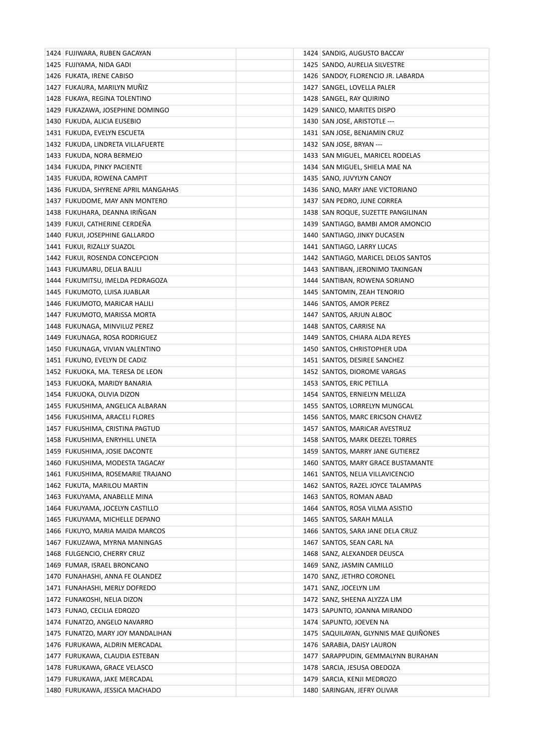| | | | | |
|---|---|---|---|---|
| 1424 | FUJIWARA, RUBEN GACAYAN | | 1424 | SANDIG, AUGUSTO BACCAY |
| 1425 | FUJIYAMA, NIDA GADI | | 1425 | SANDO, AURELIA SILVESTRE |
| 1426 | FUKATA, IRENE CABISO | | 1426 | SANDOY, FLORENCIO JR. LABARDA |
| 1427 | FUKAURA, MARILYN MUÑIZ | | 1427 | SANGEL, LOVELLA PALER |
| 1428 | FUKAYA, REGINA TOLENTINO | | 1428 | SANGEL, RAY QUIRINO |
| 1429 | FUKAZAWA, JOSEPHINE DOMINGO | | 1429 | SANICO, MARITES DISPO |
| 1430 | FUKUDA, ALICIA EUSEBIO | | 1430 | SAN JOSE, ARISTOTLE --- |
| 1431 | FUKUDA, EVELYN ESCUETA | | 1431 | SAN JOSE, BENJAMIN CRUZ |
| 1432 | FUKUDA, LINDRETA VILLAFUERTE | | 1432 | SAN JOSE, BRYAN --- |
| 1433 | FUKUDA, NORA BERMEJO | | 1433 | SAN MIGUEL, MARICEL RODELAS |
| 1434 | FUKUDA, PINKY PACIENTE | | 1434 | SAN MIGUEL, SHIELA MAE NA |
| 1435 | FUKUDA, ROWENA CAMPIT | | 1435 | SANO, JUVYLYN CANOY |
| 1436 | FUKUDA, SHYRENE APRIL MANGAHAS | | 1436 | SANO, MARY JANE VICTORIANO |
| 1437 | FUKUDOME, MAY ANN MONTERO | | 1437 | SAN PEDRO, JUNE CORREA |
| 1438 | FUKUHARA, DEANNA IRIÑGAN | | 1438 | SAN ROQUE, SUZETTE PANGILINAN |
| 1439 | FUKUI, CATHERINE CERDEÑA | | 1439 | SANTIAGO, BAMBI AMOR AMONCIO |
| 1440 | FUKUI, JOSEPHINE GALLARDO | | 1440 | SANTIAGO, JINKY DUCASEN |
| 1441 | FUKUI, RIZALLY SUAZOL | | 1441 | SANTIAGO, LARRY LUCAS |
| 1442 | FUKUI, ROSENDA CONCEPCION | | 1442 | SANTIAGO, MARICEL DELOS SANTOS |
| 1443 | FUKUMARU, DELIA BALILI | | 1443 | SANTIBAN, JERONIMO TAKINGAN |
| 1444 | FUKUMITSU, IMELDA PEDRAGOZA | | 1444 | SANTIBAN, ROWENA SORIANO |
| 1445 | FUKUMOTO, LUISA JUABLAR | | 1445 | SANTOMIN, ZEAH TENORIO |
| 1446 | FUKUMOTO, MARICAR HALILI | | 1446 | SANTOS, AMOR PEREZ |
| 1447 | FUKUMOTO, MARISSA MORTA | | 1447 | SANTOS, ARJUN ALBOC |
| 1448 | FUKUNAGA, MINVILUZ PEREZ | | 1448 | SANTOS, CARRISE NA |
| 1449 | FUKUNAGA, ROSA RODRIGUEZ | | 1449 | SANTOS, CHIARA ALDA REYES |
| 1450 | FUKUNAGA, VIVIAN VALENTINO | | 1450 | SANTOS, CHRISTOPHER UDA |
| 1451 | FUKUNO, EVELYN DE CADIZ | | 1451 | SANTOS, DESIREE SANCHEZ |
| 1452 | FUKUOKA, MA. TERESA DE LEON | | 1452 | SANTOS, DIOROME VARGAS |
| 1453 | FUKUOKA, MARIDY BANARIA | | 1453 | SANTOS, ERIC PETILLA |
| 1454 | FUKUOKA, OLIVIA DIZON | | 1454 | SANTOS, ERNIELYN MELLIZA |
| 1455 | FUKUSHIMA, ANGELICA ALBARAN | | 1455 | SANTOS, LORRELYN MUNGCAL |
| 1456 | FUKUSHIMA, ARACELI FLORES | | 1456 | SANTOS, MARC ERICSON CHAVEZ |
| 1457 | FUKUSHIMA, CRISTINA PAGTUD | | 1457 | SANTOS, MARICAR AVESTRUZ |
| 1458 | FUKUSHIMA, ENRYHILL UNETA | | 1458 | SANTOS, MARK DEEZEL TORRES |
| 1459 | FUKUSHIMA, JOSIE DACONTE | | 1459 | SANTOS, MARRY JANE GUTIEREZ |
| 1460 | FUKUSHIMA, MODESTA TAGACAY | | 1460 | SANTOS, MARY GRACE BUSTAMANTE |
| 1461 | FUKUSHIMA, ROSEMARIE TRAJANO | | 1461 | SANTOS, NELIA VILLAVICENCIO |
| 1462 | FUKUTA, MARILOU MARTIN | | 1462 | SANTOS, RAZEL JOYCE TALAMPAS |
| 1463 | FUKUYAMA, ANABELLE MINA | | 1463 | SANTOS, ROMAN ABAD |
| 1464 | FUKUYAMA, JOCELYN CASTILLO | | 1464 | SANTOS, ROSA VILMA ASISTIO |
| 1465 | FUKUYAMA, MICHELLE DEPANO | | 1465 | SANTOS, SARAH MALLA |
| 1466 | FUKUYO, MARIA MAIDA MARCOS | | 1466 | SANTOS, SARA JANE DELA CRUZ |
| 1467 | FUKUZAWA, MYRNA MANINGAS | | 1467 | SANTOS, SEAN CARL NA |
| 1468 | FULGENCIO, CHERRY CRUZ | | 1468 | SANZ, ALEXANDER DEUSCA |
| 1469 | FUMAR, ISRAEL BRONCANO | | 1469 | SANZ, JASMIN CAMILLO |
| 1470 | FUNAHASHI, ANNA FE OLANDEZ | | 1470 | SANZ, JETHRO CORONEL |
| 1471 | FUNAHASHI, MERLY DOFREDO | | 1471 | SANZ, JOCELYN LIM |
| 1472 | FUNAKOSHI, NELIA DIZON | | 1472 | SANZ, SHEENA ALYZZA LIM |
| 1473 | FUNAO, CECILIA EDROZO | | 1473 | SAPUNTO, JOANNA MIRANDO |
| 1474 | FUNATZO, ANGELO NAVARRO | | 1474 | SAPUNTO, JOEVEN NA |
| 1475 | FUNATZO, MARY JOY MANDALIHAN | | 1475 | SAQUILAYAN, GLYNNIS MAE QUIÑONES |
| 1476 | FURUKAWA, ALDRIN MERCADAL | | 1476 | SARABIA, DAISY LAURON |
| 1477 | FURUKAWA, CLAUDIA ESTEBAN | | 1477 | SARAPPUDIN, GEMMALYNN BURAHAN |
| 1478 | FURUKAWA, GRACE VELASCO | | 1478 | SARCIA, JESUSA OBEDOZA |
| 1479 | FURUKAWA, JAKE MERCADAL | | 1479 | SARCIA, KENJI MEDROZO |
| 1480 | FURUKAWA, JESSICA MACHADO | | 1480 | SARINGAN, JEFRY OLIVAR |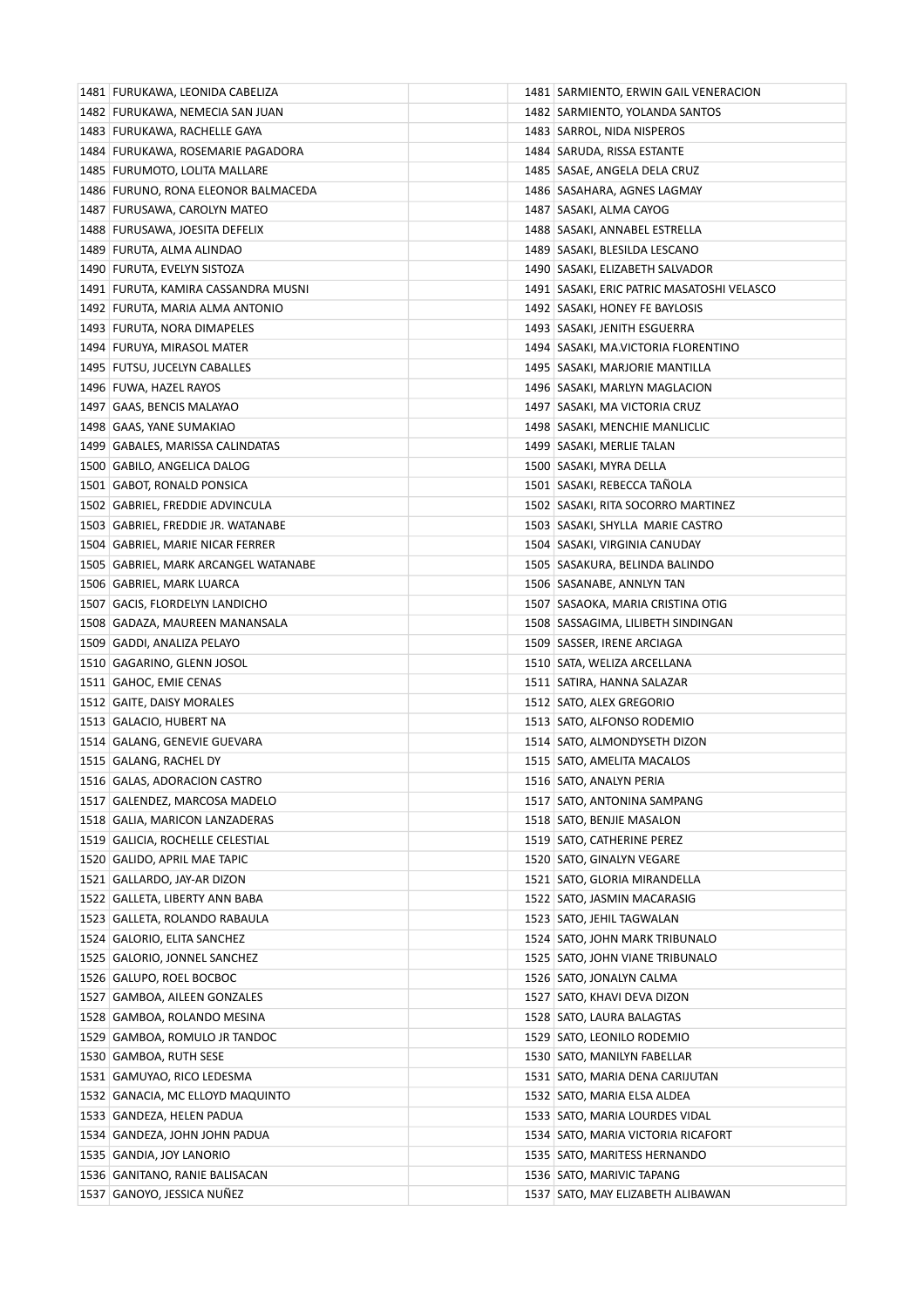| | | | | |
|---|---|---|---|---|
| 1481 | FURUKAWA, LEONIDA CABELIZA | | 1481 | SARMIENTO, ERWIN GAIL VENERACION |
| 1482 | FURUKAWA, NEMECIA SAN JUAN | | 1482 | SARMIENTO, YOLANDA SANTOS |
| 1483 | FURUKAWA, RACHELLE GAYA | | 1483 | SARROL, NIDA NISPEROS |
| 1484 | FURUKAWA, ROSEMARIE PAGADORA | | 1484 | SARUDA, RISSA ESTANTE |
| 1485 | FURUMOTO, LOLITA MALLARE | | 1485 | SASAE, ANGELA DELA CRUZ |
| 1486 | FURUNO, RONA ELEONOR BALMACEDA | | 1486 | SASAHARA, AGNES LAGMAY |
| 1487 | FURUSAWA, CAROLYN MATEO | | 1487 | SASAKI, ALMA CAYOG |
| 1488 | FURUSAWA, JOESITA DEFELIX | | 1488 | SASAKI, ANNABEL ESTRELLA |
| 1489 | FURUTA, ALMA ALINDAO | | 1489 | SASAKI, BLESILDA LESCANO |
| 1490 | FURUTA, EVELYN SISTOZA | | 1490 | SASAKI, ELIZABETH SALVADOR |
| 1491 | FURUTA, KAMIRA CASSANDRA MUSNI | | 1491 | SASAKI, ERIC PATRIC MASATOSHI VELASCO |
| 1492 | FURUTA, MARIA ALMA ANTONIO | | 1492 | SASAKI, HONEY FE BAYLOSIS |
| 1493 | FURUTA, NORA DIMAPELES | | 1493 | SASAKI, JENITH ESGUERRA |
| 1494 | FURUYA, MIRASOL MATER | | 1494 | SASAKI, MA.VICTORIA FLORENTINO |
| 1495 | FUTSU, JUCELYN CABALLES | | 1495 | SASAKI, MARJORIE MANTILLA |
| 1496 | FUWA, HAZEL RAYOS | | 1496 | SASAKI, MARLYN MAGLACION |
| 1497 | GAAS, BENCIS MALAYAO | | 1497 | SASAKI, MA VICTORIA CRUZ |
| 1498 | GAAS, YANE SUMAKIAO | | 1498 | SASAKI, MENCHIE MANLICLIC |
| 1499 | GABALES, MARISSA CALINDATAS | | 1499 | SASAKI, MERLIE TALAN |
| 1500 | GABILO, ANGELICA DALOG | | 1500 | SASAKI, MYRA DELLA |
| 1501 | GABOT, RONALD PONSICA | | 1501 | SASAKI, REBECCA TAÑOLA |
| 1502 | GABRIEL, FREDDIE ADVINCULA | | 1502 | SASAKI, RITA SOCORRO MARTINEZ |
| 1503 | GABRIEL, FREDDIE JR. WATANABE | | 1503 | SASAKI, SHYLLA MARIE CASTRO |
| 1504 | GABRIEL, MARIE NICAR FERRER | | 1504 | SASAKI, VIRGINIA CANUDAY |
| 1505 | GABRIEL, MARK ARCANGEL WATANABE | | 1505 | SASAKURA, BELINDA BALINDO |
| 1506 | GABRIEL, MARK LUARCA | | 1506 | SASANABE, ANNLYN TAN |
| 1507 | GACIS, FLORDELYN LANDICHO | | 1507 | SASAOKA, MARIA CRISTINA OTIG |
| 1508 | GADAZA, MAUREEN MANANSALA | | 1508 | SASSAGIMA, LILIBETH SINDINGAN |
| 1509 | GADDI, ANALIZA PELAYO | | 1509 | SASSER, IRENE ARCIAGA |
| 1510 | GAGARINO, GLENN JOSOL | | 1510 | SATA, WELIZA ARCELLANA |
| 1511 | GAHOC, EMIE CENAS | | 1511 | SATIRA, HANNA SALAZAR |
| 1512 | GAITE, DAISY MORALES | | 1512 | SATO, ALEX GREGORIO |
| 1513 | GALACIO, HUBERT NA | | 1513 | SATO, ALFONSO RODEMIO |
| 1514 | GALANG, GENEVIE GUEVARA | | 1514 | SATO, ALMONDYSETH DIZON |
| 1515 | GALANG, RACHEL DY | | 1515 | SATO, AMELITA MACALOS |
| 1516 | GALAS, ADORACION CASTRO | | 1516 | SATO, ANALYN PERIA |
| 1517 | GALENDEZ, MARCOSA MADELO | | 1517 | SATO, ANTONINA SAMPANG |
| 1518 | GALIA, MARICON LANZADERAS | | 1518 | SATO, BENJIE MASALON |
| 1519 | GALICIA, ROCHELLE CELESTIAL | | 1519 | SATO, CATHERINE PEREZ |
| 1520 | GALIDO, APRIL MAE TAPIC | | 1520 | SATO, GINALYN VEGARE |
| 1521 | GALLARDO, JAY-AR DIZON | | 1521 | SATO, GLORIA MIRANDELLA |
| 1522 | GALLETA, LIBERTY ANN BABA | | 1522 | SATO, JASMIN MACARASIG |
| 1523 | GALLETA, ROLANDO RABAULA | | 1523 | SATO, JEHIL TAGWALAN |
| 1524 | GALORIO, ELITA SANCHEZ | | 1524 | SATO, JOHN MARK TRIBUNALO |
| 1525 | GALORIO, JONNEL SANCHEZ | | 1525 | SATO, JOHN VIANE TRIBUNALO |
| 1526 | GALUPO, ROEL BOCBOC | | 1526 | SATO, JONALYN CALMA |
| 1527 | GAMBOA, AILEEN GONZALES | | 1527 | SATO, KHAVI DEVA DIZON |
| 1528 | GAMBOA, ROLANDO MESINA | | 1528 | SATO, LAURA BALAGTAS |
| 1529 | GAMBOA, ROMULO JR TANDOC | | 1529 | SATO, LEONILO RODEMIO |
| 1530 | GAMBOA, RUTH SESE | | 1530 | SATO, MANILYN FABELLAR |
| 1531 | GAMUYAO, RICO LEDESMA | | 1531 | SATO, MARIA DENA CARIJUTAN |
| 1532 | GANACIA, MC ELLOYD MAQUINTO | | 1532 | SATO, MARIA ELSA ALDEA |
| 1533 | GANDEZA, HELEN PADUA | | 1533 | SATO, MARIA LOURDES VIDAL |
| 1534 | GANDEZA, JOHN JOHN PADUA | | 1534 | SATO, MARIA VICTORIA RICAFORT |
| 1535 | GANDIA, JOY LANORIO | | 1535 | SATO, MARITESS HERNANDO |
| 1536 | GANITANO, RANIE BALISACAN | | 1536 | SATO, MARIVIC TAPANG |
| 1537 | GANOYO, JESSICA NUÑEZ | | 1537 | SATO, MAY ELIZABETH ALIBAWAN |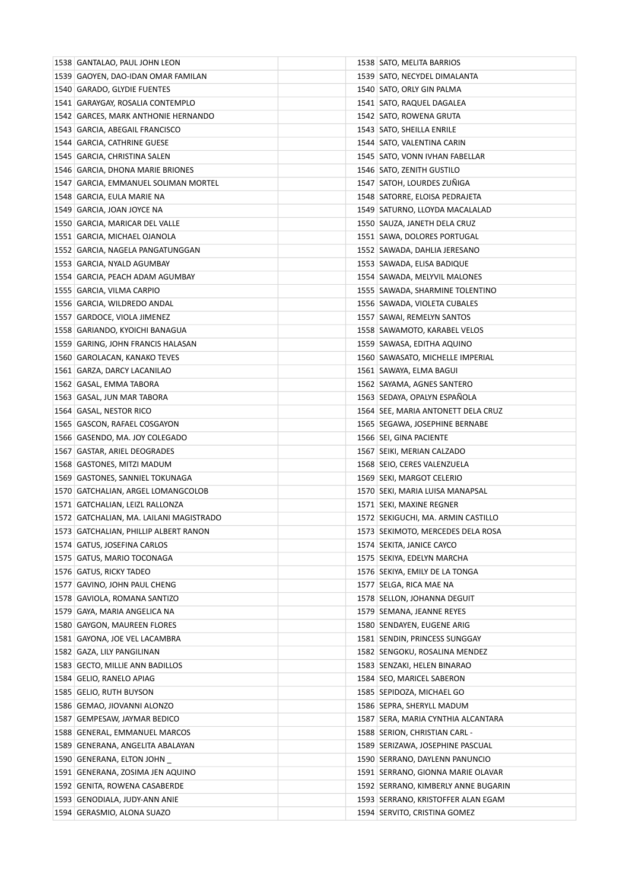| | | | | |
|---|---|---|---|---|
| 1538 | GANTALAO, PAUL JOHN LEON | | 1538 | SATO, MELITA BARRIOS |
| 1539 | GAOYEN, DAO-IDAN OMAR FAMILAN | | 1539 | SATO, NECYDEL DIMALANTA |
| 1540 | GARADO, GLYDIE FUENTES | | 1540 | SATO, ORLY GIN PALMA |
| 1541 | GARAYGAY, ROSALIA CONTEMPLO | | 1541 | SATO, RAQUEL DAGALEA |
| 1542 | GARCES, MARK ANTHONIE HERNANDO | | 1542 | SATO, ROWENA GRUTA |
| 1543 | GARCIA, ABEGAIL FRANCISCO | | 1543 | SATO, SHEILLA ENRILE |
| 1544 | GARCIA, CATHRINE GUESE | | 1544 | SATO, VALENTINA CARIN |
| 1545 | GARCIA, CHRISTINA SALEN | | 1545 | SATO, VONN IVHAN FABELLAR |
| 1546 | GARCIA, DHONA MARIE BRIONES | | 1546 | SATO, ZENITH GUSTILO |
| 1547 | GARCIA, EMMANUEL SOLIMAN MORTEL | | 1547 | SATOH, LOURDES ZUÑIGA |
| 1548 | GARCIA, EULA MARIE NA | | 1548 | SATORRE, ELOISA PEDRAJETA |
| 1549 | GARCIA, JOAN JOYCE NA | | 1549 | SATURNO, LLOYDA MACALALAD |
| 1550 | GARCIA, MARICAR DEL VALLE | | 1550 | SAUZA, JANETH DELA CRUZ |
| 1551 | GARCIA, MICHAEL OJANOLA | | 1551 | SAWA, DOLORES PORTUGAL |
| 1552 | GARCIA, NAGELA PANGATUNGGAN | | 1552 | SAWADA, DAHLIA JERESANO |
| 1553 | GARCIA, NYALD AGUMBAY | | 1553 | SAWADA, ELISA BADIQUE |
| 1554 | GARCIA, PEACH ADAM AGUMBAY | | 1554 | SAWADA, MELYVIL MALONES |
| 1555 | GARCIA, VILMA CARPIO | | 1555 | SAWADA, SHARMINE TOLENTINO |
| 1556 | GARCIA, WILDREDO ANDAL | | 1556 | SAWADA, VIOLETA CUBALES |
| 1557 | GARDOCE, VIOLA JIMENEZ | | 1557 | SAWAI, REMELYN SANTOS |
| 1558 | GARIANDO, KYOICHI BANAGUA | | 1558 | SAWAMOTO, KARABEL VELOS |
| 1559 | GARING, JOHN FRANCIS HALASAN | | 1559 | SAWASA, EDITHA AQUINO |
| 1560 | GAROLACAN, KANAKO TEVES | | 1560 | SAWASATO, MICHELLE IMPERIAL |
| 1561 | GARZA, DARCY LACANILAO | | 1561 | SAWAYA, ELMA BAGUI |
| 1562 | GASAL, EMMA TABORA | | 1562 | SAYAMA, AGNES SANTERO |
| 1563 | GASAL, JUN MAR TABORA | | 1563 | SEDAYA, OPALYN ESPAÑOLA |
| 1564 | GASAL, NESTOR RICO | | 1564 | SEE, MARIA ANTONETT DELA CRUZ |
| 1565 | GASCON, RAFAEL COSGAYON | | 1565 | SEGAWA, JOSEPHINE BERNABE |
| 1566 | GASENDO, MA. JOY COLEGADO | | 1566 | SEI, GINA PACIENTE |
| 1567 | GASTAR, ARIEL DEOGRADES | | 1567 | SEIKI, MERIAN CALZADO |
| 1568 | GASTONES, MITZI MADUM | | 1568 | SEIO, CERES VALENZUELA |
| 1569 | GASTONES, SANNIEL TOKUNAGA | | 1569 | SEKI, MARGOT CELERIO |
| 1570 | GATCHALIAN, ARGEL LOMANGCOLOB | | 1570 | SEKI, MARIA LUISA MANAPSAL |
| 1571 | GATCHALIAN, LEIZL RALLONZA | | 1571 | SEKI, MAXINE REGNER |
| 1572 | GATCHALIAN, MA. LAILANI MAGISTRADO | | 1572 | SEKIGUCHI, MA. ARMIN CASTILLO |
| 1573 | GATCHALIAN, PHILLIP ALBERT RANON | | 1573 | SEKIMOTO, MERCEDES DELA ROSA |
| 1574 | GATUS, JOSEFINA CARLOS | | 1574 | SEKITA, JANICE CAYCO |
| 1575 | GATUS, MARIO TOCONAGA | | 1575 | SEKIYA, EDELYN MARCHA |
| 1576 | GATUS, RICKY TADEO | | 1576 | SEKIYA, EMILY DE LA TONGA |
| 1577 | GAVINO, JOHN PAUL CHENG | | 1577 | SELGA, RICA MAE NA |
| 1578 | GAVIOLA, ROMANA SANTIZO | | 1578 | SELLON, JOHANNA DEGUIT |
| 1579 | GAYA, MARIA ANGELICA NA | | 1579 | SEMANA, JEANNE REYES |
| 1580 | GAYGON, MAUREEN FLORES | | 1580 | SENDAYEN, EUGENE ARIG |
| 1581 | GAYONA, JOE VEL LACAMBRA | | 1581 | SENDIN, PRINCESS SUNGGAY |
| 1582 | GAZA, LILY PANGILINAN | | 1582 | SENGOKU, ROSALINA MENDEZ |
| 1583 | GECTO, MILLIE ANN BADILLOS | | 1583 | SENZAKI, HELEN BINARAO |
| 1584 | GELIO, RANELO APIAG | | 1584 | SEO, MARICEL SABERON |
| 1585 | GELIO, RUTH BUYSON | | 1585 | SEPIDOZA, MICHAEL GO |
| 1586 | GEMAO, JIOVANNI ALONZO | | 1586 | SEPRA, SHERYLL MADUM |
| 1587 | GEMPESAW, JAYMAR BEDICO | | 1587 | SERA, MARIA CYNTHIA ALCANTARA |
| 1588 | GENERAL, EMMANUEL MARCOS | | 1588 | SERION, CHRISTIAN CARL - |
| 1589 | GENERANA, ANGELITA ABALAYAN | | 1589 | SERIZAWA, JOSEPHINE PASCUAL |
| 1590 | GENERANA, ELTON JOHN _ | | 1590 | SERRANO, DAYLENN PANUNCIO |
| 1591 | GENERANA, ZOSIMA JEN AQUINO | | 1591 | SERRANO, GIONNA MARIE OLAVAR |
| 1592 | GENITA, ROWENA CASABERDE | | 1592 | SERRANO, KIMBERLY ANNE BUGARIN |
| 1593 | GENODIALA, JUDY-ANN ANIE | | 1593 | SERRANO, KRISTOFFER ALAN EGAM |
| 1594 | GERASMIO, ALONA SUAZO | | 1594 | SERVITO, CRISTINA GOMEZ |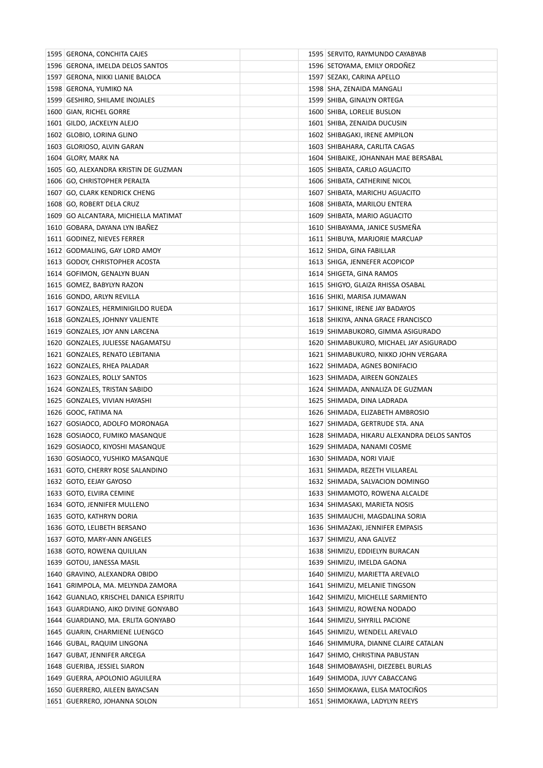| | | | | |
|---|---|---|---|---|
| 1595 | GERONA, CONCHITA CAJES | | 1595 | SERVITO, RAYMUNDO CAYABYAB |
| 1596 | GERONA, IMELDA DELOS SANTOS | | 1596 | SETOYAMA, EMILY ORDOÑEZ |
| 1597 | GERONA, NIKKI LIANIE BALOCA | | 1597 | SEZAKI, CARINA APELLO |
| 1598 | GERONA, YUMIKO NA | | 1598 | SHA, ZENAIDA MANGALI |
| 1599 | GESHIRO, SHILAME INOJALES | | 1599 | SHIBA, GINALYN ORTEGA |
| 1600 | GIAN, RICHEL GORRE | | 1600 | SHIBA, LORELIE BUSLON |
| 1601 | GILDO, JACKELYN ALEJO | | 1601 | SHIBA, ZENAIDA DUCUSIN |
| 1602 | GLOBIO, LORINA GLINO | | 1602 | SHIBAGAKI, IRENE AMPILON |
| 1603 | GLORIOSO, ALVIN GARAN | | 1603 | SHIBAHARA, CARLITA CAGAS |
| 1604 | GLORY, MARK NA | | 1604 | SHIBAIKE, JOHANNAH MAE BERSABAL |
| 1605 | GO, ALEXANDRA KRISTIN DE GUZMAN | | 1605 | SHIBATA, CARLO AGUACITO |
| 1606 | GO, CHRISTOPHER PERALTA | | 1606 | SHIBATA, CATHERINE NICOL |
| 1607 | GO, CLARK KENDRICK CHENG | | 1607 | SHIBATA, MARICHU AGUACITO |
| 1608 | GO, ROBERT DELA CRUZ | | 1608 | SHIBATA, MARILOU ENTERA |
| 1609 | GO ALCANTARA, MICHIELLA MATIMAT | | 1609 | SHIBATA, MARIO AGUACITO |
| 1610 | GOBARA, DAYANA LYN IBAÑEZ | | 1610 | SHIBAYAMA, JANICE SUSMEÑA |
| 1611 | GODINEZ, NIEVES FERRER | | 1611 | SHIBUYA, MARJORIE MARCUAP |
| 1612 | GODMALING, GAY LORD AMOY | | 1612 | SHIDA, GINA FABILLAR |
| 1613 | GODOY, CHRISTOPHER ACOSTA | | 1613 | SHIGA, JENNEFER ACOPICOP |
| 1614 | GOFIMON, GENALYN BUAN | | 1614 | SHIGETA, GINA RAMOS |
| 1615 | GOMEZ, BABYLYN RAZON | | 1615 | SHIGYO, GLAIZA RHISSA OSABAL |
| 1616 | GONDO, ARLYN REVILLA | | 1616 | SHIKI, MARISA JUMAWAN |
| 1617 | GONZALES, HERMINIGILDO RUEDA | | 1617 | SHIKINE, IRENE JAY BADAYOS |
| 1618 | GONZALES, JOHNNY VALIENTE | | 1618 | SHIKIYA, ANNA GRACE FRANCISCO |
| 1619 | GONZALES, JOY ANN LARCENA | | 1619 | SHIMABUKORO, GIMMA ASIGURADO |
| 1620 | GONZALES, JULIESSE NAGAMATSU | | 1620 | SHIMABUKURO, MICHAEL JAY ASIGURADO |
| 1621 | GONZALES, RENATO LEBITANIA | | 1621 | SHIMABUKURO, NIKKO JOHN VERGARA |
| 1622 | GONZALES, RHEA PALADAR | | 1622 | SHIMADA, AGNES BONIFACIO |
| 1623 | GONZALES, ROLLY SANTOS | | 1623 | SHIMADA, AIREEN GONZALES |
| 1624 | GONZALES, TRISTAN SABIDO | | 1624 | SHIMADA, ANNALIZA DE GUZMAN |
| 1625 | GONZALES, VIVIAN HAYASHI | | 1625 | SHIMADA, DINA LADRADA |
| 1626 | GOOC, FATIMA NA | | 1626 | SHIMADA, ELIZABETH AMBROSIO |
| 1627 | GOSIAOCO, ADOLFO MORONAGA | | 1627 | SHIMADA, GERTRUDE STA. ANA |
| 1628 | GOSIAOCO, FUMIKO MASANQUE | | 1628 | SHIMADA, HIKARU ALEXANDRA DELOS SANTOS |
| 1629 | GOSIAOCO, KIYOSHI MASANQUE | | 1629 | SHIMADA, NANAMI COSME |
| 1630 | GOSIAOCO, YUSHIKO MASANQUE | | 1630 | SHIMADA, NORI VIAJE |
| 1631 | GOTO, CHERRY ROSE SALANDINO | | 1631 | SHIMADA, REZETH VILLAREAL |
| 1632 | GOTO, EEJAY GAYOSO | | 1632 | SHIMADA, SALVACION DOMINGO |
| 1633 | GOTO, ELVIRA CEMINE | | 1633 | SHIMAMOTO, ROWENA ALCALDE |
| 1634 | GOTO, JENNIFER MULLENO | | 1634 | SHIMASAKI, MARIETA NOSIS |
| 1635 | GOTO, KATHRYN DORIA | | 1635 | SHIMAUCHI, MAGDALINA SORIA |
| 1636 | GOTO, LELIBETH BERSANO | | 1636 | SHIMAZAKI, JENNIFER EMPASIS |
| 1637 | GOTO, MARY-ANN ANGELES | | 1637 | SHIMIZU, ANA GALVEZ |
| 1638 | GOTO, ROWENA QUILILAN | | 1638 | SHIMIZU, EDDIELYN BURACAN |
| 1639 | GOTOU, JANESSA MASIL | | 1639 | SHIMIZU, IMELDA GAONA |
| 1640 | GRAVINO, ALEXANDRA OBIDO | | 1640 | SHIMIZU, MARIETTA AREVALO |
| 1641 | GRIMPOLA, MA. MELYNDA ZAMORA | | 1641 | SHIMIZU, MELANIE TINGSON |
| 1642 | GUANLAO, KRISCHEL DANICA ESPIRITU | | 1642 | SHIMIZU, MICHELLE SARMIENTO |
| 1643 | GUARDIANO, AIKO DIVINE GONYABO | | 1643 | SHIMIZU, ROWENA NODADO |
| 1644 | GUARDIANO, MA. ERLITA GONYABO | | 1644 | SHIMIZU, SHYRILL PACIONE |
| 1645 | GUARIN, CHARMIENE LUENGCO | | 1645 | SHIMIZU, WENDELL AREVALO |
| 1646 | GUBAL, RAQUIM LINGONA | | 1646 | SHIMMURA, DIANNE CLAIRE CATALAN |
| 1647 | GUBAT, JENNIFER ARCEGA | | 1647 | SHIMO, CHRISTINA PABUSTAN |
| 1648 | GUERIBA, JESSIEL SIARON | | 1648 | SHIMOBAYASHI, DIEZEBEL BURLAS |
| 1649 | GUERRA, APOLONIO AGUILERA | | 1649 | SHIMODA, JUVY CABACCANG |
| 1650 | GUERRERO, AILEEN BAYACSAN | | 1650 | SHIMOKAWA, ELISA MATOCIÑOS |
| 1651 | GUERRERO, JOHANNA SOLON | | 1651 | SHIMOKAWA, LADYLYN REEYS |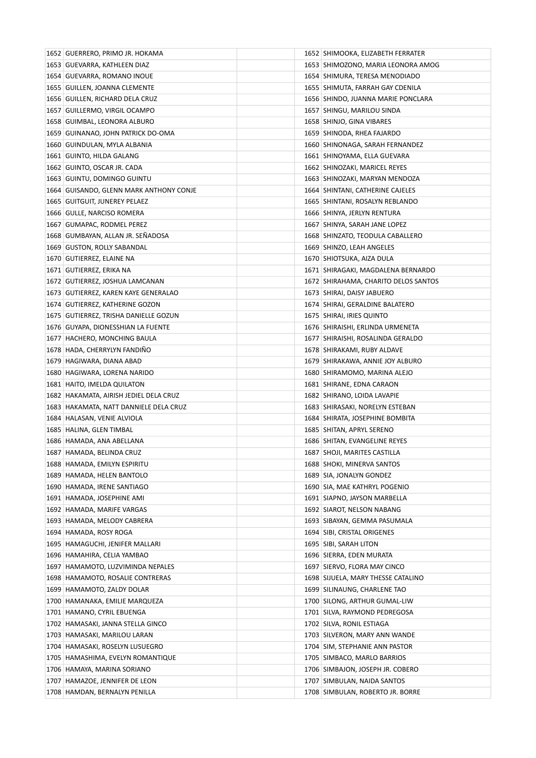| | | | | | |
|---|---|---|---|---|---|
| 1652 | GUERRERO, PRIMO JR. HOKAMA | | | 1652 | SHIMOOKA, ELIZABETH FERRATER |
| 1653 | GUEVARRA, KATHLEEN DIAZ | | | 1653 | SHIMOZONO, MARIA LEONORA AMOG |
| 1654 | GUEVARRA, ROMANO INOUE | | | 1654 | SHIMURA, TERESA MENODIADO |
| 1655 | GUILLEN, JOANNA CLEMENTE | | | 1655 | SHIMUTA, FARRAH GAY CDENILA |
| 1656 | GUILLEN, RICHARD DELA CRUZ | | | 1656 | SHINDO, JUANNA MARIE PONCLARA |
| 1657 | GUILLERMO, VIRGIL OCAMPO | | | 1657 | SHINGU, MARILOU SINDA |
| 1658 | GUIMBAL, LEONORA ALBURO | | | 1658 | SHINJO, GINA VIBARES |
| 1659 | GUINANAO, JOHN PATRICK DO-OMA | | | 1659 | SHINODA, RHEA FAJARDO |
| 1660 | GUINDULAN, MYLA ALBANIA | | | 1660 | SHINONAGA, SARAH FERNANDEZ |
| 1661 | GUINTO, HILDA GALANG | | | 1661 | SHINOYAMA, ELLA GUEVARA |
| 1662 | GUINTO, OSCAR JR. CADA | | | 1662 | SHINOZAKI, MARICEL REYES |
| 1663 | GUINTU, DOMINGO GUINTU | | | 1663 | SHINOZAKI, MARYAN MENDOZA |
| 1664 | GUISANDO, GLENN MARK ANTHONY CONJE | | | 1664 | SHINTANI, CATHERINE CAJELES |
| 1665 | GUITGUIT, JUNEREY PELAEZ | | | 1665 | SHINTANI, ROSALYN REBLANDO |
| 1666 | GULLE, NARCISO ROMERA | | | 1666 | SHINYA, JERLYN RENTURA |
| 1667 | GUMAPAC, RODMEL PEREZ | | | 1667 | SHINYA, SARAH JANE LOPEZ |
| 1668 | GUMBAYAN, ALLAN JR. SEÑADOSA | | | 1668 | SHINZATO, TEODULA CABALLERO |
| 1669 | GUSTON, ROLLY SABANDAL | | | 1669 | SHINZO, LEAH ANGELES |
| 1670 | GUTIERREZ, ELAINE NA | | | 1670 | SHIOTSUKA, AIZA DULA |
| 1671 | GUTIERREZ, ERIKA NA | | | 1671 | SHIRAGAKI, MAGDALENA BERNARDO |
| 1672 | GUTIERREZ, JOSHUA LAMCANAN | | | 1672 | SHIRAHAMA, CHARITO DELOS SANTOS |
| 1673 | GUTIERREZ, KAREN KAYE GENERALAO | | | 1673 | SHIRAI, DAISY JABUERO |
| 1674 | GUTIERREZ, KATHERINE GOZON | | | 1674 | SHIRAI, GERALDINE BALATERO |
| 1675 | GUTIERREZ, TRISHA DANIELLE GOZUN | | | 1675 | SHIRAI, IRIES QUINTO |
| 1676 | GUYAPA, DIONESSHIAN LA FUENTE | | | 1676 | SHIRAISHI, ERLINDA URMENETA |
| 1677 | HACHERO, MONCHING BAULA | | | 1677 | SHIRAISHI, ROSALINDA GERALDO |
| 1678 | HADA, CHERRYLYN FANDIÑO | | | 1678 | SHIRAKAMI, RUBY ALDAVE |
| 1679 | HAGIWARA, DIANA ABAD | | | 1679 | SHIRAKAWA, ANNIE JOY ALBURO |
| 1680 | HAGIWARA, LORENA NARIDO | | | 1680 | SHIRAMOMO, MARINA ALEJO |
| 1681 | HAITO, IMELDA QUILATON | | | 1681 | SHIRANE, EDNA CARAON |
| 1682 | HAKAMATA, AIRISH JEDIEL DELA CRUZ | | | 1682 | SHIRANO, LOIDA LAVAPIE |
| 1683 | HAKAMATA, NATT DANNIELE DELA CRUZ | | | 1683 | SHIRASAKI, NORELYN ESTEBAN |
| 1684 | HALASAN, VENIE ALVIOLA | | | 1684 | SHIRATA, JOSEPHINE BOMBITA |
| 1685 | HALINA, GLEN TIMBAL | | | 1685 | SHITAN, APRYL SERENO |
| 1686 | HAMADA, ANA ABELLANA | | | 1686 | SHITAN, EVANGELINE REYES |
| 1687 | HAMADA, BELINDA CRUZ | | | 1687 | SHOJI, MARITES CASTILLA |
| 1688 | HAMADA, EMILYN ESPIRITU | | | 1688 | SHOKI, MINERVA SANTOS |
| 1689 | HAMADA, HELEN BANTOLO | | | 1689 | SIA, JONALYN GONDEZ |
| 1690 | HAMADA, IRENE SANTIAGO | | | 1690 | SIA, MAE KATHRYL POGENIO |
| 1691 | HAMADA, JOSEPHINE AMI | | | 1691 | SIAPNO, JAYSON MARBELLA |
| 1692 | HAMADA, MARIFE VARGAS | | | 1692 | SIAROT, NELSON NABANG |
| 1693 | HAMADA, MELODY CABRERA | | | 1693 | SIBAYAN, GEMMA PASUMALA |
| 1694 | HAMADA, ROSY ROGA | | | 1694 | SIBI, CRISTAL ORIGENES |
| 1695 | HAMAGUCHI, JENIFER MALLARI | | | 1695 | SIBI, SARAH LITON |
| 1696 | HAMAHIRA, CELIA YAMBAO | | | 1696 | SIERRA, EDEN MURATA |
| 1697 | HAMAMOTO, LUZVIMINDA NEPALES | | | 1697 | SIERVO, FLORA MAY CINCO |
| 1698 | HAMAMOTO, ROSALIE CONTRERAS | | | 1698 | SIJUELA, MARY THESSE CATALINO |
| 1699 | HAMAMOTO, ZALDY DOLAR | | | 1699 | SILINAUNG, CHARLENE TAO |
| 1700 | HAMANAKA, EMILIE MARQUEZA | | | 1700 | SILONG, ARTHUR GUMAL-LIW |
| 1701 | HAMANO, CYRIL EBUENGA | | | 1701 | SILVA, RAYMOND PEDREGOSA |
| 1702 | HAMASAKI, JANNA STELLA GINCO | | | 1702 | SILVA, RONIL ESTIAGA |
| 1703 | HAMASAKI, MARILOU LARAN | | | 1703 | SILVERON, MARY ANN WANDE |
| 1704 | HAMASAKI, ROSELYN LUSUEGRO | | | 1704 | SIM, STEPHANIE ANN PASTOR |
| 1705 | HAMASHIMA, EVELYN ROMANTIQUE | | | 1705 | SIMBACO, MARLO BARRIOS |
| 1706 | HAMAYA, MARINA SORIANO | | | 1706 | SIMBAJON, JOSEPH JR. COBERO |
| 1707 | HAMAZOE, JENNIFER DE LEON | | | 1707 | SIMBULAN, NAIDA SANTOS |
| 1708 | HAMDAN, BERNALYN PENILLA | | | 1708 | SIMBULAN, ROBERTO JR. BORRE |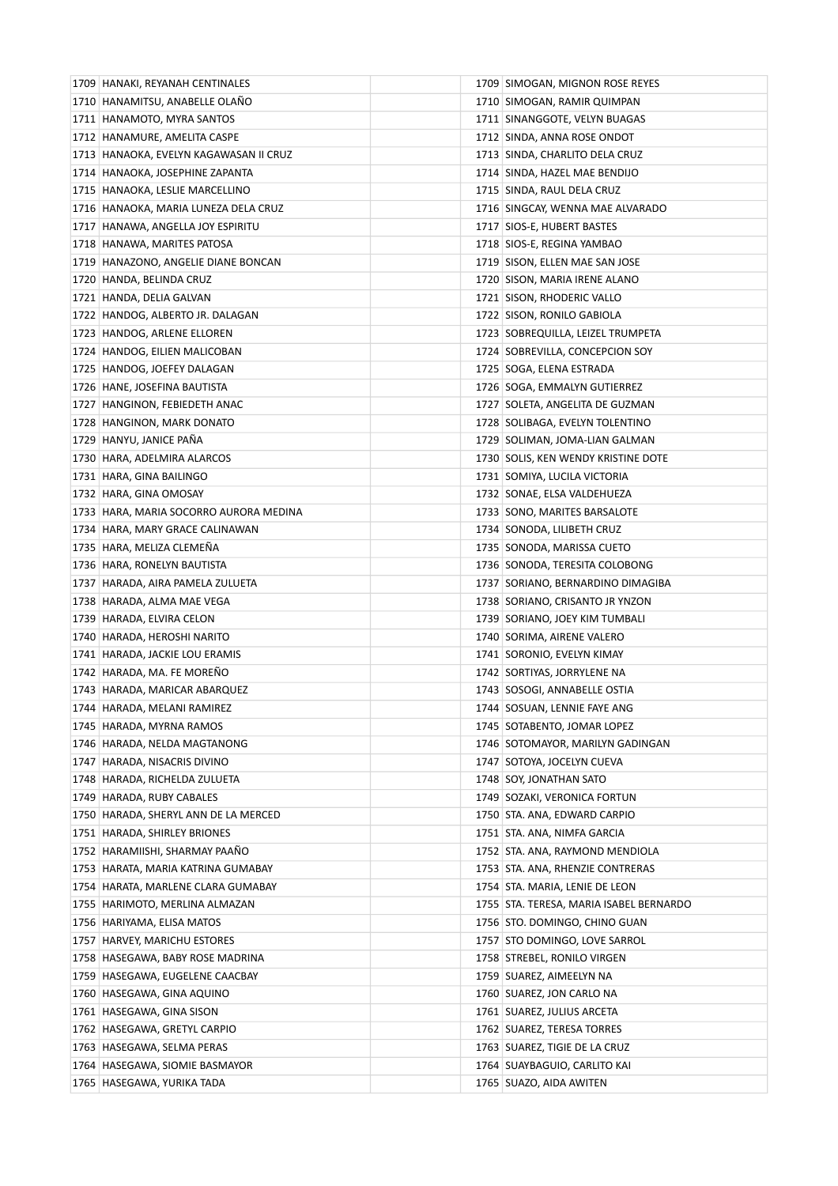| | | | | |
|---|---|---|---|---|
| 1709 | HANAKI, REYANAH CENTINALES | | 1709 | SIMOGAN, MIGNON ROSE REYES |
| 1710 | HANAMITSU, ANABELLE OLAÑO | | 1710 | SIMOGAN, RAMIR QUIMPAN |
| 1711 | HANAMOTO, MYRA SANTOS | | 1711 | SINANGGOTE, VELYN BUAGAS |
| 1712 | HANAMURE, AMELITA CASPE | | 1712 | SINDA, ANNA ROSE ONDOT |
| 1713 | HANAOKA, EVELYN KAGAWASAN II CRUZ | | 1713 | SINDA, CHARLITO DELA CRUZ |
| 1714 | HANAOKA, JOSEPHINE ZAPANTA | | 1714 | SINDA, HAZEL MAE BENDIJO |
| 1715 | HANAOKA, LESLIE MARCELLINO | | 1715 | SINDA, RAUL DELA CRUZ |
| 1716 | HANAOKA, MARIA LUNEZA DELA CRUZ | | 1716 | SINGCAY, WENNA MAE ALVARADO |
| 1717 | HANAWA, ANGELLA JOY ESPIRITU | | 1717 | SIOS-E, HUBERT BASTES |
| 1718 | HANAWA, MARITES PATOSA | | 1718 | SIOS-E, REGINA YAMBAO |
| 1719 | HANAZONO, ANGELIE DIANE BONCAN | | 1719 | SISON, ELLEN MAE SAN JOSE |
| 1720 | HANDA, BELINDA CRUZ | | 1720 | SISON, MARIA IRENE ALANO |
| 1721 | HANDA, DELIA GALVAN | | 1721 | SISON, RHODERIC VALLO |
| 1722 | HANDOG, ALBERTO JR. DALAGAN | | 1722 | SISON, RONILO GABIOLA |
| 1723 | HANDOG, ARLENE ELLOREN | | 1723 | SOBREQUILLA, LEIZEL TRUMPETA |
| 1724 | HANDOG, EILIEN MALICOBAN | | 1724 | SOBREVILLA, CONCEPCION SOY |
| 1725 | HANDOG, JOEFEY DALAGAN | | 1725 | SOGA, ELENA ESTRADA |
| 1726 | HANE, JOSEFINA BAUTISTA | | 1726 | SOGA, EMMALYN GUTIERREZ |
| 1727 | HANGINON, FEBIEDETH ANAC | | 1727 | SOLETA, ANGELITA DE GUZMAN |
| 1728 | HANGINON, MARK DONATO | | 1728 | SOLIBAGA, EVELYN TOLENTINO |
| 1729 | HANYU, JANICE PAÑA | | 1729 | SOLIMAN, JOMA-LIAN GALMAN |
| 1730 | HARA, ADELMIRA ALARCOS | | 1730 | SOLIS, KEN WENDY KRISTINE DOTE |
| 1731 | HARA, GINA BAILINGO | | 1731 | SOMIYA, LUCILA VICTORIA |
| 1732 | HARA, GINA OMOSAY | | 1732 | SONAE, ELSA VALDEHUEZA |
| 1733 | HARA, MARIA SOCORRO AURORA MEDINA | | 1733 | SONO, MARITES BARSALOTE |
| 1734 | HARA, MARY GRACE CALINAWAN | | 1734 | SONODA, LILIBETH CRUZ |
| 1735 | HARA, MELIZA CLEMEÑA | | 1735 | SONODA, MARISSA CUETO |
| 1736 | HARA, RONELYN BAUTISTA | | 1736 | SONODA, TERESITA COLOBONG |
| 1737 | HARADA, AIRA PAMELA ZULUETA | | 1737 | SORIANO, BERNARDINO DIMAGIBA |
| 1738 | HARADA, ALMA MAE VEGA | | 1738 | SORIANO, CRISANTO JR YNZON |
| 1739 | HARADA, ELVIRA CELON | | 1739 | SORIANO, JOEY KIM TUMBALI |
| 1740 | HARADA, HEROSHI NARITO | | 1740 | SORIMA, AIRENE VALERO |
| 1741 | HARADA, JACKIE LOU ERAMIS | | 1741 | SORONIO, EVELYN KIMAY |
| 1742 | HARADA, MA. FE MOREÑO | | 1742 | SORTIYAS, JORRYLENE NA |
| 1743 | HARADA, MARICAR ABARQUEZ | | 1743 | SOSOGI, ANNABELLE OSTIA |
| 1744 | HARADA, MELANI RAMIREZ | | 1744 | SOSUAN, LENNIE FAYE ANG |
| 1745 | HARADA, MYRNA RAMOS | | 1745 | SOTABENTO, JOMAR LOPEZ |
| 1746 | HARADA, NELDA MAGTANONG | | 1746 | SOTOMAYOR, MARILYN GADINGAN |
| 1747 | HARADA, NISACRIS DIVINO | | 1747 | SOTOYA, JOCELYN CUEVA |
| 1748 | HARADA, RICHELDA ZULUETA | | 1748 | SOY, JONATHAN SATO |
| 1749 | HARADA, RUBY CABALES | | 1749 | SOZAKI, VERONICA FORTUN |
| 1750 | HARADA, SHERYL ANN DE LA MERCED | | 1750 | STA. ANA, EDWARD CARPIO |
| 1751 | HARADA, SHIRLEY BRIONES | | 1751 | STA. ANA, NIMFA GARCIA |
| 1752 | HARAMIISHI, SHARMAY PAAÑO | | 1752 | STA. ANA, RAYMOND MENDIOLA |
| 1753 | HARATA, MARIA KATRINA GUMABAY | | 1753 | STA. ANA, RHENZIE CONTRERAS |
| 1754 | HARATA, MARLENE CLARA GUMABAY | | 1754 | STA. MARIA, LENIE DE LEON |
| 1755 | HARIMOTO, MERLINA ALMAZAN | | 1755 | STA. TERESA, MARIA ISABEL BERNARDO |
| 1756 | HARIYAMA, ELISA MATOS | | 1756 | STO. DOMINGO, CHINO GUAN |
| 1757 | HARVEY, MARICHU ESTORES | | 1757 | STO DOMINGO, LOVE SARROL |
| 1758 | HASEGAWA, BABY ROSE MADRINA | | 1758 | STREBEL, RONILO VIRGEN |
| 1759 | HASEGAWA, EUGELENE CAACBAY | | 1759 | SUAREZ, AIMEELYN NA |
| 1760 | HASEGAWA, GINA AQUINO | | 1760 | SUAREZ, JON CARLO NA |
| 1761 | HASEGAWA, GINA SISON | | 1761 | SUAREZ, JULIUS ARCETA |
| 1762 | HASEGAWA, GRETYL CARPIO | | 1762 | SUAREZ, TERESA TORRES |
| 1763 | HASEGAWA, SELMA PERAS | | 1763 | SUAREZ, TIGIE DE LA CRUZ |
| 1764 | HASEGAWA, SIOMIE BASMAYOR | | 1764 | SUAYBAGUIO, CARLITO KAI |
| 1765 | HASEGAWA, YURIKA TADA | | 1765 | SUAZO, AIDA AWITEN |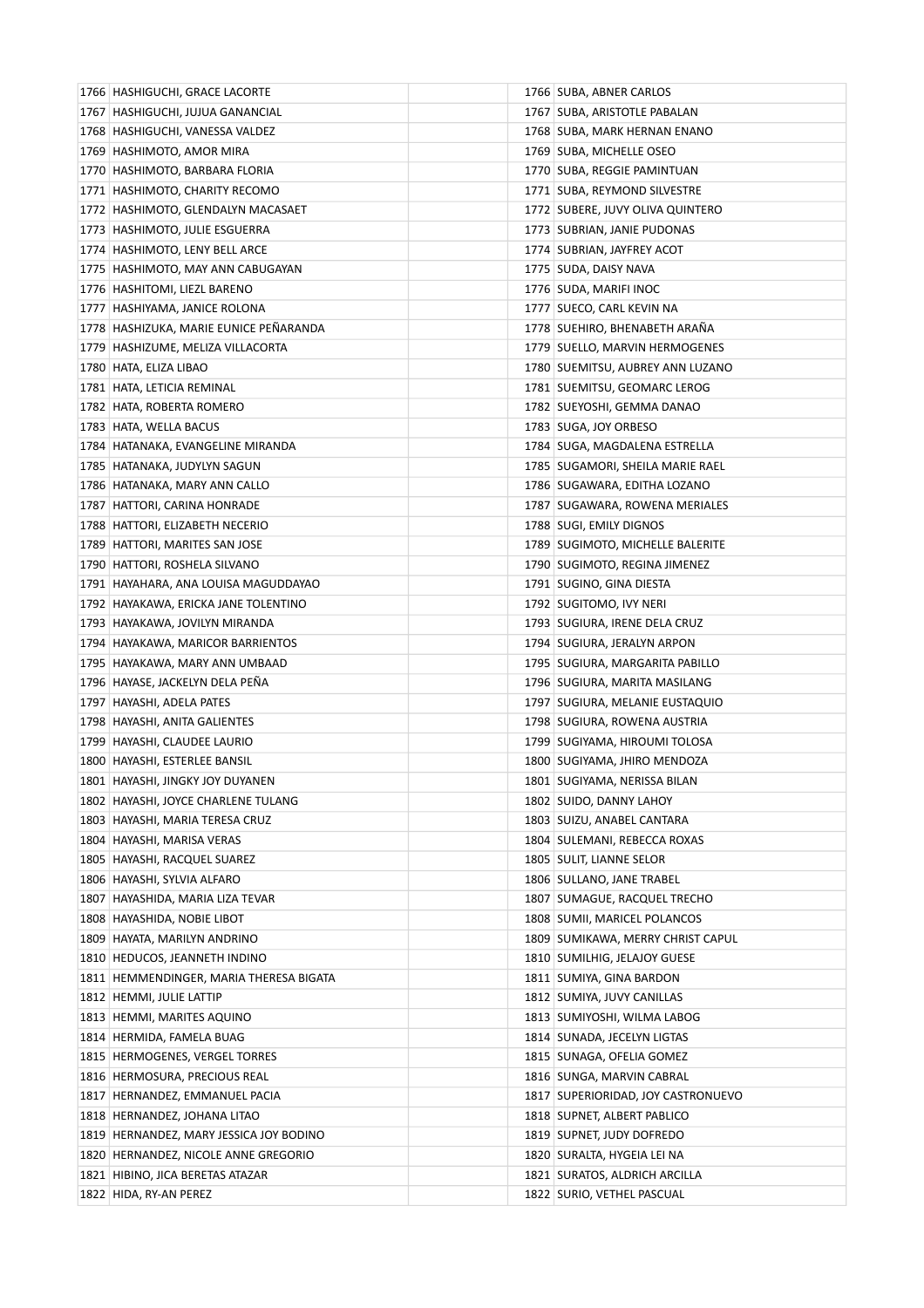| | | | | |
|---|---|---|---|---|
| 1766 | HASHIGUCHI, GRACE LACORTE | | 1766 | SUBA, ABNER CARLOS |
| 1767 | HASHIGUCHI, JUJUA GANANCIAL | | 1767 | SUBA, ARISTOTLE PABALAN |
| 1768 | HASHIGUCHI, VANESSA VALDEZ | | 1768 | SUBA, MARK HERNAN ENANO |
| 1769 | HASHIMOTO, AMOR MIRA | | 1769 | SUBA, MICHELLE OSEO |
| 1770 | HASHIMOTO, BARBARA FLORIA | | 1770 | SUBA, REGGIE PAMINTUAN |
| 1771 | HASHIMOTO, CHARITY RECOMO | | 1771 | SUBA, REYMOND SILVESTRE |
| 1772 | HASHIMOTO, GLENDALYN MACASAET | | 1772 | SUBERE, JUVY OLIVA QUINTERO |
| 1773 | HASHIMOTO, JULIE ESGUERRA | | 1773 | SUBRIAN, JANIE PUDONAS |
| 1774 | HASHIMOTO, LENY BELL ARCE | | 1774 | SUBRIAN, JAYFREY ACOT |
| 1775 | HASHIMOTO, MAY ANN CABUGAYAN | | 1775 | SUDA, DAISY NAVA |
| 1776 | HASHITOMI, LIEZL BARENO | | 1776 | SUDA, MARIFI INOC |
| 1777 | HASHIYAMA, JANICE ROLONA | | 1777 | SUECO, CARL KEVIN NA |
| 1778 | HASHIZUKA, MARIE EUNICE PEÑARANDA | | 1778 | SUEHIRO, BHENABETH ARAÑA |
| 1779 | HASHIZUME, MELIZA VILLACORTA | | 1779 | SUELLO, MARVIN HERMOGENES |
| 1780 | HATA, ELIZA LIBAO | | 1780 | SUEMITSU, AUBREY ANN LUZANO |
| 1781 | HATA, LETICIA REMINAL | | 1781 | SUEMITSU, GEOMARC LEROG |
| 1782 | HATA, ROBERTA ROMERO | | 1782 | SUEYOSHI, GEMMA DANAO |
| 1783 | HATA, WELLA BACUS | | 1783 | SUGA, JOY ORBESO |
| 1784 | HATANAKA, EVANGELINE MIRANDA | | 1784 | SUGA, MAGDALENA ESTRELLA |
| 1785 | HATANAKA, JUDYLYN SAGUN | | 1785 | SUGAMORI, SHEILA MARIE RAEL |
| 1786 | HATANAKA, MARY ANN CALLO | | 1786 | SUGAWARA, EDITHA LOZANO |
| 1787 | HATTORI, CARINA HONRADE | | 1787 | SUGAWARA, ROWENA MERIALES |
| 1788 | HATTORI, ELIZABETH NECERIO | | 1788 | SUGI, EMILY DIGNOS |
| 1789 | HATTORI, MARITES SAN JOSE | | 1789 | SUGIMOTO, MICHELLE BALERITE |
| 1790 | HATTORI, ROSHELA SILVANO | | 1790 | SUGIMOTO, REGINA JIMENEZ |
| 1791 | HAYAHARA, ANA LOUISA MAGUDDAYAO | | 1791 | SUGINO, GINA DIESTA |
| 1792 | HAYAKAWA, ERICKA JANE TOLENTINO | | 1792 | SUGITOMO, IVY NERI |
| 1793 | HAYAKAWA, JOVILYN MIRANDA | | 1793 | SUGIURA, IRENE DELA CRUZ |
| 1794 | HAYAKAWA, MARICOR BARRIENTOS | | 1794 | SUGIURA, JERALYN ARPON |
| 1795 | HAYAKAWA, MARY ANN UMBAAD | | 1795 | SUGIURA, MARGARITA PABILLO |
| 1796 | HAYASE, JACKELYN DELA PEÑA | | 1796 | SUGIURA, MARITA MASILANG |
| 1797 | HAYASHI, ADELA PATES | | 1797 | SUGIURA, MELANIE EUSTAQUIO |
| 1798 | HAYASHI, ANITA GALIENTES | | 1798 | SUGIURA, ROWENA AUSTRIA |
| 1799 | HAYASHI, CLAUDEE LAURIO | | 1799 | SUGIYAMA, HIROUMI TOLOSA |
| 1800 | HAYASHI, ESTERLEE BANSIL | | 1800 | SUGIYAMA, JHIRO MENDOZA |
| 1801 | HAYASHI, JINGKY JOY DUYANEN | | 1801 | SUGIYAMA, NERISSA BILAN |
| 1802 | HAYASHI, JOYCE CHARLENE TULANG | | 1802 | SUIDO, DANNY LAHOY |
| 1803 | HAYASHI, MARIA TERESA CRUZ | | 1803 | SUIZU, ANABEL CANTARA |
| 1804 | HAYASHI, MARISA VERAS | | 1804 | SULEMANI, REBECCA ROXAS |
| 1805 | HAYASHI, RACQUEL SUAREZ | | 1805 | SULIT, LIANNE SELOR |
| 1806 | HAYASHI, SYLVIA ALFARO | | 1806 | SULLANO, JANE TRABEL |
| 1807 | HAYASHIDA, MARIA LIZA TEVAR | | 1807 | SUMAGUE, RACQUEL TRECHO |
| 1808 | HAYASHIDA, NOBIE LIBOT | | 1808 | SUMII, MARICEL POLANCOS |
| 1809 | HAYATA, MARILYN ANDRINO | | 1809 | SUMIKAWA, MERRY CHRIST CAPUL |
| 1810 | HEDUCOS, JEANNETH INDINO | | 1810 | SUMILHIG, JELAJOY GUESE |
| 1811 | HEMMENDINGER, MARIA THERESA BIGATA | | 1811 | SUMIYA, GINA BARDON |
| 1812 | HEMMI, JULIE LATTIP | | 1812 | SUMIYA, JUVY CANILLAS |
| 1813 | HEMMI, MARITES AQUINO | | 1813 | SUMIYOSHI, WILMA LABOG |
| 1814 | HERMIDA, FAMELA BUAG | | 1814 | SUNADA, JECELYN LIGTAS |
| 1815 | HERMOGENES, VERGEL TORRES | | 1815 | SUNAGA, OFELIA GOMEZ |
| 1816 | HERMOSURA, PRECIOUS REAL | | 1816 | SUNGA, MARVIN CABRAL |
| 1817 | HERNANDEZ, EMMANUEL PACIA | | 1817 | SUPERIORIDAD, JOY CASTRONUEVO |
| 1818 | HERNANDEZ, JOHANA LITAO | | 1818 | SUPNET, ALBERT PABLICO |
| 1819 | HERNANDEZ, MARY JESSICA JOY BODINO | | 1819 | SUPNET, JUDY DOFREDO |
| 1820 | HERNANDEZ, NICOLE ANNE GREGORIO | | 1820 | SURALTA, HYGEIA LEI NA |
| 1821 | HIBINO, JICA BERETAS ATAZAR | | 1821 | SURATOS, ALDRICH ARCILLA |
| 1822 | HIDA, RY-AN PEREZ | | 1822 | SURIO, VETHEL PASCUAL |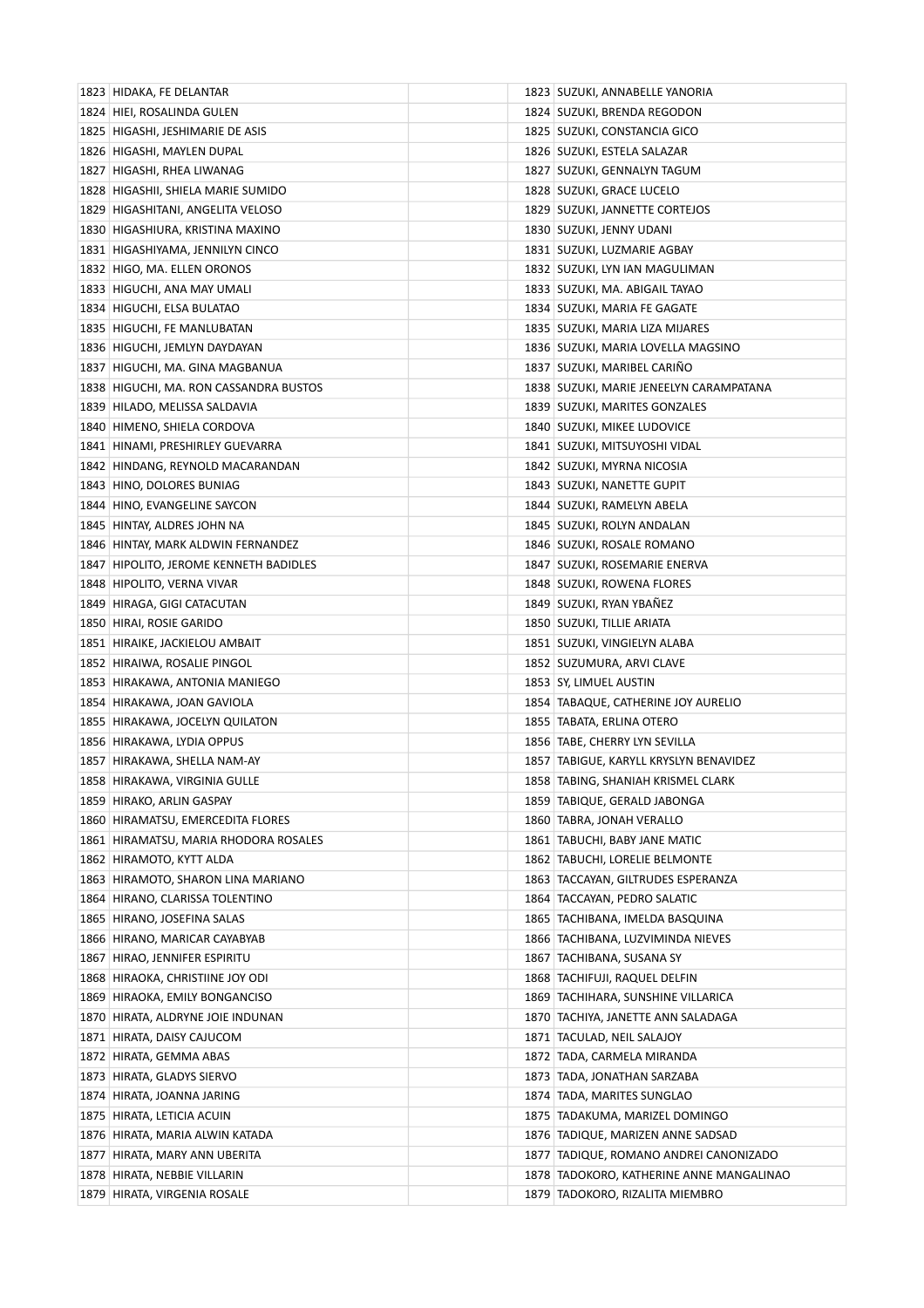| | | | | |
|---|---|---|---|---|
| 1823 | HIDAKA, FE DELANTAR | | 1823 | SUZUKI, ANNABELLE YANORIA |
| 1824 | HIEI, ROSALINDA GULEN | | 1824 | SUZUKI, BRENDA REGODON |
| 1825 | HIGASHI, JESHIMARIE DE ASIS | | 1825 | SUZUKI, CONSTANCIA GICO |
| 1826 | HIGASHI, MAYLEN DUPAL | | 1826 | SUZUKI, ESTELA SALAZAR |
| 1827 | HIGASHI, RHEA LIWANAG | | 1827 | SUZUKI, GENNALYN TAGUM |
| 1828 | HIGASHII, SHIELA MARIE SUMIDO | | 1828 | SUZUKI, GRACE LUCELO |
| 1829 | HIGASHITANI, ANGELITA VELOSO | | 1829 | SUZUKI, JANNETTE CORTEJOS |
| 1830 | HIGASHIURA, KRISTINA MAXINO | | 1830 | SUZUKI, JENNY UDANI |
| 1831 | HIGASHIYAMA, JENNILYN CINCO | | 1831 | SUZUKI, LUZMARIE AGBAY |
| 1832 | HIGO, MA. ELLEN ORONOS | | 1832 | SUZUKI, LYN IAN MAGULIMAN |
| 1833 | HIGUCHI, ANA MAY UMALI | | 1833 | SUZUKI, MA. ABIGAIL TAYAO |
| 1834 | HIGUCHI, ELSA BULATAO | | 1834 | SUZUKI, MARIA FE GAGATE |
| 1835 | HIGUCHI, FE MANLUBATAN | | 1835 | SUZUKI, MARIA LIZA MIJARES |
| 1836 | HIGUCHI, JEMLYN DAYDAYAN | | 1836 | SUZUKI, MARIA LOVELLA MAGSINO |
| 1837 | HIGUCHI, MA. GINA MAGBANUA | | 1837 | SUZUKI, MARIBEL CARIÑO |
| 1838 | HIGUCHI, MA. RON CASSANDRA BUSTOS | | 1838 | SUZUKI, MARIE JENEELYN CARAMPATANA |
| 1839 | HILADO, MELISSA SALDAVIA | | 1839 | SUZUKI, MARITES GONZALES |
| 1840 | HIMENO, SHIELA CORDOVA | | 1840 | SUZUKI, MIKEE LUDOVICE |
| 1841 | HINAMI, PRESHIRLEY GUEVARRA | | 1841 | SUZUKI, MITSUYOSHI VIDAL |
| 1842 | HINDANG, REYNOLD MACARANDAN | | 1842 | SUZUKI, MYRNA NICOSIA |
| 1843 | HINO, DOLORES BUNIAG | | 1843 | SUZUKI, NANETTE GUPIT |
| 1844 | HINO, EVANGELINE SAYCON | | 1844 | SUZUKI, RAMELYN ABELA |
| 1845 | HINTAY, ALDRES JOHN NA | | 1845 | SUZUKI, ROLYN ANDALAN |
| 1846 | HINTAY, MARK ALDWIN FERNANDEZ | | 1846 | SUZUKI, ROSALE ROMANO |
| 1847 | HIPOLITO, JEROME KENNETH BADIDLES | | 1847 | SUZUKI, ROSEMARIE ENERVA |
| 1848 | HIPOLITO, VERNA VIVAR | | 1848 | SUZUKI, ROWENA FLORES |
| 1849 | HIRAGA, GIGI CATACUTAN | | 1849 | SUZUKI, RYAN YBAÑEZ |
| 1850 | HIRAI, ROSIE GARIDO | | 1850 | SUZUKI, TILLIE ARIATA |
| 1851 | HIRAIKE, JACKIELOU AMBAIT | | 1851 | SUZUKI, VINGIELYN ALABA |
| 1852 | HIRAIWA, ROSALIE PINGOL | | 1852 | SUZUMURA, ARVI CLAVE |
| 1853 | HIRAKAWA, ANTONIA MANIEGO | | 1853 | SY, LIMUEL AUSTIN |
| 1854 | HIRAKAWA, JOAN GAVIOLA | | 1854 | TABAQUE, CATHERINE JOY AURELIO |
| 1855 | HIRAKAWA, JOCELYN QUILATON | | 1855 | TABATA, ERLINA OTERO |
| 1856 | HIRAKAWA, LYDIA OPPUS | | 1856 | TABE, CHERRY LYN SEVILLA |
| 1857 | HIRAKAWA, SHELLA NAM-AY | | 1857 | TABIGUE, KARYLL KRYSLYN BENAVIDEZ |
| 1858 | HIRAKAWA, VIRGINIA GULLE | | 1858 | TABING, SHANIAH KRISMEL CLARK |
| 1859 | HIRAKO, ARLIN GASPAY | | 1859 | TABIQUE, GERALD JABONGA |
| 1860 | HIRAMATSU, EMERCEDITA FLORES | | 1860 | TABRA, JONAH VERALLO |
| 1861 | HIRAMATSU, MARIA RHODORA ROSALES | | 1861 | TABUCHI, BABY JANE MATIC |
| 1862 | HIRAMOTO, KYTT ALDA | | 1862 | TABUCHI, LORELIE BELMONTE |
| 1863 | HIRAMOTO, SHARON LINA MARIANO | | 1863 | TACCAYAN, GILTRUDES ESPERANZA |
| 1864 | HIRANO, CLARISSA TOLENTINO | | 1864 | TACCAYAN, PEDRO SALATIC |
| 1865 | HIRANO, JOSEFINA SALAS | | 1865 | TACHIBANA, IMELDA BASQUINA |
| 1866 | HIRANO, MARICAR CAYABYAB | | 1866 | TACHIBANA, LUZVIMINDA NIEVES |
| 1867 | HIRAO, JENNIFER ESPIRITU | | 1867 | TACHIBANA, SUSANA SY |
| 1868 | HIRAOKA, CHRISTIINE JOY ODI | | 1868 | TACHIFUJI, RAQUEL DELFIN |
| 1869 | HIRAOKA, EMILY BONGANCISO | | 1869 | TACHIHARA, SUNSHINE VILLARICA |
| 1870 | HIRATA, ALDRYNE JOIE INDUNAN | | 1870 | TACHIYA, JANETTE ANN SALADAGA |
| 1871 | HIRATA, DAISY CAJUCOM | | 1871 | TACULAD, NEIL SALAJOY |
| 1872 | HIRATA, GEMMA ABAS | | 1872 | TADA, CARMELA MIRANDA |
| 1873 | HIRATA, GLADYS SIERVO | | 1873 | TADA, JONATHAN SARZABA |
| 1874 | HIRATA, JOANNA JARING | | 1874 | TADA, MARITES SUNGLAO |
| 1875 | HIRATA, LETICIA ACUIN | | 1875 | TADAKUMA, MARIZEL DOMINGO |
| 1876 | HIRATA, MARIA ALWIN KATADA | | 1876 | TADIQUE, MARIZEN ANNE SADSAD |
| 1877 | HIRATA, MARY ANN UBERITA | | 1877 | TADIQUE, ROMANO ANDREI CANONIZADO |
| 1878 | HIRATA, NEBBIE VILLARIN | | 1878 | TADOKORO, KATHERINE ANNE MANGALINAO |
| 1879 | HIRATA, VIRGENIA ROSALE | | 1879 | TADOKORO, RIZALITA MIEMBRO |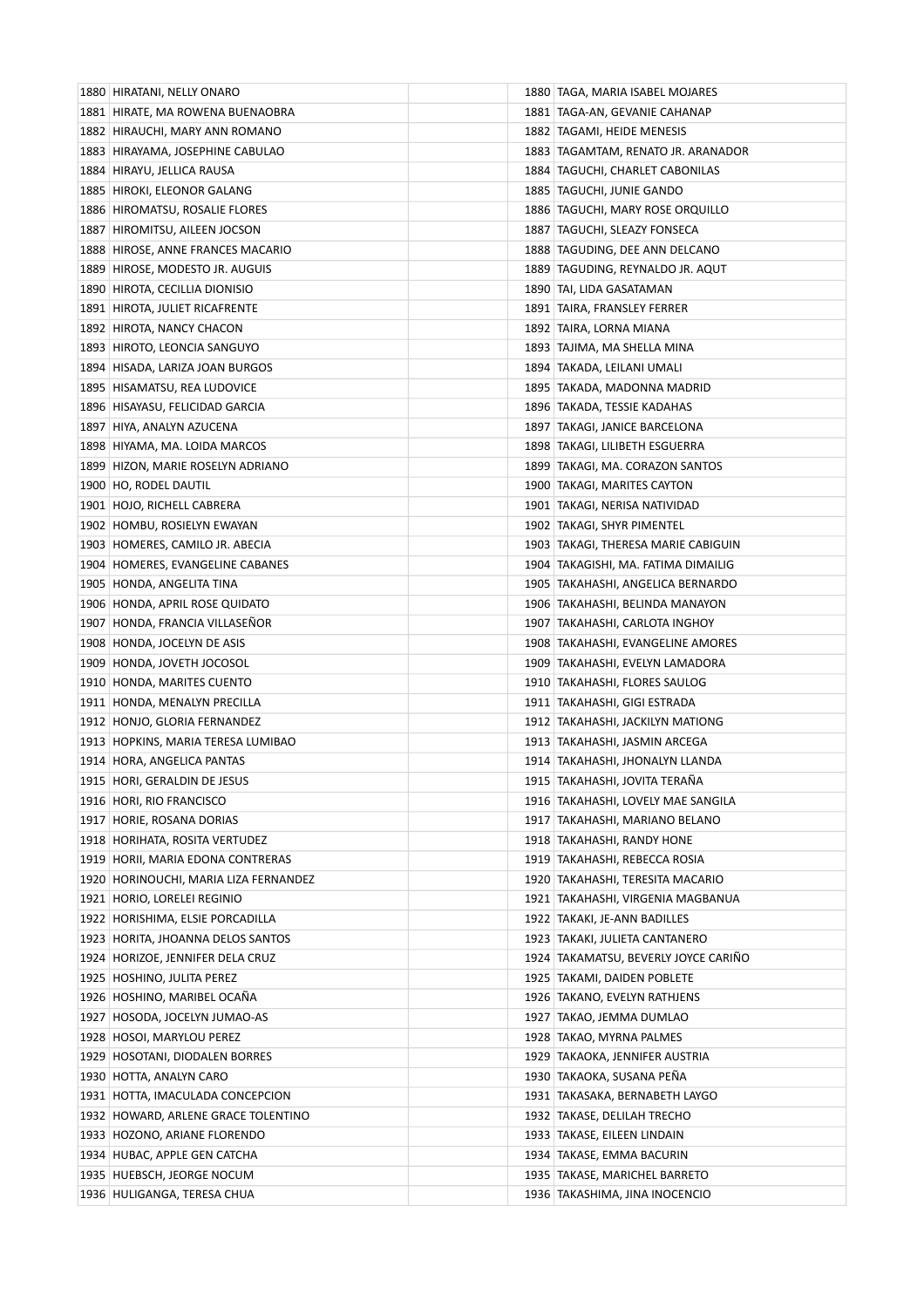| | | | |
|---|---|---|---|
| 1880 | HIRATANI, NELLY ONARO | | |
| 1881 | HIRATE, MA ROWENA BUENAOBRA | | |
| 1882 | HIRAUCHI, MARY ANN ROMANO | | |
| 1883 | HIRAYAMA, JOSEPHINE CABULAO | | |
| 1884 | HIRAYU, JELLICA RAUSA | | |
| 1885 | HIROKI, ELEONOR GALANG | | |
| 1886 | HIROMATSU, ROSALIE FLORES | | |
| 1887 | HIROMITSU, AILEEN JOCSON | | |
| 1888 | HIROSE, ANNE FRANCES MACARIO | | |
| 1889 | HIROSE, MODESTO JR. AUGUIS | | |
| 1890 | HIROTA, CECILLIA DIONISIO | | |
| 1891 | HIROTA, JULIET RICAFRENTE | | |
| 1892 | HIROTA, NANCY CHACON | | |
| 1893 | HIROTO, LEONCIA SANGUYO | | |
| 1894 | HISADA, LARIZA JOAN BURGOS | | |
| 1895 | HISAMATSU, REA LUDOVICE | | |
| 1896 | HISAYASU, FELICIDAD GARCIA | | |
| 1897 | HIYA, ANALYN AZUCENA | | |
| 1898 | HIYAMA, MA. LOIDA MARCOS | | |
| 1899 | HIZON, MARIE ROSELYN ADRIANO | | |
| 1900 | HO, RODEL DAUTIL | | |
| 1901 | HOJO, RICHELL CABRERA | | |
| 1902 | HOMBU, ROSIELYN EWAYAN | | |
| 1903 | HOMERES, CAMILO JR. ABECIA | | |
| 1904 | HOMERES, EVANGELINE CABANES | | |
| 1905 | HONDA, ANGELITA TINA | | |
| 1906 | HONDA, APRIL ROSE QUIDATO | | |
| 1907 | HONDA, FRANCIA VILLASEÑOR | | |
| 1908 | HONDA, JOCELYN DE ASIS | | |
| 1909 | HONDA, JOVETH JOCOSOL | | |
| 1910 | HONDA, MARITES CUENTO | | |
| 1911 | HONDA, MENALYN PRECILLA | | |
| 1912 | HONJO, GLORIA FERNANDEZ | | |
| 1913 | HOPKINS, MARIA TERESA LUMIBAO | | |
| 1914 | HORA, ANGELICA PANTAS | | |
| 1915 | HORI, GERALDIN DE JESUS | | |
| 1916 | HORI, RIO FRANCISCO | | |
| 1917 | HORIE, ROSANA DORIAS | | |
| 1918 | HORIHATA, ROSITA VERTUDEZ | | |
| 1919 | HORII, MARIA EDONA CONTRERAS | | |
| 1920 | HORINOUCHI, MARIA LIZA FERNANDEZ | | |
| 1921 | HORIO, LORELEI REGINIO | | |
| 1922 | HORISHIMA, ELSIE PORCADILLA | | |
| 1923 | HORITA, JHOANNA DELOS SANTOS | | |
| 1924 | HORIZOE, JENNIFER DELA CRUZ | | |
| 1925 | HOSHINO, JULITA PEREZ | | |
| 1926 | HOSHINO, MARIBEL OCAÑA | | |
| 1927 | HOSODA, JOCELYN JUMAO-AS | | |
| 1928 | HOSOI, MARYLOU PEREZ | | |
| 1929 | HOSOTANI, DIODALEN BORRES | | |
| 1930 | HOTTA, ANALYN CARO | | |
| 1931 | HOTTA, IMACULADA CONCEPCION | | |
| 1932 | HOWARD, ARLENE GRACE TOLENTINO | | |
| 1933 | HOZONO, ARIANE FLORENDO | | |
| 1934 | HUBAC, APPLE GEN CATCHA | | |
| 1935 | HUEBSCH, JEORGE NOCUM | | |
| 1936 | HULIGANGA, TERESA CHUA | | |

| | |
|---|---|
| 1880 | TAGA, MARIA ISABEL MOJARES |
| 1881 | TAGA-AN, GEVANIE CAHANAP |
| 1882 | TAGAMI, HEIDE MENESIS |
| 1883 | TAGAMTAM, RENATO JR. ARANADOR |
| 1884 | TAGUCHI, CHARLET CABONILAS |
| 1885 | TAGUCHI, JUNIE GANDO |
| 1886 | TAGUCHI, MARY ROSE ORQUILLO |
| 1887 | TAGUCHI, SLEAZY FONSECA |
| 1888 | TAGUDING, DEE ANN DELCANO |
| 1889 | TAGUDING, REYNALDO JR. AQUT |
| 1890 | TAI, LIDA GASATAMAN |
| 1891 | TAIRA, FRANSLEY FERRER |
| 1892 | TAIRA, LORNA MIANA |
| 1893 | TAJIMA, MA SHELLA MINA |
| 1894 | TAKADA, LEILANI UMALI |
| 1895 | TAKADA, MADONNA MADRID |
| 1896 | TAKADA, TESSIE KADAHAS |
| 1897 | TAKAGI, JANICE BARCELONA |
| 1898 | TAKAGI, LILIBETH ESGUERRA |
| 1899 | TAKAGI, MA. CORAZON SANTOS |
| 1900 | TAKAGI, MARITES CAYTON |
| 1901 | TAKAGI, NERISA NATIVIDAD |
| 1902 | TAKAGI, SHYR PIMENTEL |
| 1903 | TAKAGI, THERESA MARIE CABIGUIN |
| 1904 | TAKAGISHI, MA. FATIMA DIMAILIG |
| 1905 | TAKAHASHI, ANGELICA BERNARDO |
| 1906 | TAKAHASHI, BELINDA MANAYON |
| 1907 | TAKAHASHI, CARLOTA INGHOY |
| 1908 | TAKAHASHI, EVANGELINE AMORES |
| 1909 | TAKAHASHI, EVELYN LAMADORA |
| 1910 | TAKAHASHI, FLORES SAULOG |
| 1911 | TAKAHASHI, GIGI ESTRADA |
| 1912 | TAKAHASHI, JACKILYN MATIONG |
| 1913 | TAKAHASHI, JASMIN ARCEGA |
| 1914 | TAKAHASHI, JHONALYN LLANDA |
| 1915 | TAKAHASHI, JOVITA TERAÑA |
| 1916 | TAKAHASHI, LOVELY MAE SANGILA |
| 1917 | TAKAHASHI, MARIANO BELANO |
| 1918 | TAKAHASHI, RANDY HONE |
| 1919 | TAKAHASHI, REBECCA ROSIA |
| 1920 | TAKAHASHI, TERESITA MACARIO |
| 1921 | TAKAHASHI, VIRGENIA MAGBANUA |
| 1922 | TAKAKI, JE-ANN BADILLES |
| 1923 | TAKAKI, JULIETA CANTANERO |
| 1924 | TAKAMATSU, BEVERLY JOYCE CARIÑO |
| 1925 | TAKAMI, DAIDEN POBLETE |
| 1926 | TAKANO, EVELYN RATHJENS |
| 1927 | TAKAO, JEMMA DUMLAO |
| 1928 | TAKAO, MYRNA PALMES |
| 1929 | TAKAOKA, JENNIFER AUSTRIA |
| 1930 | TAKAOKA, SUSANA PEÑA |
| 1931 | TAKASAKA, BERNABETH LAYGO |
| 1932 | TAKASE, DELILAH TRECHO |
| 1933 | TAKASE, EILEEN LINDAIN |
| 1934 | TAKASE, EMMA BACURIN |
| 1935 | TAKASE, MARICHEL BARRETO |
| 1936 | TAKASHIMA, JINA INOCENCIO |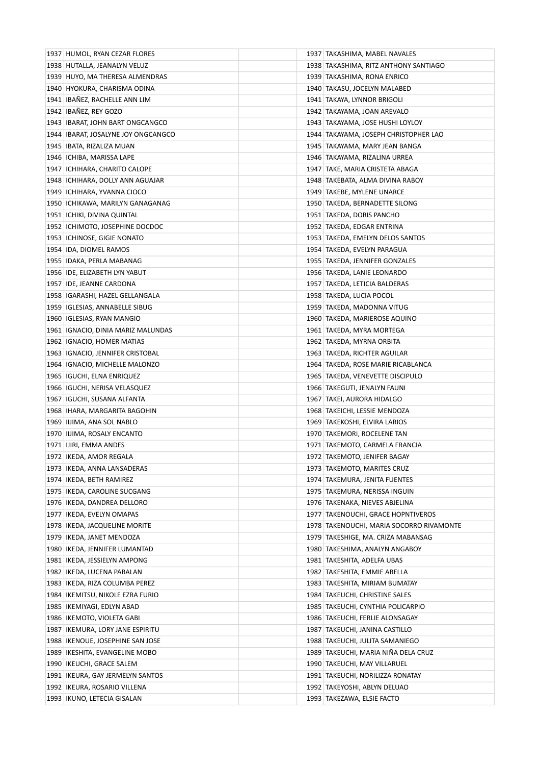| | | | | |
|---|---|---|---|---|
| 1937 | HUMOL, RYAN CEZAR FLORES | | 1937 | TAKASHIMA, MABEL NAVALES |
| 1938 | HUTALLA, JEANALYN VELUZ | | 1938 | TAKASHIMA, RITZ ANTHONY SANTIAGO |
| 1939 | HUYO, MA THERESA ALMENDRAS | | 1939 | TAKASHIMA, RONA ENRICO |
| 1940 | HYOKURA, CHARISMA ODINA | | 1940 | TAKASU, JOCELYN MALABED |
| 1941 | IBAÑEZ, RACHELLE ANN LIM | | 1941 | TAKAYA, LYNNOR BRIGOLI |
| 1942 | IBAÑEZ, REY GOZO | | 1942 | TAKAYAMA, JOAN AREVALO |
| 1943 | IBARAT, JOHN BART ONGCANGCO | | 1943 | TAKAYAMA, JOSE HUSHI LOYLOY |
| 1944 | IBARAT, JOSALYNE JOY ONGCANGCO | | 1944 | TAKAYAMA, JOSEPH CHRISTOPHER LAO |
| 1945 | IBATA, RIZALIZA MUAN | | 1945 | TAKAYAMA, MARY JEAN BANGA |
| 1946 | ICHIBA, MARISSA LAPE | | 1946 | TAKAYAMA, RIZALINA URREA |
| 1947 | ICHIHARA, CHARITO CALOPE | | 1947 | TAKE, MARIA CRISTETA ABAGA |
| 1948 | ICHIHARA, DOLLY ANN AGUAJAR | | 1948 | TAKEBATA, ALMA DIVINA RABOY |
| 1949 | ICHIHARA, YVANNA CIOCO | | 1949 | TAKEBE, MYLENE UNARCE |
| 1950 | ICHIKAWA, MARILYN GANAGANAG | | 1950 | TAKEDA, BERNADETTE SILONG |
| 1951 | ICHIKI, DIVINA QUINTAL | | 1951 | TAKEDA, DORIS PANCHO |
| 1952 | ICHIMOTO, JOSEPHINE DOCDOC | | 1952 | TAKEDA, EDGAR ENTRINA |
| 1953 | ICHINOSE, GIGIE NONATO | | 1953 | TAKEDA, EMELYN DELOS SANTOS |
| 1954 | IDA, DIOMEL RAMOS | | 1954 | TAKEDA, EVELYN PARAGUA |
| 1955 | IDAKA, PERLA MABANAG | | 1955 | TAKEDA, JENNIFER GONZALES |
| 1956 | IDE, ELIZABETH LYN YABUT | | 1956 | TAKEDA, LANIE LEONARDO |
| 1957 | IDE, JEANNE CARDONA | | 1957 | TAKEDA, LETICIA BALDERAS |
| 1958 | IGARASHI, HAZEL GELLANGALA | | 1958 | TAKEDA, LUCIA POCOL |
| 1959 | IGLESIAS, ANNABELLE SIBUG | | 1959 | TAKEDA, MADONNA VITUG |
| 1960 | IGLESIAS, RYAN MANGIO | | 1960 | TAKEDA, MARIEROSE AQUINO |
| 1961 | IGNACIO, DINIA MARIZ MALUNDAS | | 1961 | TAKEDA, MYRA MORTEGA |
| 1962 | IGNACIO, HOMER MATIAS | | 1962 | TAKEDA, MYRNA ORBITA |
| 1963 | IGNACIO, JENNIFER CRISTOBAL | | 1963 | TAKEDA, RICHTER AGUILAR |
| 1964 | IGNACIO, MICHELLE MALONZO | | 1964 | TAKEDA, ROSE MARIE RICABLANCA |
| 1965 | IGUCHI, ELNA ENRIQUEZ | | 1965 | TAKEDA, VENEVETTE DISCIPULO |
| 1966 | IGUCHI, NERISA VELASQUEZ | | 1966 | TAKEGUTI, JENALYN FAUNI |
| 1967 | IGUCHI, SUSANA ALFANTA | | 1967 | TAKEI, AURORA HIDALGO |
| 1968 | IHARA, MARGARITA BAGOHIN | | 1968 | TAKEICHI, LESSIE MENDOZA |
| 1969 | IIJIMA, ANA SOL NABLO | | 1969 | TAKEKOSHI, ELVIRA LARIOS |
| 1970 | IIJIMA, ROSALY ENCANTO | | 1970 | TAKEMORI, ROCELENE TAN |
| 1971 | IJIRI, EMMA ANDES | | 1971 | TAKEMOTO, CARMELA FRANCIA |
| 1972 | IKEDA, AMOR REGALA | | 1972 | TAKEMOTO, JENIFER BAGAY |
| 1973 | IKEDA, ANNA LANSADERAS | | 1973 | TAKEMOTO, MARITES CRUZ |
| 1974 | IKEDA, BETH RAMIREZ | | 1974 | TAKEMURA, JENITA FUENTES |
| 1975 | IKEDA, CAROLINE SUCGANG | | 1975 | TAKEMURA, NERISSA INGUIN |
| 1976 | IKEDA, DANDREA DELLORO | | 1976 | TAKENAKA, NIEVES ABJELINA |
| 1977 | IKEDA, EVELYN OMAPAS | | 1977 | TAKENOUCHI, GRACE HOPNTIVEROS |
| 1978 | IKEDA, JACQUELINE MORITE | | 1978 | TAKENOUCHI, MARIA SOCORRO RIVAMONTE |
| 1979 | IKEDA, JANET MENDOZA | | 1979 | TAKESHIGE, MA. CRIZA MABANSAG |
| 1980 | IKEDA, JENNIFER LUMANTAD | | 1980 | TAKESHIMA, ANALYN ANGABOY |
| 1981 | IKEDA, JESSIELYN AMPONG | | 1981 | TAKESHITA, ADELFA UBAS |
| 1982 | IKEDA, LUCENA PABALAN | | 1982 | TAKESHITA, EMMIE ABELLA |
| 1983 | IKEDA, RIZA COLUMBA PEREZ | | 1983 | TAKESHITA, MIRIAM BUMATAY |
| 1984 | IKEMITSU, NIKOLE EZRA FURIO | | 1984 | TAKEUCHI, CHRISTINE SALES |
| 1985 | IKEMIYAGI, EDLYN ABAD | | 1985 | TAKEUCHI, CYNTHIA POLICARPIO |
| 1986 | IKEMOTO, VIOLETA GABI | | 1986 | TAKEUCHI, FERLIE ALONSAGAY |
| 1987 | IKEMURA, LORY JANE ESPIRITU | | 1987 | TAKEUCHI, JANINA CASTILLO |
| 1988 | IKENOUE, JOSEPHINE SAN JOSE | | 1988 | TAKEUCHI, JULITA SAMANIEGO |
| 1989 | IKESHITA, EVANGELINE MOBO | | 1989 | TAKEUCHI, MARIA NIÑA DELA CRUZ |
| 1990 | IKEUCHI, GRACE SALEM | | 1990 | TAKEUCHI, MAY VILLARUEL |
| 1991 | IKEURA, GAY JERMELYN SANTOS | | 1991 | TAKEUCHI, NORILIZZA RONATAY |
| 1992 | IKEURA, ROSARIO VILLENA | | 1992 | TAKEYOSHI, ABLYN DELUAO |
| 1993 | IKUNO, LETECIA GISALAN | | 1993 | TAKEZAWA, ELSIE FACTO |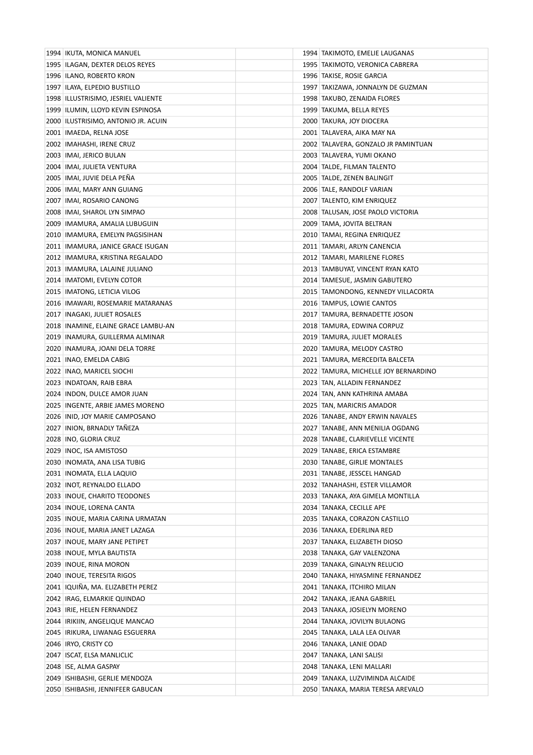| | | | | |
|---|---|---|---|---|
| 1994 | IKUTA, MONICA MANUEL | | 1994 | TAKIMOTO, EMELIE LAUGANAS |
| 1995 | ILAGAN, DEXTER DELOS REYES | | 1995 | TAKIMOTO, VERONICA CABRERA |
| 1996 | ILANO, ROBERTO KRON | | 1996 | TAKISE, ROSIE GARCIA |
| 1997 | ILAYA, ELPEDIO BUSTILLO | | 1997 | TAKIZAWA, JONNALYN DE GUZMAN |
| 1998 | ILLUSTRISIMO, JESRIEL VALIENTE | | 1998 | TAKUBO, ZENAIDA FLORES |
| 1999 | ILUMIN, LLOYD KEVIN ESPINOSA | | 1999 | TAKUMA, BELLA REYES |
| 2000 | ILUSTRISIMO, ANTONIO JR. ACUIN | | 2000 | TAKURA, JOY DIOCERA |
| 2001 | IMAEDA, RELNA JOSE | | 2001 | TALAVERA, AIKA MAY NA |
| 2002 | IMAHASHI, IRENE CRUZ | | 2002 | TALAVERA, GONZALO JR PAMINTUAN |
| 2003 | IMAI, JERICO BULAN | | 2003 | TALAVERA, YUMI OKANO |
| 2004 | IMAI, JULIETA VENTURA | | 2004 | TALDE, FILMAN TALENTO |
| 2005 | IMAI, JUVIE DELA PEÑA | | 2005 | TALDE, ZENEN BALINGIT |
| 2006 | IMAI, MARY ANN GUIANG | | 2006 | TALE, RANDOLF VARIAN |
| 2007 | IMAI, ROSARIO CANONG | | 2007 | TALENTO, KIM ENRIQUEZ |
| 2008 | IMAI, SHAROL LYN SIMPAO | | 2008 | TALUSAN, JOSE PAOLO VICTORIA |
| 2009 | IMAMURA, AMALIA LUBUGUIN | | 2009 | TAMA, JOVITA BELTRAN |
| 2010 | IMAMURA, EMELYN PAGSISIHAN | | 2010 | TAMAI, REGINA ENRIQUEZ |
| 2011 | IMAMURA, JANICE GRACE ISUGAN | | 2011 | TAMARI, ARLYN CANENCIA |
| 2012 | IMAMURA, KRISTINA REGALADO | | 2012 | TAMARI, MARILENE FLORES |
| 2013 | IMAMURA, LALAINE JULIANO | | 2013 | TAMBUYAT, VINCENT RYAN KATO |
| 2014 | IMATOMI, EVELYN COTOR | | 2014 | TAMESUE, JASMIN GABUTERO |
| 2015 | IMATONG, LETICIA VILOG | | 2015 | TAMONDONG, KENNEDY VILLACORTA |
| 2016 | IMAWARI, ROSEMARIE MATARANAS | | 2016 | TAMPUS, LOWIE CANTOS |
| 2017 | INAGAKI, JULIET ROSALES | | 2017 | TAMURA, BERNADETTE JOSON |
| 2018 | INAMINE, ELAINE GRACE LAMBU-AN | | 2018 | TAMURA, EDWINA CORPUZ |
| 2019 | INAMURA, GUILLERMA ALMINAR | | 2019 | TAMURA, JULIET MORALES |
| 2020 | INAMURA, JOANI DELA TORRE | | 2020 | TAMURA, MELODY CASTRO |
| 2021 | INAO, EMELDA CABIG | | 2021 | TAMURA, MERCEDITA BALCETA |
| 2022 | INAO, MARICEL SIOCHI | | 2022 | TAMURA, MICHELLE JOY BERNARDINO |
| 2023 | INDATOAN, RAIB EBRA | | 2023 | TAN, ALLADIN FERNANDEZ |
| 2024 | INDON, DULCE AMOR JUAN | | 2024 | TAN, ANN KATHRINA AMABA |
| 2025 | INGENTE, ARBIE JAMES MORENO | | 2025 | TAN, MARICRIS AMADOR |
| 2026 | INID, JOY MARIE CAMPOSANO | | 2026 | TANABE, ANDY ERWIN NAVALES |
| 2027 | INION, BRNADLY TAÑEZA | | 2027 | TANABE, ANN MENILIA OGDANG |
| 2028 | INO, GLORIA CRUZ | | 2028 | TANABE, CLARIEVELLE VICENTE |
| 2029 | INOC, ISA AMISTOSO | | 2029 | TANABE, ERICA ESTAMBRE |
| 2030 | INOMATA, ANA LISA TUBIG | | 2030 | TANABE, GIRLIE MONTALES |
| 2031 | INOMATA, ELLA LAQUIO | | 2031 | TANABE, JESSCEL HANGAD |
| 2032 | INOT, REYNALDO ELLADO | | 2032 | TANAHASHI, ESTER VILLAMOR |
| 2033 | INOUE, CHARITO TEODONES | | 2033 | TANAKA, AYA GIMELA MONTILLA |
| 2034 | INOUE, LORENA CANTA | | 2034 | TANAKA, CECILLE APE |
| 2035 | INOUE, MARIA CARINA URMATAN | | 2035 | TANAKA, CORAZON CASTILLO |
| 2036 | INOUE, MARIA JANET LAZAGA | | 2036 | TANAKA, EDERLINA RED |
| 2037 | INOUE, MARY JANE PETIPET | | 2037 | TANAKA, ELIZABETH DIOSO |
| 2038 | INOUE, MYLA BAUTISTA | | 2038 | TANAKA, GAY VALENZONA |
| 2039 | INOUE, RINA MORON | | 2039 | TANAKA, GINALYN RELUCIO |
| 2040 | INOUE, TERESITA RIGOS | | 2040 | TANAKA, HIYASMINE FERNANDEZ |
| 2041 | IQUIÑA, MA. ELIZABETH PEREZ | | 2041 | TANAKA, ITCHIRO MILAN |
| 2042 | IRAG, ELMARKIE QUINDAO | | 2042 | TANAKA, JEANA GABRIEL |
| 2043 | IRIE, HELEN FERNANDEZ | | 2043 | TANAKA, JOSIELYN MORENO |
| 2044 | IRIKIIN, ANGELIQUE MANCAO | | 2044 | TANAKA, JOVILYN BULAONG |
| 2045 | IRIKURA, LIWANAG ESGUERRA | | 2045 | TANAKA, LALA LEA OLIVAR |
| 2046 | IRYO, CRISTY CO | | 2046 | TANAKA, LANIE ODAD |
| 2047 | ISCAT, ELSA MANLICLIC | | 2047 | TANAKA, LANI SALISI |
| 2048 | ISE, ALMA GASPAY | | 2048 | TANAKA, LENI MALLARI |
| 2049 | ISHIBASHI, GERLIE MENDOZA | | 2049 | TANAKA, LUZVIMINDA ALCAIDE |
| 2050 | ISHIBASHI, JENNIFEER GABUCAN | | 2050 | TANAKA, MARIA TERESA AREVALO |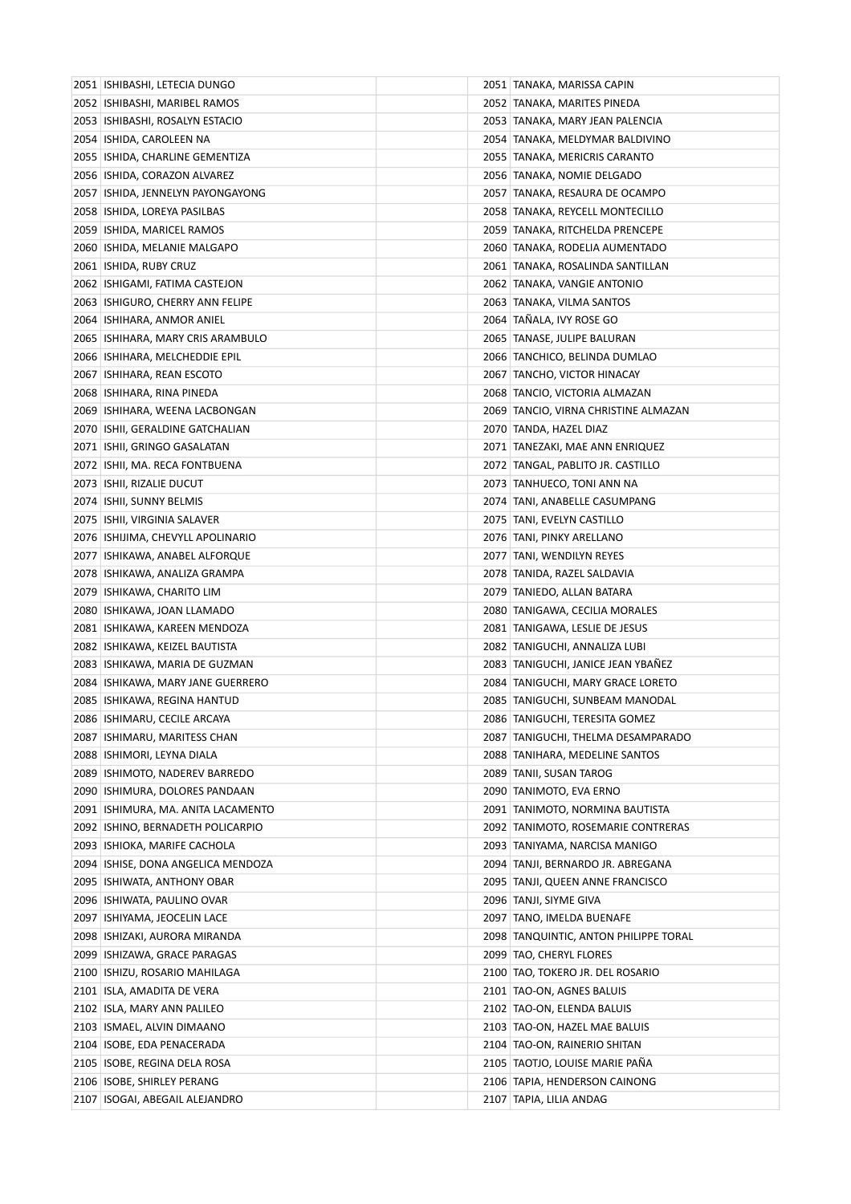| | | | | |
|---|---|---|---|---|
| 2051 | ISHIBASHI, LETECIA DUNGO | | 2051 | TANAKA, MARISSA CAPIN |
| 2052 | ISHIBASHI, MARIBEL RAMOS | | 2052 | TANAKA, MARITES PINEDA |
| 2053 | ISHIBASHI, ROSALYN ESTACIO | | 2053 | TANAKA, MARY JEAN PALENCIA |
| 2054 | ISHIDA, CAROLEEN NA | | 2054 | TANAKA, MELDYMAR BALDIVINO |
| 2055 | ISHIDA, CHARLINE GEMENTIZA | | 2055 | TANAKA, MERICRIS CARANTO |
| 2056 | ISHIDA, CORAZON ALVAREZ | | 2056 | TANAKA, NOMIE DELGADO |
| 2057 | ISHIDA, JENNELYN PAYONGAYONG | | 2057 | TANAKA, RESAURA DE OCAMPO |
| 2058 | ISHIDA, LOREYA PASILBAS | | 2058 | TANAKA, REYCELL MONTECILLO |
| 2059 | ISHIDA, MARICEL RAMOS | | 2059 | TANAKA, RITCHELDA PRENCEPE |
| 2060 | ISHIDA, MELANIE MALGAPO | | 2060 | TANAKA, RODELIA AUMENTADO |
| 2061 | ISHIDA, RUBY CRUZ | | 2061 | TANAKA, ROSALINDA SANTILLAN |
| 2062 | ISHIGAMI, FATIMA CASTEJON | | 2062 | TANAKA, VANGIE ANTONIO |
| 2063 | ISHIGURO, CHERRY ANN FELIPE | | 2063 | TANAKA, VILMA SANTOS |
| 2064 | ISHIHARA, ANMOR ANIEL | | 2064 | TAÑALA, IVY ROSE GO |
| 2065 | ISHIHARA, MARY CRIS ARAMBULO | | 2065 | TANASE, JULIPE BALURAN |
| 2066 | ISHIHARA, MELCHEDDIE EPIL | | 2066 | TANCHICO, BELINDA DUMLAO |
| 2067 | ISHIHARA, REAN ESCOTO | | 2067 | TANCHO, VICTOR HINACAY |
| 2068 | ISHIHARA, RINA PINEDA | | 2068 | TANCIO, VICTORIA ALMAZAN |
| 2069 | ISHIHARA, WEENA LACBONGAN | | 2069 | TANCIO, VIRNA CHRISTINE ALMAZAN |
| 2070 | ISHII, GERALDINE GATCHALIAN | | 2070 | TANDA, HAZEL DIAZ |
| 2071 | ISHII, GRINGO GASALATAN | | 2071 | TANEZAKI, MAE ANN ENRIQUEZ |
| 2072 | ISHII, MA. RECA FONTBUENA | | 2072 | TANGAL, PABLITO JR. CASTILLO |
| 2073 | ISHII, RIZALIE DUCUT | | 2073 | TANHUECO, TONI ANN NA |
| 2074 | ISHII, SUNNY BELMIS | | 2074 | TANI, ANABELLE CASUMPANG |
| 2075 | ISHII, VIRGINIA SALAVER | | 2075 | TANI, EVELYN CASTILLO |
| 2076 | ISHIJIMA, CHEVYLL APOLINARIO | | 2076 | TANI, PINKY ARELLANO |
| 2077 | ISHIKAWA, ANABEL ALFORQUE | | 2077 | TANI, WENDILYN REYES |
| 2078 | ISHIKAWA, ANALIZA GRAMPA | | 2078 | TANIDA, RAZEL SALDAVIA |
| 2079 | ISHIKAWA, CHARITO LIM | | 2079 | TANIEDO, ALLAN BATARA |
| 2080 | ISHIKAWA, JOAN LLAMADO | | 2080 | TANIGAWA, CECILIA MORALES |
| 2081 | ISHIKAWA, KAREEN MENDOZA | | 2081 | TANIGAWA, LESLIE DE JESUS |
| 2082 | ISHIKAWA, KEIZEL BAUTISTA | | 2082 | TANIGUCHI, ANNALIZA LUBI |
| 2083 | ISHIKAWA, MARIA DE GUZMAN | | 2083 | TANIGUCHI, JANICE JEAN YBAÑEZ |
| 2084 | ISHIKAWA, MARY JANE GUERRERO | | 2084 | TANIGUCHI, MARY GRACE LORETO |
| 2085 | ISHIKAWA, REGINA HANTUD | | 2085 | TANIGUCHI, SUNBEAM MANODAL |
| 2086 | ISHIMARU, CECILE ARCAYA | | 2086 | TANIGUCHI, TERESITA GOMEZ |
| 2087 | ISHIMARU, MARITESS CHAN | | 2087 | TANIGUCHI, THELMA DESAMPARADO |
| 2088 | ISHIMORI, LEYNA DIALA | | 2088 | TANIHARA, MEDELINE SANTOS |
| 2089 | ISHIMOTO, NADEREV BARREDO | | 2089 | TANII, SUSAN TAROG |
| 2090 | ISHIMURA, DOLORES PANDAAN | | 2090 | TANIMOTO, EVA ERNO |
| 2091 | ISHIMURA, MA. ANITA LACAMENTO | | 2091 | TANIMOTO, NORMINA BAUTISTA |
| 2092 | ISHINO, BERNADETH POLICARPIO | | 2092 | TANIMOTO, ROSEMARIE CONTRERAS |
| 2093 | ISHIOKA, MARIFE CACHOLA | | 2093 | TANIYAMA, NARCISA MANIGO |
| 2094 | ISHISE, DONA ANGELICA MENDOZA | | 2094 | TANJI, BERNARDO JR. ABREGANA |
| 2095 | ISHIWATA, ANTHONY OBAR | | 2095 | TANJI, QUEEN ANNE FRANCISCO |
| 2096 | ISHIWATA, PAULINO OVAR | | 2096 | TANJI, SIYME GIVA |
| 2097 | ISHIYAMA, JEOCELIN LACE | | 2097 | TANO, IMELDA BUENAFE |
| 2098 | ISHIZAKI, AURORA MIRANDA | | 2098 | TANQUINTIC, ANTON PHILIPPE TORAL |
| 2099 | ISHIZAWA, GRACE PARAGAS | | 2099 | TAO, CHERYL FLORES |
| 2100 | ISHIZU, ROSARIO MAHILAGA | | 2100 | TAO, TOKERO JR. DEL ROSARIO |
| 2101 | ISLA, AMADITA DE VERA | | 2101 | TAO-ON, AGNES BALUIS |
| 2102 | ISLA, MARY ANN PALILEO | | 2102 | TAO-ON, ELENDA BALUIS |
| 2103 | ISMAEL, ALVIN DIMAANO | | 2103 | TAO-ON, HAZEL MAE BALUIS |
| 2104 | ISOBE, EDA PENACERADA | | 2104 | TAO-ON, RAINERIO SHITAN |
| 2105 | ISOBE, REGINA DELA ROSA | | 2105 | TAOTJO, LOUISE MARIE PAÑA |
| 2106 | ISOBE, SHIRLEY PERANG | | 2106 | TAPIA, HENDERSON CAINONG |
| 2107 | ISOGAI, ABEGAIL ALEJANDRO | | 2107 | TAPIA, LILIA ANDAG |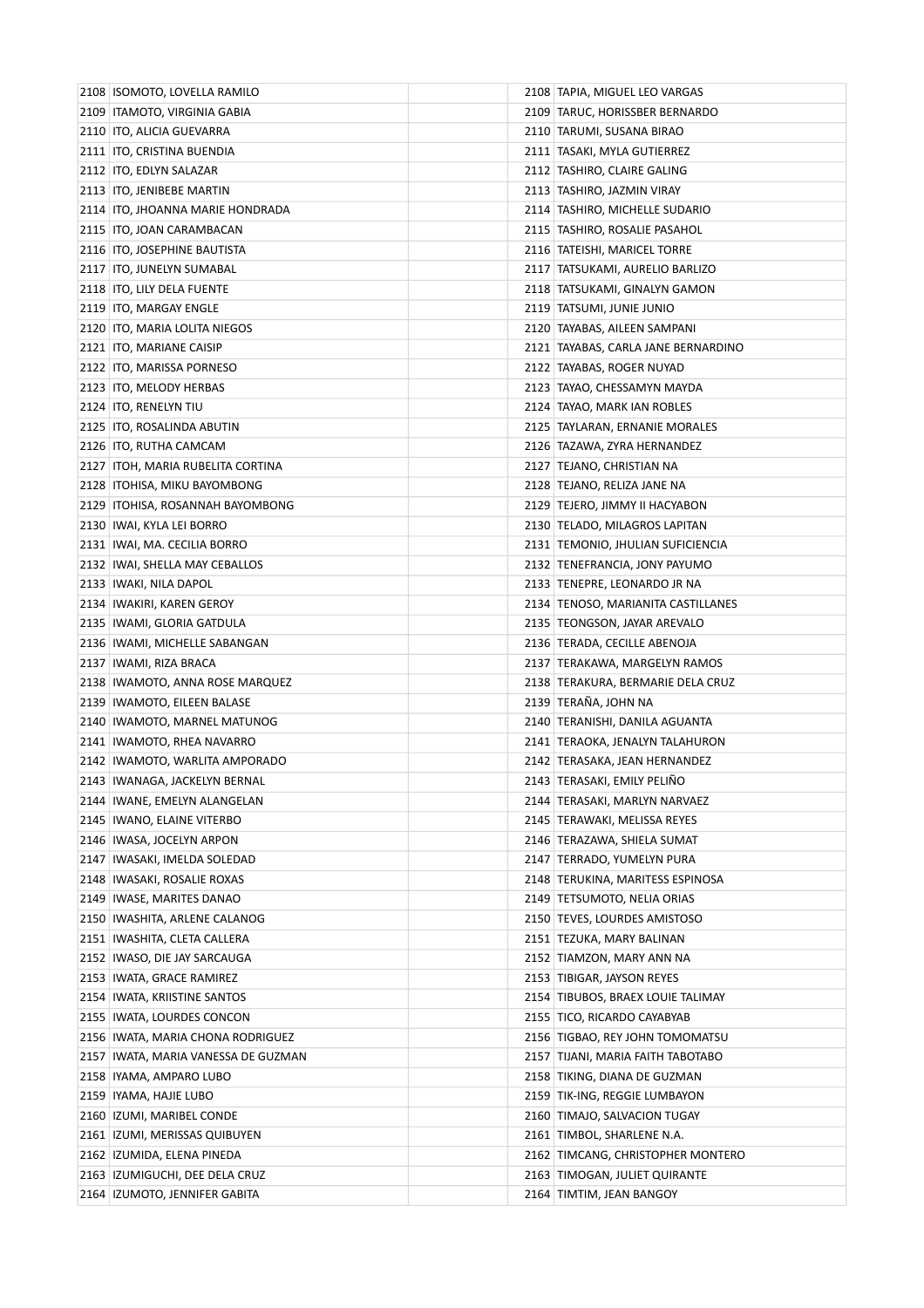| | | | | |
|---|---|---|---|---|
| 2108 | ISOMOTO, LOVELLA RAMILO | | 2108 | TAPIA, MIGUEL LEO VARGAS |
| 2109 | ITAMOTO, VIRGINIA GABIA | | 2109 | TARUC, HORISSBER BERNARDO |
| 2110 | ITO, ALICIA GUEVARRA | | 2110 | TARUMI, SUSANA BIRAO |
| 2111 | ITO, CRISTINA BUENDIA | | 2111 | TASAKI, MYLA GUTIERREZ |
| 2112 | ITO, EDLYN SALAZAR | | 2112 | TASHIRO, CLAIRE GALING |
| 2113 | ITO, JENIBEBE MARTIN | | 2113 | TASHIRO, JAZMIN VIRAY |
| 2114 | ITO, JHOANNA MARIE HONDRADA | | 2114 | TASHIRO, MICHELLE SUDARIO |
| 2115 | ITO, JOAN CARAMBACAN | | 2115 | TASHIRO, ROSALIE PASAHOL |
| 2116 | ITO, JOSEPHINE BAUTISTA | | 2116 | TATEISHI, MARICEL TORRE |
| 2117 | ITO, JUNELYN SUMABAL | | 2117 | TATSUKAMI, AURELIO BARLIZO |
| 2118 | ITO, LILY DELA FUENTE | | 2118 | TATSUKAMI, GINALYN GAMON |
| 2119 | ITO, MARGAY ENGLE | | 2119 | TATSUMI, JUNIE JUNIO |
| 2120 | ITO, MARIA LOLITA NIEGOS | | 2120 | TAYABAS, AILEEN SAMPANI |
| 2121 | ITO, MARIANE CAISIP | | 2121 | TAYABAS, CARLA JANE BERNARDINO |
| 2122 | ITO, MARISSA PORNESO | | 2122 | TAYABAS, ROGER NUYAD |
| 2123 | ITO, MELODY HERBAS | | 2123 | TAYAO, CHESSAMYN MAYDA |
| 2124 | ITO, RENELYN TIU | | 2124 | TAYAO, MARK IAN ROBLES |
| 2125 | ITO, ROSALINDA ABUTIN | | 2125 | TAYLARAN, ERNANIE MORALES |
| 2126 | ITO, RUTHA CAMCAM | | 2126 | TAZAWA, ZYRA HERNANDEZ |
| 2127 | ITOH, MARIA RUBELITA CORTINA | | 2127 | TEJANO, CHRISTIAN NA |
| 2128 | ITOHISA, MIKU BAYOMBONG | | 2128 | TEJANO, RELIZA JANE NA |
| 2129 | ITOHISA, ROSANNAH BAYOMBONG | | 2129 | TEJERO, JIMMY II HACYABON |
| 2130 | IWAI, KYLA LEI BORRO | | 2130 | TELADO, MILAGROS LAPITAN |
| 2131 | IWAI, MA. CECILIA BORRO | | 2131 | TEMONIO, JHULIAN SUFICIENCIA |
| 2132 | IWAI, SHELLA MAY CEBALLOS | | 2132 | TENEFRANCIA, JONY PAYUMO |
| 2133 | IWAKI, NILA DAPOL | | 2133 | TENEPRE, LEONARDO JR NA |
| 2134 | IWAKIRI, KAREN GEROY | | 2134 | TENOSO, MARIANITA CASTILLANES |
| 2135 | IWAMI, GLORIA GATDULA | | 2135 | TEONGSON, JAYAR AREVALO |
| 2136 | IWAMI, MICHELLE SABANGAN | | 2136 | TERADA, CECILLE ABENOJA |
| 2137 | IWAMI, RIZA BRACA | | 2137 | TERAKAWA, MARGELYN RAMOS |
| 2138 | IWAMOTO, ANNA ROSE MARQUEZ | | 2138 | TERAKURA, BERMARIE DELA CRUZ |
| 2139 | IWAMOTO, EILEEN BALASE | | 2139 | TERAÑA, JOHN NA |
| 2140 | IWAMOTO, MARNEL MATUNOG | | 2140 | TERANISHI, DANILA AGUANTA |
| 2141 | IWAMOTO, RHEA NAVARRO | | 2141 | TERAOKA, JENALYN TALAHURON |
| 2142 | IWAMOTO, WARLITA AMPORADO | | 2142 | TERASAKA, JEAN HERNANDEZ |
| 2143 | IWANAGA, JACKELYN BERNAL | | 2143 | TERASAKI, EMILY PELIÑO |
| 2144 | IWANE, EMELYN ALANGELAN | | 2144 | TERASAKI, MARLYN NARVAEZ |
| 2145 | IWANO, ELAINE VITERBO | | 2145 | TERAWAKI, MELISSA REYES |
| 2146 | IWASA, JOCELYN ARPON | | 2146 | TERAZAWA, SHIELA SUMAT |
| 2147 | IWASAKI, IMELDA SOLEDAD | | 2147 | TERRADO, YUMELYN PURA |
| 2148 | IWASAKI, ROSALIE ROXAS | | 2148 | TERUKINA, MARITESS ESPINOSA |
| 2149 | IWASE, MARITES DANAO | | 2149 | TETSUMOTO, NELIA ORIAS |
| 2150 | IWASHITA, ARLENE CALANOG | | 2150 | TEVES, LOURDES AMISTOSO |
| 2151 | IWASHITA, CLETA CALLERA | | 2151 | TEZUKA, MARY BALINAN |
| 2152 | IWASO, DIE JAY SARCAUGA | | 2152 | TIAMZON, MARY ANN NA |
| 2153 | IWATA, GRACE RAMIREZ | | 2153 | TIBIGAR, JAYSON REYES |
| 2154 | IWATA, KRIISTINE SANTOS | | 2154 | TIBUBOS, BRAEX LOUIE TALIMAY |
| 2155 | IWATA, LOURDES CONCON | | 2155 | TICO, RICARDO CAYABYAB |
| 2156 | IWATA, MARIA CHONA RODRIGUEZ | | 2156 | TIGBAO, REY JOHN TOMOMATSU |
| 2157 | IWATA, MARIA VANESSA DE GUZMAN | | 2157 | TIJANI, MARIA FAITH TABOTABO |
| 2158 | IYAMA, AMPARO LUBO | | 2158 | TIKING, DIANA DE GUZMAN |
| 2159 | IYAMA, HAJIE LUBO | | 2159 | TIK-ING, REGGIE LUMBAYON |
| 2160 | IZUMI, MARIBEL CONDE | | 2160 | TIMAJO, SALVACION TUGAY |
| 2161 | IZUMI, MERISSAS QUIBUYEN | | 2161 | TIMBOL, SHARLENE N.A. |
| 2162 | IZUMIDA, ELENA PINEDA | | 2162 | TIMCANG, CHRISTOPHER MONTERO |
| 2163 | IZUMIGUCHI, DEE DELA CRUZ | | 2163 | TIMOGAN, JULIET QUIRANTE |
| 2164 | IZUMOTO, JENNIFER GABITA | | 2164 | TIMTIM, JEAN BANGOY |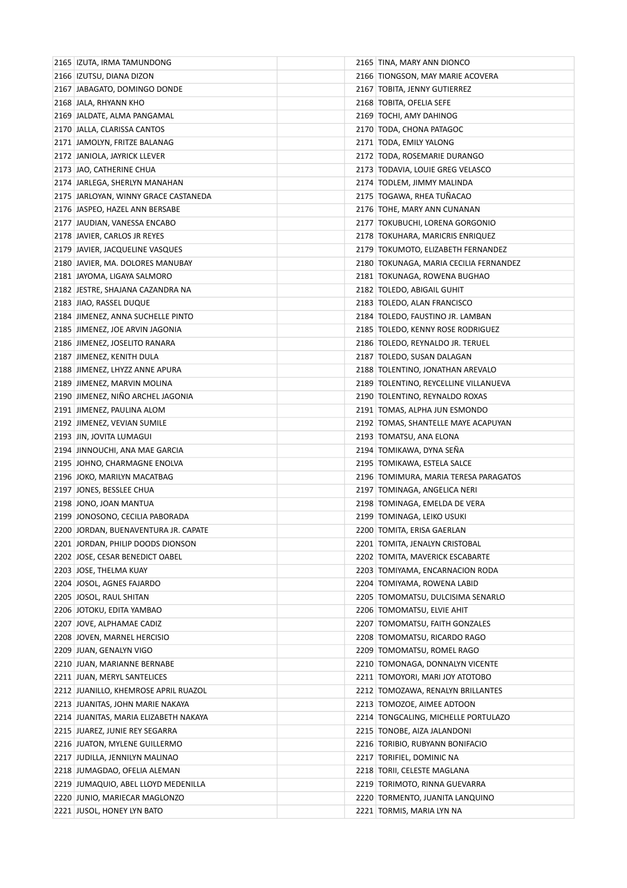| No. | Name | | No. | Name |
|---|---|---|---|---|
| 2165 | IZUTA, IRMA TAMUNDONG | | 2165 | TINA, MARY ANN DIONCO |
| 2166 | IZUTSU, DIANA DIZON | | 2166 | TIONGSON, MAY MARIE ACOVERA |
| 2167 | JABAGATO, DOMINGO DONDE | | 2167 | TOBITA, JENNY GUTIERREZ |
| 2168 | JALA, RHYANN KHO | | 2168 | TOBITA, OFELIA SEFE |
| 2169 | JALDATE, ALMA PANGAMAL | | 2169 | TOCHI, AMY DAHINOG |
| 2170 | JALLA, CLARISSA CANTOS | | 2170 | TODA, CHONA PATAGOC |
| 2171 | JAMOLYN, FRITZE BALANAG | | 2171 | TODA, EMILY YALONG |
| 2172 | JANIOLA, JAYRICK LLEVER | | 2172 | TODA, ROSEMARIE DURANGO |
| 2173 | JAO, CATHERINE CHUA | | 2173 | TODAVIA, LOUIE GREG VELASCO |
| 2174 | JARLEGA, SHERLYN MANAHAN | | 2174 | TODLEM, JIMMY MALINDA |
| 2175 | JARLOYAN, WINNY GRACE CASTANEDA | | 2175 | TOGAWA, RHEA TUÑACAO |
| 2176 | JASPEO, HAZEL ANN BERSABE | | 2176 | TOHE, MARY ANN CUNANAN |
| 2177 | JAUDIAN, VANESSA ENCABO | | 2177 | TOKUBUCHI, LORENA GORGONIO |
| 2178 | JAVIER, CARLOS JR REYES | | 2178 | TOKUHARA, MARICRIS ENRIQUEZ |
| 2179 | JAVIER, JACQUELINE VASQUES | | 2179 | TOKUMOTO, ELIZABETH FERNANDEZ |
| 2180 | JAVIER, MA. DOLORES MANUBAY | | 2180 | TOKUNAGA, MARIA CECILIA FERNANDEZ |
| 2181 | JAYOMA, LIGAYA SALMORO | | 2181 | TOKUNAGA, ROWENA BUGHAO |
| 2182 | JESTRE, SHAJANA CAZANDRA NA | | 2182 | TOLEDO, ABIGAIL GUHIT |
| 2183 | JIAO, RASSEL DUQUE | | 2183 | TOLEDO, ALAN FRANCISCO |
| 2184 | JIMENEZ, ANNA SUCHELLE PINTO | | 2184 | TOLEDO, FAUSTINO JR. LAMBAN |
| 2185 | JIMENEZ, JOE ARVIN JAGONIA | | 2185 | TOLEDO, KENNY ROSE RODRIGUEZ |
| 2186 | JIMENEZ, JOSELITO RANARA | | 2186 | TOLEDO, REYNALDO JR. TERUEL |
| 2187 | JIMENEZ, KENITH DULA | | 2187 | TOLEDO, SUSAN DALAGAN |
| 2188 | JIMENEZ, LHYZZ ANNE APURA | | 2188 | TOLENTINO, JONATHAN AREVALO |
| 2189 | JIMENEZ, MARVIN MOLINA | | 2189 | TOLENTINO, REYCELLINE VILLANUEVA |
| 2190 | JIMENEZ, NIÑO ARCHEL JAGONIA | | 2190 | TOLENTINO, REYNALDO ROXAS |
| 2191 | JIMENEZ, PAULINA ALOM | | 2191 | TOMAS, ALPHA JUN ESMONDO |
| 2192 | JIMENEZ, VEVIAN SUMILE | | 2192 | TOMAS, SHANTELLE MAYE ACAPUYAN |
| 2193 | JIN, JOVITA LUMAGUI | | 2193 | TOMATSU, ANA ELONA |
| 2194 | JINNOUCHI, ANA MAE GARCIA | | 2194 | TOMIKAWA, DYNA SEÑA |
| 2195 | JOHNO, CHARMAGNE ENOLVA | | 2195 | TOMIKAWA, ESTELA SALCE |
| 2196 | JOKO, MARILYN MACATBAG | | 2196 | TOMIMURA, MARIA TERESA PARAGATOS |
| 2197 | JONES, BESSLEE CHUA | | 2197 | TOMINAGA, ANGELICA NERI |
| 2198 | JONO, JOAN MANTUA | | 2198 | TOMINAGA, EMELDA DE VERA |
| 2199 | JONOSONO, CECILIA PABORADA | | 2199 | TOMINAGA, LEIKO USUKI |
| 2200 | JORDAN, BUENAVENTURA JR. CAPATE | | 2200 | TOMITA, ERISA GAERLAN |
| 2201 | JORDAN, PHILIP DOODS DIONSON | | 2201 | TOMITA, JENALYN CRISTOBAL |
| 2202 | JOSE, CESAR BENEDICT OABEL | | 2202 | TOMITA, MAVERICK ESCABARTE |
| 2203 | JOSE, THELMA KUAY | | 2203 | TOMIYAMA, ENCARNACION RODA |
| 2204 | JOSOL, AGNES FAJARDO | | 2204 | TOMIYAMA, ROWENA LABID |
| 2205 | JOSOL, RAUL SHITAN | | 2205 | TOMOMATSU, DULCISIMA SENARLO |
| 2206 | JOTOKU, EDITA YAMBAO | | 2206 | TOMOMATSU, ELVIE AHIT |
| 2207 | JOVE, ALPHAMAE CADIZ | | 2207 | TOMOMATSU, FAITH GONZALES |
| 2208 | JOVEN, MARNEL HERCISIO | | 2208 | TOMOMATSU, RICARDO RAGO |
| 2209 | JUAN, GENALYN VIGO | | 2209 | TOMOMATSU, ROMEL RAGO |
| 2210 | JUAN, MARIANNE BERNABE | | 2210 | TOMONAGA, DONNALYN VICENTE |
| 2211 | JUAN, MERYL SANTELICES | | 2211 | TOMOYORI, MARI JOY ATOTOBO |
| 2212 | JUANILLO, KHEMROSE APRIL RUAZOL | | 2212 | TOMOZAWA, RENALYN BRILLANTES |
| 2213 | JUANITAS, JOHN MARIE NAKAYA | | 2213 | TOMOZOE, AIMEE ADTOON |
| 2214 | JUANITAS, MARIA ELIZABETH NAKAYA | | 2214 | TONGCALING, MICHELLE PORTULAZO |
| 2215 | JUAREZ, JUNIE REY SEGARRA | | 2215 | TONOBE, AIZA JALANDONI |
| 2216 | JUATON, MYLENE GUILLERMO | | 2216 | TORIBIO, RUBYANN BONIFACIO |
| 2217 | JUDILLA, JENNILYN MALINAO | | 2217 | TORIFIEL, DOMINIC NA |
| 2218 | JUMAGDAO, OFELIA ALEMAN | | 2218 | TORII, CELESTE MAGLANA |
| 2219 | JUMAQUIO, ABEL LLOYD MEDENILLA | | 2219 | TORIMOTO, RINNA GUEVARRA |
| 2220 | JUNIO, MARIECAR MAGLONZO | | 2220 | TORMENTO, JUANITA LANQUINO |
| 2221 | JUSOL, HONEY LYN BATO | | 2221 | TORMIS, MARIA LYN NA |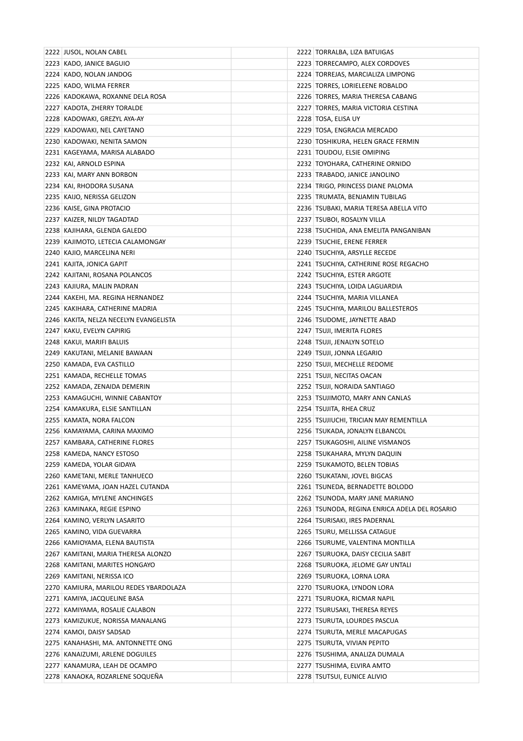| | | | | |
|---|---|---|---|---|
| 2222 | JUSOL, NOLAN CABEL | | 2222 | TORRALBA, LIZA BATUIGAS |
| 2223 | KADO, JANICE BAGUIO | | 2223 | TORRECAMPO, ALEX CORDOVES |
| 2224 | KADO, NOLAN JANDOG | | 2224 | TORREJAS, MARCIALIZA LIMPONG |
| 2225 | KADO, WILMA FERRER | | 2225 | TORRES, LORIELEENE ROBALDO |
| 2226 | KADOKAWA, ROXANNE DELA ROSA | | 2226 | TORRES, MARIA THERESA CABANG |
| 2227 | KADOTA, ZHERRY TORALDE | | 2227 | TORRES, MARIA VICTORIA CESTINA |
| 2228 | KADOWAKI, GREZYL AYA-AY | | 2228 | TOSA, ELISA UY |
| 2229 | KADOWAKI, NEL CAYETANO | | 2229 | TOSA, ENGRACIA MERCADO |
| 2230 | KADOWAKI, NENITA SAMON | | 2230 | TOSHIKURA, HELEN GRACE FERMIN |
| 2231 | KAGEYAMA, MARISA ALABADO | | 2231 | TOUDOU, ELSIE OMIPING |
| 2232 | KAI, ARNOLD ESPINA | | 2232 | TOYOHARA, CATHERINE ORNIDO |
| 2233 | KAI, MARY ANN BORBON | | 2233 | TRABADO, JANICE JANOLINO |
| 2234 | KAI, RHODORA SUSANA | | 2234 | TRIGO, PRINCESS DIANE PALOMA |
| 2235 | KAIJO, NERISSA GELIZON | | 2235 | TRUMATA, BENJAMIN TUBILAG |
| 2236 | KAISE, GINA PROTACIO | | 2236 | TSUBAKI, MARIA TERESA ABELLA VITO |
| 2237 | KAIZER, NILDY TAGADTAD | | 2237 | TSUBOI, ROSALYN VILLA |
| 2238 | KAJIHARA, GLENDA GALEDO | | 2238 | TSUCHIDA, ANA EMELITA PANGANIBAN |
| 2239 | KAJIMOTO, LETECIA CALAMONGAY | | 2239 | TSUCHIE, ERENE FERRER |
| 2240 | KAJIO, MARCELINA NERI | | 2240 | TSUCHIYA, ARSYLLE RECEDE |
| 2241 | KAJITA, JONICA GAPIT | | 2241 | TSUCHIYA, CATHERINE ROSE REGACHO |
| 2242 | KAJITANI, ROSANA POLANCOS | | 2242 | TSUCHIYA, ESTER ARGOTE |
| 2243 | KAJIURA, MALIN PADRAN | | 2243 | TSUCHIYA, LOIDA LAGUARDIA |
| 2244 | KAKEHI, MA. REGINA HERNANDEZ | | 2244 | TSUCHIYA, MARIA VILLANEA |
| 2245 | KAKIHARA, CATHERINE MADRIA | | 2245 | TSUCHIYA, MARILOU BALLESTEROS |
| 2246 | KAKITA, NELZA NECELYN EVANGELISTA | | 2246 | TSUDOME, JAYNETTE ABAD |
| 2247 | KAKU, EVELYN CAPIRIG | | 2247 | TSUJI, IMERITA FLORES |
| 2248 | KAKUI, MARIFI BALUIS | | 2248 | TSUJI, JENALYN SOTELO |
| 2249 | KAKUTANI, MELANIE BAWAAN | | 2249 | TSUJI, JONNA LEGARIO |
| 2250 | KAMADA, EVA CASTILLO | | 2250 | TSUJI, MECHELLE REDOME |
| 2251 | KAMADA, RECHELLE TOMAS | | 2251 | TSUJI, NECITAS OACAN |
| 2252 | KAMADA, ZENAIDA DEMERIN | | 2252 | TSUJI, NORAIDA SANTIAGO |
| 2253 | KAMAGUCHI, WINNIE CABANTOY | | 2253 | TSUJIMOTO, MARY ANN CANLAS |
| 2254 | KAMAKURA, ELSIE SANTILLAN | | 2254 | TSUJITA, RHEA CRUZ |
| 2255 | KAMATA, NORA FALCON | | 2255 | TSUJIUCHI, TRICIAN MAY REMENTILLA |
| 2256 | KAMAYAMA, CARINA MAXIMO | | 2256 | TSUKADA, JONALYN ELBANCOL |
| 2257 | KAMBARA, CATHERINE FLORES | | 2257 | TSUKAGOSHI, AILINE VISMANOS |
| 2258 | KAMEDA, NANCY ESTOSO | | 2258 | TSUKAHARA, MYLYN DAQUIN |
| 2259 | KAMEDA, YOLAR GIDAYA | | 2259 | TSUKAMOTO, BELEN TOBIAS |
| 2260 | KAMETANI, MERLE TANHUECO | | 2260 | TSUKATANI, JOVEL BIGCAS |
| 2261 | KAMEYAMA, JOAN HAZEL CUTANDA | | 2261 | TSUNEDA, BERNADETTE BOLODO |
| 2262 | KAMIGA, MYLENE ANCHINGES | | 2262 | TSUNODA, MARY JANE MARIANO |
| 2263 | KAMINAKA, REGIE ESPINO | | 2263 | TSUNODA, REGINA ENRICA ADELA DEL ROSARIO |
| 2264 | KAMINO, VERLYN LASARITO | | 2264 | TSURISAKI, IRES PADERNAL |
| 2265 | KAMINO, VIDA GUEVARRA | | 2265 | TSURU, MELLISSA CATAGUE |
| 2266 | KAMIOYAMA, ELENA BAUTISTA | | 2266 | TSURUME, VALENTINA MONTILLA |
| 2267 | KAMITANI, MARIA THERESA ALONZO | | 2267 | TSURUOKA, DAISY CECILIA SABIT |
| 2268 | KAMITANI, MARITES HONGAYO | | 2268 | TSURUOKA, JELOME GAY UNTALI |
| 2269 | KAMITANI, NERISSA ICO | | 2269 | TSURUOKA, LORNA LORA |
| 2270 | KAMIURA, MARILOU REDES YBARDOLAZA | | 2270 | TSURUOKA, LYNDON LORA |
| 2271 | KAMIYA, JACQUELINE BASA | | 2271 | TSURUOKA, RICMAR NAPIL |
| 2272 | KAMIYAMA, ROSALIE CALABON | | 2272 | TSURUSAKI, THERESA REYES |
| 2273 | KAMIZUKUE, NORISSA MANALANG | | 2273 | TSURUTA, LOURDES PASCUA |
| 2274 | KAMOI, DAISY SADSAD | | 2274 | TSURUTA, MERLE MACAPUGAS |
| 2275 | KANAHASHI, MA. ANTONNETTE ONG | | 2275 | TSURUTA, VIVIAN PEPITO |
| 2276 | KANAIZUMI, ARLENE DOGUILES | | 2276 | TSUSHIMA, ANALIZA DUMALA |
| 2277 | KANAMURA, LEAH DE OCAMPO | | 2277 | TSUSHIMA, ELVIRA AMTO |
| 2278 | KANAOKA, ROZARLENE SOQUEÑA | | 2278 | TSUTSUI, EUNICE ALIVIO |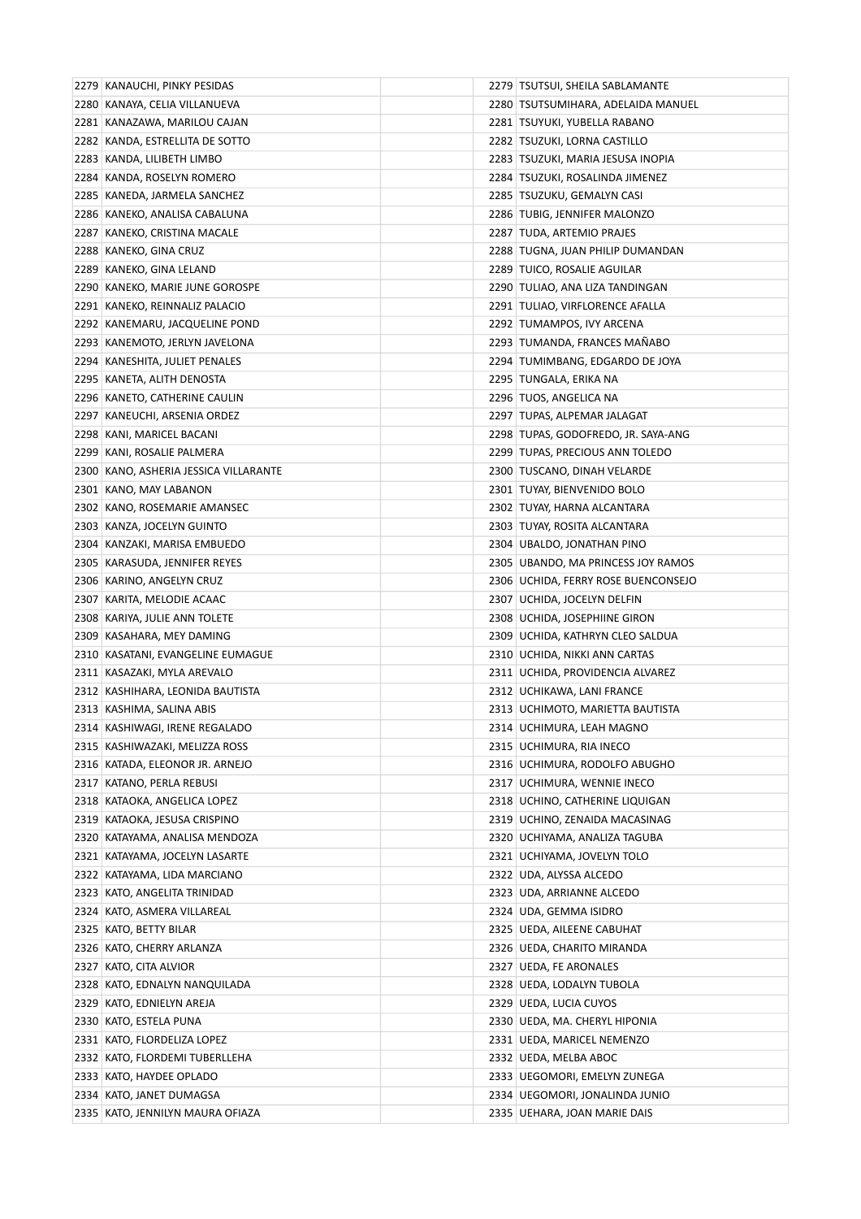| | | | | |
|---|---|---|---|---|
| 2279 | KANAUCHI, PINKY PESIDAS | | 2279 | TSUTSUI, SHEILA SABLAMANTE |
| 2280 | KANAYA, CELIA VILLANUEVA | | 2280 | TSUTSUMIHARA, ADELAIDA MANUEL |
| 2281 | KANAZAWA, MARILOU CAJAN | | 2281 | TSUYUKI, YUBELLA RABANO |
| 2282 | KANDA, ESTRELLITA DE SOTTO | | 2282 | TSUZAKI, LORNA CASTILLO |
| 2283 | KANDA, LILIBETH LIMBO | | 2283 | TSUZUKI, MARIA JESUSA INOPIA |
| 2284 | KANDA, ROSELYN ROMERO | | 2284 | TSUZUKI, ROSALINDA JIMENEZ |
| 2285 | KANEDA, JARMELA SANCHEZ | | 2285 | TSUZUKU, GEMALYN CASI |
| 2286 | KANEKO, ANALISA CABALUNA | | 2286 | TUBIG, JENNIFER MALONZO |
| 2287 | KANEKO, CRISTINA MACALE | | 2287 | TUDA, ARTEMIO PRAJES |
| 2288 | KANEKO, GINA CRUZ | | 2288 | TUGNA, JUAN PHILIP DUMANDAN |
| 2289 | KANEKO, GINA LELAND | | 2289 | TUICO, ROSALIE AGUILAR |
| 2290 | KANEKO, MARIE JUNE GOROSPE | | 2290 | TULIAO, ANA LIZA TANDINGAN |
| 2291 | KANEKO, REINNALIZ PALACIO | | 2291 | TULIAO, VIRFLORENCE AFALLA |
| 2292 | KANEMARU, JACQUELINE POND | | 2292 | TUMAMPOS, IVY ARCENA |
| 2293 | KANEMOTO, JERLYN JAVELONA | | 2293 | TUMANDA, FRANCES MAÑABO |
| 2294 | KANESHITA, JULIET PENALES | | 2294 | TUMIMBANG, EDGARDO DE JOYA |
| 2295 | KANETA, ALITH DENOSTA | | 2295 | TUNGALA, ERIKA NA |
| 2296 | KANETO, CATHERINE CAULIN | | 2296 | TUOS, ANGELICA NA |
| 2297 | KANEUCHI, ARSENIA ORDEZ | | 2297 | TUPAS, ALPEMAR JALAGAT |
| 2298 | KANI, MARICEL BACANI | | 2298 | TUPAS, GODOFREDO, JR. SAYA-ANG |
| 2299 | KANI, ROSALIE PALMERA | | 2299 | TUPAS, PRECIOUS ANN TOLEDO |
| 2300 | KANO, ASHERIA JESSICA VILLARANTE | | 2300 | TUSCANO, DINAH VELARDE |
| 2301 | KANO, MAY LABANON | | 2301 | TUYAY, BIENVENIDO BOLO |
| 2302 | KANO, ROSEMARIE AMANSEC | | 2302 | TUYAY, HARNA ALCANTARA |
| 2303 | KANZA, JOCELYN GUINTO | | 2303 | TUYAY, ROSITA ALCANTARA |
| 2304 | KANZAKI, MARISA EMBUEDO | | 2304 | UBALDO, JONATHAN PINO |
| 2305 | KARASUDA, JENNIFER REYES | | 2305 | UBANDO, MA PRINCESS JOY RAMOS |
| 2306 | KARINO, ANGELYN CRUZ | | 2306 | UCHIDA, FERRY ROSE BUENCONSEJO |
| 2307 | KARITA, MELODIE ACAAC | | 2307 | UCHIDA, JOCELYN DELFIN |
| 2308 | KARIYA, JULIE ANN TOLETE | | 2308 | UCHIDA, JOSEPHIINE GIRON |
| 2309 | KASAHARA, MEY DAMING | | 2309 | UCHIDA, KATHRYN CLEO SALDUA |
| 2310 | KASATANI, EVANGELINE EUMAGUE | | 2310 | UCHIDA, NIKKI ANN CARTAS |
| 2311 | KASAZAKI, MYLA AREVALO | | 2311 | UCHIDA, PROVIDENCIA ALVAREZ |
| 2312 | KASHIHARA, LEONIDA BAUTISTA | | 2312 | UCHIKAWA, LANI FRANCE |
| 2313 | KASHIMA, SALINA ABIS | | 2313 | UCHIMOTO, MARIETTA BAUTISTA |
| 2314 | KASHIWAGI, IRENE REGALADO | | 2314 | UCHIMURA, LEAH MAGNO |
| 2315 | KASHIWAZAKI, MELIZZA ROSS | | 2315 | UCHIMURA, RIA INECO |
| 2316 | KATADA, ELEONOR JR. ARNEJO | | 2316 | UCHIMURA, RODOLFO ABUGHO |
| 2317 | KATANO, PERLA REBUSI | | 2317 | UCHIMURA, WENNIE INECO |
| 2318 | KATAOKA, ANGELICA LOPEZ | | 2318 | UCHINO, CATHERINE LIQUIGAN |
| 2319 | KATAOKA, JESUSA CRISPINO | | 2319 | UCHINO, ZENAIDA MACASINAG |
| 2320 | KATAYAMA, ANALISA MENDOZA | | 2320 | UCHIYAMA, ANALIZA TAGUBA |
| 2321 | KATAYAMA, JOCELYN LASARTE | | 2321 | UCHIYAMA, JOVELYN TOLO |
| 2322 | KATAYAMA, LIDA MARCIANO | | 2322 | UDA, ALYSSA ALCEDO |
| 2323 | KATO, ANGELITA TRINIDAD | | 2323 | UDA, ARRIANNE ALCEDO |
| 2324 | KATO, ASMERA VILLAREAL | | 2324 | UDA, GEMMA ISIDRO |
| 2325 | KATO, BETTY BILAR | | 2325 | UEDA, AILEENE CABUHAT |
| 2326 | KATO, CHERRY ARLANZA | | 2326 | UEDA, CHARITO MIRANDA |
| 2327 | KATO, CITA ALVIOR | | 2327 | UEDA, FE ARONALES |
| 2328 | KATO, EDNALYN NANQUILADA | | 2328 | UEDA, LODALYN TUBOLA |
| 2329 | KATO, EDNIELYN AREJA | | 2329 | UEDA, LUCIA CUYOS |
| 2330 | KATO, ESTELA PUNA | | 2330 | UEDA, MA. CHERYL HIPONIA |
| 2331 | KATO, FLORDELIZA LOPEZ | | 2331 | UEDA, MARICEL NEMENZO |
| 2332 | KATO, FLORDEMI TUBERLLEHA | | 2332 | UEDA, MELBA ABOC |
| 2333 | KATO, HAYDEE OPLADO | | 2333 | UEGOMORI, EMELYN ZUNEGA |
| 2334 | KATO, JANET DUMAGSA | | 2334 | UEGOMORI, JONALINDA JUNIO |
| 2335 | KATO, JENNILYN MAURA OFIAZA | | 2335 | UEHARA, JOAN MARIE DAIS |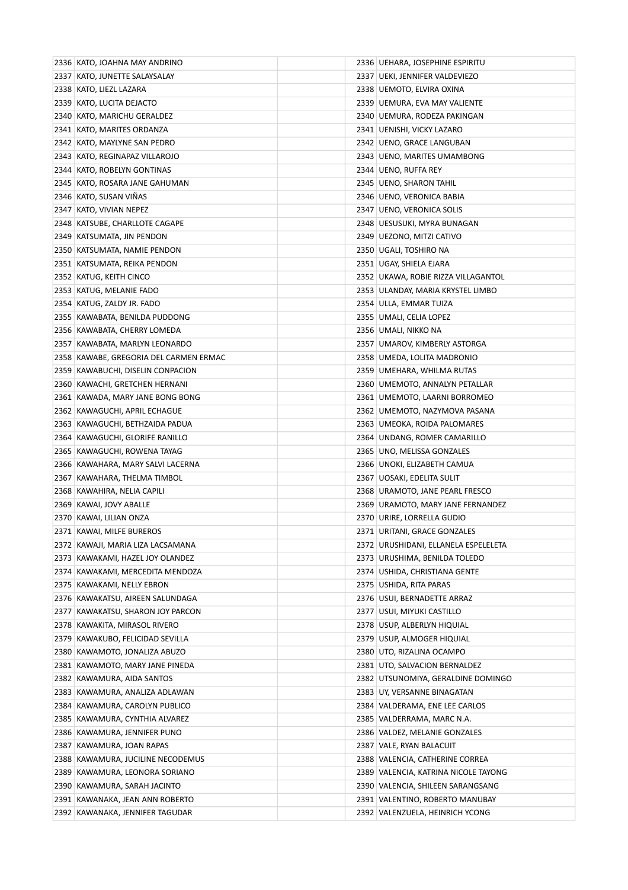| | | | | |
|---|---|---|---|---|
| 2336 | KATO, JOAHNA MAY ANDRINO | | 2336 | UEHARA, JOSEPHINE ESPIRITU |
| 2337 | KATO, JUNETTE SALAYSALAY | | 2337 | UEKI, JENNIFER VALDEVIEZO |
| 2338 | KATO, LIEZL LAZARA | | 2338 | UEMOTO, ELVIRA OXINA |
| 2339 | KATO, LUCITA DEJACTO | | 2339 | UEMURA, EVA MAY VALIENTE |
| 2340 | KATO, MARICHU GERALDEZ | | 2340 | UEMURA, RODEZA PAKINGAN |
| 2341 | KATO, MARITES ORDANZA | | 2341 | UENISHI, VICKY LAZARO |
| 2342 | KATO, MAYLYNE SAN PEDRO | | 2342 | UENO, GRACE LANGUBAN |
| 2343 | KATO, REGINAPAZ VILLAROJO | | 2343 | UENO, MARITES UMAMBONG |
| 2344 | KATO, ROBELYN GONTINAS | | 2344 | UENO, RUFFA REY |
| 2345 | KATO, ROSARA JANE GAHUMAN | | 2345 | UENO, SHARON TAHIL |
| 2346 | KATO, SUSAN VIÑAS | | 2346 | UENO, VERONICA BABIA |
| 2347 | KATO, VIVIAN NEPEZ | | 2347 | UENO, VERONICA SOLIS |
| 2348 | KATSUBE, CHARLLOTE CAGAPE | | 2348 | UESUSUKI, MYRA BUNAGAN |
| 2349 | KATSUMATA, JIN PENDON | | 2349 | UEZONO, MITZI CATIVO |
| 2350 | KATSUMATA, NAMIE PENDON | | 2350 | UGALI, TOSHIRO NA |
| 2351 | KATSUMATA, REIKA PENDON | | 2351 | UGAY, SHIELA EJARA |
| 2352 | KATUG, KEITH CINCO | | 2352 | UKAWA, ROBIE RIZZA VILLAGANTOL |
| 2353 | KATUG, MELANIE FADO | | 2353 | ULANDAY, MARIA KRYSTEL LIMBO |
| 2354 | KATUG, ZALDY JR. FADO | | 2354 | ULLA, EMMAR TUIZA |
| 2355 | KAWABATA, BENILDA PUDDONG | | 2355 | UMALI, CELIA LOPEZ |
| 2356 | KAWABATA, CHERRY LOMEDA | | 2356 | UMALI, NIKKO NA |
| 2357 | KAWABATA, MARLYN LEONARDO | | 2357 | UMAROV, KIMBERLY ASTORGA |
| 2358 | KAWABE, GREGORIA DEL CARMEN ERMAC | | 2358 | UMEDA, LOLITA MADRONIO |
| 2359 | KAWABUCHI, DISELIN CONPACION | | 2359 | UMEHARA, WHILMA RUTAS |
| 2360 | KAWACHI, GRETCHEN HERNANI | | 2360 | UMEMOTO, ANNALYN PETALLAR |
| 2361 | KAWADA, MARY JANE BONG BONG | | 2361 | UMEMOTO, LAARNI BORROMEO |
| 2362 | KAWAGUCHI, APRIL ECHAGUE | | 2362 | UMEMOTO, NAZYMOVA PASANA |
| 2363 | KAWAGUCHI, BETHZAIDA PADUA | | 2363 | UMEOKA, ROIDA PALOMARES |
| 2364 | KAWAGUCHI, GLORIFE RANILLO | | 2364 | UNDANG, ROMER CAMARILLO |
| 2365 | KAWAGUCHI, ROWENA TAYAG | | 2365 | UNO, MELISSA GONZALES |
| 2366 | KAWAHARA, MARY SALVI LACERNA | | 2366 | UNOKI, ELIZABETH CAMUA |
| 2367 | KAWAHARA, THELMA TIMBOL | | 2367 | UOSAKI, EDELITA SULIT |
| 2368 | KAWAHIRA, NELIA CAPILI | | 2368 | URAMOTO, JANE PEARL FRESCO |
| 2369 | KAWAI, JOVY ABALLE | | 2369 | URAMOTO, MARY JANE FERNANDEZ |
| 2370 | KAWAI, LILIAN ONZA | | 2370 | URIRE, LORRELLA GUDIO |
| 2371 | KAWAI, MILFE BUREROS | | 2371 | URITANI, GRACE GONZALES |
| 2372 | KAWAJI, MARIA LIZA LACSAMANA | | 2372 | URUSHIDANI, ELLANELA ESPELELETA |
| 2373 | KAWAKAMI, HAZEL JOY OLANDEZ | | 2373 | URUSHIMA, BENILDA TOLEDO |
| 2374 | KAWAKAMI, MERCEDITA MENDOZA | | 2374 | USHIDA, CHRISTIANA GENTE |
| 2375 | KAWAKAMI, NELLY EBRON | | 2375 | USHIDA, RITA PARAS |
| 2376 | KAWAKATSU, AIREEN SALUNDAGA | | 2376 | USUI, BERNADETTE ARRAZ |
| 2377 | KAWAKATSU, SHARON JOY PARCON | | 2377 | USUI, MIYUKI CASTILLO |
| 2378 | KAWAKITA, MIRASOL RIVERO | | 2378 | USUP, ALBERLYN HIQUIAL |
| 2379 | KAWAKUBO, FELICIDAD SEVILLA | | 2379 | USUP, ALMOGER HIQUIAL |
| 2380 | KAWAMOTO, JONALIZA ABUZO | | 2380 | UTO, RIZALINA OCAMPO |
| 2381 | KAWAMOTO, MARY JANE PINEDA | | 2381 | UTO, SALVACION BERNALDEZ |
| 2382 | KAWAMURA, AIDA SANTOS | | 2382 | UTSUNOMIYA, GERALDINE DOMINGO |
| 2383 | KAWAMURA, ANALIZA ADLAWAN | | 2383 | UY, VERSANNE BINAGATAN |
| 2384 | KAWAMURA, CAROLYN PUBLICO | | 2384 | VALDERAMA, ENE LEE CARLOS |
| 2385 | KAWAMURA, CYNTHIA ALVAREZ | | 2385 | VALDERRAMA, MARC N.A. |
| 2386 | KAWAMURA, JENNIFER PUNO | | 2386 | VALDEZ, MELANIE GONZALES |
| 2387 | KAWAMURA, JOAN RAPAS | | 2387 | VALE, RYAN BALACUIT |
| 2388 | KAWAMURA, JUCILINE NECODEMUS | | 2388 | VALENCIA, CATHERINE CORREA |
| 2389 | KAWAMURA, LEONORA SORIANO | | 2389 | VALENCIA, KATRINA NICOLE TAYONG |
| 2390 | KAWAMURA, SARAH JACINTO | | 2390 | VALENCIA, SHILEEN SARANGSANG |
| 2391 | KAWANAKA, JEAN ANN ROBERTO | | 2391 | VALENTINO, ROBERTO MANUBAY |
| 2392 | KAWANAKA, JENNIFER TAGUDAR | | 2392 | VALENZUELA, HEINRICH YCONG |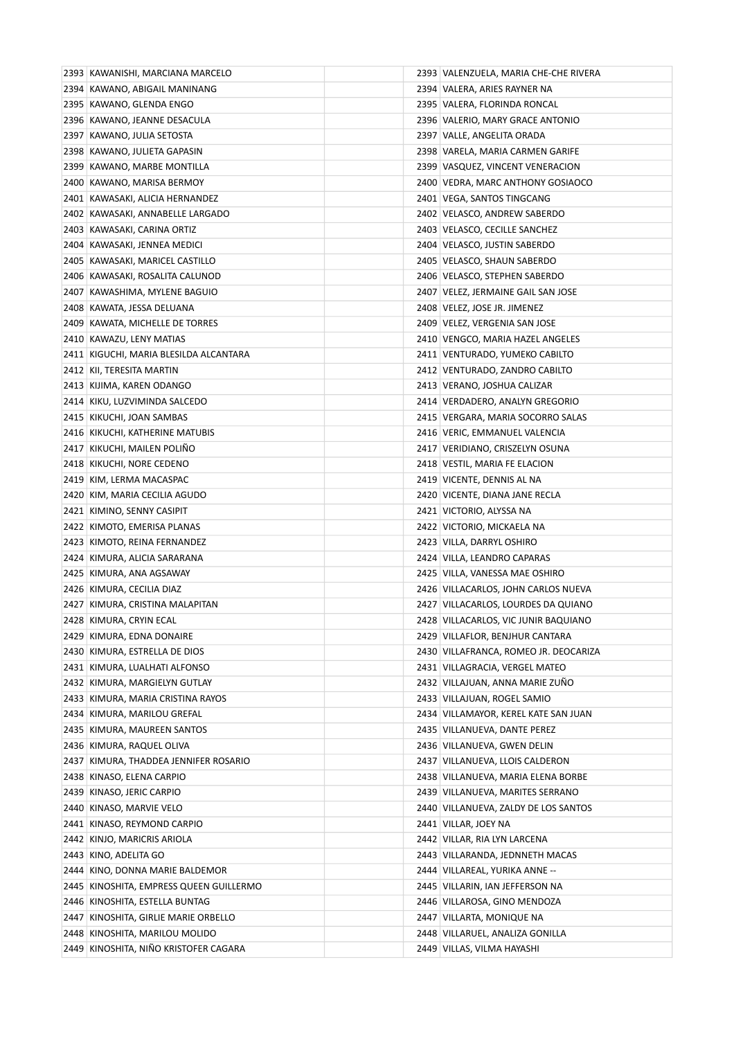| | | | | |
|---|---|---|---|---|
| 2393 | KAWANISHI, MARCIANA MARCELO | | 2393 | VALENZUELA, MARIA CHE-CHE RIVERA |
| 2394 | KAWANO, ABIGAIL MANINANG | | 2394 | VALERA, ARIES RAYNER NA |
| 2395 | KAWANO, GLENDA ENGO | | 2395 | VALERA, FLORINDA RONCAL |
| 2396 | KAWANO, JEANNE DESACULA | | 2396 | VALERIO, MARY GRACE ANTONIO |
| 2397 | KAWANO, JULIA SETOSTA | | 2397 | VALLE, ANGELITA ORADA |
| 2398 | KAWANO, JULIETA GAPASIN | | 2398 | VARELA, MARIA CARMEN GARIFE |
| 2399 | KAWANO, MARBE MONTILLA | | 2399 | VASQUEZ, VINCENT VENERACION |
| 2400 | KAWANO, MARISA BERMOY | | 2400 | VEDRA, MARC ANTHONY GOSIAOCO |
| 2401 | KAWASAKI, ALICIA HERNANDEZ | | 2401 | VEGA, SANTOS TINGCANG |
| 2402 | KAWASAKI, ANNABELLE LARGADO | | 2402 | VELASCO, ANDREW SABERDO |
| 2403 | KAWASAKI, CARINA ORTIZ | | 2403 | VELASCO, CECILLE SANCHEZ |
| 2404 | KAWASAKI, JENNEA MEDICI | | 2404 | VELASCO, JUSTIN SABERDO |
| 2405 | KAWASAKI, MARICEL CASTILLO | | 2405 | VELASCO, SHAUN SABERDO |
| 2406 | KAWASAKI, ROSALITA CALUNOD | | 2406 | VELASCO, STEPHEN SABERDO |
| 2407 | KAWASHIMA, MYLENE BAGUIO | | 2407 | VELEZ, JERMAINE GAIL SAN JOSE |
| 2408 | KAWATA, JESSA DELUANA | | 2408 | VELEZ, JOSE JR. JIMENEZ |
| 2409 | KAWATA, MICHELLE DE TORRES | | 2409 | VELEZ, VERGENIA SAN JOSE |
| 2410 | KAWAZU, LENY MATIAS | | 2410 | VENGCO, MARIA HAZEL ANGELES |
| 2411 | KIGUCHI, MARIA BLESILDA ALCANTARA | | 2411 | VENTURADO, YUMEKO CABILTO |
| 2412 | KII, TERESITA MARTIN | | 2412 | VENTURADO, ZANDRO CABILTO |
| 2413 | KIJIMA, KAREN ODANGO | | 2413 | VERANO, JOSHUA CALIZAR |
| 2414 | KIKU, LUZVIMINDA SALCEDO | | 2414 | VERDADERO, ANALYN GREGORIO |
| 2415 | KIKUCHI, JOAN SAMBAS | | 2415 | VERGARA, MARIA SOCORRO SALAS |
| 2416 | KIKUCHI, KATHERINE MATUBIS | | 2416 | VERIC, EMMANUEL VALENCIA |
| 2417 | KIKUCHI, MAILEN POLIÑO | | 2417 | VERIDIANO, CRISZELYN OSUNA |
| 2418 | KIKUCHI, NORE CEDENO | | 2418 | VESTIL, MARIA FE ELACION |
| 2419 | KIM, LERMA MACASPAC | | 2419 | VICENTE, DENNIS AL NA |
| 2420 | KIM, MARIA CECILIA AGUDO | | 2420 | VICENTE, DIANA JANE RECLA |
| 2421 | KIMINO, SENNY CASIPIT | | 2421 | VICTORIO, ALYSSA NA |
| 2422 | KIMOTO, EMERISA PLANAS | | 2422 | VICTORIO, MICKAELA NA |
| 2423 | KIMOTO, REINA FERNANDEZ | | 2423 | VILLA, DARRYL OSHIRO |
| 2424 | KIMURA, ALICIA SARARANA | | 2424 | VILLA, LEANDRO CAPARAS |
| 2425 | KIMURA, ANA AGSAWAY | | 2425 | VILLA, VANESSA MAE OSHIRO |
| 2426 | KIMURA, CECILIA DIAZ | | 2426 | VILLACARLOS, JOHN CARLOS NUEVA |
| 2427 | KIMURA, CRISTINA MALAPITAN | | 2427 | VILLACARLOS, LOURDES DA QUIANO |
| 2428 | KIMURA, CRYIN ECAL | | 2428 | VILLACARLOS, VIC JUNIR BAQUIANO |
| 2429 | KIMURA, EDNA DONAIRE | | 2429 | VILLAFLOR, BENJHUR CANTARA |
| 2430 | KIMURA, ESTRELLA DE DIOS | | 2430 | VILLAFRANCA, ROMEO JR. DEOCARIZA |
| 2431 | KIMURA, LUALHATI ALFONSO | | 2431 | VILLAGRACIA, VERGEL MATEO |
| 2432 | KIMURA, MARGIELYN GUTLAY | | 2432 | VILLAJUAN, ANNA MARIE ZUÑO |
| 2433 | KIMURA, MARIA CRISTINA RAYOS | | 2433 | VILLAJUAN, ROGEL SAMIO |
| 2434 | KIMURA, MARILOU GREFAL | | 2434 | VILLAMAYOR, KEREL KATE SAN JUAN |
| 2435 | KIMURA, MAUREEN SANTOS | | 2435 | VILLANUEVA, DANTE PEREZ |
| 2436 | KIMURA, RAQUEL OLIVA | | 2436 | VILLANUEVA, GWEN DELIN |
| 2437 | KIMURA, THADDEA JENNIFER ROSARIO | | 2437 | VILLANUEVA, LLOIS CALDERON |
| 2438 | KINASO, ELENA CARPIO | | 2438 | VILLANUEVA, MARIA ELENA BORBE |
| 2439 | KINASO, JERIC CARPIO | | 2439 | VILLANUEVA, MARITES SERRANO |
| 2440 | KINASO, MARVIE VELO | | 2440 | VILLANUEVA, ZALDY DE LOS SANTOS |
| 2441 | KINASO, REYMOND CARPIO | | 2441 | VILLAR, JOEY NA |
| 2442 | KINJO, MARICRIS ARIOLA | | 2442 | VILLAR, RIA LYN LARCENA |
| 2443 | KINO, ADELITA GO | | 2443 | VILLARANDA, JEDNNETH MACAS |
| 2444 | KINO, DONNA MARIE BALDEMOR | | 2444 | VILLAREAL, YURIKA ANNE -- |
| 2445 | KINOSHITA, EMPRESS QUEEN GUILLERMO | | 2445 | VILLARIN, IAN JEFFERSON NA |
| 2446 | KINOSHITA, ESTELLA BUNTAG | | 2446 | VILLAROSA, GINO MENDOZA |
| 2447 | KINOSHITA, GIRLIE MARIE ORBELLO | | 2447 | VILLARTA, MONIQUE NA |
| 2448 | KINOSHITA, MARILOU MOLIDO | | 2448 | VILLARUEL, ANALIZA GONILLA |
| 2449 | KINOSHITA, NIÑO KRISTOFER CAGARA | | 2449 | VILLAS, VILMA HAYASHI |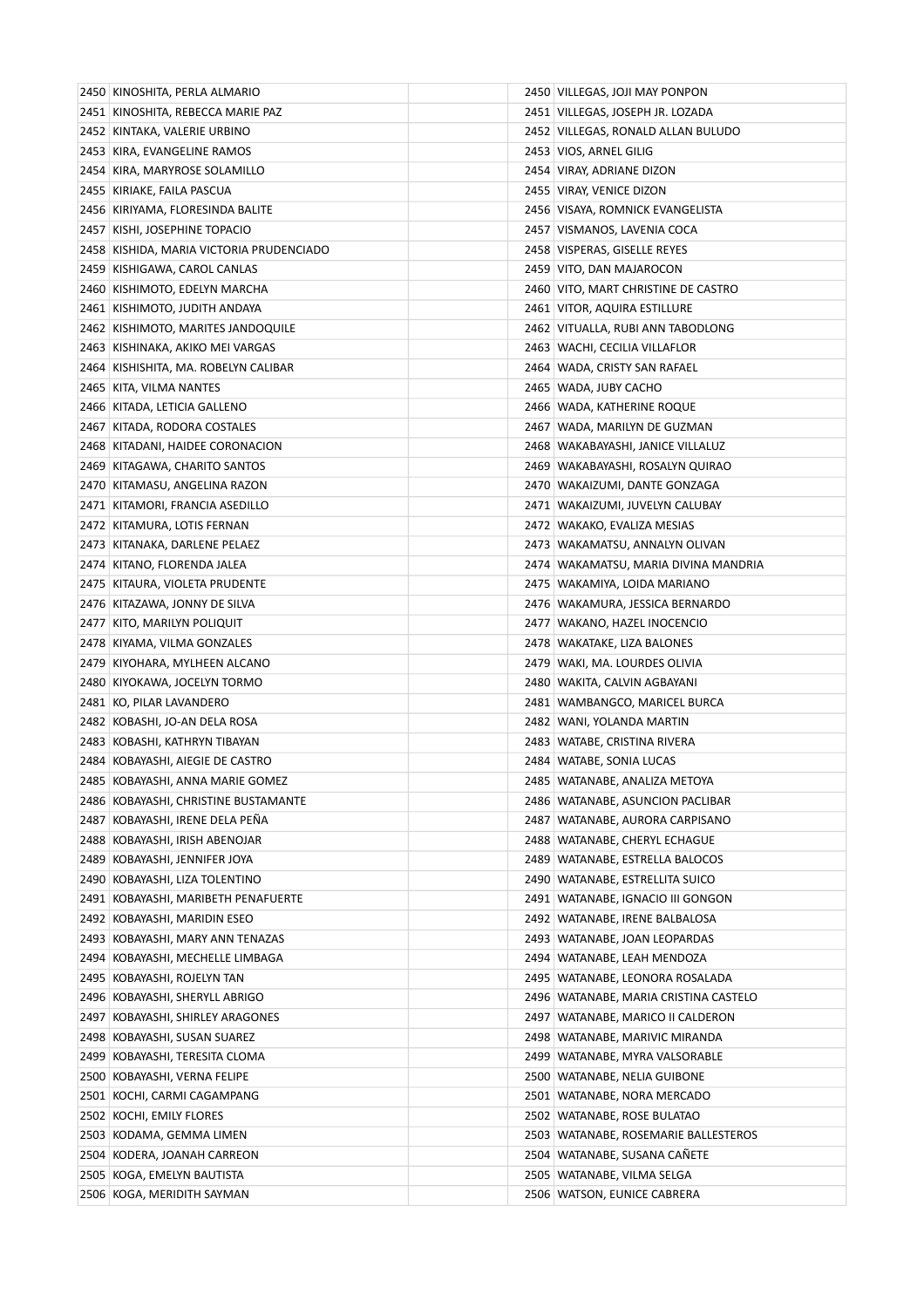| | | | | |
|---|---|---|---|---|
| 2450 | KINOSHITA, PERLA ALMARIO | | 2450 | VILLEGAS, JOJI MAY PONPON |
| 2451 | KINOSHITA, REBECCA MARIE PAZ | | 2451 | VILLEGAS, JOSEPH JR. LOZADA |
| 2452 | KINTAKA, VALERIE URBINO | | 2452 | VILLEGAS, RONALD ALLAN BULUDO |
| 2453 | KIRA, EVANGELINE RAMOS | | 2453 | VIOS, ARNEL GILIG |
| 2454 | KIRA, MARYROSE SOLAMILLO | | 2454 | VIRAY, ADRIANE DIZON |
| 2455 | KIRIAKE, FAILA PASCUA | | 2455 | VIRAY, VENICE DIZON |
| 2456 | KIRIYAMA, FLORESINDA BALITE | | 2456 | VISAYA, ROMNICK EVANGELISTA |
| 2457 | KISHI, JOSEPHINE TOPACIO | | 2457 | VISMANOS, LAVENIA COCA |
| 2458 | KISHIDA, MARIA VICTORIA PRUDENCIADO | | 2458 | VISPERAS, GISELLE REYES |
| 2459 | KISHIGAWA, CAROL CANLAS | | 2459 | VITO, DAN MAJAROCON |
| 2460 | KISHIMOTO, EDELYN MARCHA | | 2460 | VITO, MART CHRISTINE DE CASTRO |
| 2461 | KISHIMOTO, JUDITH ANDAYA | | 2461 | VITOR, AQUIRA ESTILLURE |
| 2462 | KISHIMOTO, MARITES JANDOQUILE | | 2462 | VITUALLA, RUBI ANN TABODLONG |
| 2463 | KISHINAKA, AKIKO MEI VARGAS | | 2463 | WACHI, CECILIA VILLAFLOR |
| 2464 | KISHISHITA, MA. ROBELYN CALIBAR | | 2464 | WADA, CRISTY SAN RAFAEL |
| 2465 | KITA, VILMA NANTES | | 2465 | WADA, JUBY CACHO |
| 2466 | KITADA, LETICIA GALLENO | | 2466 | WADA, KATHERINE ROQUE |
| 2467 | KITADA, RODORA COSTALES | | 2467 | WADA, MARILYN DE GUZMAN |
| 2468 | KITADANI, HAIDEE CORONACION | | 2468 | WAKABAYASHI, JANICE VILLALUZ |
| 2469 | KITAGAWA, CHARITO SANTOS | | 2469 | WAKABAYASHI, ROSALYN QUIRAO |
| 2470 | KITAMASU, ANGELINA RAZON | | 2470 | WAKAIZUMI, DANTE GONZAGA |
| 2471 | KITAMORI, FRANCIA ASEDILLO | | 2471 | WAKAIZUMI, JUVELYN CALUBAY |
| 2472 | KITAMURA, LOTIS FERNAN | | 2472 | WAKAKO, EVALIZA MESIAS |
| 2473 | KITANAKA, DARLENE PELAEZ | | 2473 | WAKAMATSU, ANNALYN OLIVAN |
| 2474 | KITANO, FLORENDA JALEA | | 2474 | WAKAMATSU, MARIA DIVINA MANDRIA |
| 2475 | KITAURA, VIOLETA PRUDENTE | | 2475 | WAKAMIYA, LOIDA MARIANO |
| 2476 | KITAZAWA, JONNY DE SILVA | | 2476 | WAKAMURA, JESSICA BERNARDO |
| 2477 | KITO, MARILYN POLIQUIT | | 2477 | WAKANO, HAZEL INOCENCIO |
| 2478 | KIYAMA, VILMA GONZALES | | 2478 | WAKATAKE, LIZA BALONES |
| 2479 | KIYOHARA, MYLHEEN ALCANO | | 2479 | WAKI, MA. LOURDES OLIVIA |
| 2480 | KIYOKAWA, JOCELYN TORMO | | 2480 | WAKITA, CALVIN AGBAYANI |
| 2481 | KO, PILAR LAVANDERO | | 2481 | WAMBANGCO, MARICEL BURCA |
| 2482 | KOBASHI, JO-AN DELA ROSA | | 2482 | WANI, YOLANDA MARTIN |
| 2483 | KOBASHI, KATHRYN TIBAYAN | | 2483 | WATABE, CRISTINA RIVERA |
| 2484 | KOBAYASHI, AIEGIE DE CASTRO | | 2484 | WATABE, SONIA LUCAS |
| 2485 | KOBAYASHI, ANNA MARIE GOMEZ | | 2485 | WATANABE, ANALIZA METOYA |
| 2486 | KOBAYASHI, CHRISTINE BUSTAMANTE | | 2486 | WATANABE, ASUNCION PACLIBAR |
| 2487 | KOBAYASHI, IRENE DELA PEÑA | | 2487 | WATANABE, AURORA CARPISANO |
| 2488 | KOBAYASHI, IRISH ABENOJAR | | 2488 | WATANABE, CHERYL ECHAGUE |
| 2489 | KOBAYASHI, JENNIFER JOYA | | 2489 | WATANABE, ESTRELLA BALOCOS |
| 2490 | KOBAYASHI, LIZA TOLENTINO | | 2490 | WATANABE, ESTRELLITA SUICO |
| 2491 | KOBAYASHI, MARIBETH PENAFUERTE | | 2491 | WATANABE, IGNACIO III GONGON |
| 2492 | KOBAYASHI, MARIDIN ESEO | | 2492 | WATANABE, IRENE BALBALOSA |
| 2493 | KOBAYASHI, MARY ANN TENAZAS | | 2493 | WATANABE, JOAN LEOPARDAS |
| 2494 | KOBAYASHI, MECHELLE LIMBAGA | | 2494 | WATANABE, LEAH MENDOZA |
| 2495 | KOBAYASHI, ROJELYN TAN | | 2495 | WATANABE, LEONORA ROSALADA |
| 2496 | KOBAYASHI, SHERYLL ABRIGO | | 2496 | WATANABE, MARIA CRISTINA CASTELO |
| 2497 | KOBAYASHI, SHIRLEY ARAGONES | | 2497 | WATANABE, MARICO II CALDERON |
| 2498 | KOBAYASHI, SUSAN SUAREZ | | 2498 | WATANABE, MARIVIC MIRANDA |
| 2499 | KOBAYASHI, TERESITA CLOMA | | 2499 | WATANABE, MYRA VALSORABLE |
| 2500 | KOBAYASHI, VERNA FELIPE | | 2500 | WATANABE, NELIA GUIBONE |
| 2501 | KOCHI, CARMI CAGAMPANG | | 2501 | WATANABE, NORA MERCADO |
| 2502 | KOCHI, EMILY FLORES | | 2502 | WATANABE, ROSE BULATAO |
| 2503 | KODAMA, GEMMA LIMEN | | 2503 | WATANABE, ROSEMARIE BALLESTEROS |
| 2504 | KODERA, JOANAH CARREON | | 2504 | WATANABE, SUSANA CAÑETE |
| 2505 | KOGA, EMELYN BAUTISTA | | 2505 | WATANABE, VILMA SELGA |
| 2506 | KOGA, MERIDITH SAYMAN | | 2506 | WATSON, EUNICE CABRERA |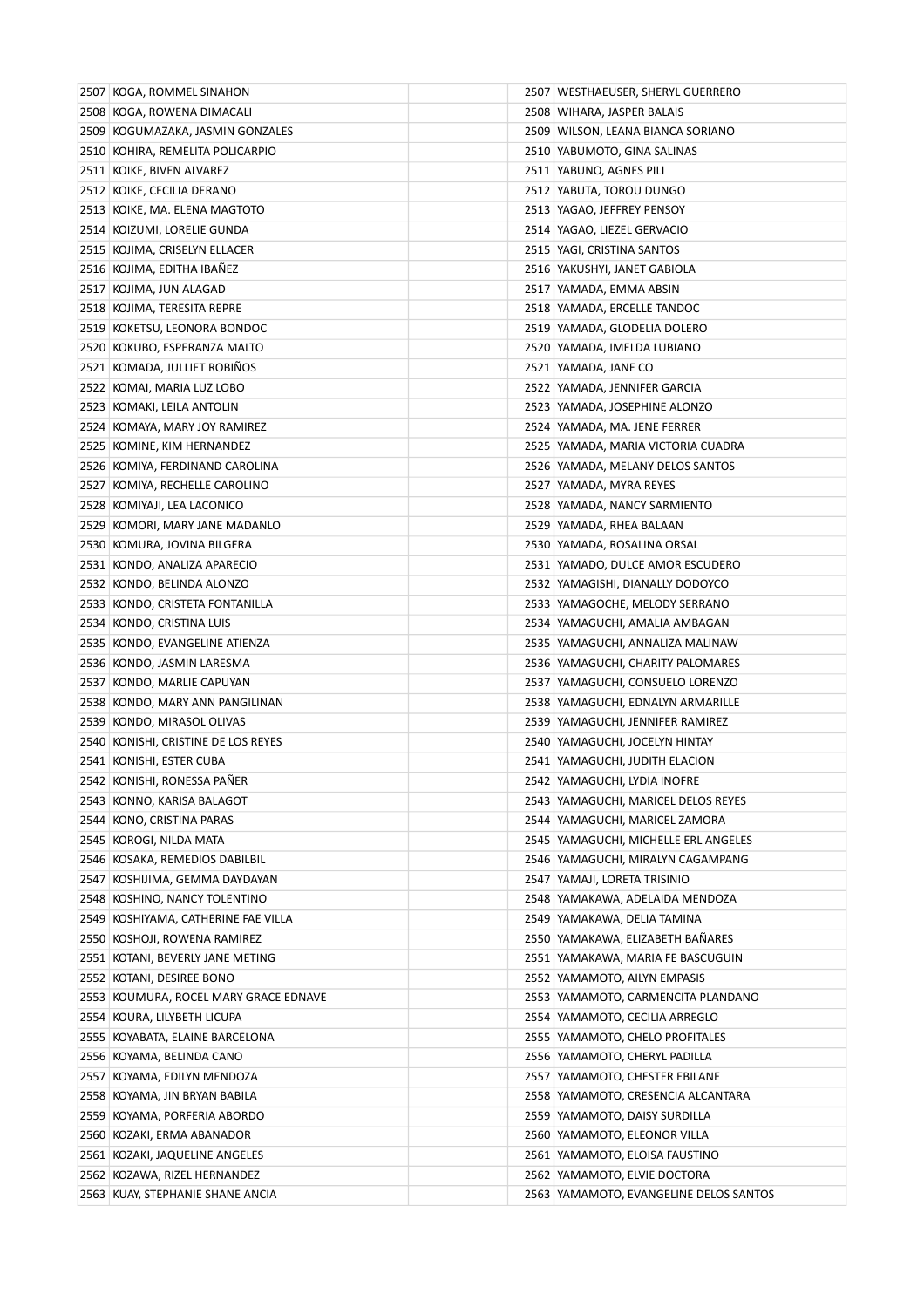| | | | | |
|---|---|---|---|---|
| 2507 | KOGA, ROMMEL SINAHON | | 2507 | WESTHAEUSER, SHERYL GUERRERO |
| 2508 | KOGA, ROWENA DIMACALI | | 2508 | WIHARA, JASPER BALAIS |
| 2509 | KOGUMAZAKA, JASMIN GONZALES | | 2509 | WILSON, LEANA BIANCA SORIANO |
| 2510 | KOHIRA, REMELITA POLICARPIO | | 2510 | YABUMOTO, GINA SALINAS |
| 2511 | KOIKE, BIVEN ALVAREZ | | 2511 | YABUNO, AGNES PILI |
| 2512 | KOIKE, CECILIA DERANO | | 2512 | YABUTA, TOROU DUNGO |
| 2513 | KOIKE, MA. ELENA MAGTOTO | | 2513 | YAGAO, JEFFREY PENSOY |
| 2514 | KOIZUMI, LORELIE GUNDA | | 2514 | YAGAO, LIEZEL GERVACIO |
| 2515 | KOJIMA, CRISELYN ELLACER | | 2515 | YAGI, CRISTINA SANTOS |
| 2516 | KOJIMA, EDITHA IBAÑEZ | | 2516 | YAKUSHYI, JANET GABIOLA |
| 2517 | KOJIMA, JUN ALAGAD | | 2517 | YAMADA, EMMA ABSIN |
| 2518 | KOJIMA, TERESITA REPRE | | 2518 | YAMADA, ERCELLE TANDOC |
| 2519 | KOKETSU, LEONORA BONDOC | | 2519 | YAMADA, GLODELIA DOLERO |
| 2520 | KOKUBO, ESPERANZA MALTO | | 2520 | YAMADA, IMELDA LUBIANO |
| 2521 | KOMADA, JULLIET ROBIÑOS | | 2521 | YAMADA, JANE CO |
| 2522 | KOMAI, MARIA LUZ LOBO | | 2522 | YAMADA, JENNIFER GARCIA |
| 2523 | KOMAKI, LEILA ANTOLIN | | 2523 | YAMADA, JOSEPHINE ALONZO |
| 2524 | KOMAYA, MARY JOY RAMIREZ | | 2524 | YAMADA, MA. JENE FERRER |
| 2525 | KOMINE, KIM HERNANDEZ | | 2525 | YAMADA, MARIA VICTORIA CUADRA |
| 2526 | KOMIYA, FERDINAND CAROLINA | | 2526 | YAMADA, MELANY DELOS SANTOS |
| 2527 | KOMIYA, RECHELLE CAROLINO | | 2527 | YAMADA, MYRA REYES |
| 2528 | KOMIYAJI, LEA LACONICO | | 2528 | YAMADA, NANCY SARMIENTO |
| 2529 | KOMORI, MARY JANE MADANLO | | 2529 | YAMADA, RHEA BALAAN |
| 2530 | KOMURA, JOVINA BILGERA | | 2530 | YAMADA, ROSALINA ORSAL |
| 2531 | KONDO, ANALIZA APARECIO | | 2531 | YAMADO, DULCE AMOR ESCUDERO |
| 2532 | KONDO, BELINDA ALONZO | | 2532 | YAMAGISHI, DIANALLY DODOYCO |
| 2533 | KONDO, CRISTETA FONTANILLA | | 2533 | YAMAGOCHE, MELODY SERRANO |
| 2534 | KONDO, CRISTINA LUIS | | 2534 | YAMAGUCHI, AMALIA AMBAGAN |
| 2535 | KONDO, EVANGELINE ATIENZA | | 2535 | YAMAGUCHI, ANNALIZA MALINAW |
| 2536 | KONDO, JASMIN LARESMA | | 2536 | YAMAGUCHI, CHARITY PALOMARES |
| 2537 | KONDO, MARLIE CAPUYAN | | 2537 | YAMAGUCHI, CONSUELO LORENZO |
| 2538 | KONDO, MARY ANN PANGILINAN | | 2538 | YAMAGUCHI, EDNALYN ARMARILLE |
| 2539 | KONDO, MIRASOL OLIVAS | | 2539 | YAMAGUCHI, JENNIFER RAMIREZ |
| 2540 | KONISHI, CRISTINE DE LOS REYES | | 2540 | YAMAGUCHI, JOCELYN HINTAY |
| 2541 | KONISHI, ESTER CUBA | | 2541 | YAMAGUCHI, JUDITH ELACION |
| 2542 | KONISHI, RONESSA PAÑER | | 2542 | YAMAGUCHI, LYDIA INOFRE |
| 2543 | KONNO, KARISA BALAGOT | | 2543 | YAMAGUCHI, MARICEL DELOS REYES |
| 2544 | KONO, CRISTINA PARAS | | 2544 | YAMAGUCHI, MARICEL ZAMORA |
| 2545 | KOROGI, NILDA MATA | | 2545 | YAMAGUCHI, MICHELLE ERL ANGELES |
| 2546 | KOSAKA, REMEDIOS DABILBIL | | 2546 | YAMAGUCHI, MIRALYN CAGAMPANG |
| 2547 | KOSHIJIMA, GEMMA DAYDAYAN | | 2547 | YAMAJI, LORETA TRISINIO |
| 2548 | KOSHINO, NANCY TOLENTINO | | 2548 | YAMAKAWA, ADELAIDA MENDOZA |
| 2549 | KOSHIYAMA, CATHERINE FAE VILLA | | 2549 | YAMAKAWA, DELIA TAMINA |
| 2550 | KOSHOJI, ROWENA RAMIREZ | | 2550 | YAMAKAWA, ELIZABETH BAÑARES |
| 2551 | KOTANI, BEVERLY JANE METING | | 2551 | YAMAKAWA, MARIA FE BASCUGUIN |
| 2552 | KOTANI, DESIREE BONO | | 2552 | YAMAMOTO, AILYN EMPASIS |
| 2553 | KOUMURA, ROCEL MARY GRACE EDNAVE | | 2553 | YAMAMOTO, CARMENCITA PLANDANO |
| 2554 | KOURA, LILYBETH LICUPA | | 2554 | YAMAMOTO, CECILIA ARREGLO |
| 2555 | KOYABATA, ELAINE BARCELONA | | 2555 | YAMAMOTO, CHELO PROFITALES |
| 2556 | KOYAMA, BELINDA CANO | | 2556 | YAMAMOTO, CHERYL PADILLA |
| 2557 | KOYAMA, EDILYN MENDOZA | | 2557 | YAMAMOTO, CHESTER EBILANE |
| 2558 | KOYAMA, JIN BRYAN BABILA | | 2558 | YAMAMOTO, CRESENCIA ALCANTARA |
| 2559 | KOYAMA, PORFERIA ABORDO | | 2559 | YAMAMOTO, DAISY SURDILLA |
| 2560 | KOZAKI, ERMA ABANADOR | | 2560 | YAMAMOTO, ELEONOR VILLA |
| 2561 | KOZAKI, JAQUELINE ANGELES | | 2561 | YAMAMOTO, ELOISA FAUSTINO |
| 2562 | KOZAWA, RIZEL HERNANDEZ | | 2562 | YAMAMOTO, ELVIE DOCTORA |
| 2563 | KUAY, STEPHANIE SHANE ANCIA | | 2563 | YAMAMOTO, EVANGELINE DELOS SANTOS |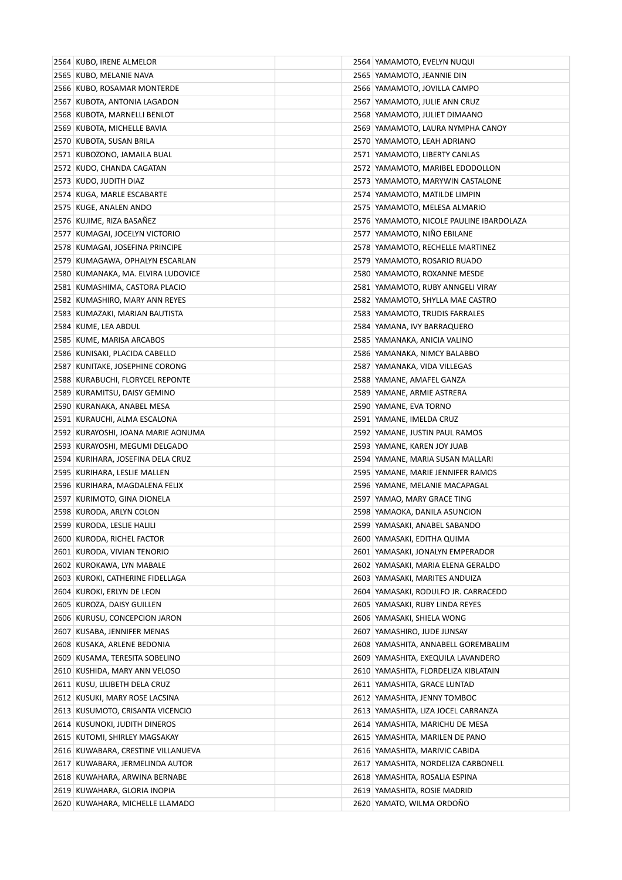| | | | | |
|---|---|---|---|---|
| 2564 | KUBO, IRENE ALMELOR | | 2564 | YAMAMOTO, EVELYN NUQUI |
| 2565 | KUBO, MELANIE NAVA | | 2565 | YAMAMOTO, JEANNIE DIN |
| 2566 | KUBO, ROSAMAR MONTERDE | | 2566 | YAMAMOTO, JOVILLA CAMPO |
| 2567 | KUBOTA, ANTONIA LAGADON | | 2567 | YAMAMOTO, JULIE ANN CRUZ |
| 2568 | KUBOTA, MARNELLI BENLOT | | 2568 | YAMAMOTO, JULIET DIMAANO |
| 2569 | KUBOTA, MICHELLE BAVIA | | 2569 | YAMAMOTO, LAURA NYMPHA CANOY |
| 2570 | KUBOTA, SUSAN BRILA | | 2570 | YAMAMOTO, LEAH ADRIANO |
| 2571 | KUBOZONO, JAMAILA BUAL | | 2571 | YAMAMOTO, LIBERTY CANLAS |
| 2572 | KUDO, CHANDA CAGATAN | | 2572 | YAMAMOTO, MARIBEL EDODOLLON |
| 2573 | KUDO, JUDITH DIAZ | | 2573 | YAMAMOTO, MARYWIN CASTALONE |
| 2574 | KUGA, MARLE ESCABARTE | | 2574 | YAMAMOTO, MATILDE LIMPIN |
| 2575 | KUGE, ANALEN ANDO | | 2575 | YAMAMOTO, MELESA ALMARIO |
| 2576 | KUJIME, RIZA BASAÑEZ | | 2576 | YAMAMOTO, NICOLE PAULINE IBARDOLAZA |
| 2577 | KUMAGAI, JOCELYN VICTORIO | | 2577 | YAMAMOTO, NIÑO EBILANE |
| 2578 | KUMAGAI, JOSEFINA PRINCIPE | | 2578 | YAMAMOTO, RECHELLE MARTINEZ |
| 2579 | KUMAGAWA, OPHALYN ESCARLAN | | 2579 | YAMAMOTO, ROSARIO RUADO |
| 2580 | KUMANAKA, MA. ELVIRA LUDOVICE | | 2580 | YAMAMOTO, ROXANNE MESDE |
| 2581 | KUMASHIMA, CASTORA PLACIO | | 2581 | YAMAMOTO, RUBY ANNGELI VIRAY |
| 2582 | KUMASHIRO, MARY ANN REYES | | 2582 | YAMAMOTO, SHYLLA MAE CASTRO |
| 2583 | KUMAZAKI, MARIAN BAUTISTA | | 2583 | YAMAMOTO, TRUDIS FARRALES |
| 2584 | KUME, LEA ABDUL | | 2584 | YAMANA, IVY BARRAQUERO |
| 2585 | KUME, MARISA ARCABOS | | 2585 | YAMANAKA, ANICIA VALINO |
| 2586 | KUNISAKI, PLACIDA CABELLO | | 2586 | YAMANAKA, NIMCY BALABBO |
| 2587 | KUNITAKE, JOSEPHINE CORONG | | 2587 | YAMANAKA, VIDA VILLEGAS |
| 2588 | KURABUCHI, FLORYCEL REPONTE | | 2588 | YAMANE, AMAFEL GANZA |
| 2589 | KURAMITSU, DAISY GEMINO | | 2589 | YAMANE, ARMIE ASTRERA |
| 2590 | KURANAKA, ANABEL MESA | | 2590 | YAMANE, EVA TORNO |
| 2591 | KURAUCHI, ALMA ESCALONA | | 2591 | YAMANE, IMELDA CRUZ |
| 2592 | KURAYOSHI, JOANA MARIE AONUMA | | 2592 | YAMANE, JUSTIN PAUL RAMOS |
| 2593 | KURAYOSHI, MEGUMI DELGADO | | 2593 | YAMANE, KAREN JOY JUAB |
| 2594 | KURIHARA, JOSEFINA DELA CRUZ | | 2594 | YAMANE, MARIA SUSAN MALLARI |
| 2595 | KURIHARA, LESLIE MALLEN | | 2595 | YAMANE, MARIE JENNIFER RAMOS |
| 2596 | KURIHARA, MAGDALENA FELIX | | 2596 | YAMANE, MELANIE MACAPAGAL |
| 2597 | KURIMOTO, GINA DIONELA | | 2597 | YAMAO, MARY GRACE TING |
| 2598 | KURODA, ARLYN COLON | | 2598 | YAMAOKA, DANILA ASUNCION |
| 2599 | KURODA, LESLIE HALILI | | 2599 | YAMASAKI, ANABEL SABANDO |
| 2600 | KURODA, RICHEL FACTOR | | 2600 | YAMASAKI, EDITHA QUIMA |
| 2601 | KURODA, VIVIAN TENORIO | | 2601 | YAMASAKI, JONALYN EMPERADOR |
| 2602 | KUROKAWA, LYN MABALE | | 2602 | YAMASAKI, MARIA ELENA GERALDO |
| 2603 | KUROKI, CATHERINE FIDELLAGA | | 2603 | YAMASAKI, MARITES ANDUIZA |
| 2604 | KUROKI, ERLYN DE LEON | | 2604 | YAMASAKI, RODULFO JR. CARRACEDO |
| 2605 | KUROZA, DAISY GUILLEN | | 2605 | YAMASAKI, RUBY LINDA REYES |
| 2606 | KURUSU, CONCEPCION JARON | | 2606 | YAMASAKI, SHIELA WONG |
| 2607 | KUSABA, JENNIFER MENAS | | 2607 | YAMASHIRO, JUDE JUNSAY |
| 2608 | KUSAKA, ARLENE BEDONIA | | 2608 | YAMASHITA, ANNABELL GOREMBALIM |
| 2609 | KUSAMA, TERESITA SOBELINO | | 2609 | YAMASHITA, EXEQUILA LAVANDERO |
| 2610 | KUSHIDA, MARY ANN VELOSO | | 2610 | YAMASHITA, FLORDELIZA KIBLATAIN |
| 2611 | KUSU, LILIBETH DELA CRUZ | | 2611 | YAMASHITA, GRACE LUNTAD |
| 2612 | KUSUKI, MARY ROSE LACSINA | | 2612 | YAMASHITA, JENNY TOMBOC |
| 2613 | KUSUMOTO, CRISANTA VICENCIO | | 2613 | YAMASHITA, LIZA JOCEL CARRANZA |
| 2614 | KUSUNOKI, JUDITH DINEROS | | 2614 | YAMASHITA, MARICHU DE MESA |
| 2615 | KUTOMI, SHIRLEY MAGSAKAY | | 2615 | YAMASHITA, MARILEN DE PANO |
| 2616 | KUWABARA, CRESTINE VILLANUEVA | | 2616 | YAMASHITA, MARIVIC CABIDA |
| 2617 | KUWABARA, JERMELINDA AUTOR | | 2617 | YAMASHITA, NORDELIZA CARBONELL |
| 2618 | KUWAHARA, ARWINA BERNABE | | 2618 | YAMASHITA, ROSALIA ESPINA |
| 2619 | KUWAHARA, GLORIA INOPIA | | 2619 | YAMASHITA, ROSIE MADRID |
| 2620 | KUWAHARA, MICHELLE LLAMADO | | 2620 | YAMATO, WILMA ORDOÑO |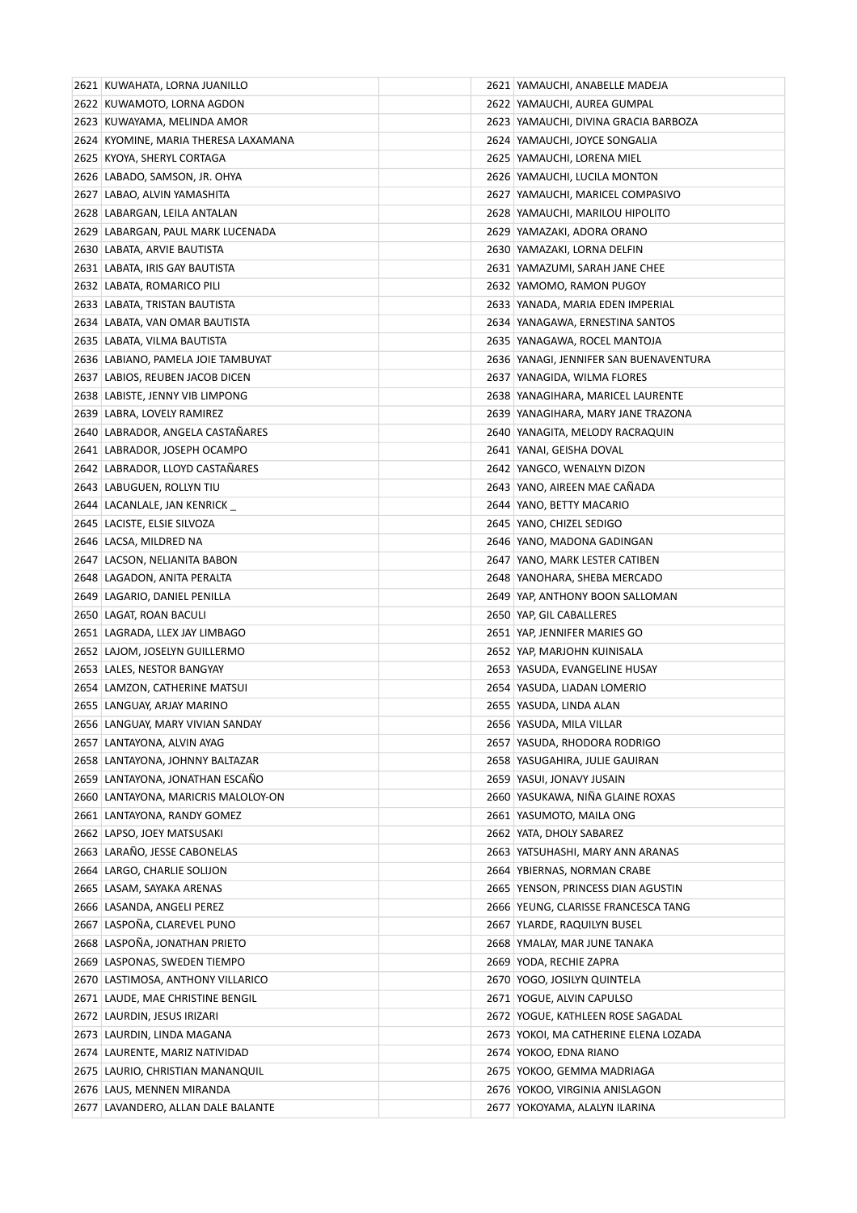| 2621 | KUWAHATA, LORNA JUANILLO | | 2621 | YAMAUCHI, ANABELLE MADEJA |
|---|---|---|---|---|
| 2622 | KUWAMOTO, LORNA AGDON | | 2622 | YAMAUCHI, AUREA GUMPAL |
| 2623 | KUWAYAMA, MELINDA AMOR | | 2623 | YAMAUCHI, DIVINA GRACIA BARBOZA |
| 2624 | KYOMINE, MARIA THERESA LAXAMANA | | 2624 | YAMAUCHI, JOYCE SONGALIA |
| 2625 | KYOYA, SHERYL CORTAGA | | 2625 | YAMAUCHI, LORENA MIEL |
| 2626 | LABADO, SAMSON, JR. OHYA | | 2626 | YAMAUCHI, LUCILA MONTON |
| 2627 | LABAO, ALVIN YAMASHITA | | 2627 | YAMAUCHI, MARICEL COMPASIVO |
| 2628 | LABARGAN, LEILA ANTALAN | | 2628 | YAMAUCHI, MARILOU HIPOLITO |
| 2629 | LABARGAN, PAUL MARK LUCENADA | | 2629 | YAMAZAKI, ADORA ORANO |
| 2630 | LABATA, ARVIE BAUTISTA | | 2630 | YAMAZAKI, LORNA DELFIN |
| 2631 | LABATA, IRIS GAY BAUTISTA | | 2631 | YAMAZUMI, SARAH JANE CHEE |
| 2632 | LABATA, ROMARICO PILI | | 2632 | YAMOMO, RAMON PUGOY |
| 2633 | LABATA, TRISTAN BAUTISTA | | 2633 | YANADA, MARIA EDEN IMPERIAL |
| 2634 | LABATA, VAN OMAR BAUTISTA | | 2634 | YANAGAWA, ERNESTINA SANTOS |
| 2635 | LABATA, VILMA BAUTISTA | | 2635 | YANAGAWA, ROCEL MANTOJA |
| 2636 | LABIANO, PAMELA JOIE TAMBUYAT | | 2636 | YANAGI, JENNIFER SAN BUENAVENTURA |
| 2637 | LABIOS, REUBEN JACOB DICEN | | 2637 | YANAGIDA, WILMA FLORES |
| 2638 | LABISTE, JENNY VIB LIMPONG | | 2638 | YANAGIHARA, MARICEL LAURENTE |
| 2639 | LABRA, LOVELY RAMIREZ | | 2639 | YANAGIHARA, MARY JANE TRAZONA |
| 2640 | LABRADOR, ANGELA CASTAÑARES | | 2640 | YANAGITA, MELODY RACRAQUIN |
| 2641 | LABRADOR, JOSEPH OCAMPO | | 2641 | YANAI, GEISHA DOVAL |
| 2642 | LABRADOR, LLOYD CASTAÑARES | | 2642 | YANGCO, WENALYN DIZON |
| 2643 | LABUGUEN, ROLLYN TIU | | 2643 | YANO, AIREEN MAE CAÑADA |
| 2644 | LACANLALE, JAN KENRICK _ | | 2644 | YANO, BETTY MACARIO |
| 2645 | LACISTE, ELSIE SILVOZA | | 2645 | YANO, CHIZEL SEDIGO |
| 2646 | LACSA, MILDRED NA | | 2646 | YANO, MADONA GADINGAN |
| 2647 | LACSON, NELIANITA BABON | | 2647 | YANO, MARK LESTER CATIBEN |
| 2648 | LAGADON, ANITA PERALTA | | 2648 | YANOHARA, SHEBA MERCADO |
| 2649 | LAGARIO, DANIEL PENILLA | | 2649 | YAP, ANTHONY BOON SALLOMAN |
| 2650 | LAGAT, ROAN BACULI | | 2650 | YAP, GIL CABALLERES |
| 2651 | LAGRADA, LLEX JAY LIMBAGO | | 2651 | YAP, JENNIFER MARIES GO |
| 2652 | LAJOM, JOSELYN GUILLERMO | | 2652 | YAP, MARJOHN KUINISALA |
| 2653 | LALES, NESTOR BANGYAY | | 2653 | YASUDA, EVANGELINE HUSAY |
| 2654 | LAMZON, CATHERINE MATSUI | | 2654 | YASUDA, LIADAN LOMERIO |
| 2655 | LANGUAY, ARJAY MARINO | | 2655 | YASUDA, LINDA ALAN |
| 2656 | LANGUAY, MARY VIVIAN SANDAY | | 2656 | YASUDA, MILA VILLAR |
| 2657 | LANTAYONA, ALVIN AYAG | | 2657 | YASUDA, RHODORA RODRIGO |
| 2658 | LANTAYONA, JOHNNY BALTAZAR | | 2658 | YASUGAHIRA, JULIE GAUIRAN |
| 2659 | LANTAYONA, JONATHAN ESCAÑO | | 2659 | YASUI, JONAVY JUSAIN |
| 2660 | LANTAYONA, MARICRIS MALOLOY-ON | | 2660 | YASUKAWA, NIÑA GLAINE ROXAS |
| 2661 | LANTAYONA, RANDY GOMEZ | | 2661 | YASUMOTO, MAILA ONG |
| 2662 | LAPSO, JOEY MATSUSAKI | | 2662 | YATA, DHOLY SABAREZ |
| 2663 | LARAÑO, JESSE CABONELAS | | 2663 | YATSUHASHI, MARY ANN ARANAS |
| 2664 | LARGO, CHARLIE SOLIJON | | 2664 | YBIERNAS, NORMAN CRABE |
| 2665 | LASAM, SAYAKA ARENAS | | 2665 | YENSON, PRINCESS DIAN AGUSTIN |
| 2666 | LASANDA, ANGELI PEREZ | | 2666 | YEUNG, CLARISSE FRANCESCA TANG |
| 2667 | LASPOÑA, CLAREVEL PUNO | | 2667 | YLARDE, RAQUILYN BUSEL |
| 2668 | LASPOÑA, JONATHAN PRIETO | | 2668 | YMALAY, MAR JUNE TANAKA |
| 2669 | LASPONAS, SWEDEN TIEMPO | | 2669 | YODA, RECHIE ZAPRA |
| 2670 | LASTIMOSA, ANTHONY VILLARICO | | 2670 | YOGO, JOSILYN QUINTELA |
| 2671 | LAUDE, MAE CHRISTINE BENGIL | | 2671 | YOGUE, ALVIN CAPULSO |
| 2672 | LAURDIN, JESUS IRIZARI | | 2672 | YOGUE, KATHLEEN ROSE SAGADAL |
| 2673 | LAURDIN, LINDA MAGANA | | 2673 | YOKOI, MA CATHERINE ELENA LOZADA |
| 2674 | LAURENTE, MARIZ NATIVIDAD | | 2674 | YOKOO, EDNA RIANO |
| 2675 | LAURIO, CHRISTIAN MANANQUIL | | 2675 | YOKOO, GEMMA MADRIAGA |
| 2676 | LAUS, MENNEN MIRANDA | | 2676 | YOKOO, VIRGINIA ANISLAGON |
| 2677 | LAVANDERO, ALLAN DALE BALANTE | | 2677 | YOKOYAMA, ALALYN ILARINA |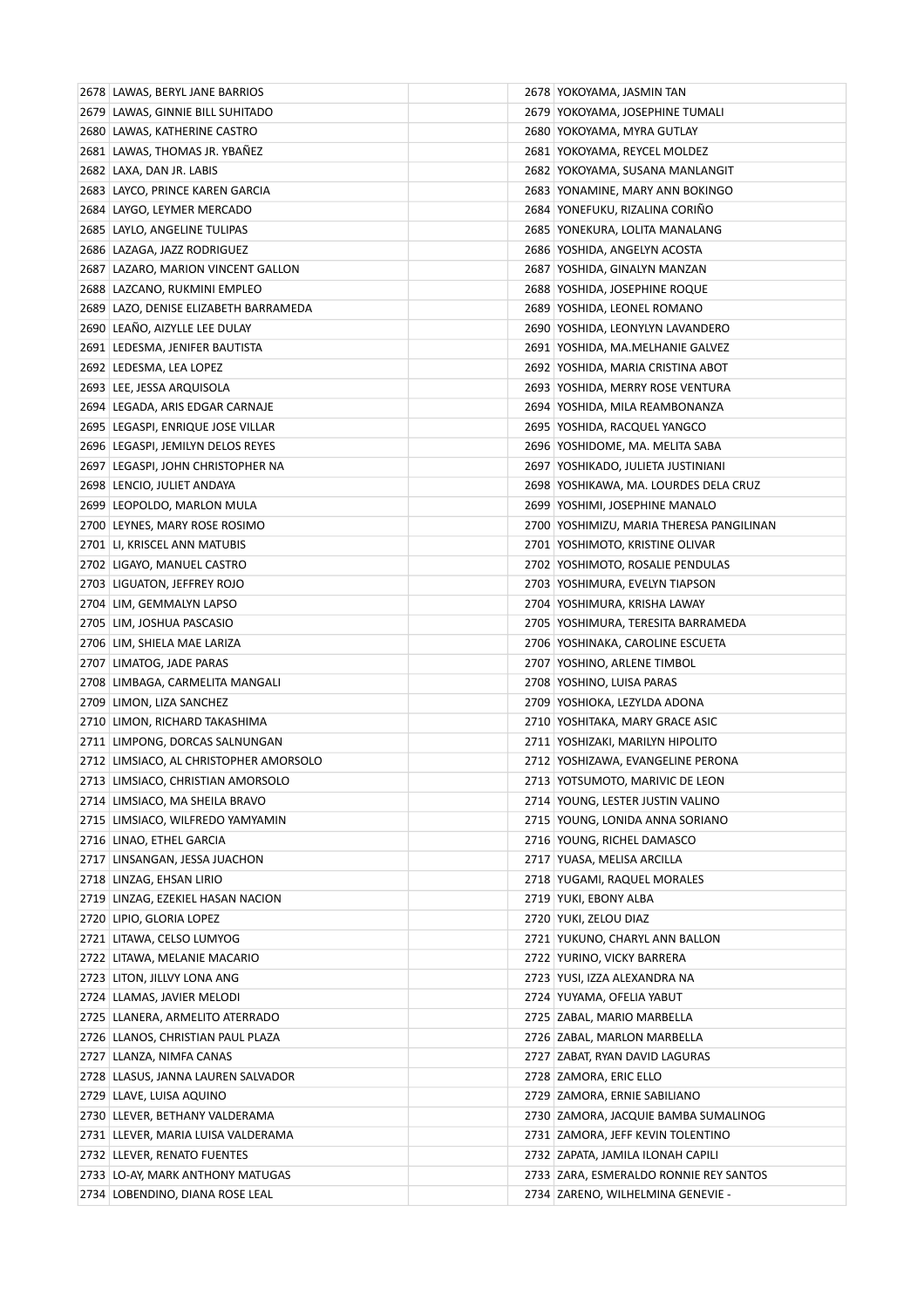| | | | | |
|---|---|---|---|---|
| 2678 | LAWAS, BERYL JANE BARRIOS | | 2678 | YOKOYAMA, JASMIN TAN |
| 2679 | LAWAS, GINNIE BILL SUHITADO | | 2679 | YOKOYAMA, JOSEPHINE TUMALI |
| 2680 | LAWAS, KATHERINE CASTRO | | 2680 | YOKOYAMA, MYRA GUTLAY |
| 2681 | LAWAS, THOMAS JR. YBAÑEZ | | 2681 | YOKOYAMA, REYCEL MOLDEZ |
| 2682 | LAXA, DAN JR. LABIS | | 2682 | YOKOYAMA, SUSANA MANLANGIT |
| 2683 | LAYCO, PRINCE KAREN GARCIA | | 2683 | YONAMINE, MARY ANN BOKINGO |
| 2684 | LAYGO, LEYMER MERCADO | | 2684 | YONEFUKU, RIZALINA CORIÑO |
| 2685 | LAYLO, ANGELINE TULIPAS | | 2685 | YONEKURA, LOLITA MANALANG |
| 2686 | LAZAGA, JAZZ RODRIGUEZ | | 2686 | YOSHIDA, ANGELYN ACOSTA |
| 2687 | LAZARO, MARION VINCENT GALLON | | 2687 | YOSHIDA, GINALYN MANZAN |
| 2688 | LAZCANO, RUKMINI EMPLEO | | 2688 | YOSHIDA, JOSEPHINE ROQUE |
| 2689 | LAZO, DENISE ELIZABETH BARRAMEDA | | 2689 | YOSHIDA, LEONEL ROMANO |
| 2690 | LEAÑO, AIZYLLE LEE DULAY | | 2690 | YOSHIDA, LEONYLYN LAVANDERO |
| 2691 | LEDESMA, JENIFER BAUTISTA | | 2691 | YOSHIDA, MA.MELHANIE GALVEZ |
| 2692 | LEDESMA, LEA LOPEZ | | 2692 | YOSHIDA, MARIA CRISTINA ABOT |
| 2693 | LEE, JESSA ARQUISOLA | | 2693 | YOSHIDA, MERRY ROSE VENTURA |
| 2694 | LEGADA, ARIS EDGAR CARNAJE | | 2694 | YOSHIDA, MILA REAMBONANZA |
| 2695 | LEGASPI, ENRIQUE JOSE VILLAR | | 2695 | YOSHIDA, RACQUEL YANGCO |
| 2696 | LEGASPI, JEMILYN DELOS REYES | | 2696 | YOSHIDOME, MA. MELITA SABA |
| 2697 | LEGASPI, JOHN CHRISTOPHER NA | | 2697 | YOSHIKADO, JULIETA JUSTINIANI |
| 2698 | LENCIO, JULIET ANDAYA | | 2698 | YOSHIKAWA, MA. LOURDES DELA CRUZ |
| 2699 | LEOPOLDO, MARLON MULA | | 2699 | YOSHIMI, JOSEPHINE MANALO |
| 2700 | LEYNES, MARY ROSE ROSIMO | | 2700 | YOSHIMIZU, MARIA THERESA PANGILINAN |
| 2701 | LI, KRISCEL ANN MATUBIS | | 2701 | YOSHIMOTO, KRISTINE OLIVAR |
| 2702 | LIGAYO, MANUEL CASTRO | | 2702 | YOSHIMOTO, ROSALIE PENDULAS |
| 2703 | LIGUATON, JEFFREY ROJO | | 2703 | YOSHIMURA, EVELYN TIAPSON |
| 2704 | LIM, GEMMALYN LAPSO | | 2704 | YOSHIMURA, KRISHA LAWAY |
| 2705 | LIM, JOSHUA PASCASIO | | 2705 | YOSHIMURA, TERESITA BARRAMEDA |
| 2706 | LIM, SHIELA MAE LARIZA | | 2706 | YOSHINAKA, CAROLINE ESCUETA |
| 2707 | LIMATOG, JADE PARAS | | 2707 | YOSHINO, ARLENE TIMBOL |
| 2708 | LIMBAGA, CARMELITA MANGALI | | 2708 | YOSHINO, LUISA PARAS |
| 2709 | LIMON, LIZA SANCHEZ | | 2709 | YOSHIOKA, LEZYLDA ADONA |
| 2710 | LIMON, RICHARD TAKASHIMA | | 2710 | YOSHITAKA, MARY GRACE ASIC |
| 2711 | LIMPONG, DORCAS SALNUNGAN | | 2711 | YOSHIZAKI, MARILYN HIPOLITO |
| 2712 | LIMSIACO, AL CHRISTOPHER AMORSOLO | | 2712 | YOSHIZAWA, EVANGELINE PERONA |
| 2713 | LIMSIACO, CHRISTIAN AMORSOLO | | 2713 | YOTSUMOTO, MARIVIC DE LEON |
| 2714 | LIMSIACO, MA SHEILA BRAVO | | 2714 | YOUNG, LESTER JUSTIN VALINO |
| 2715 | LIMSIACO, WILFREDO YAMYAMIN | | 2715 | YOUNG, LONIDA ANNA SORIANO |
| 2716 | LINAO, ETHEL GARCIA | | 2716 | YOUNG, RICHEL DAMASCO |
| 2717 | LINSANGAN, JESSA JUACHON | | 2717 | YUASA, MELISA ARCILLA |
| 2718 | LINZAG, EHSAN LIRIO | | 2718 | YUGAMI, RAQUEL MORALES |
| 2719 | LINZAG, EZEKIEL HASAN NACION | | 2719 | YUKI, EBONY ALBA |
| 2720 | LIPIO, GLORIA LOPEZ | | 2720 | YUKI, ZELOU DIAZ |
| 2721 | LITAWA, CELSO LUMYOG | | 2721 | YUKUNO, CHARYL ANN BALLON |
| 2722 | LITAWA, MELANIE MACARIO | | 2722 | YURINO, VICKY BARRERA |
| 2723 | LITON, JILLVY LONA ANG | | 2723 | YUSI, IZZA ALEXANDRA NA |
| 2724 | LLAMAS, JAVIER MELODI | | 2724 | YUYAMA, OFELIA YABUT |
| 2725 | LLANERA, ARMELITO ATERRADO | | 2725 | ZABAL, MARIO MARBELLA |
| 2726 | LLANOS, CHRISTIAN PAUL PLAZA | | 2726 | ZABAL, MARLON MARBELLA |
| 2727 | LLANZA, NIMFA CANAS | | 2727 | ZABAT, RYAN DAVID LAGURAS |
| 2728 | LLASUS, JANNA LAUREN SALVADOR | | 2728 | ZAMORA, ERIC ELLO |
| 2729 | LLAVE, LUISA AQUINO | | 2729 | ZAMORA, ERNIE SABILIANO |
| 2730 | LLEVER, BETHANY VALDERAMA | | 2730 | ZAMORA, JACQUIE BAMBA SUMALINOG |
| 2731 | LLEVER, MARIA LUISA VALDERAMA | | 2731 | ZAMORA, JEFF KEVIN TOLENTINO |
| 2732 | LLEVER, RENATO FUENTES | | 2732 | ZAPATA, JAMILA ILONAH CAPILI |
| 2733 | LO-AY, MARK ANTHONY MATUGAS | | 2733 | ZARA, ESMERALDO RONNIE REY SANTOS |
| 2734 | LOBENDINO, DIANA ROSE LEAL | | 2734 | ZARENO, WILHELMINA GENEVIE - |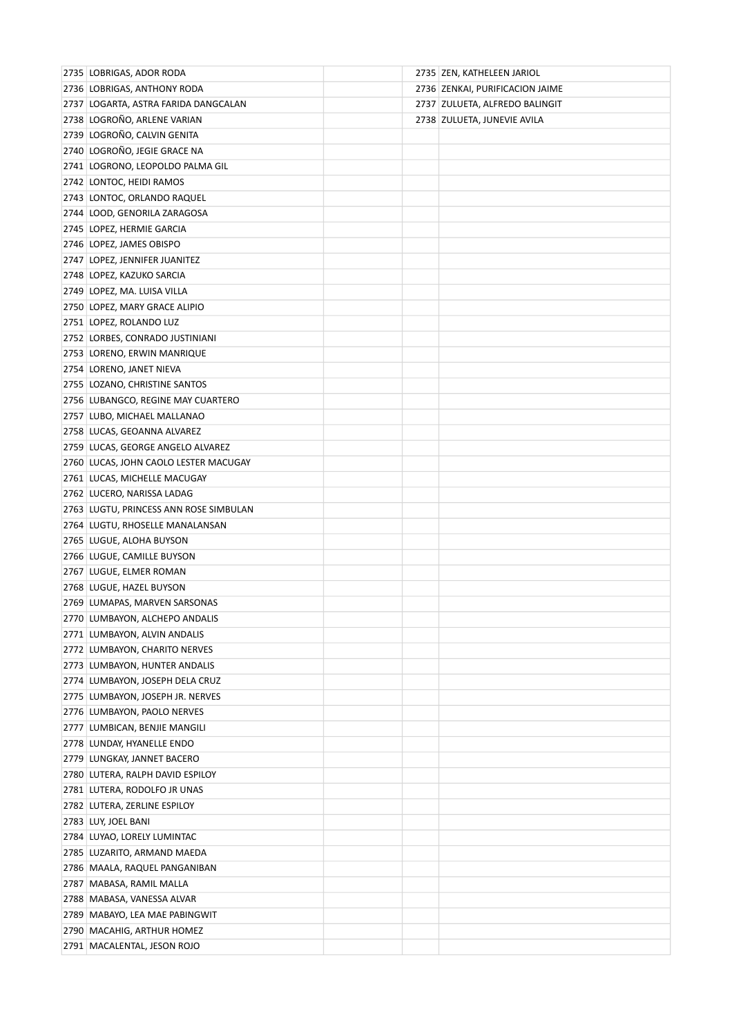| | | | | |
|---|---|---|---|---|
| 2735 | LOBRIGAS, ADOR RODA | | 2735 | ZEN, KATHELEEN JARIOL |
| 2736 | LOBRIGAS, ANTHONY RODA | | 2736 | ZENKAI, PURIFICACION JAIME |
| 2737 | LOGARTA, ASTRA FARIDA DANGCALAN | | 2737 | ZULUETA, ALFREDO BALINGIT |
| 2738 | LOGROÑO, ARLENE VARIAN | | 2738 | ZULUETA, JUNEVIE AVILA |
| 2739 | LOGROÑO, CALVIN GENITA | | | |
| 2740 | LOGROÑO, JEGIE GRACE NA | | | |
| 2741 | LOGRONO, LEOPOLDO PALMA GIL | | | |
| 2742 | LONTOC, HEIDI RAMOS | | | |
| 2743 | LONTOC, ORLANDO RAQUEL | | | |
| 2744 | LOOD, GENORILA ZARAGOSA | | | |
| 2745 | LOPEZ, HERMIE GARCIA | | | |
| 2746 | LOPEZ, JAMES OBISPO | | | |
| 2747 | LOPEZ, JENNIFER JUANITEZ | | | |
| 2748 | LOPEZ, KAZUKO SARCIA | | | |
| 2749 | LOPEZ, MA. LUISA VILLA | | | |
| 2750 | LOPEZ, MARY GRACE ALIPIO | | | |
| 2751 | LOPEZ, ROLANDO LUZ | | | |
| 2752 | LORBES, CONRADO JUSTINIANI | | | |
| 2753 | LORENO, ERWIN MANRIQUE | | | |
| 2754 | LORENO, JANET NIEVA | | | |
| 2755 | LOZANO, CHRISTINE SANTOS | | | |
| 2756 | LUBANGCO, REGINE MAY CUARTERO | | | |
| 2757 | LUBO, MICHAEL MALLANAO | | | |
| 2758 | LUCAS, GEOANNA ALVAREZ | | | |
| 2759 | LUCAS, GEORGE ANGELO ALVAREZ | | | |
| 2760 | LUCAS, JOHN CAOLO LESTER MACUGAY | | | |
| 2761 | LUCAS, MICHELLE MACUGAY | | | |
| 2762 | LUCERO, NARISSA LADAG | | | |
| 2763 | LUGTU, PRINCESS ANN ROSE SIMBULAN | | | |
| 2764 | LUGTU, RHOSELLE MANALANSAN | | | |
| 2765 | LUGUE, ALOHA BUYSON | | | |
| 2766 | LUGUE, CAMILLE BUYSON | | | |
| 2767 | LUGUE, ELMER ROMAN | | | |
| 2768 | LUGUE, HAZEL BUYSON | | | |
| 2769 | LUMAPAS, MARVEN SARSONAS | | | |
| 2770 | LUMBAYON, ALCHEPO ANDALIS | | | |
| 2771 | LUMBAYON, ALVIN ANDALIS | | | |
| 2772 | LUMBAYON, CHARITO NERVES | | | |
| 2773 | LUMBAYON, HUNTER ANDALIS | | | |
| 2774 | LUMBAYON, JOSEPH DELA CRUZ | | | |
| 2775 | LUMBAYON, JOSEPH JR. NERVES | | | |
| 2776 | LUMBAYON, PAOLO NERVES | | | |
| 2777 | LUMBICAN, BENJIE MANGILI | | | |
| 2778 | LUNDAY, HYANELLE ENDO | | | |
| 2779 | LUNGKAY, JANNET BACERO | | | |
| 2780 | LUTERA, RALPH DAVID ESPILOY | | | |
| 2781 | LUTERA, RODOLFO JR UNAS | | | |
| 2782 | LUTERA, ZERLINE ESPILOY | | | |
| 2783 | LUY, JOEL BANI | | | |
| 2784 | LUYAO, LORELY LUMINTAC | | | |
| 2785 | LUZARITO, ARMAND MAEDA | | | |
| 2786 | MAALA, RAQUEL PANGANIBAN | | | |
| 2787 | MABASA, RAMIL MALLA | | | |
| 2788 | MABASA, VANESSA ALVAR | | | |
| 2789 | MABAYO, LEA MAE PABINGWIT | | | |
| 2790 | MACAHIG, ARTHUR HOMEZ | | | |
| 2791 | MACALENTAL, JESON ROJO | | | |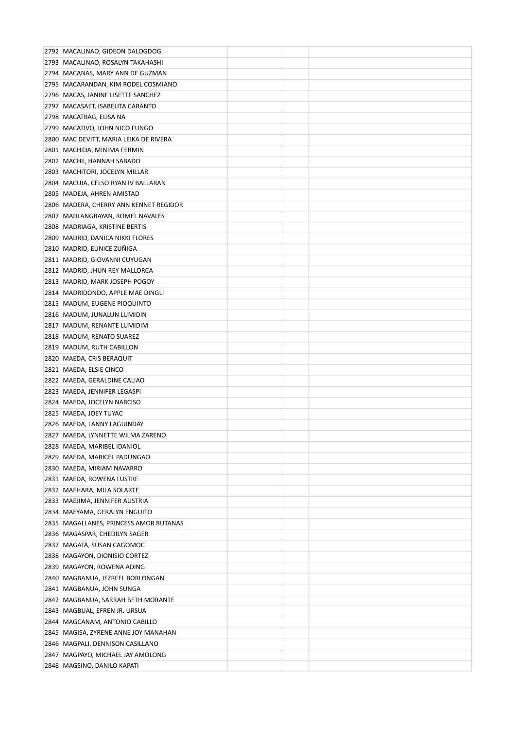| | | | | |
|---|---|---|---|---|
| 2792 | MACALINAO, GIDEON DALOGDOG | | | |
| 2793 | MACALINAO, ROSALYN TAKAHASHI | | | |
| 2794 | MACANAS, MARY ANN DE GUZMAN | | | |
| 2795 | MACARANDAN, KIM RODEL COSMIANO | | | |
| 2796 | MACAS, JANINE LISETTE SANCHEZ | | | |
| 2797 | MACASAET, ISABELITA CARANTO | | | |
| 2798 | MACATBAG, ELISA NA | | | |
| 2799 | MACATIVO, JOHN NICO FUNGO | | | |
| 2800 | MAC DEVITT, MARIA LEIKA DE RIVERA | | | |
| 2801 | MACHIDA, MINIMA FERMIN | | | |
| 2802 | MACHII, HANNAH SABADO | | | |
| 2803 | MACHITORI, JOCELYN MILLAR | | | |
| 2804 | MACUJA, CELSO RYAN IV BALLARAN | | | |
| 2805 | MADEJA, AHREN AMISTAD | | | |
| 2806 | MADERA, CHERRY ANN KENNET REGIDOR | | | |
| 2807 | MADLANGBAYAN, ROMEL NAVALES | | | |
| 2808 | MADRIAGA, KRISTINE BERTIS | | | |
| 2809 | MADRID, DANICA NIKKI FLORES | | | |
| 2810 | MADRID, EUNICE ZUÑIGA | | | |
| 2811 | MADRID, GIOVANNI CUYUGAN | | | |
| 2812 | MADRID, JHUN REY MALLORCA | | | |
| 2813 | MADRID, MARK JOSEPH POGOY | | | |
| 2814 | MADRIDONDO, APPLE MAE DINGLI | | | |
| 2815 | MADUM, EUGENE PIOQUINTO | | | |
| 2816 | MADUM, JUNALUN LUMIDIN | | | |
| 2817 | MADUM, RENANTE LUMIDIM | | | |
| 2818 | MADUM, RENATO SUAREZ | | | |
| 2819 | MADUM, RUTH CABILLON | | | |
| 2820 | MAEDA, CRIS BERAQUIT | | | |
| 2821 | MAEDA, ELSIE CINCO | | | |
| 2822 | MAEDA, GERALDINE CALIAO | | | |
| 2823 | MAEDA, JENNIFER LEGASPI | | | |
| 2824 | MAEDA, JOCELYN NARCISO | | | |
| 2825 | MAEDA, JOEY TUYAC | | | |
| 2826 | MAEDA, LANNY LAGUINDAY | | | |
| 2827 | MAEDA, LYNNETTE WILMA ZARENO | | | |
| 2828 | MAEDA, MARIBEL IDANIOL | | | |
| 2829 | MAEDA, MARICEL PADUNGAO | | | |
| 2830 | MAEDA, MIRIAM NAVARRO | | | |
| 2831 | MAEDA, ROWENA LUSTRE | | | |
| 2832 | MAEHARA, MILA SOLARTE | | | |
| 2833 | MAEJIMA, JENNIFER AUSTRIA | | | |
| 2834 | MAEYAMA, GERALYN ENGUITO | | | |
| 2835 | MAGALLANES, PRINCESS AMOR BUTANAS | | | |
| 2836 | MAGASPAR, CHEDILYN SAGER | | | |
| 2837 | MAGATA, SUSAN CAGOMOC | | | |
| 2838 | MAGAYON, DIONISIO CORTEZ | | | |
| 2839 | MAGAYON, ROWENA ADING | | | |
| 2840 | MAGBANUA, JEZREEL BORLONGAN | | | |
| 2841 | MAGBANUA, JOHN SUNGA | | | |
| 2842 | MAGBANUA, SARRAH BETH MORANTE | | | |
| 2843 | MAGBUAL, EFREN JR. URSUA | | | |
| 2844 | MAGCANAM, ANTONIO CABILLO | | | |
| 2845 | MAGISA, ZYRENE ANNE JOY MANAHAN | | | |
| 2846 | MAGPALI, DENNISON CASILLANO | | | |
| 2847 | MAGPAYO, MICHAEL JAY AMOLONG | | | |
| 2848 | MAGSINO, DANILO KAPATI | | | |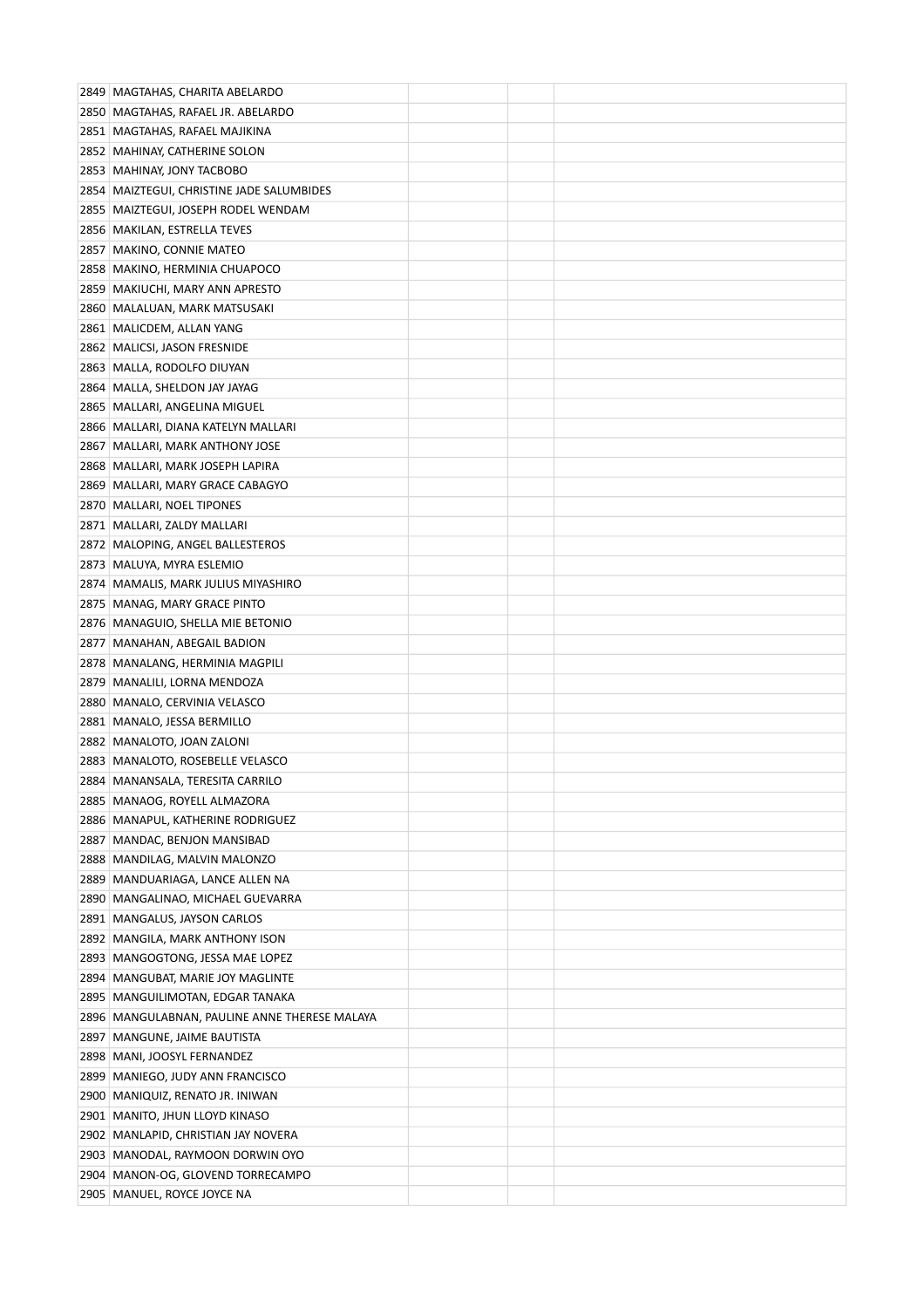| | | | | |
|---|---|---|---|---|
| 2849 | MAGTAHAS, CHARITA ABELARDO | | | |
| 2850 | MAGTAHAS, RAFAEL JR. ABELARDO | | | |
| 2851 | MAGTAHAS, RAFAEL MAJIKINA | | | |
| 2852 | MAHINAY, CATHERINE SOLON | | | |
| 2853 | MAHINAY, JONY TACBOBO | | | |
| 2854 | MAIZTEGUI, CHRISTINE JADE SALUMBIDES | | | |
| 2855 | MAIZTEGUI, JOSEPH RODEL WENDAM | | | |
| 2856 | MAKILAN, ESTRELLA TEVES | | | |
| 2857 | MAKINO, CONNIE MATEO | | | |
| 2858 | MAKINO, HERMINIA CHUAPOCO | | | |
| 2859 | MAKIUCHI, MARY ANN APRESTO | | | |
| 2860 | MALALUAN, MARK MATSUSAKI | | | |
| 2861 | MALICDEM, ALLAN YANG | | | |
| 2862 | MALICSI, JASON FRESNIDE | | | |
| 2863 | MALLA, RODOLFO DIUYAN | | | |
| 2864 | MALLA, SHELDON JAY JAYAG | | | |
| 2865 | MALLARI, ANGELINA MIGUEL | | | |
| 2866 | MALLARI, DIANA KATELYN MALLARI | | | |
| 2867 | MALLARI, MARK ANTHONY JOSE | | | |
| 2868 | MALLARI, MARK JOSEPH LAPIRA | | | |
| 2869 | MALLARI, MARY GRACE CABAGYO | | | |
| 2870 | MALLARI, NOEL TIPONES | | | |
| 2871 | MALLARI, ZALDY MALLARI | | | |
| 2872 | MALOPING, ANGEL BALLESTEROS | | | |
| 2873 | MALUYA, MYRA ESLEMIO | | | |
| 2874 | MAMALIS, MARK JULIUS MIYASHIRO | | | |
| 2875 | MANAG, MARY GRACE PINTO | | | |
| 2876 | MANAGUIO, SHELLA MIE BETONIO | | | |
| 2877 | MANAHAN, ABEGAIL BADION | | | |
| 2878 | MANALANG, HERMINIA MAGPILI | | | |
| 2879 | MANALILI, LORNA MENDOZA | | | |
| 2880 | MANALO, CERVINIA VELASCO | | | |
| 2881 | MANALO, JESSA BERMILLO | | | |
| 2882 | MANALOTO, JOAN ZALONI | | | |
| 2883 | MANALOTO, ROSEBELLE VELASCO | | | |
| 2884 | MANANSALA, TERESITA CARRILO | | | |
| 2885 | MANAOG, ROYELL ALMAZORA | | | |
| 2886 | MANAPUL, KATHERINE RODRIGUEZ | | | |
| 2887 | MANDAC, BENJON MANSIBAD | | | |
| 2888 | MANDILAG, MALVIN MALONZO | | | |
| 2889 | MANDUARIAGA, LANCE ALLEN NA | | | |
| 2890 | MANGALINAO, MICHAEL GUEVARRA | | | |
| 2891 | MANGALUS, JAYSON CARLOS | | | |
| 2892 | MANGILA, MARK ANTHONY ISON | | | |
| 2893 | MANGOGTONG, JESSA MAE LOPEZ | | | |
| 2894 | MANGUBAT, MARIE JOY MAGLINTE | | | |
| 2895 | MANGUILIMOTAN, EDGAR TANAKA | | | |
| 2896 | MANGULABNAN, PAULINE ANNE THERESE MALAYA | | | |
| 2897 | MANGUNE, JAIME BAUTISTA | | | |
| 2898 | MANI, JOOSYL FERNANDEZ | | | |
| 2899 | MANIEGO, JUDY ANN FRANCISCO | | | |
| 2900 | MANIQUIZ, RENATO JR. INIWAN | | | |
| 2901 | MANITO, JHUN LLOYD KINASO | | | |
| 2902 | MANLAPID, CHRISTIAN JAY NOVERA | | | |
| 2903 | MANODAL, RAYMOON DORWIN OYO | | | |
| 2904 | MANON-OG, GLOVEND TORRECAMPO | | | |
| 2905 | MANUEL, ROYCE JOYCE NA | | | |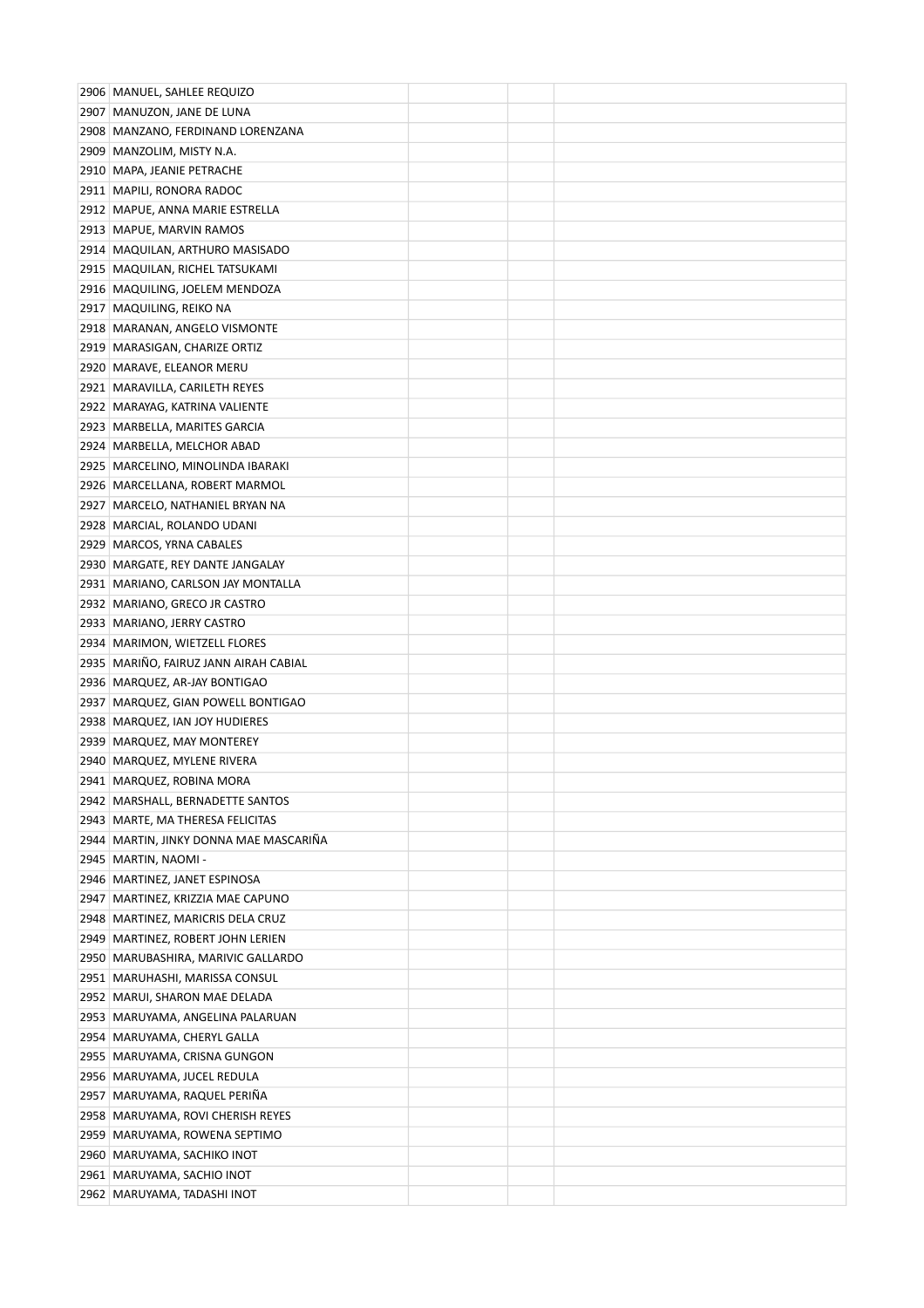| | | | | |
|---|---|---|---|---|
| 2906 | MANUEL, SAHLEE REQUIZO | | | |
| 2907 | MANUZON, JANE DE LUNA | | | |
| 2908 | MANZANO, FERDINAND LORENZANA | | | |
| 2909 | MANZOLIM, MISTY N.A. | | | |
| 2910 | MAPA, JEANIE PETRACHE | | | |
| 2911 | MAPILI, RONORA RADOC | | | |
| 2912 | MAPUE, ANNA MARIE ESTRELLA | | | |
| 2913 | MAPUE, MARVIN RAMOS | | | |
| 2914 | MAQUILAN, ARTHURO MASISADO | | | |
| 2915 | MAQUILAN, RICHEL TATSUKAMI | | | |
| 2916 | MAQUILING, JOELEM MENDOZA | | | |
| 2917 | MAQUILING, REIKO NA | | | |
| 2918 | MARANAN, ANGELO VISMONTE | | | |
| 2919 | MARASIGAN, CHARIZE ORTIZ | | | |
| 2920 | MARAVE, ELEANOR MERU | | | |
| 2921 | MARAVILLA, CARILETH REYES | | | |
| 2922 | MARAYAG, KATRINA VALIENTE | | | |
| 2923 | MARBELLA, MARITES GARCIA | | | |
| 2924 | MARBELLA, MELCHOR ABAD | | | |
| 2925 | MARCELINO, MINOLINDA IBARAKI | | | |
| 2926 | MARCELLANA, ROBERT MARMOL | | | |
| 2927 | MARCELO, NATHANIEL BRYAN NA | | | |
| 2928 | MARCIAL, ROLANDO UDANI | | | |
| 2929 | MARCOS, YRNA CABALES | | | |
| 2930 | MARGATE, REY DANTE JANGALAY | | | |
| 2931 | MARIANO, CARLSON JAY MONTALLA | | | |
| 2932 | MARIANO, GRECO JR CASTRO | | | |
| 2933 | MARIANO, JERRY CASTRO | | | |
| 2934 | MARIMON, WIETZELL FLORES | | | |
| 2935 | MARIÑO, FAIRUZ JANN AIRAH CABIAL | | | |
| 2936 | MARQUEZ, AR-JAY BONTIGAO | | | |
| 2937 | MARQUEZ, GIAN POWELL BONTIGAO | | | |
| 2938 | MARQUEZ, IAN JOY HUDIERES | | | |
| 2939 | MARQUEZ, MAY MONTEREY | | | |
| 2940 | MARQUEZ, MYLENE RIVERA | | | |
| 2941 | MARQUEZ, ROBINA MORA | | | |
| 2942 | MARSHALL, BERNADETTE SANTOS | | | |
| 2943 | MARTE, MA THERESA FELICITAS | | | |
| 2944 | MARTIN, JINKY DONNA MAE MASCARIÑA | | | |
| 2945 | MARTIN, NAOMI - | | | |
| 2946 | MARTINEZ, JANET ESPINOSA | | | |
| 2947 | MARTINEZ, KRIZZIA MAE CAPUNO | | | |
| 2948 | MARTINEZ, MARICRIS DELA CRUZ | | | |
| 2949 | MARTINEZ, ROBERT JOHN LERIEN | | | |
| 2950 | MARUBASHIRA, MARIVIC GALLARDO | | | |
| 2951 | MARUHASHI, MARISSA CONSUL | | | |
| 2952 | MARUI, SHARON MAE DELADA | | | |
| 2953 | MARUYAMA, ANGELINA PALARUAN | | | |
| 2954 | MARUYAMA, CHERYL GALLA | | | |
| 2955 | MARUYAMA, CRISNA GUNGON | | | |
| 2956 | MARUYAMA, JUCEL REDULA | | | |
| 2957 | MARUYAMA, RAQUEL PERIÑA | | | |
| 2958 | MARUYAMA, ROVI CHERISH REYES | | | |
| 2959 | MARUYAMA, ROWENA SEPTIMO | | | |
| 2960 | MARUYAMA, SACHIKO INOT | | | |
| 2961 | MARUYAMA, SACHIO INOT | | | |
| 2962 | MARUYAMA, TADASHI INOT | | | |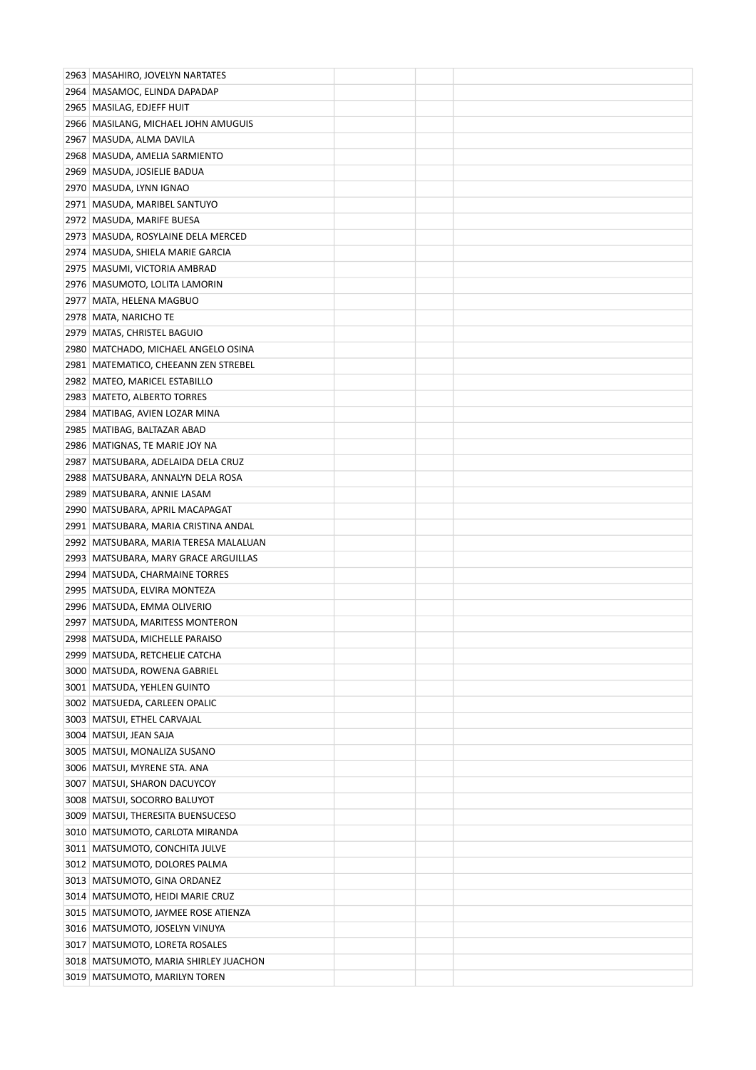| | | | | |
|---|---|---|---|---|
| 2963 | MASAHIRO, JOVELYN NARTATES | | | |
| 2964 | MASAMOC, ELINDA DAPADAP | | | |
| 2965 | MASILAG, EDJEFF HUIT | | | |
| 2966 | MASILANG, MICHAEL JOHN AMUGUIS | | | |
| 2967 | MASUDA, ALMA DAVILA | | | |
| 2968 | MASUDA, AMELIA SARMIENTO | | | |
| 2969 | MASUDA, JOSIELIE BADUA | | | |
| 2970 | MASUDA, LYNN IGNAO | | | |
| 2971 | MASUDA, MARIBEL SANTUYO | | | |
| 2972 | MASUDA, MARIFE BUESA | | | |
| 2973 | MASUDA, ROSYLAINE DELA MERCED | | | |
| 2974 | MASUDA, SHIELA MARIE GARCIA | | | |
| 2975 | MASUMI, VICTORIA AMBRAD | | | |
| 2976 | MASUMOTO, LOLITA LAMORIN | | | |
| 2977 | MATA, HELENA MAGBUO | | | |
| 2978 | MATA, NARICHO TE | | | |
| 2979 | MATAS, CHRISTEL BAGUIO | | | |
| 2980 | MATCHADO, MICHAEL ANGELO OSINA | | | |
| 2981 | MATEMATICO, CHEEANN ZEN STREBEL | | | |
| 2982 | MATEO, MARICEL ESTABILLO | | | |
| 2983 | MATETO, ALBERTO TORRES | | | |
| 2984 | MATIBAG, AVIEN LOZAR MINA | | | |
| 2985 | MATIBAG, BALTAZAR ABAD | | | |
| 2986 | MATIGNAS, TE MARIE JOY NA | | | |
| 2987 | MATSUBARA, ADELAIDA DELA CRUZ | | | |
| 2988 | MATSUBARA, ANNALYN DELA ROSA | | | |
| 2989 | MATSUBARA, ANNIE LASAM | | | |
| 2990 | MATSUBARA, APRIL MACAPAGAT | | | |
| 2991 | MATSUBARA, MARIA CRISTINA ANDAL | | | |
| 2992 | MATSUBARA, MARIA TERESA MALALUAN | | | |
| 2993 | MATSUBARA, MARY GRACE ARGUILLAS | | | |
| 2994 | MATSUDA, CHARMAINE TORRES | | | |
| 2995 | MATSUDA, ELVIRA MONTEZA | | | |
| 2996 | MATSUDA, EMMA OLIVERIO | | | |
| 2997 | MATSUDA, MARITESS MONTERON | | | |
| 2998 | MATSUDA, MICHELLE PARAISO | | | |
| 2999 | MATSUDA, RETCHELIE CATCHA | | | |
| 3000 | MATSUDA, ROWENA GABRIEL | | | |
| 3001 | MATSUDA, YEHLEN GUINTO | | | |
| 3002 | MATSUEDA, CARLEEN OPALIC | | | |
| 3003 | MATSUI, ETHEL CARVAJAL | | | |
| 3004 | MATSUI, JEAN SAJA | | | |
| 3005 | MATSUI, MONALIZA SUSANO | | | |
| 3006 | MATSUI, MYRENE STA. ANA | | | |
| 3007 | MATSUI, SHARON DACUYCOY | | | |
| 3008 | MATSUI, SOCORRO BALUYOT | | | |
| 3009 | MATSUI, THERESITA BUENSUCESO | | | |
| 3010 | MATSUMOTO, CARLOTA MIRANDA | | | |
| 3011 | MATSUMOTO, CONCHITA JULVE | | | |
| 3012 | MATSUMOTO, DOLORES PALMA | | | |
| 3013 | MATSUMOTO, GINA ORDANEZ | | | |
| 3014 | MATSUMOTO, HEIDI MARIE CRUZ | | | |
| 3015 | MATSUMOTO, JAYMEE ROSE ATIENZA | | | |
| 3016 | MATSUMOTO, JOSELYN VINUYA | | | |
| 3017 | MATSUMOTO, LORETA ROSALES | | | |
| 3018 | MATSUMOTO, MARIA SHIRLEY JUACHON | | | |
| 3019 | MATSUMOTO, MARILYN TOREN | | | |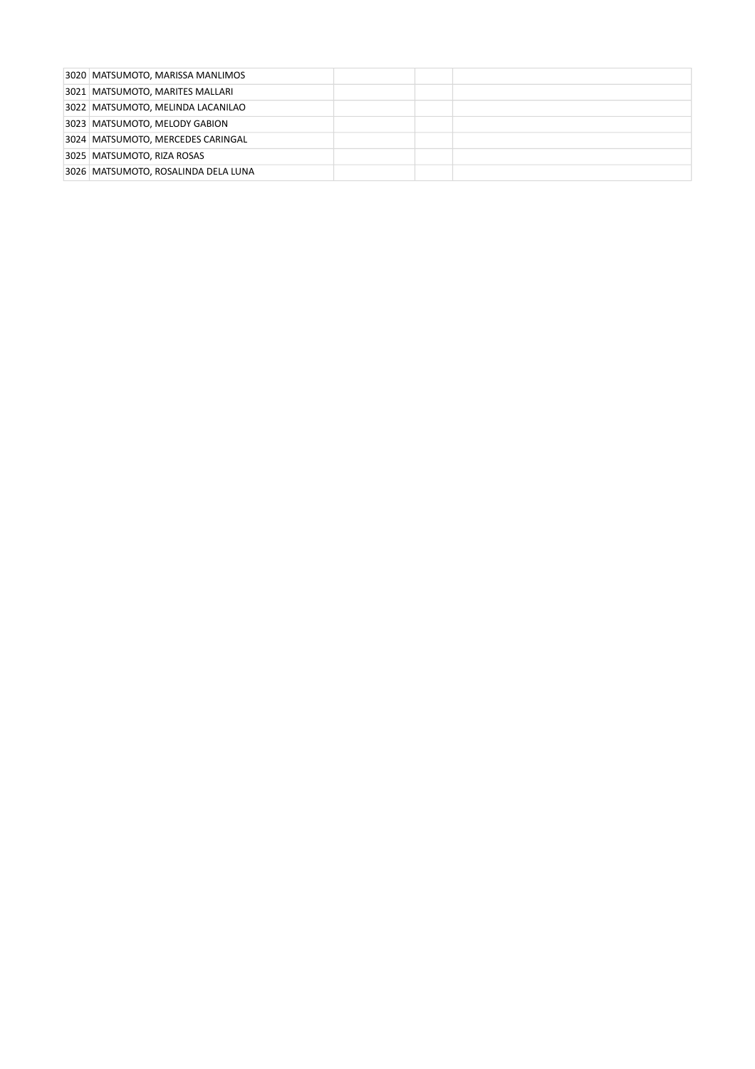| | | | | |
|---|---|---|---|---|
| 3020 | MATSUMOTO, MARISSA MANLIMOS | | | |
| 3021 | MATSUMOTO, MARITES MALLARI | | | |
| 3022 | MATSUMOTO, MELINDA LACANILAO | | | |
| 3023 | MATSUMOTO, MELODY GABION | | | |
| 3024 | MATSUMOTO, MERCEDES CARINGAL | | | |
| 3025 | MATSUMOTO, RIZA ROSAS | | | |
| 3026 | MATSUMOTO, ROSALINDA DELA LUNA | | | |